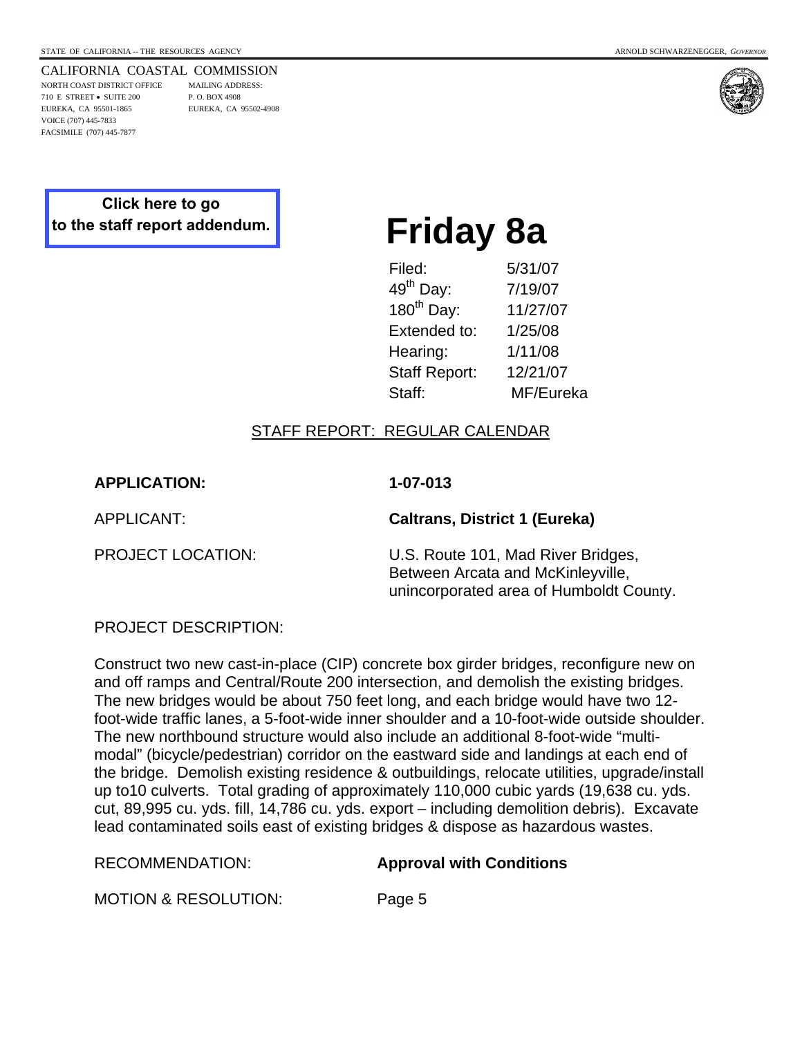STATE OF CALIFORNIA -- THE RESOURCES AGENCY ARNOLD SCHWARZENEGGER, *GOVERNOR*

CALIFORNIA COASTAL COMMISSION
NORTH COAST DISTRICT OFFICE
710 E STREET • SUITE 200
EUREKA, CA 95501-1865
VOICE (707) 445-7833
FACSIMILE (707) 445-7877

MAILING ADDRESS:
P. O. BOX 4908
EUREKA, CA 95502-4908

**Click here to go to the staff report addendum.**

# Friday 8a

| | |
|---|---|
| Filed: | 5/31/07 |
| 49th Day: | 7/19/07 |
| 180th Day: | 11/27/07 |
| Extended to: | 1/25/08 |
| Hearing: | 1/11/08 |
| Staff Report: | 12/21/07 |
| Staff: | MF/Eureka |

STAFF REPORT: REGULAR CALENDAR

**APPLICATION:** **1-07-013**

APPLICANT: **Caltrans, District 1 (Eureka)**

PROJECT LOCATION: U.S. Route 101, Mad River Bridges, Between Arcata and McKinleyville, unincorporated area of Humboldt County.

PROJECT DESCRIPTION:

Construct two new cast-in-place (CIP) concrete box girder bridges, reconfigure new on and off ramps and Central/Route 200 intersection, and demolish the existing bridges. The new bridges would be about 750 feet long, and each bridge would have two 12-foot-wide traffic lanes, a 5-foot-wide inner shoulder and a 10-foot-wide outside shoulder. The new northbound structure would also include an additional 8-foot-wide "multi-modal" (bicycle/pedestrian) corridor on the eastward side and landings at each end of the bridge. Demolish existing residence & outbuildings, relocate utilities, upgrade/install up to10 culverts. Total grading of approximately 110,000 cubic yards (19,638 cu. yds. cut, 89,995 cu. yds. fill, 14,786 cu. yds. export – including demolition debris). Excavate lead contaminated soils east of existing bridges & dispose as hazardous wastes.

RECOMMENDATION: **Approval with Conditions**

MOTION & RESOLUTION: Page 5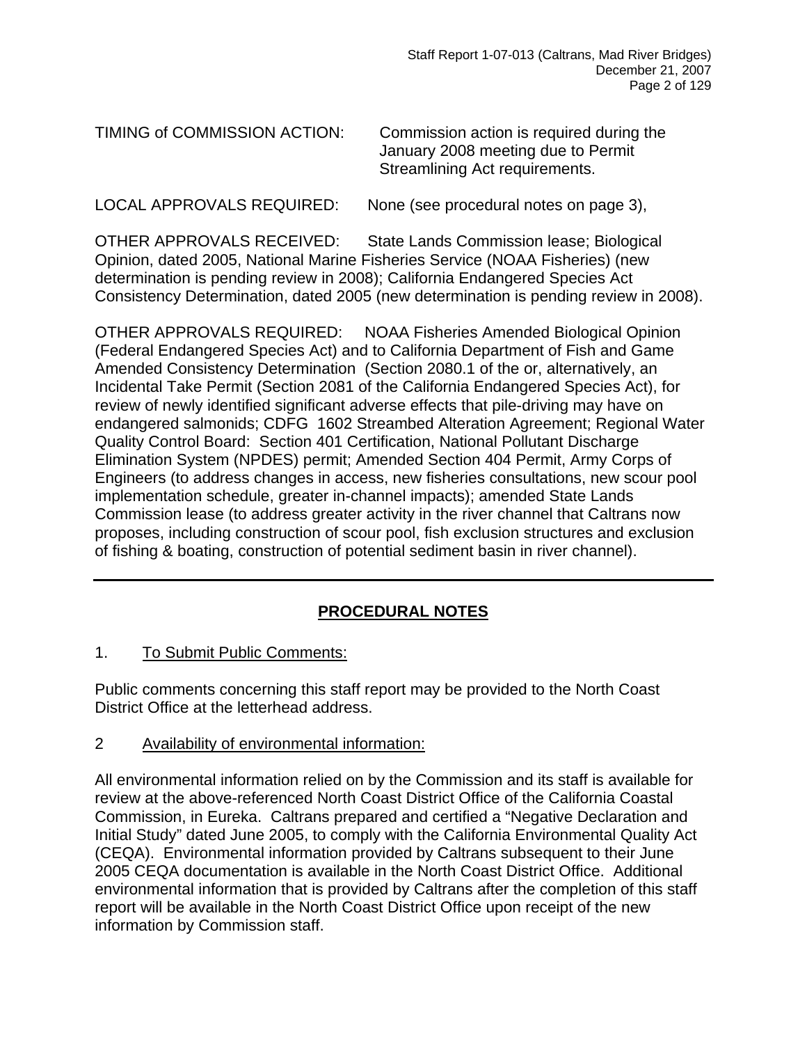TIMING of COMMISSION ACTION: Commission action is required during the January 2008 meeting due to Permit Streamlining Act requirements.

LOCAL APPROVALS REQUIRED: None (see procedural notes on page 3),

OTHER APPROVALS RECEIVED: State Lands Commission lease; Biological Opinion, dated 2005, National Marine Fisheries Service (NOAA Fisheries) (new determination is pending review in 2008); California Endangered Species Act Consistency Determination, dated 2005 (new determination is pending review in 2008).

OTHER APPROVALS REQUIRED: NOAA Fisheries Amended Biological Opinion (Federal Endangered Species Act) and to California Department of Fish and Game Amended Consistency Determination (Section 2080.1 of the or, alternatively, an Incidental Take Permit (Section 2081 of the California Endangered Species Act), for review of newly identified significant adverse effects that pile-driving may have on endangered salmonids; CDFG 1602 Streambed Alteration Agreement; Regional Water Quality Control Board: Section 401 Certification, National Pollutant Discharge Elimination System (NPDES) permit; Amended Section 404 Permit, Army Corps of Engineers (to address changes in access, new fisheries consultations, new scour pool implementation schedule, greater in-channel impacts); amended State Lands Commission lease (to address greater activity in the river channel that Caltrans now proposes, including construction of scour pool, fish exclusion structures and exclusion of fishing & boating, construction of potential sediment basin in river channel).

---

## PROCEDURAL NOTES

1. To Submit Public Comments:

Public comments concerning this staff report may be provided to the North Coast District Office at the letterhead address.

2 Availability of environmental information:

All environmental information relied on by the Commission and its staff is available for review at the above-referenced North Coast District Office of the California Coastal Commission, in Eureka. Caltrans prepared and certified a "Negative Declaration and Initial Study" dated June 2005, to comply with the California Environmental Quality Act (CEQA). Environmental information provided by Caltrans subsequent to their June 2005 CEQA documentation is available in the North Coast District Office. Additional environmental information that is provided by Caltrans after the completion of this staff report will be available in the North Coast District Office upon receipt of the new information by Commission staff.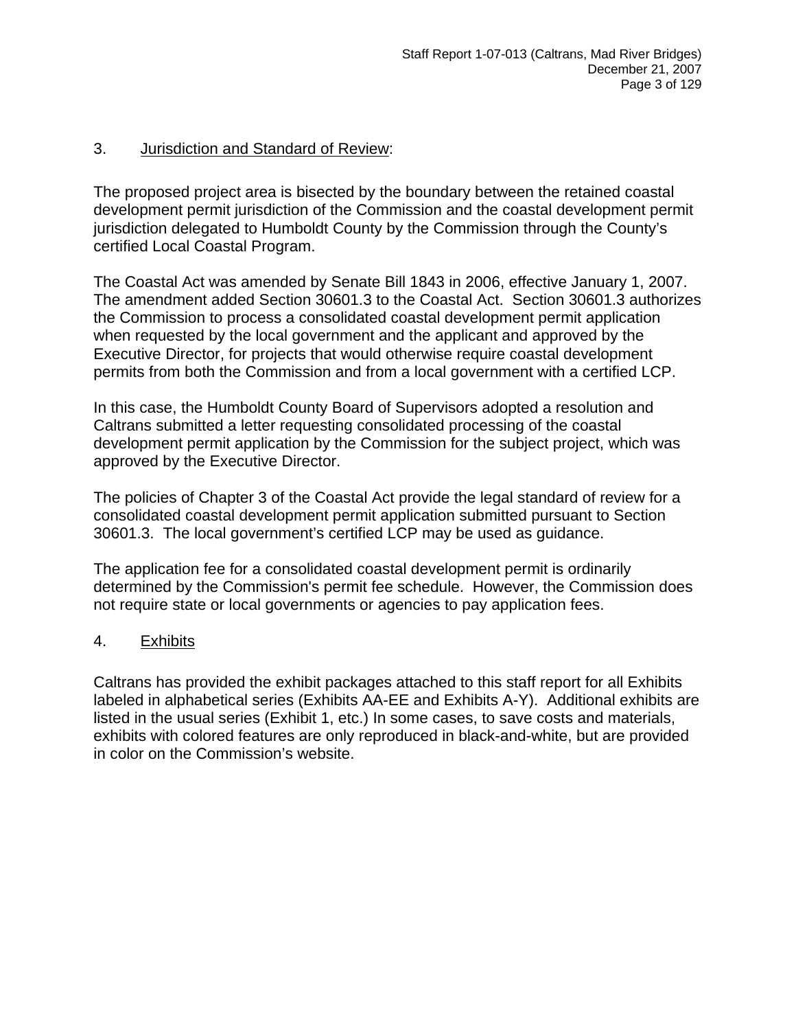3. <u>Jurisdiction and Standard of Review</u>:

The proposed project area is bisected by the boundary between the retained coastal development permit jurisdiction of the Commission and the coastal development permit jurisdiction delegated to Humboldt County by the Commission through the County's certified Local Coastal Program.

The Coastal Act was amended by Senate Bill 1843 in 2006, effective January 1, 2007. The amendment added Section 30601.3 to the Coastal Act. Section 30601.3 authorizes the Commission to process a consolidated coastal development permit application when requested by the local government and the applicant and approved by the Executive Director, for projects that would otherwise require coastal development permits from both the Commission and from a local government with a certified LCP.

In this case, the Humboldt County Board of Supervisors adopted a resolution and Caltrans submitted a letter requesting consolidated processing of the coastal development permit application by the Commission for the subject project, which was approved by the Executive Director.

The policies of Chapter 3 of the Coastal Act provide the legal standard of review for a consolidated coastal development permit application submitted pursuant to Section 30601.3. The local government's certified LCP may be used as guidance.

The application fee for a consolidated coastal development permit is ordinarily determined by the Commission's permit fee schedule. However, the Commission does not require state or local governments or agencies to pay application fees.

4. <u>Exhibits</u>

Caltrans has provided the exhibit packages attached to this staff report for all Exhibits labeled in alphabetical series (Exhibits AA-EE and Exhibits A-Y). Additional exhibits are listed in the usual series (Exhibit 1, etc.) In some cases, to save costs and materials, exhibits with colored features are only reproduced in black-and-white, but are provided in color on the Commission's website.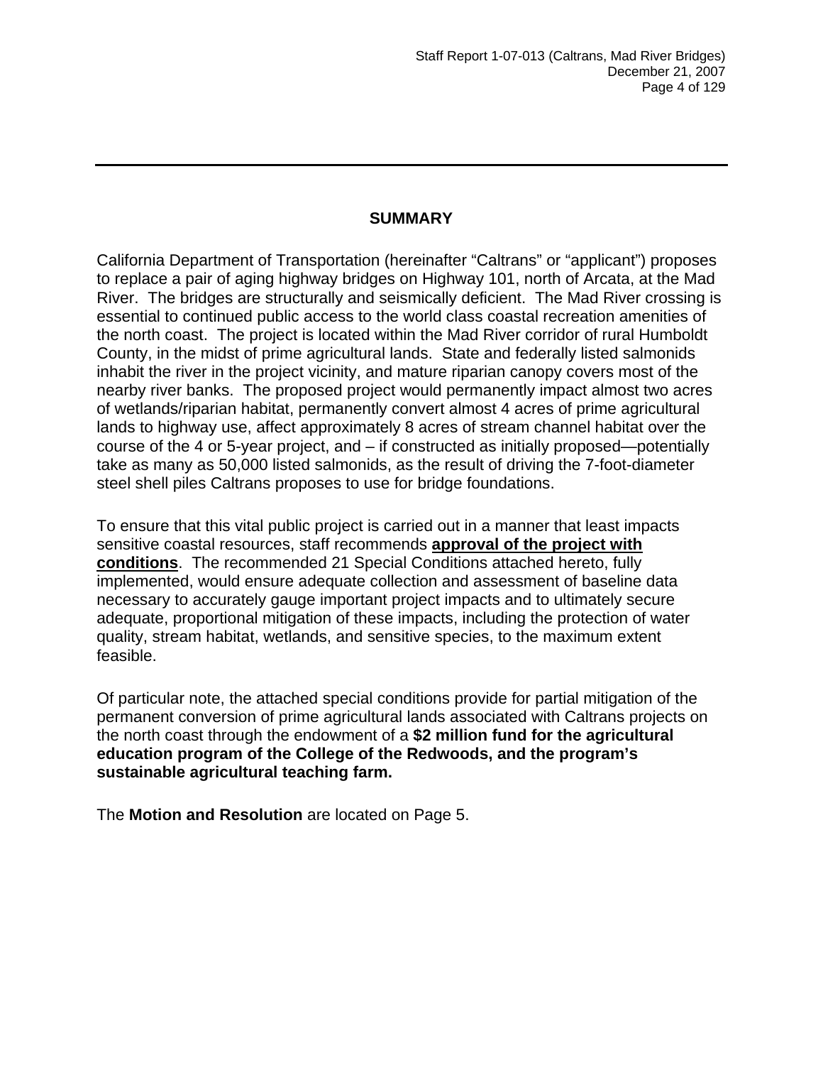## SUMMARY

California Department of Transportation (hereinafter "Caltrans" or "applicant") proposes to replace a pair of aging highway bridges on Highway 101, north of Arcata, at the Mad River. The bridges are structurally and seismically deficient. The Mad River crossing is essential to continued public access to the world class coastal recreation amenities of the north coast. The project is located within the Mad River corridor of rural Humboldt County, in the midst of prime agricultural lands. State and federally listed salmonids inhabit the river in the project vicinity, and mature riparian canopy covers most of the nearby river banks. The proposed project would permanently impact almost two acres of wetlands/riparian habitat, permanently convert almost 4 acres of prime agricultural lands to highway use, affect approximately 8 acres of stream channel habitat over the course of the 4 or 5-year project, and – if constructed as initially proposed—potentially take as many as 50,000 listed salmonids, as the result of driving the 7-foot-diameter steel shell piles Caltrans proposes to use for bridge foundations.

To ensure that this vital public project is carried out in a manner that least impacts sensitive coastal resources, staff recommends **approval of the project with conditions**. The recommended 21 Special Conditions attached hereto, fully implemented, would ensure adequate collection and assessment of baseline data necessary to accurately gauge important project impacts and to ultimately secure adequate, proportional mitigation of these impacts, including the protection of water quality, stream habitat, wetlands, and sensitive species, to the maximum extent feasible.

Of particular note, the attached special conditions provide for partial mitigation of the permanent conversion of prime agricultural lands associated with Caltrans projects on the north coast through the endowment of a **$2 million fund for the agricultural education program of the College of the Redwoods, and the program's sustainable agricultural teaching farm.**

The **Motion and Resolution** are located on Page 5.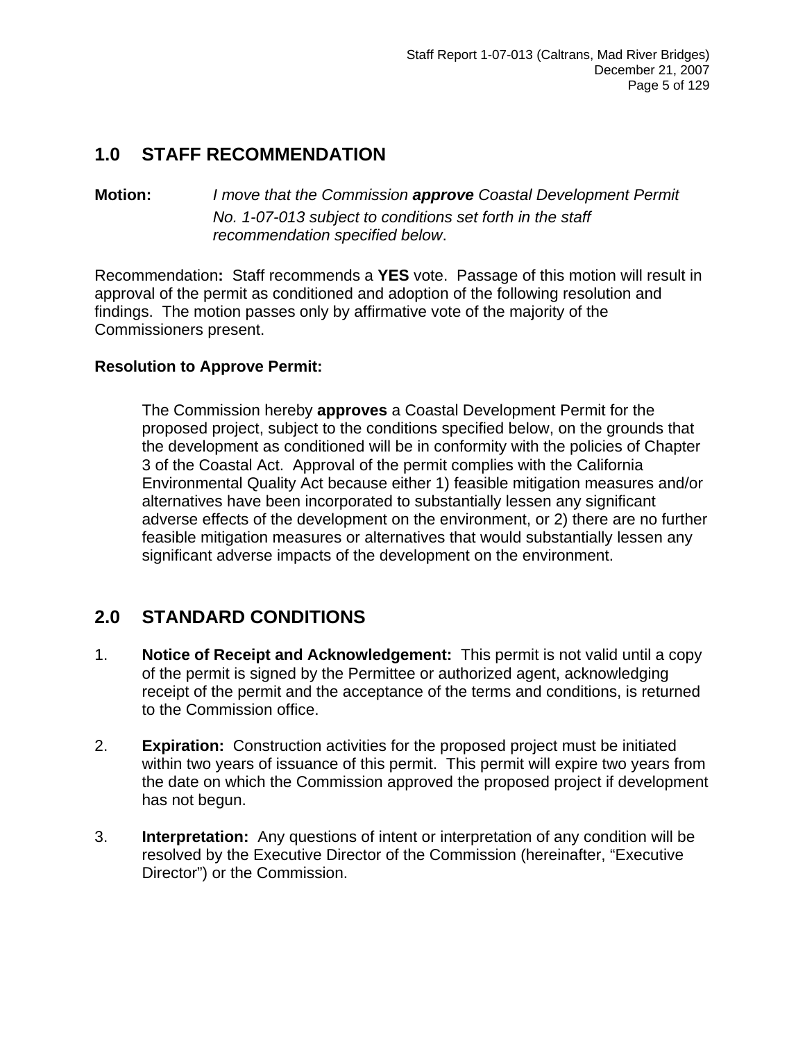## 1.0 STAFF RECOMMENDATION

**Motion:** *I move that the Commission **approve** Coastal Development Permit No. 1-07-013 subject to conditions set forth in the staff recommendation specified below*.

Recommendation**:** Staff recommends a **YES** vote. Passage of this motion will result in approval of the permit as conditioned and adoption of the following resolution and findings. The motion passes only by affirmative vote of the majority of the Commissioners present.

**Resolution to Approve Permit:**

> The Commission hereby **approves** a Coastal Development Permit for the proposed project, subject to the conditions specified below, on the grounds that the development as conditioned will be in conformity with the policies of Chapter 3 of the Coastal Act. Approval of the permit complies with the California Environmental Quality Act because either 1) feasible mitigation measures and/or alternatives have been incorporated to substantially lessen any significant adverse effects of the development on the environment, or 2) there are no further feasible mitigation measures or alternatives that would substantially lessen any significant adverse impacts of the development on the environment.

## 2.0 STANDARD CONDITIONS

1. **Notice of Receipt and Acknowledgement:** This permit is not valid until a copy of the permit is signed by the Permittee or authorized agent, acknowledging receipt of the permit and the acceptance of the terms and conditions, is returned to the Commission office.

2. **Expiration:** Construction activities for the proposed project must be initiated within two years of issuance of this permit. This permit will expire two years from the date on which the Commission approved the proposed project if development has not begun.

3. **Interpretation:** Any questions of intent or interpretation of any condition will be resolved by the Executive Director of the Commission (hereinafter, "Executive Director") or the Commission.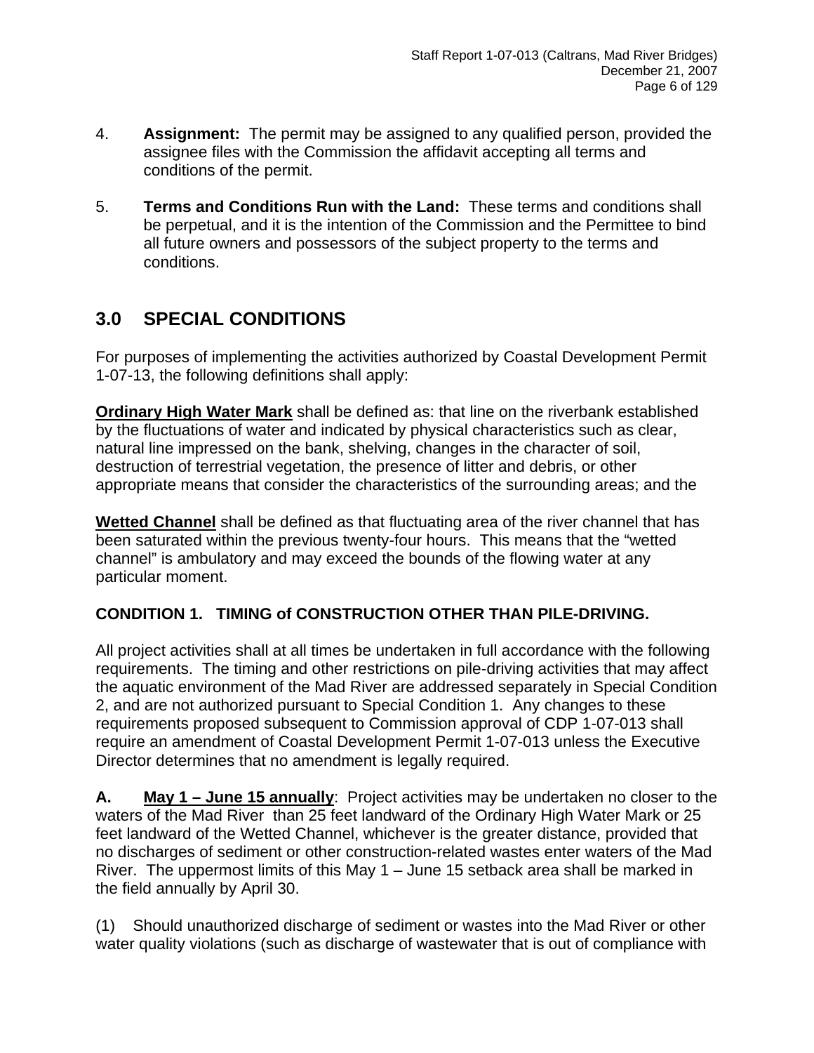4. **Assignment:** The permit may be assigned to any qualified person, provided the assignee files with the Commission the affidavit accepting all terms and conditions of the permit.

5. **Terms and Conditions Run with the Land:** These terms and conditions shall be perpetual, and it is the intention of the Commission and the Permittee to bind all future owners and possessors of the subject property to the terms and conditions.

## 3.0 SPECIAL CONDITIONS

For purposes of implementing the activities authorized by Coastal Development Permit 1-07-13, the following definitions shall apply:

**Ordinary High Water Mark** shall be defined as: that line on the riverbank established by the fluctuations of water and indicated by physical characteristics such as clear, natural line impressed on the bank, shelving, changes in the character of soil, destruction of terrestrial vegetation, the presence of litter and debris, or other appropriate means that consider the characteristics of the surrounding areas; and the

**Wetted Channel** shall be defined as that fluctuating area of the river channel that has been saturated within the previous twenty-four hours. This means that the "wetted channel" is ambulatory and may exceed the bounds of the flowing water at any particular moment.

### CONDITION 1. TIMING of CONSTRUCTION OTHER THAN PILE-DRIVING.

All project activities shall at all times be undertaken in full accordance with the following requirements. The timing and other restrictions on pile-driving activities that may affect the aquatic environment of the Mad River are addressed separately in Special Condition 2, and are not authorized pursuant to Special Condition 1. Any changes to these requirements proposed subsequent to Commission approval of CDP 1-07-013 shall require an amendment of Coastal Development Permit 1-07-013 unless the Executive Director determines that no amendment is legally required.

**A.** **May 1 – June 15 annually**: Project activities may be undertaken no closer to the waters of the Mad River than 25 feet landward of the Ordinary High Water Mark or 25 feet landward of the Wetted Channel, whichever is the greater distance, provided that no discharges of sediment or other construction-related wastes enter waters of the Mad River. The uppermost limits of this May 1 – June 15 setback area shall be marked in the field annually by April 30.

(1) Should unauthorized discharge of sediment or wastes into the Mad River or other water quality violations (such as discharge of wastewater that is out of compliance with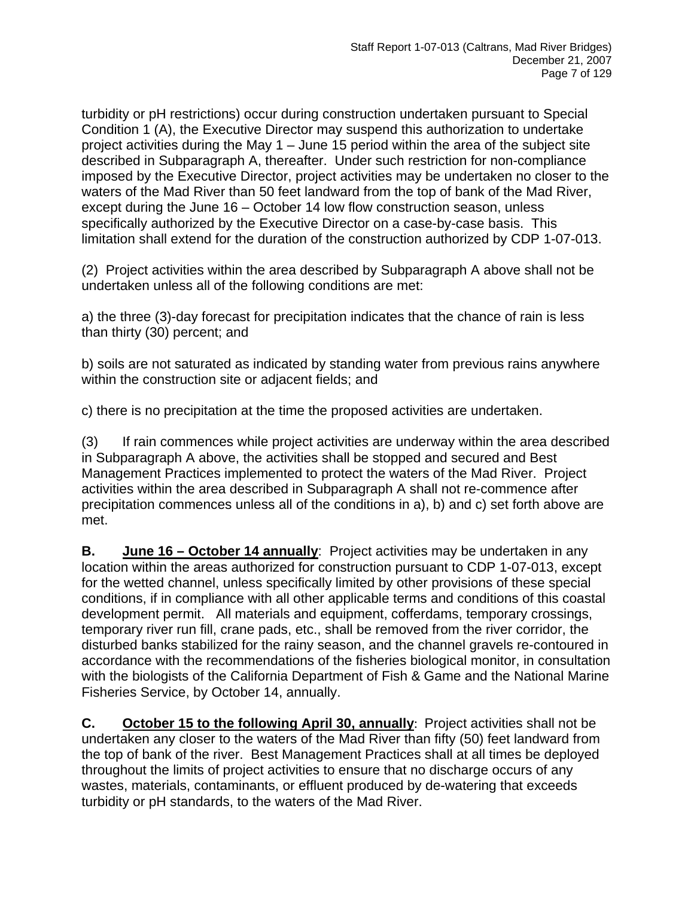turbidity or pH restrictions) occur during construction undertaken pursuant to Special Condition 1 (A), the Executive Director may suspend this authorization to undertake project activities during the May 1 – June 15 period within the area of the subject site described in Subparagraph A, thereafter. Under such restriction for non-compliance imposed by the Executive Director, project activities may be undertaken no closer to the waters of the Mad River than 50 feet landward from the top of bank of the Mad River, except during the June 16 – October 14 low flow construction season, unless specifically authorized by the Executive Director on a case-by-case basis. This limitation shall extend for the duration of the construction authorized by CDP 1-07-013.

(2) Project activities within the area described by Subparagraph A above shall not be undertaken unless all of the following conditions are met:

a) the three (3)-day forecast for precipitation indicates that the chance of rain is less than thirty (30) percent; and

b) soils are not saturated as indicated by standing water from previous rains anywhere within the construction site or adjacent fields; and

c) there is no precipitation at the time the proposed activities are undertaken.

(3) If rain commences while project activities are underway within the area described in Subparagraph A above, the activities shall be stopped and secured and Best Management Practices implemented to protect the waters of the Mad River. Project activities within the area described in Subparagraph A shall not re-commence after precipitation commences unless all of the conditions in a), b) and c) set forth above are met.

**B. <u>June 16 – October 14 annually</u>**: Project activities may be undertaken in any location within the areas authorized for construction pursuant to CDP 1-07-013, except for the wetted channel, unless specifically limited by other provisions of these special conditions, if in compliance with all other applicable terms and conditions of this coastal development permit. All materials and equipment, cofferdams, temporary crossings, temporary river run fill, crane pads, etc., shall be removed from the river corridor, the disturbed banks stabilized for the rainy season, and the channel gravels re-contoured in accordance with the recommendations of the fisheries biological monitor, in consultation with the biologists of the California Department of Fish & Game and the National Marine Fisheries Service, by October 14, annually.

**C. <u>October 15 to the following April 30, annually</u>**: Project activities shall not be undertaken any closer to the waters of the Mad River than fifty (50) feet landward from the top of bank of the river. Best Management Practices shall at all times be deployed throughout the limits of project activities to ensure that no discharge occurs of any wastes, materials, contaminants, or effluent produced by de-watering that exceeds turbidity or pH standards, to the waters of the Mad River.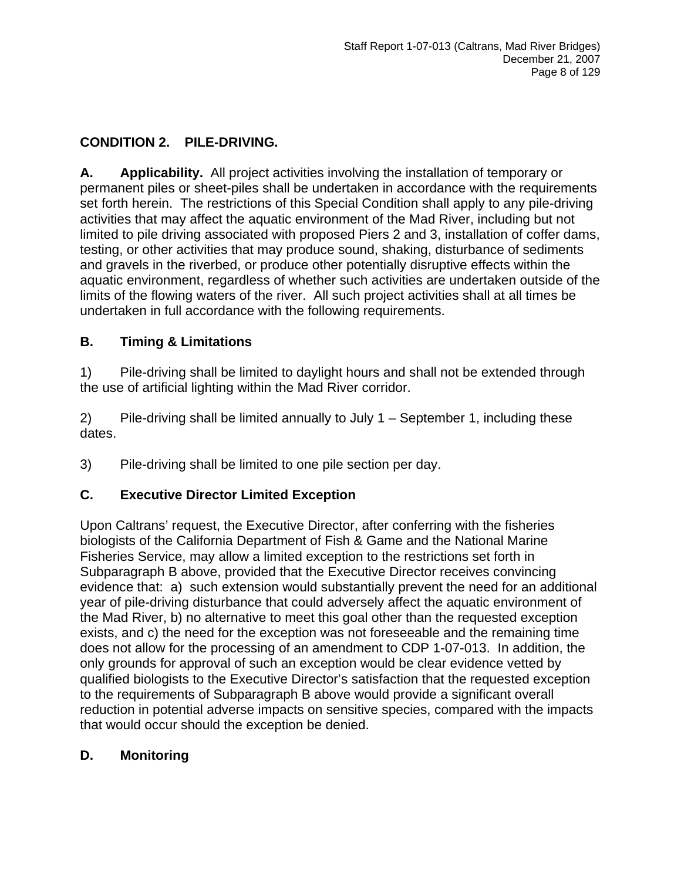## CONDITION 2. PILE-DRIVING.

**A. Applicability.** All project activities involving the installation of temporary or permanent piles or sheet-piles shall be undertaken in accordance with the requirements set forth herein. The restrictions of this Special Condition shall apply to any pile-driving activities that may affect the aquatic environment of the Mad River, including but not limited to pile driving associated with proposed Piers 2 and 3, installation of coffer dams, testing, or other activities that may produce sound, shaking, disturbance of sediments and gravels in the riverbed, or produce other potentially disruptive effects within the aquatic environment, regardless of whether such activities are undertaken outside of the limits of the flowing waters of the river. All such project activities shall at all times be undertaken in full accordance with the following requirements.

### B. Timing & Limitations

1) Pile-driving shall be limited to daylight hours and shall not be extended through the use of artificial lighting within the Mad River corridor.

2) Pile-driving shall be limited annually to July 1 – September 1, including these dates.

3) Pile-driving shall be limited to one pile section per day.

### C. Executive Director Limited Exception

Upon Caltrans' request, the Executive Director, after conferring with the fisheries biologists of the California Department of Fish & Game and the National Marine Fisheries Service, may allow a limited exception to the restrictions set forth in Subparagraph B above, provided that the Executive Director receives convincing evidence that: a) such extension would substantially prevent the need for an additional year of pile-driving disturbance that could adversely affect the aquatic environment of the Mad River, b) no alternative to meet this goal other than the requested exception exists, and c) the need for the exception was not foreseeable and the remaining time does not allow for the processing of an amendment to CDP 1-07-013. In addition, the only grounds for approval of such an exception would be clear evidence vetted by qualified biologists to the Executive Director's satisfaction that the requested exception to the requirements of Subparagraph B above would provide a significant overall reduction in potential adverse impacts on sensitive species, compared with the impacts that would occur should the exception be denied.

### D. Monitoring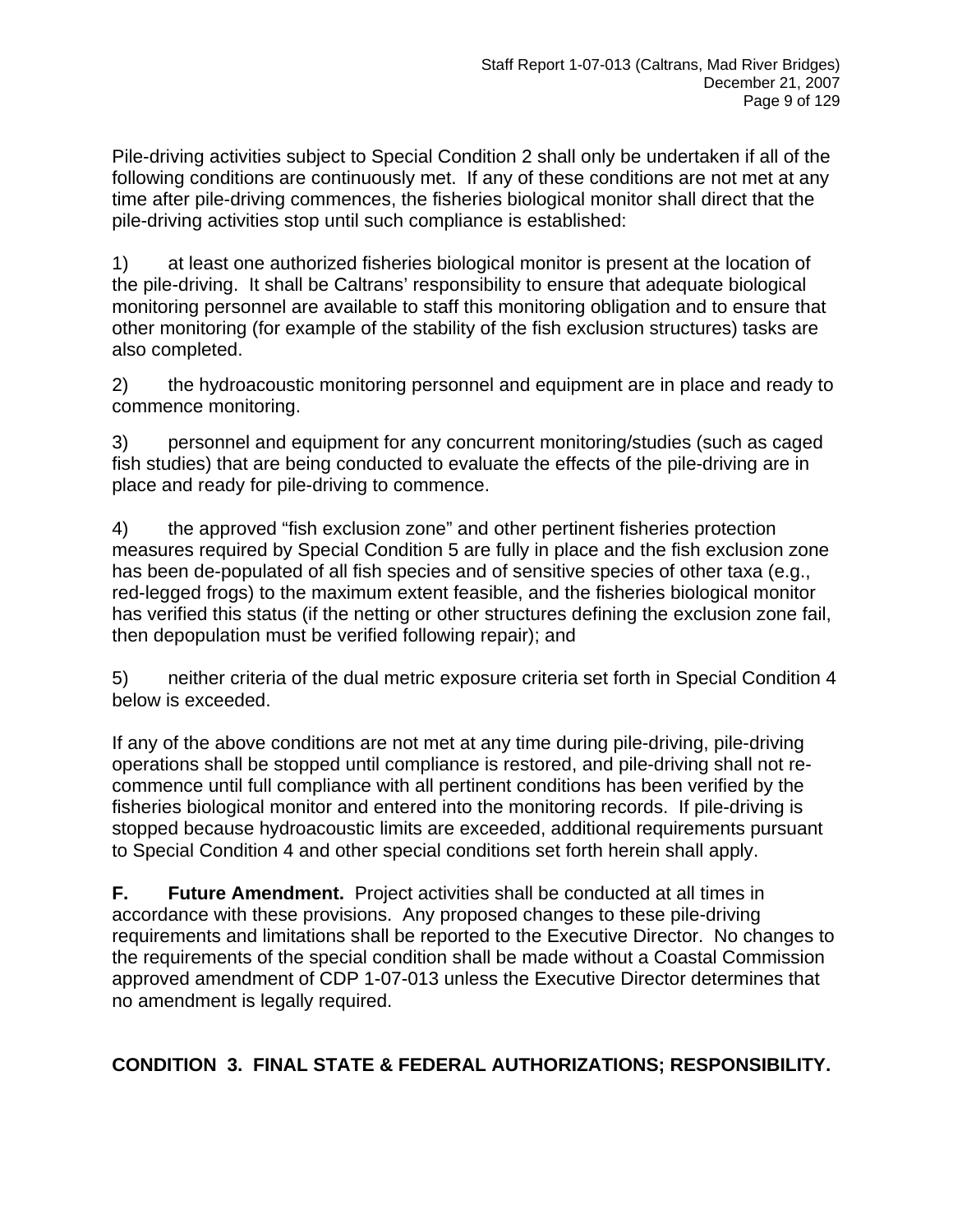Pile-driving activities subject to Special Condition 2 shall only be undertaken if all of the following conditions are continuously met. If any of these conditions are not met at any time after pile-driving commences, the fisheries biological monitor shall direct that the pile-driving activities stop until such compliance is established:

1) at least one authorized fisheries biological monitor is present at the location of the pile-driving. It shall be Caltrans' responsibility to ensure that adequate biological monitoring personnel are available to staff this monitoring obligation and to ensure that other monitoring (for example of the stability of the fish exclusion structures) tasks are also completed.

2) the hydroacoustic monitoring personnel and equipment are in place and ready to commence monitoring.

3) personnel and equipment for any concurrent monitoring/studies (such as caged fish studies) that are being conducted to evaluate the effects of the pile-driving are in place and ready for pile-driving to commence.

4) the approved "fish exclusion zone" and other pertinent fisheries protection measures required by Special Condition 5 are fully in place and the fish exclusion zone has been de-populated of all fish species and of sensitive species of other taxa (e.g., red-legged frogs) to the maximum extent feasible, and the fisheries biological monitor has verified this status (if the netting or other structures defining the exclusion zone fail, then depopulation must be verified following repair); and

5) neither criteria of the dual metric exposure criteria set forth in Special Condition 4 below is exceeded.

If any of the above conditions are not met at any time during pile-driving, pile-driving operations shall be stopped until compliance is restored, and pile-driving shall not re-commence until full compliance with all pertinent conditions has been verified by the fisheries biological monitor and entered into the monitoring records. If pile-driving is stopped because hydroacoustic limits are exceeded, additional requirements pursuant to Special Condition 4 and other special conditions set forth herein shall apply.

**F. Future Amendment.** Project activities shall be conducted at all times in accordance with these provisions. Any proposed changes to these pile-driving requirements and limitations shall be reported to the Executive Director. No changes to the requirements of the special condition shall be made without a Coastal Commission approved amendment of CDP 1-07-013 unless the Executive Director determines that no amendment is legally required.

## CONDITION 3. FINAL STATE & FEDERAL AUTHORIZATIONS; RESPONSIBILITY.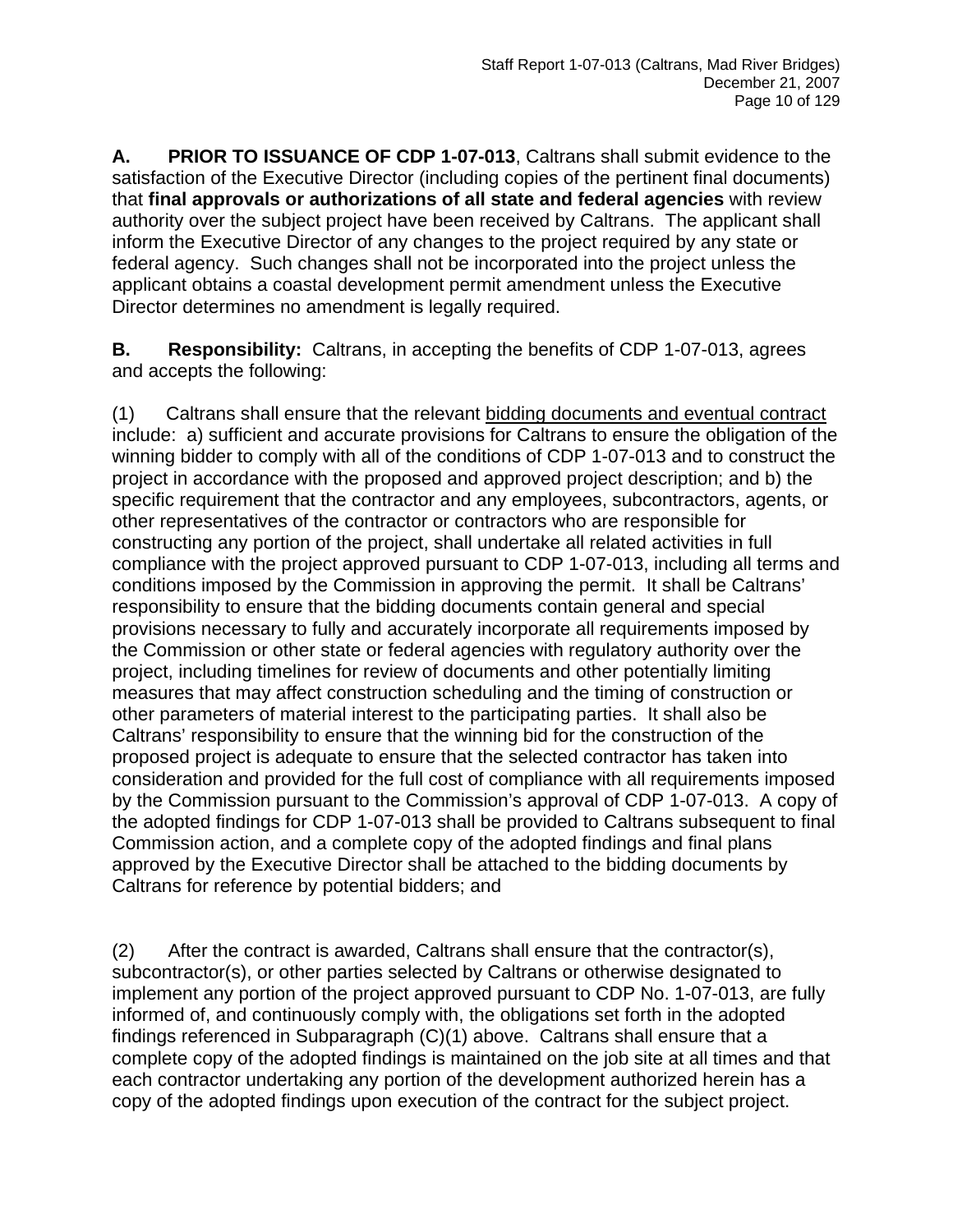**A. PRIOR TO ISSUANCE OF CDP 1-07-013**, Caltrans shall submit evidence to the satisfaction of the Executive Director (including copies of the pertinent final documents) that **final approvals or authorizations of all state and federal agencies** with review authority over the subject project have been received by Caltrans. The applicant shall inform the Executive Director of any changes to the project required by any state or federal agency. Such changes shall not be incorporated into the project unless the applicant obtains a coastal development permit amendment unless the Executive Director determines no amendment is legally required.

**B. Responsibility:** Caltrans, in accepting the benefits of CDP 1-07-013, agrees and accepts the following:

(1) Caltrans shall ensure that the relevant <u>bidding documents and eventual contract</u> include: a) sufficient and accurate provisions for Caltrans to ensure the obligation of the winning bidder to comply with all of the conditions of CDP 1-07-013 and to construct the project in accordance with the proposed and approved project description; and b) the specific requirement that the contractor and any employees, subcontractors, agents, or other representatives of the contractor or contractors who are responsible for constructing any portion of the project, shall undertake all related activities in full compliance with the project approved pursuant to CDP 1-07-013, including all terms and conditions imposed by the Commission in approving the permit. It shall be Caltrans' responsibility to ensure that the bidding documents contain general and special provisions necessary to fully and accurately incorporate all requirements imposed by the Commission or other state or federal agencies with regulatory authority over the project, including timelines for review of documents and other potentially limiting measures that may affect construction scheduling and the timing of construction or other parameters of material interest to the participating parties. It shall also be Caltrans' responsibility to ensure that the winning bid for the construction of the proposed project is adequate to ensure that the selected contractor has taken into consideration and provided for the full cost of compliance with all requirements imposed by the Commission pursuant to the Commission's approval of CDP 1-07-013. A copy of the adopted findings for CDP 1-07-013 shall be provided to Caltrans subsequent to final Commission action, and a complete copy of the adopted findings and final plans approved by the Executive Director shall be attached to the bidding documents by Caltrans for reference by potential bidders; and

(2) After the contract is awarded, Caltrans shall ensure that the contractor(s), subcontractor(s), or other parties selected by Caltrans or otherwise designated to implement any portion of the project approved pursuant to CDP No. 1-07-013, are fully informed of, and continuously comply with, the obligations set forth in the adopted findings referenced in Subparagraph (C)(1) above. Caltrans shall ensure that a complete copy of the adopted findings is maintained on the job site at all times and that each contractor undertaking any portion of the development authorized herein has a copy of the adopted findings upon execution of the contract for the subject project.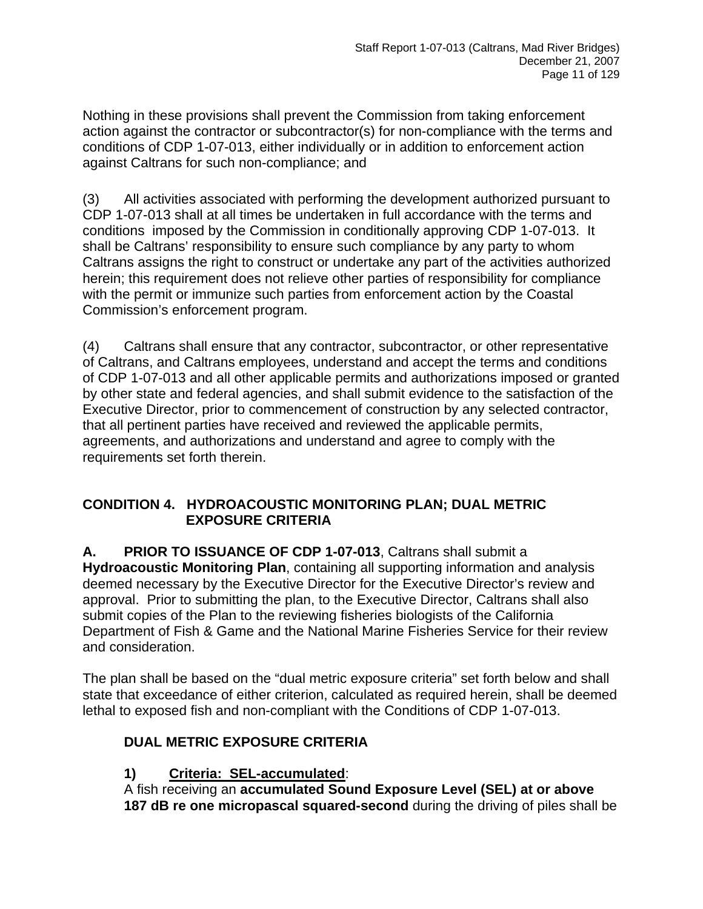Nothing in these provisions shall prevent the Commission from taking enforcement action against the contractor or subcontractor(s) for non-compliance with the terms and conditions of CDP 1-07-013, either individually or in addition to enforcement action against Caltrans for such non-compliance; and

(3) All activities associated with performing the development authorized pursuant to CDP 1-07-013 shall at all times be undertaken in full accordance with the terms and conditions imposed by the Commission in conditionally approving CDP 1-07-013. It shall be Caltrans' responsibility to ensure such compliance by any party to whom Caltrans assigns the right to construct or undertake any part of the activities authorized herein; this requirement does not relieve other parties of responsibility for compliance with the permit or immunize such parties from enforcement action by the Coastal Commission's enforcement program.

(4) Caltrans shall ensure that any contractor, subcontractor, or other representative of Caltrans, and Caltrans employees, understand and accept the terms and conditions of CDP 1-07-013 and all other applicable permits and authorizations imposed or granted by other state and federal agencies, and shall submit evidence to the satisfaction of the Executive Director, prior to commencement of construction by any selected contractor, that all pertinent parties have received and reviewed the applicable permits, agreements, and authorizations and understand and agree to comply with the requirements set forth therein.

## CONDITION 4. HYDROACOUSTIC MONITORING PLAN; DUAL METRIC EXPOSURE CRITERIA

**A. PRIOR TO ISSUANCE OF CDP 1-07-013**, Caltrans shall submit a **Hydroacoustic Monitoring Plan**, containing all supporting information and analysis deemed necessary by the Executive Director for the Executive Director's review and approval. Prior to submitting the plan, to the Executive Director, Caltrans shall also submit copies of the Plan to the reviewing fisheries biologists of the California Department of Fish & Game and the National Marine Fisheries Service for their review and consideration.

The plan shall be based on the "dual metric exposure criteria" set forth below and shall state that exceedance of either criterion, calculated as required herein, shall be deemed lethal to exposed fish and non-compliant with the Conditions of CDP 1-07-013.

### DUAL METRIC EXPOSURE CRITERIA

**1) <u>Criteria: SEL-accumulated</u>**:
A fish receiving an **accumulated Sound Exposure Level (SEL) at or above 187 dB re one micropascal squared-second** during the driving of piles shall be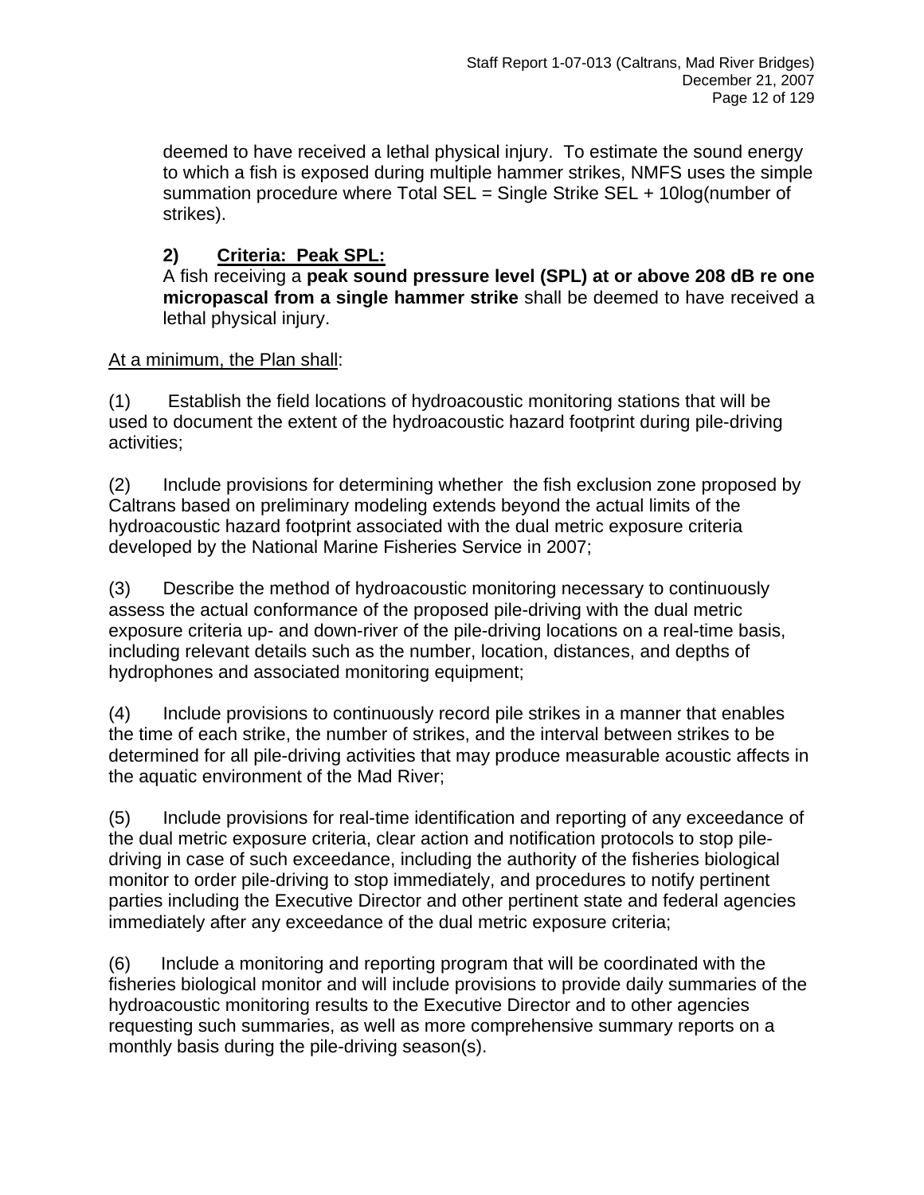deemed to have received a lethal physical injury. To estimate the sound energy to which a fish is exposed during multiple hammer strikes, NMFS uses the simple summation procedure where Total SEL = Single Strike SEL + 10log(number of strikes).

**2) <u>Criteria: Peak SPL:</u>**
A fish receiving a **peak sound pressure level (SPL) at or above 208 dB re one micropascal from a single hammer strike** shall be deemed to have received a lethal physical injury.

<u>At a minimum, the Plan shall</u>:

(1) Establish the field locations of hydroacoustic monitoring stations that will be used to document the extent of the hydroacoustic hazard footprint during pile-driving activities;

(2) Include provisions for determining whether the fish exclusion zone proposed by Caltrans based on preliminary modeling extends beyond the actual limits of the hydroacoustic hazard footprint associated with the dual metric exposure criteria developed by the National Marine Fisheries Service in 2007;

(3) Describe the method of hydroacoustic monitoring necessary to continuously assess the actual conformance of the proposed pile-driving with the dual metric exposure criteria up- and down-river of the pile-driving locations on a real-time basis, including relevant details such as the number, location, distances, and depths of hydrophones and associated monitoring equipment;

(4) Include provisions to continuously record pile strikes in a manner that enables the time of each strike, the number of strikes, and the interval between strikes to be determined for all pile-driving activities that may produce measurable acoustic affects in the aquatic environment of the Mad River;

(5) Include provisions for real-time identification and reporting of any exceedance of the dual metric exposure criteria, clear action and notification protocols to stop pile-driving in case of such exceedance, including the authority of the fisheries biological monitor to order pile-driving to stop immediately, and procedures to notify pertinent parties including the Executive Director and other pertinent state and federal agencies immediately after any exceedance of the dual metric exposure criteria;

(6) Include a monitoring and reporting program that will be coordinated with the fisheries biological monitor and will include provisions to provide daily summaries of the hydroacoustic monitoring results to the Executive Director and to other agencies requesting such summaries, as well as more comprehensive summary reports on a monthly basis during the pile-driving season(s).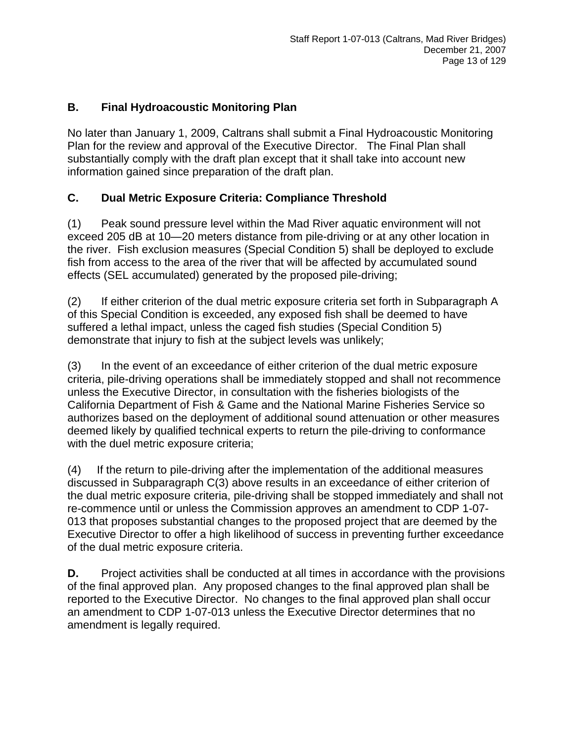**B. Final Hydroacoustic Monitoring Plan**

No later than January 1, 2009, Caltrans shall submit a Final Hydroacoustic Monitoring Plan for the review and approval of the Executive Director. The Final Plan shall substantially comply with the draft plan except that it shall take into account new information gained since preparation of the draft plan.

**C. Dual Metric Exposure Criteria: Compliance Threshold**

(1) Peak sound pressure level within the Mad River aquatic environment will not exceed 205 dB at 10—20 meters distance from pile-driving or at any other location in the river. Fish exclusion measures (Special Condition 5) shall be deployed to exclude fish from access to the area of the river that will be affected by accumulated sound effects (SEL accumulated) generated by the proposed pile-driving;

(2) If either criterion of the dual metric exposure criteria set forth in Subparagraph A of this Special Condition is exceeded, any exposed fish shall be deemed to have suffered a lethal impact, unless the caged fish studies (Special Condition 5) demonstrate that injury to fish at the subject levels was unlikely;

(3) In the event of an exceedance of either criterion of the dual metric exposure criteria, pile-driving operations shall be immediately stopped and shall not recommence unless the Executive Director, in consultation with the fisheries biologists of the California Department of Fish & Game and the National Marine Fisheries Service so authorizes based on the deployment of additional sound attenuation or other measures deemed likely by qualified technical experts to return the pile-driving to conformance with the duel metric exposure criteria;

(4) If the return to pile-driving after the implementation of the additional measures discussed in Subparagraph C(3) above results in an exceedance of either criterion of the dual metric exposure criteria, pile-driving shall be stopped immediately and shall not re-commence until or unless the Commission approves an amendment to CDP 1-07-013 that proposes substantial changes to the proposed project that are deemed by the Executive Director to offer a high likelihood of success in preventing further exceedance of the dual metric exposure criteria.

**D.** Project activities shall be conducted at all times in accordance with the provisions of the final approved plan. Any proposed changes to the final approved plan shall be reported to the Executive Director. No changes to the final approved plan shall occur an amendment to CDP 1-07-013 unless the Executive Director determines that no amendment is legally required.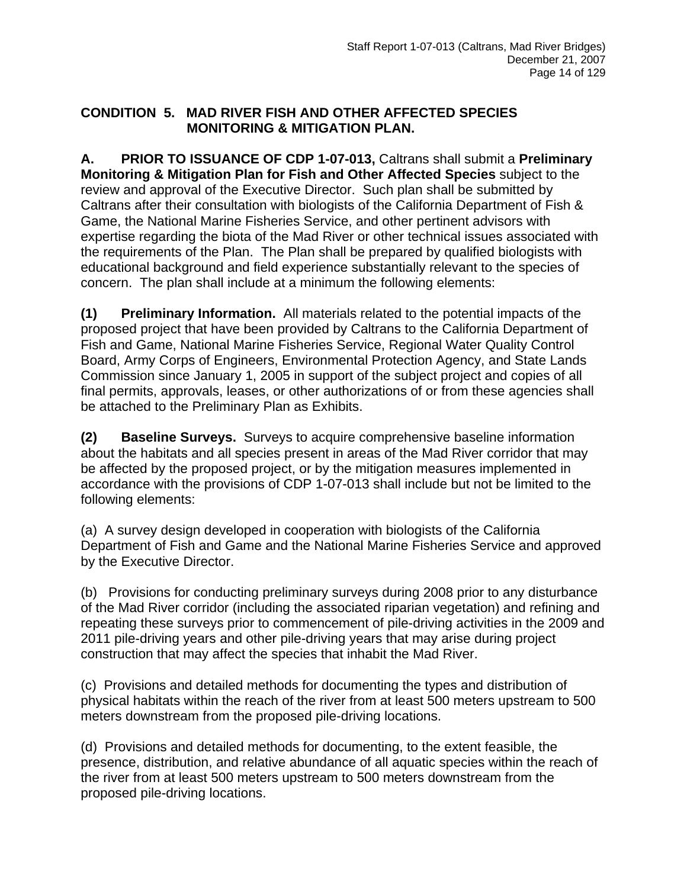**CONDITION 5. MAD RIVER FISH AND OTHER AFFECTED SPECIES MONITORING & MITIGATION PLAN.**

**A. PRIOR TO ISSUANCE OF CDP 1-07-013,** Caltrans shall submit a **Preliminary Monitoring & Mitigation Plan for Fish and Other Affected Species** subject to the review and approval of the Executive Director. Such plan shall be submitted by Caltrans after their consultation with biologists of the California Department of Fish & Game, the National Marine Fisheries Service, and other pertinent advisors with expertise regarding the biota of the Mad River or other technical issues associated with the requirements of the Plan. The Plan shall be prepared by qualified biologists with educational background and field experience substantially relevant to the species of concern. The plan shall include at a minimum the following elements:

**(1) Preliminary Information.** All materials related to the potential impacts of the proposed project that have been provided by Caltrans to the California Department of Fish and Game, National Marine Fisheries Service, Regional Water Quality Control Board, Army Corps of Engineers, Environmental Protection Agency, and State Lands Commission since January 1, 2005 in support of the subject project and copies of all final permits, approvals, leases, or other authorizations of or from these agencies shall be attached to the Preliminary Plan as Exhibits.

**(2) Baseline Surveys.** Surveys to acquire comprehensive baseline information about the habitats and all species present in areas of the Mad River corridor that may be affected by the proposed project, or by the mitigation measures implemented in accordance with the provisions of CDP 1-07-013 shall include but not be limited to the following elements:

(a) A survey design developed in cooperation with biologists of the California Department of Fish and Game and the National Marine Fisheries Service and approved by the Executive Director.

(b) Provisions for conducting preliminary surveys during 2008 prior to any disturbance of the Mad River corridor (including the associated riparian vegetation) and refining and repeating these surveys prior to commencement of pile-driving activities in the 2009 and 2011 pile-driving years and other pile-driving years that may arise during project construction that may affect the species that inhabit the Mad River.

(c) Provisions and detailed methods for documenting the types and distribution of physical habitats within the reach of the river from at least 500 meters upstream to 500 meters downstream from the proposed pile-driving locations.

(d) Provisions and detailed methods for documenting, to the extent feasible, the presence, distribution, and relative abundance of all aquatic species within the reach of the river from at least 500 meters upstream to 500 meters downstream from the proposed pile-driving locations.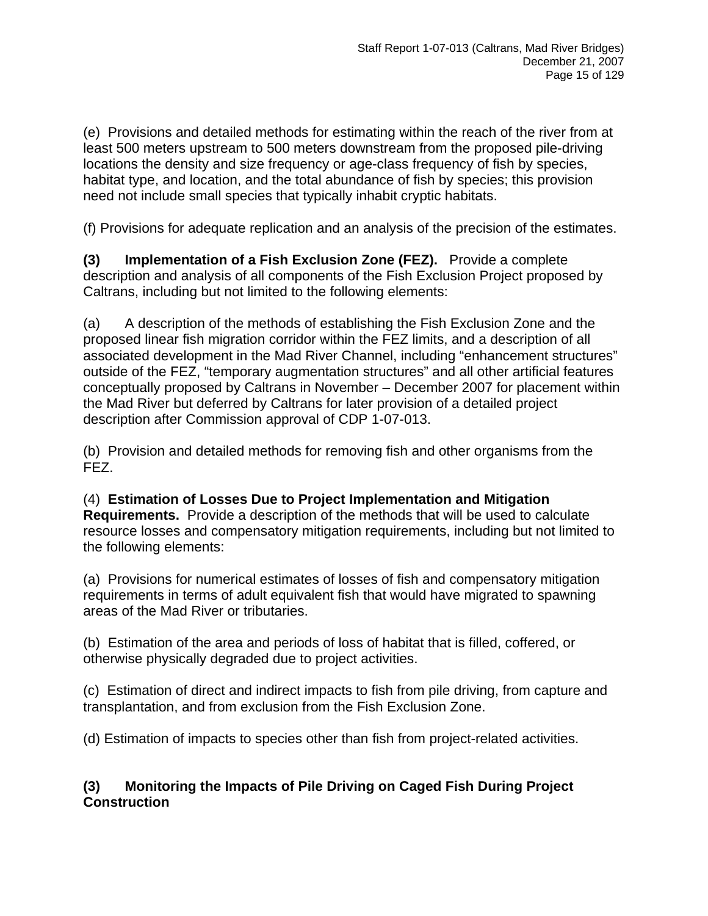(e) Provisions and detailed methods for estimating within the reach of the river from at least 500 meters upstream to 500 meters downstream from the proposed pile-driving locations the density and size frequency or age-class frequency of fish by species, habitat type, and location, and the total abundance of fish by species; this provision need not include small species that typically inhabit cryptic habitats.

(f) Provisions for adequate replication and an analysis of the precision of the estimates.

**(3) Implementation of a Fish Exclusion Zone (FEZ).** Provide a complete description and analysis of all components of the Fish Exclusion Project proposed by Caltrans, including but not limited to the following elements:

(a) A description of the methods of establishing the Fish Exclusion Zone and the proposed linear fish migration corridor within the FEZ limits, and a description of all associated development in the Mad River Channel, including "enhancement structures" outside of the FEZ, "temporary augmentation structures" and all other artificial features conceptually proposed by Caltrans in November – December 2007 for placement within the Mad River but deferred by Caltrans for later provision of a detailed project description after Commission approval of CDP 1-07-013.

(b) Provision and detailed methods for removing fish and other organisms from the FEZ.

(4) **Estimation of Losses Due to Project Implementation and Mitigation Requirements.** Provide a description of the methods that will be used to calculate resource losses and compensatory mitigation requirements, including but not limited to the following elements:

(a) Provisions for numerical estimates of losses of fish and compensatory mitigation requirements in terms of adult equivalent fish that would have migrated to spawning areas of the Mad River or tributaries.

(b) Estimation of the area and periods of loss of habitat that is filled, coffered, or otherwise physically degraded due to project activities.

(c) Estimation of direct and indirect impacts to fish from pile driving, from capture and transplantation, and from exclusion from the Fish Exclusion Zone.

(d) Estimation of impacts to species other than fish from project-related activities.

**(3) Monitoring the Impacts of Pile Driving on Caged Fish During Project Construction**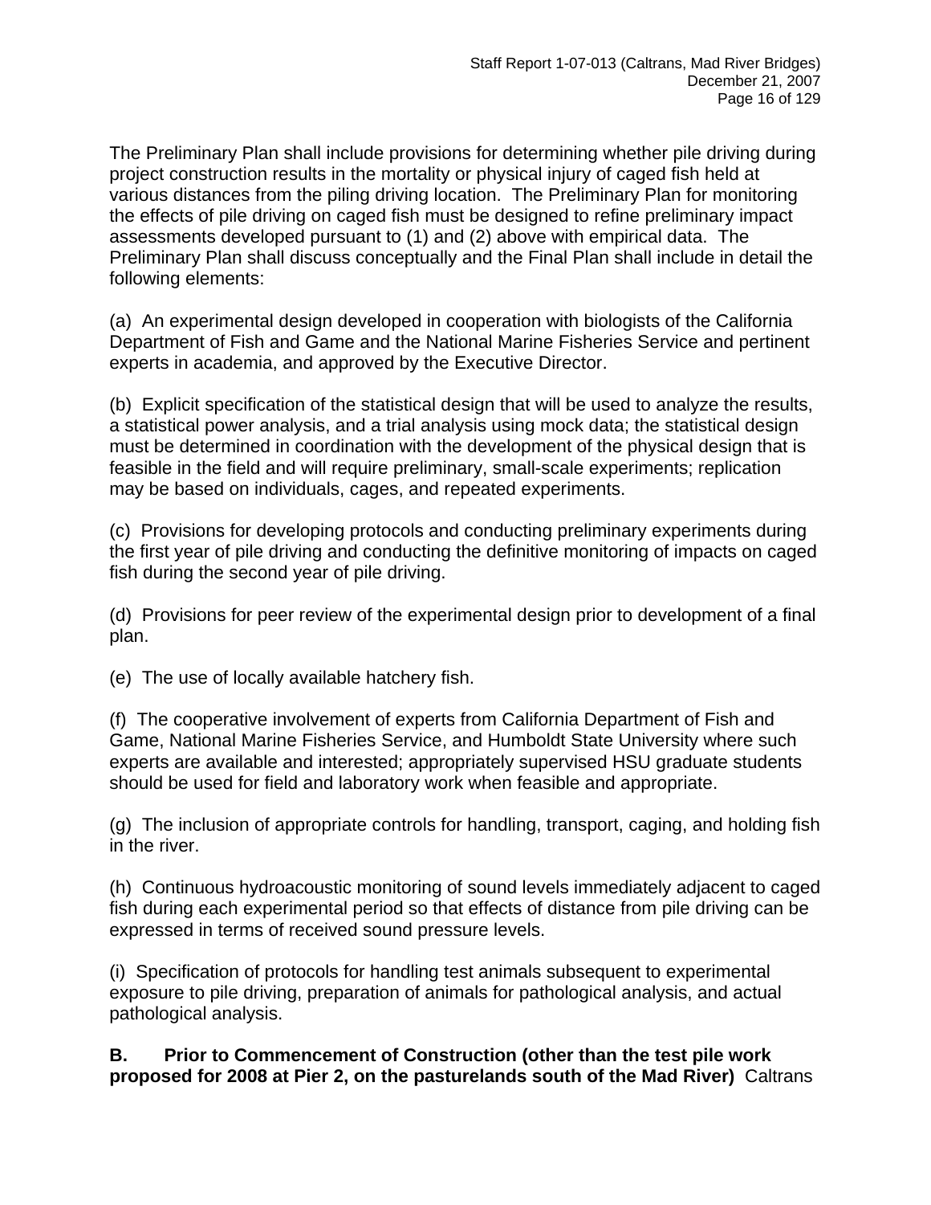The Preliminary Plan shall include provisions for determining whether pile driving during project construction results in the mortality or physical injury of caged fish held at various distances from the piling driving location. The Preliminary Plan for monitoring the effects of pile driving on caged fish must be designed to refine preliminary impact assessments developed pursuant to (1) and (2) above with empirical data. The Preliminary Plan shall discuss conceptually and the Final Plan shall include in detail the following elements:

(a) An experimental design developed in cooperation with biologists of the California Department of Fish and Game and the National Marine Fisheries Service and pertinent experts in academia, and approved by the Executive Director.

(b) Explicit specification of the statistical design that will be used to analyze the results, a statistical power analysis, and a trial analysis using mock data; the statistical design must be determined in coordination with the development of the physical design that is feasible in the field and will require preliminary, small-scale experiments; replication may be based on individuals, cages, and repeated experiments.

(c) Provisions for developing protocols and conducting preliminary experiments during the first year of pile driving and conducting the definitive monitoring of impacts on caged fish during the second year of pile driving.

(d) Provisions for peer review of the experimental design prior to development of a final plan.

(e) The use of locally available hatchery fish.

(f) The cooperative involvement of experts from California Department of Fish and Game, National Marine Fisheries Service, and Humboldt State University where such experts are available and interested; appropriately supervised HSU graduate students should be used for field and laboratory work when feasible and appropriate.

(g) The inclusion of appropriate controls for handling, transport, caging, and holding fish in the river.

(h) Continuous hydroacoustic monitoring of sound levels immediately adjacent to caged fish during each experimental period so that effects of distance from pile driving can be expressed in terms of received sound pressure levels.

(i) Specification of protocols for handling test animals subsequent to experimental exposure to pile driving, preparation of animals for pathological analysis, and actual pathological analysis.

**B. Prior to Commencement of Construction (other than the test pile work proposed for 2008 at Pier 2, on the pasturelands south of the Mad River)** Caltrans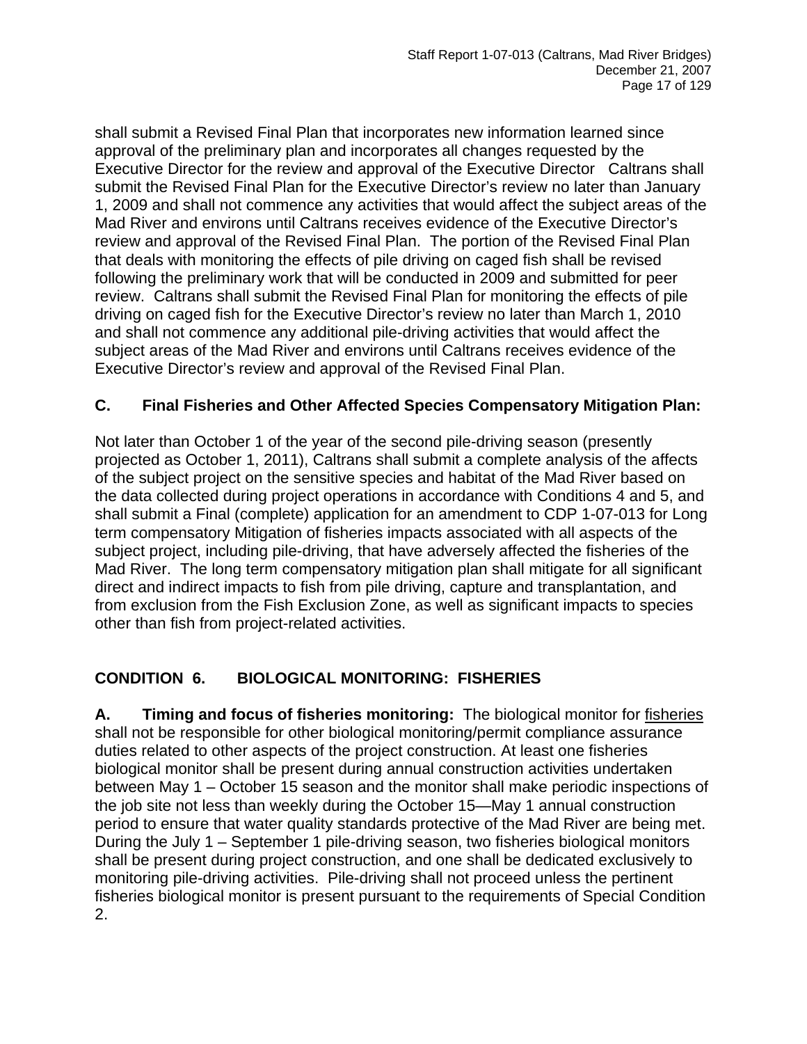shall submit a Revised Final Plan that incorporates new information learned since approval of the preliminary plan and incorporates all changes requested by the Executive Director for the review and approval of the Executive Director   Caltrans shall submit the Revised Final Plan for the Executive Director's review no later than January 1, 2009 and shall not commence any activities that would affect the subject areas of the Mad River and environs until Caltrans receives evidence of the Executive Director's review and approval of the Revised Final Plan.  The portion of the Revised Final Plan that deals with monitoring the effects of pile driving on caged fish shall be revised following the preliminary work that will be conducted in 2009 and submitted for peer review.  Caltrans shall submit the Revised Final Plan for monitoring the effects of pile driving on caged fish for the Executive Director's review no later than March 1, 2010 and shall not commence any additional pile-driving activities that would affect the subject areas of the Mad River and environs until Caltrans receives evidence of the Executive Director's review and approval of the Revised Final Plan.

**C. Final Fisheries and Other Affected Species Compensatory Mitigation Plan:**

Not later than October 1 of the year of the second pile-driving season (presently projected as October 1, 2011), Caltrans shall submit a complete analysis of the affects of the subject project on the sensitive species and habitat of the Mad River based on the data collected during project operations in accordance with Conditions 4 and 5, and shall submit a Final (complete) application for an amendment to CDP 1-07-013 for Long term compensatory Mitigation of fisheries impacts associated with all aspects of the subject project, including pile-driving, that have adversely affected the fisheries of the Mad River.  The long term compensatory mitigation plan shall mitigate for all significant direct and indirect impacts to fish from pile driving, capture and transplantation, and from exclusion from the Fish Exclusion Zone, as well as significant impacts to species other than fish from project-related activities.

## CONDITION 6. BIOLOGICAL MONITORING: FISHERIES

**A. Timing and focus of fisheries monitoring:** The biological monitor for fisheries shall not be responsible for other biological monitoring/permit compliance assurance duties related to other aspects of the project construction. At least one fisheries biological monitor shall be present during annual construction activities undertaken between May 1 – October 15 season and the monitor shall make periodic inspections of the job site not less than weekly during the October 15—May 1 annual construction period to ensure that water quality standards protective of the Mad River are being met. During the July 1 – September 1 pile-driving season, two fisheries biological monitors shall be present during project construction, and one shall be dedicated exclusively to monitoring pile-driving activities.  Pile-driving shall not proceed unless the pertinent fisheries biological monitor is present pursuant to the requirements of Special Condition 2.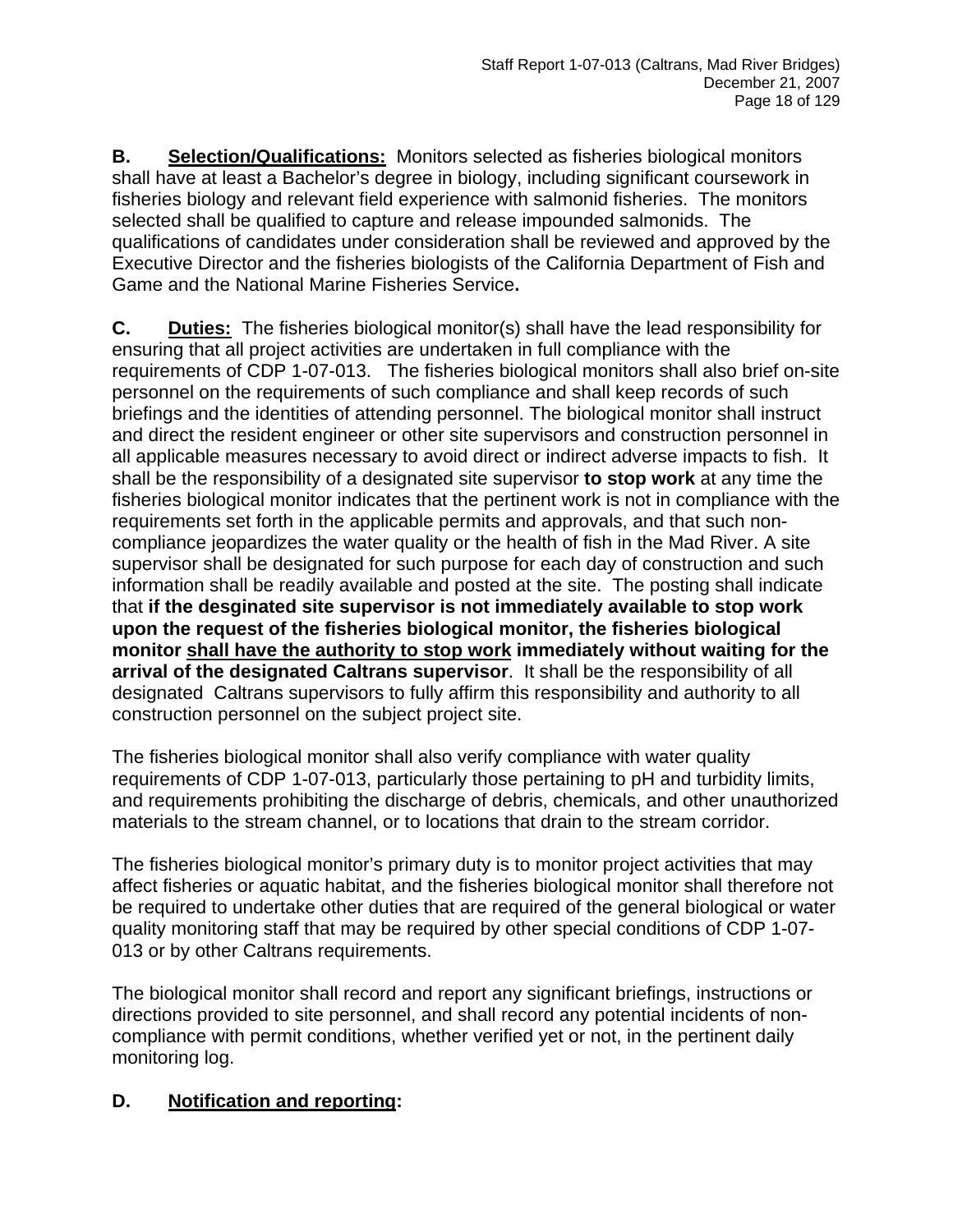**B.** **<u>Selection/Qualifications:</u>** Monitors selected as fisheries biological monitors shall have at least a Bachelor's degree in biology, including significant coursework in fisheries biology and relevant field experience with salmonid fisheries. The monitors selected shall be qualified to capture and release impounded salmonids. The qualifications of candidates under consideration shall be reviewed and approved by the Executive Director and the fisheries biologists of the California Department of Fish and Game and the National Marine Fisheries Service**.**

**C.** **<u>Duties:</u>** The fisheries biological monitor(s) shall have the lead responsibility for ensuring that all project activities are undertaken in full compliance with the requirements of CDP 1-07-013. The fisheries biological monitors shall also brief on-site personnel on the requirements of such compliance and shall keep records of such briefings and the identities of attending personnel. The biological monitor shall instruct and direct the resident engineer or other site supervisors and construction personnel in all applicable measures necessary to avoid direct or indirect adverse impacts to fish. It shall be the responsibility of a designated site supervisor **to stop work** at any time the fisheries biological monitor indicates that the pertinent work is not in compliance with the requirements set forth in the applicable permits and approvals, and that such non-compliance jeopardizes the water quality or the health of fish in the Mad River. A site supervisor shall be designated for such purpose for each day of construction and such information shall be readily available and posted at the site. The posting shall indicate that **if the desginated site supervisor is not immediately available to stop work upon the request of the fisheries biological monitor, the fisheries biological monitor <u>shall have the authority to stop work</u> immediately without waiting for the arrival of the designated Caltrans supervisor**. It shall be the responsibility of all designated Caltrans supervisors to fully affirm this responsibility and authority to all construction personnel on the subject project site.

The fisheries biological monitor shall also verify compliance with water quality requirements of CDP 1-07-013, particularly those pertaining to pH and turbidity limits, and requirements prohibiting the discharge of debris, chemicals, and other unauthorized materials to the stream channel, or to locations that drain to the stream corridor.

The fisheries biological monitor's primary duty is to monitor project activities that may affect fisheries or aquatic habitat, and the fisheries biological monitor shall therefore not be required to undertake other duties that are required of the general biological or water quality monitoring staff that may be required by other special conditions of CDP 1-07-013 or by other Caltrans requirements.

The biological monitor shall record and report any significant briefings, instructions or directions provided to site personnel, and shall record any potential incidents of non-compliance with permit conditions, whether verified yet or not, in the pertinent daily monitoring log.

**D.** **<u>Notification and reporting</u>:**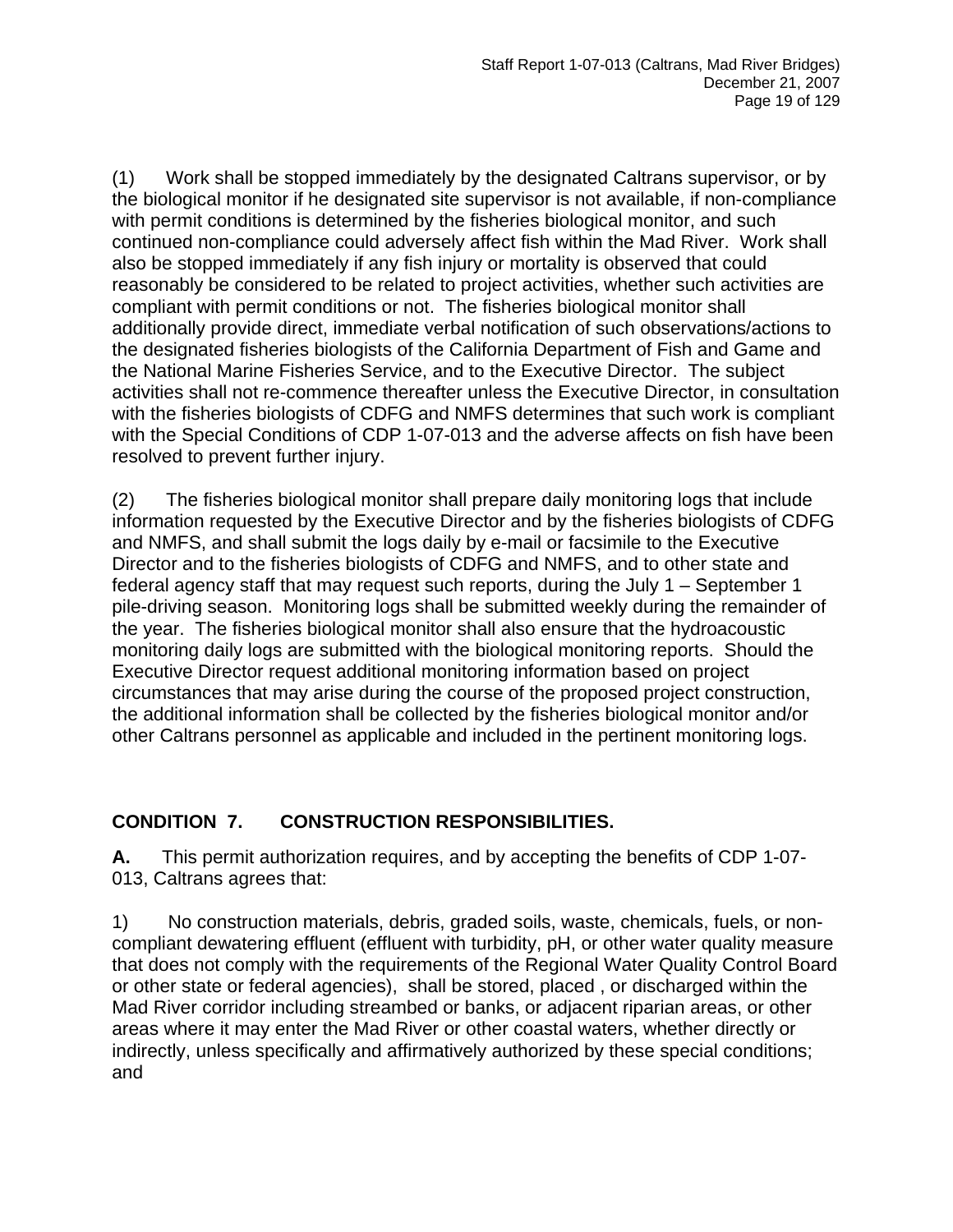(1) Work shall be stopped immediately by the designated Caltrans supervisor, or by the biological monitor if he designated site supervisor is not available, if non-compliance with permit conditions is determined by the fisheries biological monitor, and such continued non-compliance could adversely affect fish within the Mad River. Work shall also be stopped immediately if any fish injury or mortality is observed that could reasonably be considered to be related to project activities, whether such activities are compliant with permit conditions or not. The fisheries biological monitor shall additionally provide direct, immediate verbal notification of such observations/actions to the designated fisheries biologists of the California Department of Fish and Game and the National Marine Fisheries Service, and to the Executive Director. The subject activities shall not re-commence thereafter unless the Executive Director, in consultation with the fisheries biologists of CDFG and NMFS determines that such work is compliant with the Special Conditions of CDP 1-07-013 and the adverse affects on fish have been resolved to prevent further injury.

(2) The fisheries biological monitor shall prepare daily monitoring logs that include information requested by the Executive Director and by the fisheries biologists of CDFG and NMFS, and shall submit the logs daily by e-mail or facsimile to the Executive Director and to the fisheries biologists of CDFG and NMFS, and to other state and federal agency staff that may request such reports, during the July 1 – September 1 pile-driving season. Monitoring logs shall be submitted weekly during the remainder of the year. The fisheries biological monitor shall also ensure that the hydroacoustic monitoring daily logs are submitted with the biological monitoring reports. Should the Executive Director request additional monitoring information based on project circumstances that may arise during the course of the proposed project construction, the additional information shall be collected by the fisheries biological monitor and/or other Caltrans personnel as applicable and included in the pertinent monitoring logs.

## CONDITION 7. CONSTRUCTION RESPONSIBILITIES.

**A.** This permit authorization requires, and by accepting the benefits of CDP 1-07-013, Caltrans agrees that:

1) No construction materials, debris, graded soils, waste, chemicals, fuels, or non-compliant dewatering effluent (effluent with turbidity, pH, or other water quality measure that does not comply with the requirements of the Regional Water Quality Control Board or other state or federal agencies), shall be stored, placed , or discharged within the Mad River corridor including streambed or banks, or adjacent riparian areas, or other areas where it may enter the Mad River or other coastal waters, whether directly or indirectly, unless specifically and affirmatively authorized by these special conditions; and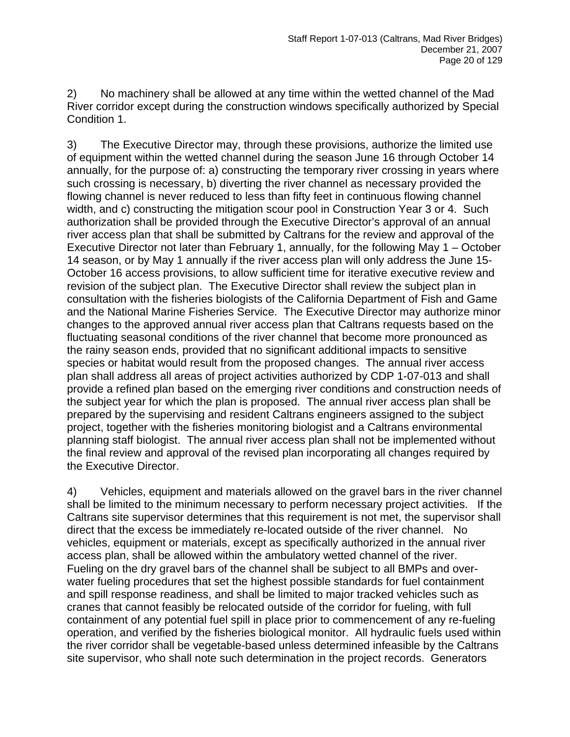2) No machinery shall be allowed at any time within the wetted channel of the Mad River corridor except during the construction windows specifically authorized by Special Condition 1.

3) The Executive Director may, through these provisions, authorize the limited use of equipment within the wetted channel during the season June 16 through October 14 annually, for the purpose of: a) constructing the temporary river crossing in years where such crossing is necessary, b) diverting the river channel as necessary provided the flowing channel is never reduced to less than fifty feet in continuous flowing channel width, and c) constructing the mitigation scour pool in Construction Year 3 or 4. Such authorization shall be provided through the Executive Director's approval of an annual river access plan that shall be submitted by Caltrans for the review and approval of the Executive Director not later than February 1, annually, for the following May 1 – October 14 season, or by May 1 annually if the river access plan will only address the June 15-October 16 access provisions, to allow sufficient time for iterative executive review and revision of the subject plan. The Executive Director shall review the subject plan in consultation with the fisheries biologists of the California Department of Fish and Game and the National Marine Fisheries Service. The Executive Director may authorize minor changes to the approved annual river access plan that Caltrans requests based on the fluctuating seasonal conditions of the river channel that become more pronounced as the rainy season ends, provided that no significant additional impacts to sensitive species or habitat would result from the proposed changes. The annual river access plan shall address all areas of project activities authorized by CDP 1-07-013 and shall provide a refined plan based on the emerging river conditions and construction needs of the subject year for which the plan is proposed. The annual river access plan shall be prepared by the supervising and resident Caltrans engineers assigned to the subject project, together with the fisheries monitoring biologist and a Caltrans environmental planning staff biologist. The annual river access plan shall not be implemented without the final review and approval of the revised plan incorporating all changes required by the Executive Director.

4) Vehicles, equipment and materials allowed on the gravel bars in the river channel shall be limited to the minimum necessary to perform necessary project activities. If the Caltrans site supervisor determines that this requirement is not met, the supervisor shall direct that the excess be immediately re-located outside of the river channel. No vehicles, equipment or materials, except as specifically authorized in the annual river access plan, shall be allowed within the ambulatory wetted channel of the river. Fueling on the dry gravel bars of the channel shall be subject to all BMPs and over-water fueling procedures that set the highest possible standards for fuel containment and spill response readiness, and shall be limited to major tracked vehicles such as cranes that cannot feasibly be relocated outside of the corridor for fueling, with full containment of any potential fuel spill in place prior to commencement of any re-fueling operation, and verified by the fisheries biological monitor. All hydraulic fuels used within the river corridor shall be vegetable-based unless determined infeasible by the Caltrans site supervisor, who shall note such determination in the project records. Generators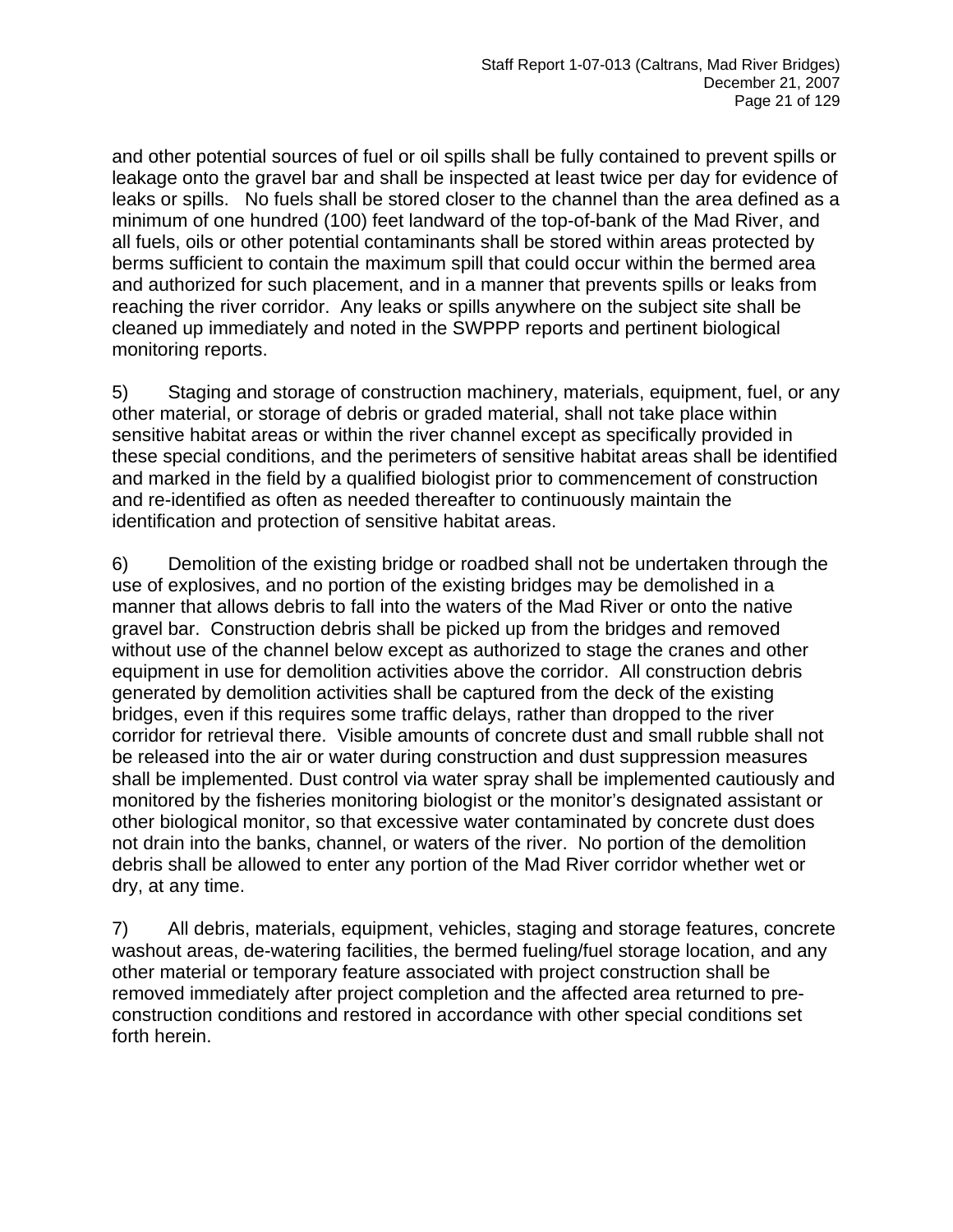and other potential sources of fuel or oil spills shall be fully contained to prevent spills or leakage onto the gravel bar and shall be inspected at least twice per day for evidence of leaks or spills. No fuels shall be stored closer to the channel than the area defined as a minimum of one hundred (100) feet landward of the top-of-bank of the Mad River, and all fuels, oils or other potential contaminants shall be stored within areas protected by berms sufficient to contain the maximum spill that could occur within the bermed area and authorized for such placement, and in a manner that prevents spills or leaks from reaching the river corridor. Any leaks or spills anywhere on the subject site shall be cleaned up immediately and noted in the SWPPP reports and pertinent biological monitoring reports.

5) Staging and storage of construction machinery, materials, equipment, fuel, or any other material, or storage of debris or graded material, shall not take place within sensitive habitat areas or within the river channel except as specifically provided in these special conditions, and the perimeters of sensitive habitat areas shall be identified and marked in the field by a qualified biologist prior to commencement of construction and re-identified as often as needed thereafter to continuously maintain the identification and protection of sensitive habitat areas.

6) Demolition of the existing bridge or roadbed shall not be undertaken through the use of explosives, and no portion of the existing bridges may be demolished in a manner that allows debris to fall into the waters of the Mad River or onto the native gravel bar. Construction debris shall be picked up from the bridges and removed without use of the channel below except as authorized to stage the cranes and other equipment in use for demolition activities above the corridor. All construction debris generated by demolition activities shall be captured from the deck of the existing bridges, even if this requires some traffic delays, rather than dropped to the river corridor for retrieval there. Visible amounts of concrete dust and small rubble shall not be released into the air or water during construction and dust suppression measures shall be implemented. Dust control via water spray shall be implemented cautiously and monitored by the fisheries monitoring biologist or the monitor's designated assistant or other biological monitor, so that excessive water contaminated by concrete dust does not drain into the banks, channel, or waters of the river. No portion of the demolition debris shall be allowed to enter any portion of the Mad River corridor whether wet or dry, at any time.

7) All debris, materials, equipment, vehicles, staging and storage features, concrete washout areas, de-watering facilities, the bermed fueling/fuel storage location, and any other material or temporary feature associated with project construction shall be removed immediately after project completion and the affected area returned to pre-construction conditions and restored in accordance with other special conditions set forth herein.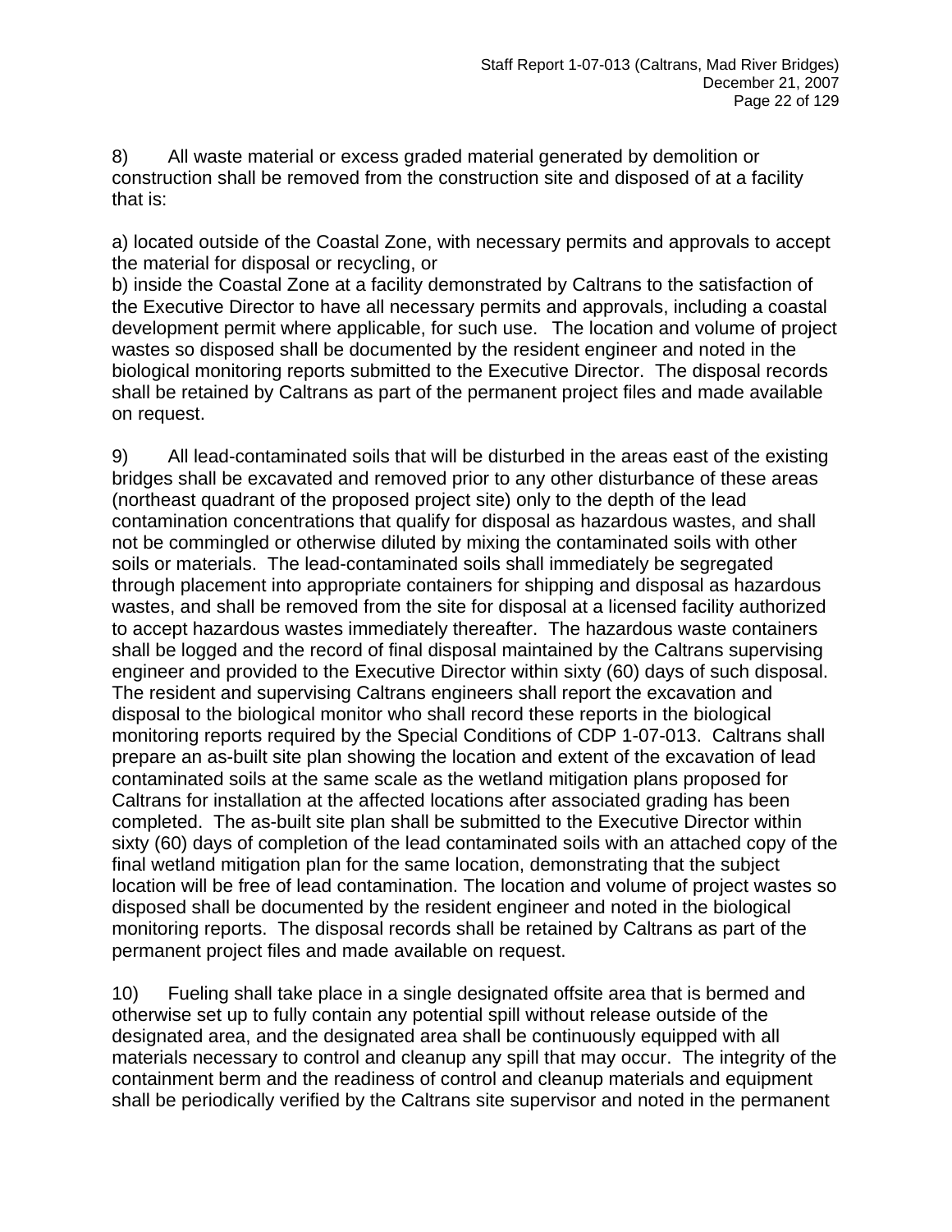8) All waste material or excess graded material generated by demolition or construction shall be removed from the construction site and disposed of at a facility that is:

a) located outside of the Coastal Zone, with necessary permits and approvals to accept the material for disposal or recycling, or
b) inside the Coastal Zone at a facility demonstrated by Caltrans to the satisfaction of the Executive Director to have all necessary permits and approvals, including a coastal development permit where applicable, for such use. The location and volume of project wastes so disposed shall be documented by the resident engineer and noted in the biological monitoring reports submitted to the Executive Director. The disposal records shall be retained by Caltrans as part of the permanent project files and made available on request.

9) All lead-contaminated soils that will be disturbed in the areas east of the existing bridges shall be excavated and removed prior to any other disturbance of these areas (northeast quadrant of the proposed project site) only to the depth of the lead contamination concentrations that qualify for disposal as hazardous wastes, and shall not be commingled or otherwise diluted by mixing the contaminated soils with other soils or materials. The lead-contaminated soils shall immediately be segregated through placement into appropriate containers for shipping and disposal as hazardous wastes, and shall be removed from the site for disposal at a licensed facility authorized to accept hazardous wastes immediately thereafter. The hazardous waste containers shall be logged and the record of final disposal maintained by the Caltrans supervising engineer and provided to the Executive Director within sixty (60) days of such disposal. The resident and supervising Caltrans engineers shall report the excavation and disposal to the biological monitor who shall record these reports in the biological monitoring reports required by the Special Conditions of CDP 1-07-013. Caltrans shall prepare an as-built site plan showing the location and extent of the excavation of lead contaminated soils at the same scale as the wetland mitigation plans proposed for Caltrans for installation at the affected locations after associated grading has been completed. The as-built site plan shall be submitted to the Executive Director within sixty (60) days of completion of the lead contaminated soils with an attached copy of the final wetland mitigation plan for the same location, demonstrating that the subject location will be free of lead contamination. The location and volume of project wastes so disposed shall be documented by the resident engineer and noted in the biological monitoring reports. The disposal records shall be retained by Caltrans as part of the permanent project files and made available on request.

10) Fueling shall take place in a single designated offsite area that is bermed and otherwise set up to fully contain any potential spill without release outside of the designated area, and the designated area shall be continuously equipped with all materials necessary to control and cleanup any spill that may occur. The integrity of the containment berm and the readiness of control and cleanup materials and equipment shall be periodically verified by the Caltrans site supervisor and noted in the permanent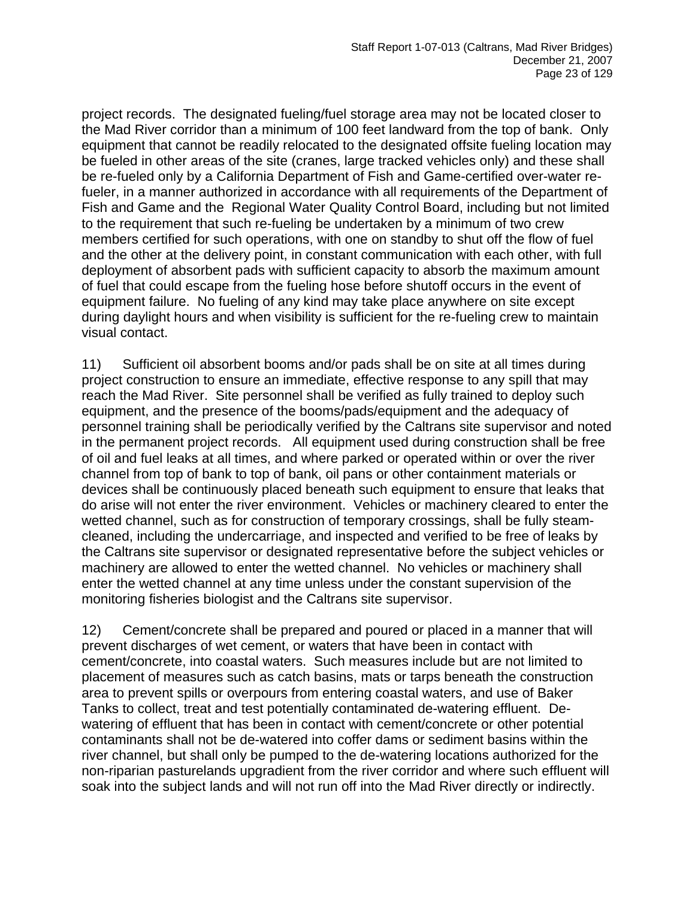project records. The designated fueling/fuel storage area may not be located closer to the Mad River corridor than a minimum of 100 feet landward from the top of bank. Only equipment that cannot be readily relocated to the designated offsite fueling location may be fueled in other areas of the site (cranes, large tracked vehicles only) and these shall be re-fueled only by a California Department of Fish and Game-certified over-water re-fueler, in a manner authorized in accordance with all requirements of the Department of Fish and Game and the Regional Water Quality Control Board, including but not limited to the requirement that such re-fueling be undertaken by a minimum of two crew members certified for such operations, with one on standby to shut off the flow of fuel and the other at the delivery point, in constant communication with each other, with full deployment of absorbent pads with sufficient capacity to absorb the maximum amount of fuel that could escape from the fueling hose before shutoff occurs in the event of equipment failure. No fueling of any kind may take place anywhere on site except during daylight hours and when visibility is sufficient for the re-fueling crew to maintain visual contact.

11) Sufficient oil absorbent booms and/or pads shall be on site at all times during project construction to ensure an immediate, effective response to any spill that may reach the Mad River. Site personnel shall be verified as fully trained to deploy such equipment, and the presence of the booms/pads/equipment and the adequacy of personnel training shall be periodically verified by the Caltrans site supervisor and noted in the permanent project records. All equipment used during construction shall be free of oil and fuel leaks at all times, and where parked or operated within or over the river channel from top of bank to top of bank, oil pans or other containment materials or devices shall be continuously placed beneath such equipment to ensure that leaks that do arise will not enter the river environment. Vehicles or machinery cleared to enter the wetted channel, such as for construction of temporary crossings, shall be fully steam-cleaned, including the undercarriage, and inspected and verified to be free of leaks by the Caltrans site supervisor or designated representative before the subject vehicles or machinery are allowed to enter the wetted channel. No vehicles or machinery shall enter the wetted channel at any time unless under the constant supervision of the monitoring fisheries biologist and the Caltrans site supervisor.

12) Cement/concrete shall be prepared and poured or placed in a manner that will prevent discharges of wet cement, or waters that have been in contact with cement/concrete, into coastal waters. Such measures include but are not limited to placement of measures such as catch basins, mats or tarps beneath the construction area to prevent spills or overpours from entering coastal waters, and use of Baker Tanks to collect, treat and test potentially contaminated de-watering effluent. De-watering of effluent that has been in contact with cement/concrete or other potential contaminants shall not be de-watered into coffer dams or sediment basins within the river channel, but shall only be pumped to the de-watering locations authorized for the non-riparian pasturelands upgradient from the river corridor and where such effluent will soak into the subject lands and will not run off into the Mad River directly or indirectly.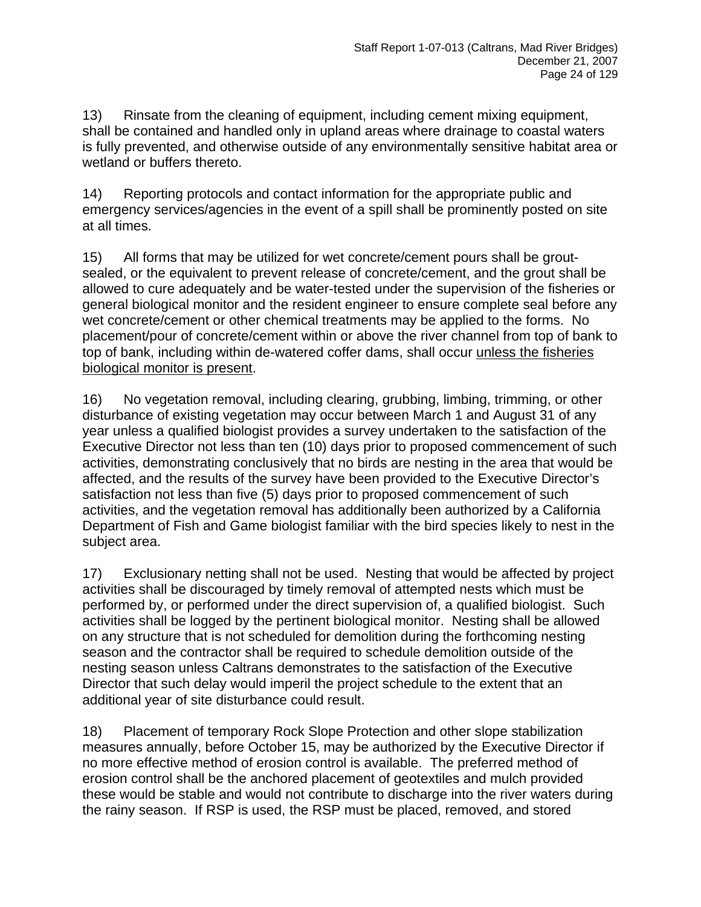13) Rinsate from the cleaning of equipment, including cement mixing equipment, shall be contained and handled only in upland areas where drainage to coastal waters is fully prevented, and otherwise outside of any environmentally sensitive habitat area or wetland or buffers thereto.

14) Reporting protocols and contact information for the appropriate public and emergency services/agencies in the event of a spill shall be prominently posted on site at all times.

15) All forms that may be utilized for wet concrete/cement pours shall be grout-sealed, or the equivalent to prevent release of concrete/cement, and the grout shall be allowed to cure adequately and be water-tested under the supervision of the fisheries or general biological monitor and the resident engineer to ensure complete seal before any wet concrete/cement or other chemical treatments may be applied to the forms. No placement/pour of concrete/cement within or above the river channel from top of bank to top of bank, including within de-watered coffer dams, shall occur <u>unless the fisheries biological monitor is present</u>.

16) No vegetation removal, including clearing, grubbing, limbing, trimming, or other disturbance of existing vegetation may occur between March 1 and August 31 of any year unless a qualified biologist provides a survey undertaken to the satisfaction of the Executive Director not less than ten (10) days prior to proposed commencement of such activities, demonstrating conclusively that no birds are nesting in the area that would be affected, and the results of the survey have been provided to the Executive Director's satisfaction not less than five (5) days prior to proposed commencement of such activities, and the vegetation removal has additionally been authorized by a California Department of Fish and Game biologist familiar with the bird species likely to nest in the subject area.

17) Exclusionary netting shall not be used. Nesting that would be affected by project activities shall be discouraged by timely removal of attempted nests which must be performed by, or performed under the direct supervision of, a qualified biologist. Such activities shall be logged by the pertinent biological monitor. Nesting shall be allowed on any structure that is not scheduled for demolition during the forthcoming nesting season and the contractor shall be required to schedule demolition outside of the nesting season unless Caltrans demonstrates to the satisfaction of the Executive Director that such delay would imperil the project schedule to the extent that an additional year of site disturbance could result.

18) Placement of temporary Rock Slope Protection and other slope stabilization measures annually, before October 15, may be authorized by the Executive Director if no more effective method of erosion control is available. The preferred method of erosion control shall be the anchored placement of geotextiles and mulch provided these would be stable and would not contribute to discharge into the river waters during the rainy season. If RSP is used, the RSP must be placed, removed, and stored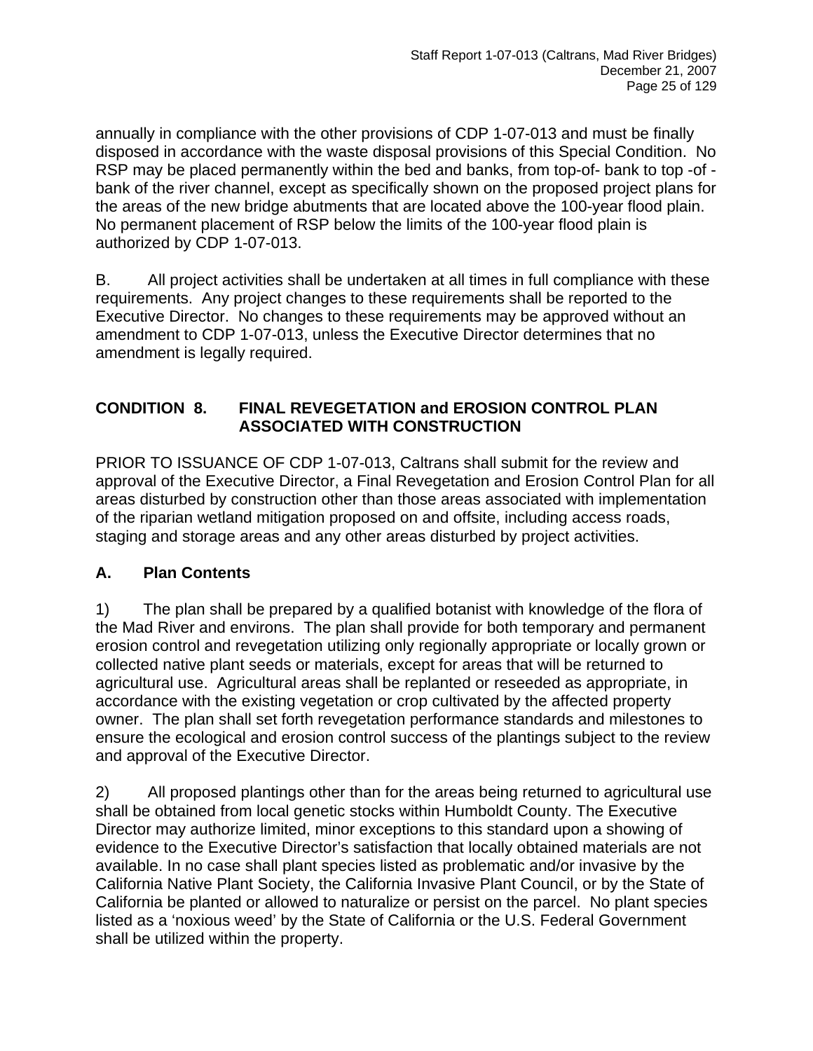annually in compliance with the other provisions of CDP 1-07-013 and must be finally disposed in accordance with the waste disposal provisions of this Special Condition. No RSP may be placed permanently within the bed and banks, from top-of- bank to top -of -bank of the river channel, except as specifically shown on the proposed project plans for the areas of the new bridge abutments that are located above the 100-year flood plain. No permanent placement of RSP below the limits of the 100-year flood plain is authorized by CDP 1-07-013.

B. All project activities shall be undertaken at all times in full compliance with these requirements. Any project changes to these requirements shall be reported to the Executive Director. No changes to these requirements may be approved without an amendment to CDP 1-07-013, unless the Executive Director determines that no amendment is legally required.

**CONDITION 8. FINAL REVEGETATION and EROSION CONTROL PLAN ASSOCIATED WITH CONSTRUCTION**

PRIOR TO ISSUANCE OF CDP 1-07-013, Caltrans shall submit for the review and approval of the Executive Director, a Final Revegetation and Erosion Control Plan for all areas disturbed by construction other than those areas associated with implementation of the riparian wetland mitigation proposed on and offsite, including access roads, staging and storage areas and any other areas disturbed by project activities.

**A. Plan Contents**

1) The plan shall be prepared by a qualified botanist with knowledge of the flora of the Mad River and environs. The plan shall provide for both temporary and permanent erosion control and revegetation utilizing only regionally appropriate or locally grown or collected native plant seeds or materials, except for areas that will be returned to agricultural use. Agricultural areas shall be replanted or reseeded as appropriate, in accordance with the existing vegetation or crop cultivated by the affected property owner. The plan shall set forth revegetation performance standards and milestones to ensure the ecological and erosion control success of the plantings subject to the review and approval of the Executive Director.

2) All proposed plantings other than for the areas being returned to agricultural use shall be obtained from local genetic stocks within Humboldt County. The Executive Director may authorize limited, minor exceptions to this standard upon a showing of evidence to the Executive Director's satisfaction that locally obtained materials are not available. In no case shall plant species listed as problematic and/or invasive by the California Native Plant Society, the California Invasive Plant Council, or by the State of California be planted or allowed to naturalize or persist on the parcel. No plant species listed as a 'noxious weed' by the State of California or the U.S. Federal Government shall be utilized within the property.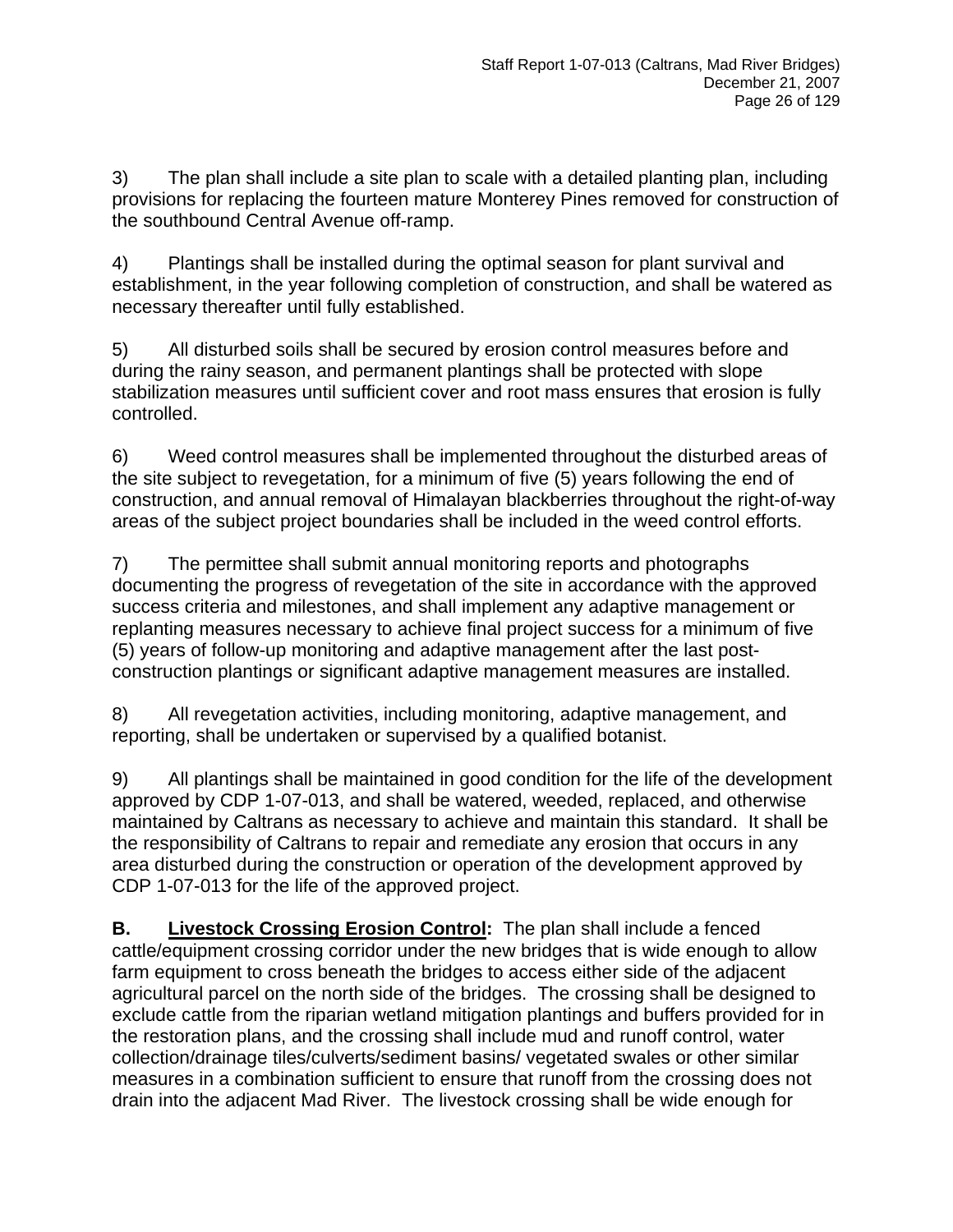3) The plan shall include a site plan to scale with a detailed planting plan, including provisions for replacing the fourteen mature Monterey Pines removed for construction of the southbound Central Avenue off-ramp.

4) Plantings shall be installed during the optimal season for plant survival and establishment, in the year following completion of construction, and shall be watered as necessary thereafter until fully established.

5) All disturbed soils shall be secured by erosion control measures before and during the rainy season, and permanent plantings shall be protected with slope stabilization measures until sufficient cover and root mass ensures that erosion is fully controlled.

6) Weed control measures shall be implemented throughout the disturbed areas of the site subject to revegetation, for a minimum of five (5) years following the end of construction, and annual removal of Himalayan blackberries throughout the right-of-way areas of the subject project boundaries shall be included in the weed control efforts.

7) The permittee shall submit annual monitoring reports and photographs documenting the progress of revegetation of the site in accordance with the approved success criteria and milestones, and shall implement any adaptive management or replanting measures necessary to achieve final project success for a minimum of five (5) years of follow-up monitoring and adaptive management after the last post-construction plantings or significant adaptive management measures are installed.

8) All revegetation activities, including monitoring, adaptive management, and reporting, shall be undertaken or supervised by a qualified botanist.

9) All plantings shall be maintained in good condition for the life of the development approved by CDP 1-07-013, and shall be watered, weeded, replaced, and otherwise maintained by Caltrans as necessary to achieve and maintain this standard. It shall be the responsibility of Caltrans to repair and remediate any erosion that occurs in any area disturbed during the construction or operation of the development approved by CDP 1-07-013 for the life of the approved project.

**B. Livestock Crossing Erosion Control:** The plan shall include a fenced cattle/equipment crossing corridor under the new bridges that is wide enough to allow farm equipment to cross beneath the bridges to access either side of the adjacent agricultural parcel on the north side of the bridges. The crossing shall be designed to exclude cattle from the riparian wetland mitigation plantings and buffers provided for in the restoration plans, and the crossing shall include mud and runoff control, water collection/drainage tiles/culverts/sediment basins/ vegetated swales or other similar measures in a combination sufficient to ensure that runoff from the crossing does not drain into the adjacent Mad River. The livestock crossing shall be wide enough for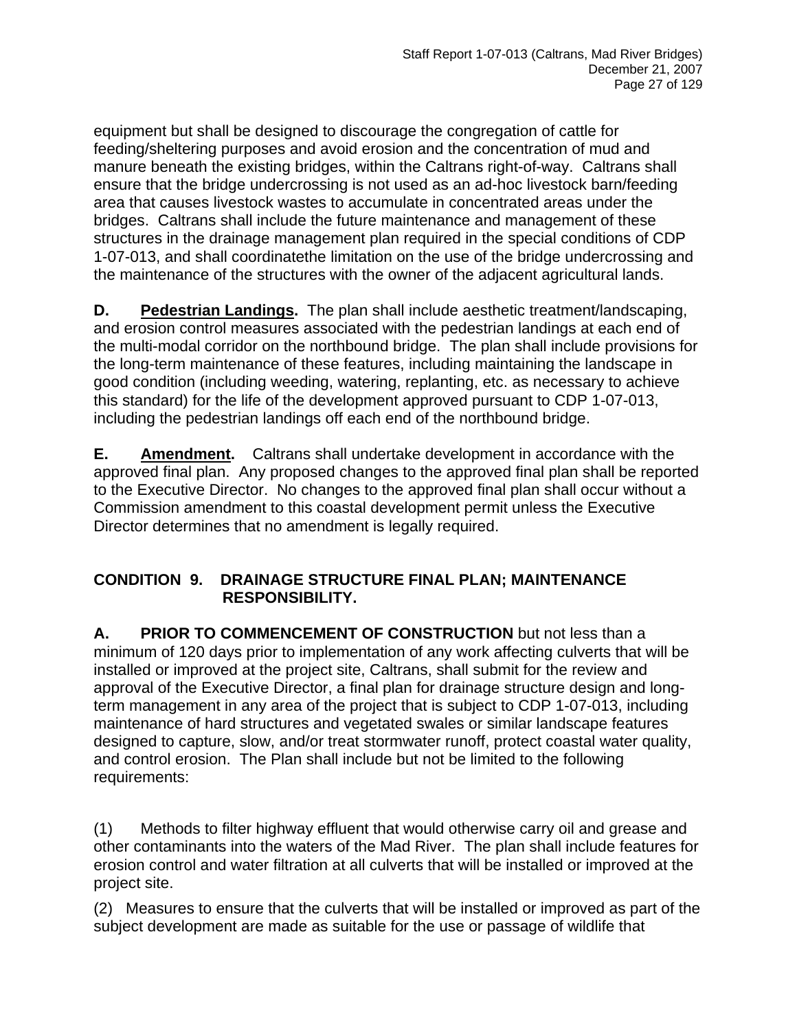equipment but shall be designed to discourage the congregation of cattle for feeding/sheltering purposes and avoid erosion and the concentration of mud and manure beneath the existing bridges, within the Caltrans right-of-way. Caltrans shall ensure that the bridge undercrossing is not used as an ad-hoc livestock barn/feeding area that causes livestock wastes to accumulate in concentrated areas under the bridges. Caltrans shall include the future maintenance and management of these structures in the drainage management plan required in the special conditions of CDP 1-07-013, and shall coordinatethe limitation on the use of the bridge undercrossing and the maintenance of the structures with the owner of the adjacent agricultural lands.

**D. <u>Pedestrian Landings</u>.** The plan shall include aesthetic treatment/landscaping, and erosion control measures associated with the pedestrian landings at each end of the multi-modal corridor on the northbound bridge. The plan shall include provisions for the long-term maintenance of these features, including maintaining the landscape in good condition (including weeding, watering, replanting, etc. as necessary to achieve this standard) for the life of the development approved pursuant to CDP 1-07-013, including the pedestrian landings off each end of the northbound bridge.

**E. <u>Amendment</u>.** Caltrans shall undertake development in accordance with the approved final plan. Any proposed changes to the approved final plan shall be reported to the Executive Director. No changes to the approved final plan shall occur without a Commission amendment to this coastal development permit unless the Executive Director determines that no amendment is legally required.

## CONDITION 9. DRAINAGE STRUCTURE FINAL PLAN; MAINTENANCE RESPONSIBILITY.

**A. PRIOR TO COMMENCEMENT OF CONSTRUCTION** but not less than a minimum of 120 days prior to implementation of any work affecting culverts that will be installed or improved at the project site, Caltrans, shall submit for the review and approval of the Executive Director, a final plan for drainage structure design and long-term management in any area of the project that is subject to CDP 1-07-013, including maintenance of hard structures and vegetated swales or similar landscape features designed to capture, slow, and/or treat stormwater runoff, protect coastal water quality, and control erosion. The Plan shall include but not be limited to the following requirements:

(1) Methods to filter highway effluent that would otherwise carry oil and grease and other contaminants into the waters of the Mad River. The plan shall include features for erosion control and water filtration at all culverts that will be installed or improved at the project site.

(2) Measures to ensure that the culverts that will be installed or improved as part of the subject development are made as suitable for the use or passage of wildlife that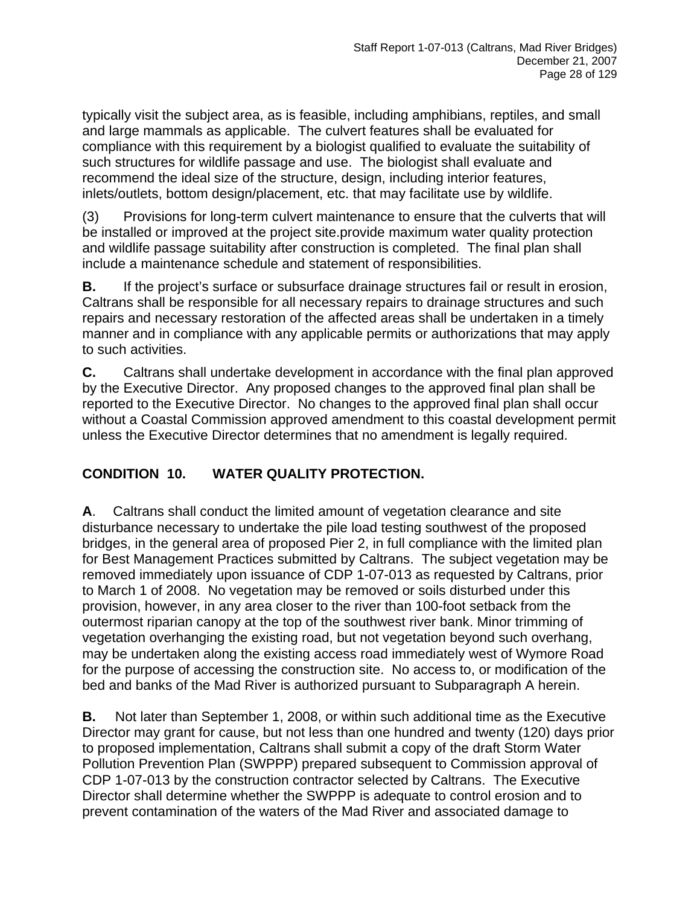typically visit the subject area, as is feasible, including amphibians, reptiles, and small and large mammals as applicable. The culvert features shall be evaluated for compliance with this requirement by a biologist qualified to evaluate the suitability of such structures for wildlife passage and use. The biologist shall evaluate and recommend the ideal size of the structure, design, including interior features, inlets/outlets, bottom design/placement, etc. that may facilitate use by wildlife.

(3) Provisions for long-term culvert maintenance to ensure that the culverts that will be installed or improved at the project site.provide maximum water quality protection and wildlife passage suitability after construction is completed. The final plan shall include a maintenance schedule and statement of responsibilities.

**B.** If the project's surface or subsurface drainage structures fail or result in erosion, Caltrans shall be responsible for all necessary repairs to drainage structures and such repairs and necessary restoration of the affected areas shall be undertaken in a timely manner and in compliance with any applicable permits or authorizations that may apply to such activities.

**C.** Caltrans shall undertake development in accordance with the final plan approved by the Executive Director. Any proposed changes to the approved final plan shall be reported to the Executive Director. No changes to the approved final plan shall occur without a Coastal Commission approved amendment to this coastal development permit unless the Executive Director determines that no amendment is legally required.

### CONDITION 10. WATER QUALITY PROTECTION.

**A**. Caltrans shall conduct the limited amount of vegetation clearance and site disturbance necessary to undertake the pile load testing southwest of the proposed bridges, in the general area of proposed Pier 2, in full compliance with the limited plan for Best Management Practices submitted by Caltrans. The subject vegetation may be removed immediately upon issuance of CDP 1-07-013 as requested by Caltrans, prior to March 1 of 2008. No vegetation may be removed or soils disturbed under this provision, however, in any area closer to the river than 100-foot setback from the outermost riparian canopy at the top of the southwest river bank. Minor trimming of vegetation overhanging the existing road, but not vegetation beyond such overhang, may be undertaken along the existing access road immediately west of Wymore Road for the purpose of accessing the construction site. No access to, or modification of the bed and banks of the Mad River is authorized pursuant to Subparagraph A herein.

**B.** Not later than September 1, 2008, or within such additional time as the Executive Director may grant for cause, but not less than one hundred and twenty (120) days prior to proposed implementation, Caltrans shall submit a copy of the draft Storm Water Pollution Prevention Plan (SWPPP) prepared subsequent to Commission approval of CDP 1-07-013 by the construction contractor selected by Caltrans. The Executive Director shall determine whether the SWPPP is adequate to control erosion and to prevent contamination of the waters of the Mad River and associated damage to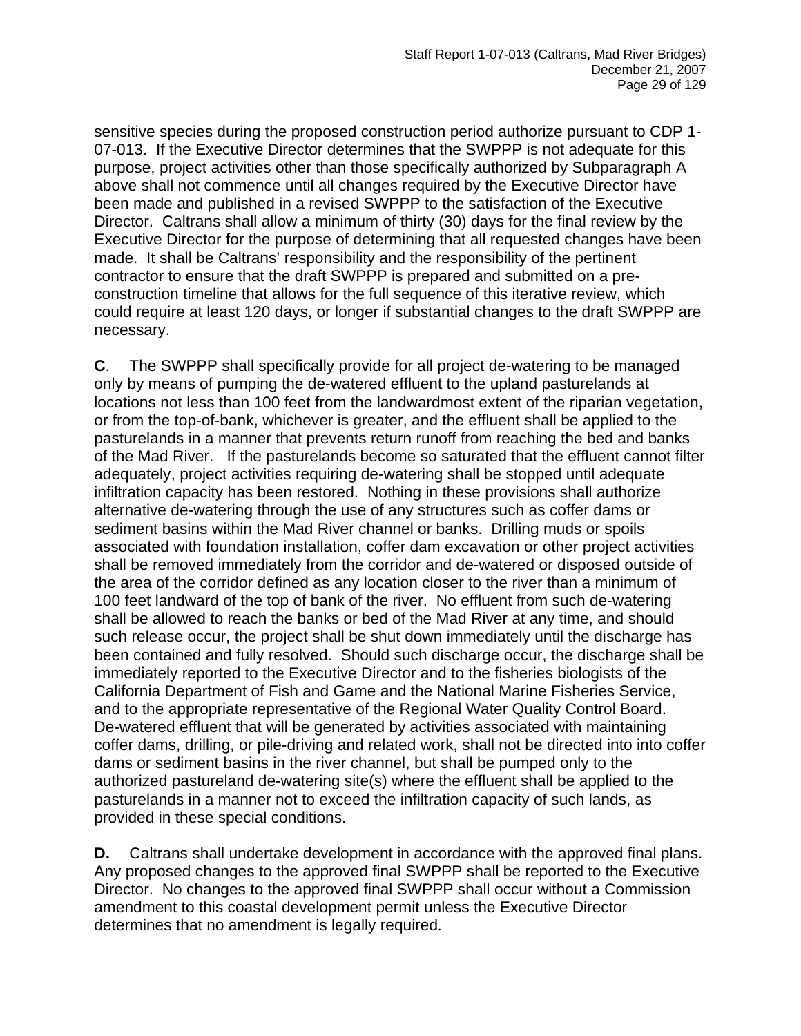sensitive species during the proposed construction period authorize pursuant to CDP 1-07-013. If the Executive Director determines that the SWPPP is not adequate for this purpose, project activities other than those specifically authorized by Subparagraph A above shall not commence until all changes required by the Executive Director have been made and published in a revised SWPPP to the satisfaction of the Executive Director. Caltrans shall allow a minimum of thirty (30) days for the final review by the Executive Director for the purpose of determining that all requested changes have been made. It shall be Caltrans' responsibility and the responsibility of the pertinent contractor to ensure that the draft SWPPP is prepared and submitted on a pre-construction timeline that allows for the full sequence of this iterative review, which could require at least 120 days, or longer if substantial changes to the draft SWPPP are necessary.

**C**. The SWPPP shall specifically provide for all project de-watering to be managed only by means of pumping the de-watered effluent to the upland pasturelands at locations not less than 100 feet from the landwardmost extent of the riparian vegetation, or from the top-of-bank, whichever is greater, and the effluent shall be applied to the pasturelands in a manner that prevents return runoff from reaching the bed and banks of the Mad River. If the pasturelands become so saturated that the effluent cannot filter adequately, project activities requiring de-watering shall be stopped until adequate infiltration capacity has been restored. Nothing in these provisions shall authorize alternative de-watering through the use of any structures such as coffer dams or sediment basins within the Mad River channel or banks. Drilling muds or spoils associated with foundation installation, coffer dam excavation or other project activities shall be removed immediately from the corridor and de-watered or disposed outside of the area of the corridor defined as any location closer to the river than a minimum of 100 feet landward of the top of bank of the river. No effluent from such de-watering shall be allowed to reach the banks or bed of the Mad River at any time, and should such release occur, the project shall be shut down immediately until the discharge has been contained and fully resolved. Should such discharge occur, the discharge shall be immediately reported to the Executive Director and to the fisheries biologists of the California Department of Fish and Game and the National Marine Fisheries Service, and to the appropriate representative of the Regional Water Quality Control Board. De-watered effluent that will be generated by activities associated with maintaining coffer dams, drilling, or pile-driving and related work, shall not be directed into into coffer dams or sediment basins in the river channel, but shall be pumped only to the authorized pastureland de-watering site(s) where the effluent shall be applied to the pasturelands in a manner not to exceed the infiltration capacity of such lands, as provided in these special conditions.

**D.** Caltrans shall undertake development in accordance with the approved final plans. Any proposed changes to the approved final SWPPP shall be reported to the Executive Director. No changes to the approved final SWPPP shall occur without a Commission amendment to this coastal development permit unless the Executive Director determines that no amendment is legally required.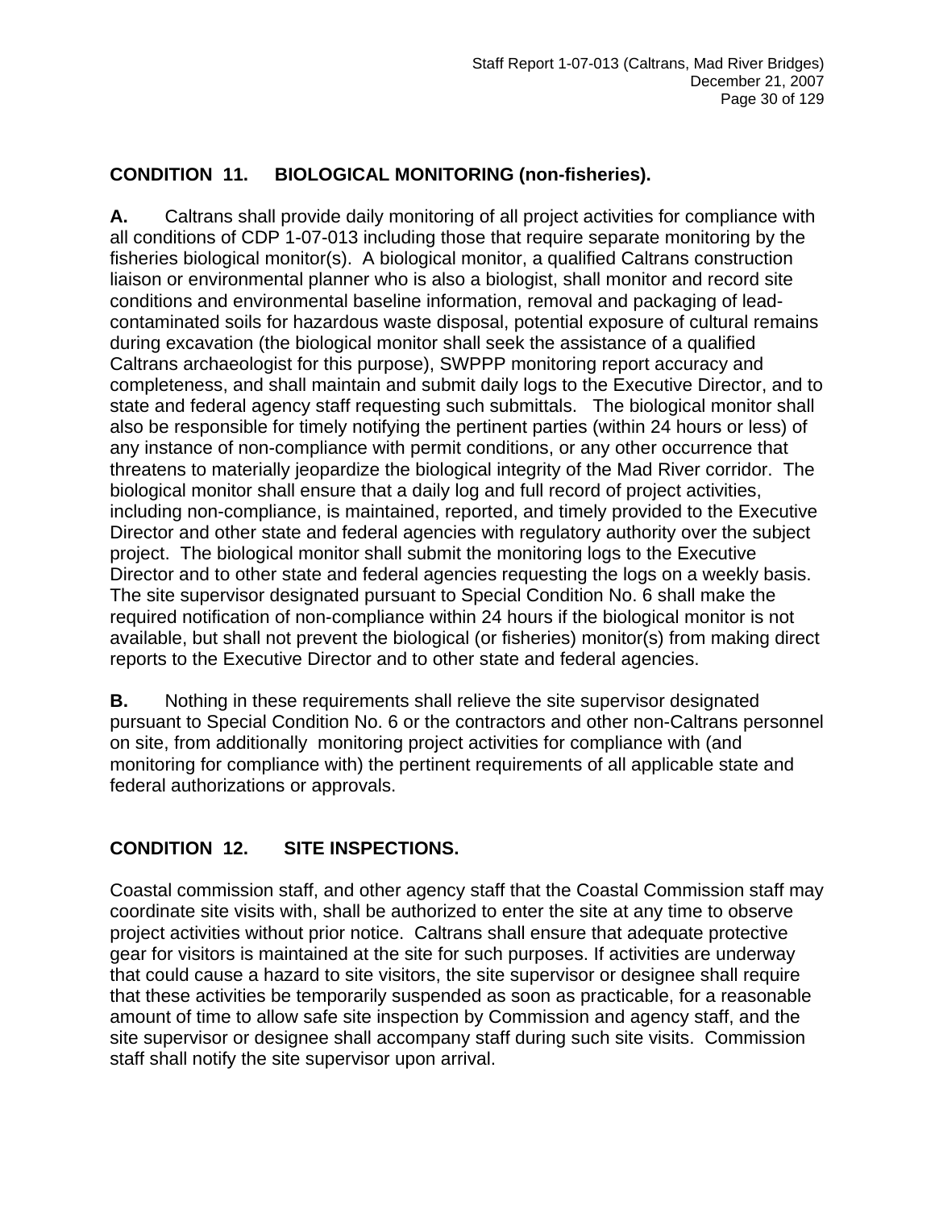## CONDITION 11. BIOLOGICAL MONITORING (non-fisheries).

**A.** Caltrans shall provide daily monitoring of all project activities for compliance with all conditions of CDP 1-07-013 including those that require separate monitoring by the fisheries biological monitor(s). A biological monitor, a qualified Caltrans construction liaison or environmental planner who is also a biologist, shall monitor and record site conditions and environmental baseline information, removal and packaging of lead-contaminated soils for hazardous waste disposal, potential exposure of cultural remains during excavation (the biological monitor shall seek the assistance of a qualified Caltrans archaeologist for this purpose), SWPPP monitoring report accuracy and completeness, and shall maintain and submit daily logs to the Executive Director, and to state and federal agency staff requesting such submittals. The biological monitor shall also be responsible for timely notifying the pertinent parties (within 24 hours or less) of any instance of non-compliance with permit conditions, or any other occurrence that threatens to materially jeopardize the biological integrity of the Mad River corridor. The biological monitor shall ensure that a daily log and full record of project activities, including non-compliance, is maintained, reported, and timely provided to the Executive Director and other state and federal agencies with regulatory authority over the subject project. The biological monitor shall submit the monitoring logs to the Executive Director and to other state and federal agencies requesting the logs on a weekly basis. The site supervisor designated pursuant to Special Condition No. 6 shall make the required notification of non-compliance within 24 hours if the biological monitor is not available, but shall not prevent the biological (or fisheries) monitor(s) from making direct reports to the Executive Director and to other state and federal agencies.

**B.** Nothing in these requirements shall relieve the site supervisor designated pursuant to Special Condition No. 6 or the contractors and other non-Caltrans personnel on site, from additionally monitoring project activities for compliance with (and monitoring for compliance with) the pertinent requirements of all applicable state and federal authorizations or approvals.

## CONDITION 12. SITE INSPECTIONS.

Coastal commission staff, and other agency staff that the Coastal Commission staff may coordinate site visits with, shall be authorized to enter the site at any time to observe project activities without prior notice. Caltrans shall ensure that adequate protective gear for visitors is maintained at the site for such purposes. If activities are underway that could cause a hazard to site visitors, the site supervisor or designee shall require that these activities be temporarily suspended as soon as practicable, for a reasonable amount of time to allow safe site inspection by Commission and agency staff, and the site supervisor or designee shall accompany staff during such site visits. Commission staff shall notify the site supervisor upon arrival.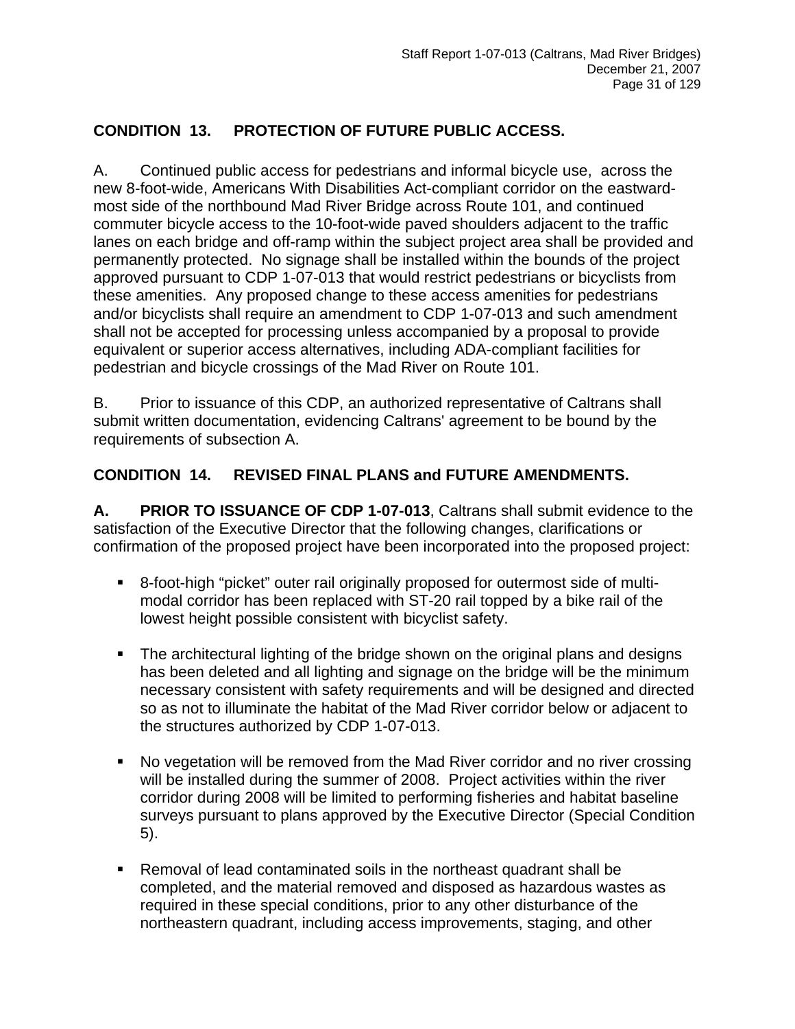**CONDITION 13. PROTECTION OF FUTURE PUBLIC ACCESS.**

A. Continued public access for pedestrians and informal bicycle use, across the new 8-foot-wide, Americans With Disabilities Act-compliant corridor on the eastward-most side of the northbound Mad River Bridge across Route 101, and continued commuter bicycle access to the 10-foot-wide paved shoulders adjacent to the traffic lanes on each bridge and off-ramp within the subject project area shall be provided and permanently protected. No signage shall be installed within the bounds of the project approved pursuant to CDP 1-07-013 that would restrict pedestrians or bicyclists from these amenities. Any proposed change to these access amenities for pedestrians and/or bicyclists shall require an amendment to CDP 1-07-013 and such amendment shall not be accepted for processing unless accompanied by a proposal to provide equivalent or superior access alternatives, including ADA-compliant facilities for pedestrian and bicycle crossings of the Mad River on Route 101.

B. Prior to issuance of this CDP, an authorized representative of Caltrans shall submit written documentation, evidencing Caltrans' agreement to be bound by the requirements of subsection A.

**CONDITION 14. REVISED FINAL PLANS and FUTURE AMENDMENTS.**

**A. PRIOR TO ISSUANCE OF CDP 1-07-013**, Caltrans shall submit evidence to the satisfaction of the Executive Director that the following changes, clarifications or confirmation of the proposed project have been incorporated into the proposed project:

- 8-foot-high "picket" outer rail originally proposed for outermost side of multi-modal corridor has been replaced with ST-20 rail topped by a bike rail of the lowest height possible consistent with bicyclist safety.

- The architectural lighting of the bridge shown on the original plans and designs has been deleted and all lighting and signage on the bridge will be the minimum necessary consistent with safety requirements and will be designed and directed so as not to illuminate the habitat of the Mad River corridor below or adjacent to the structures authorized by CDP 1-07-013.

- No vegetation will be removed from the Mad River corridor and no river crossing will be installed during the summer of 2008. Project activities within the river corridor during 2008 will be limited to performing fisheries and habitat baseline surveys pursuant to plans approved by the Executive Director (Special Condition 5).

- Removal of lead contaminated soils in the northeast quadrant shall be completed, and the material removed and disposed as hazardous wastes as required in these special conditions, prior to any other disturbance of the northeastern quadrant, including access improvements, staging, and other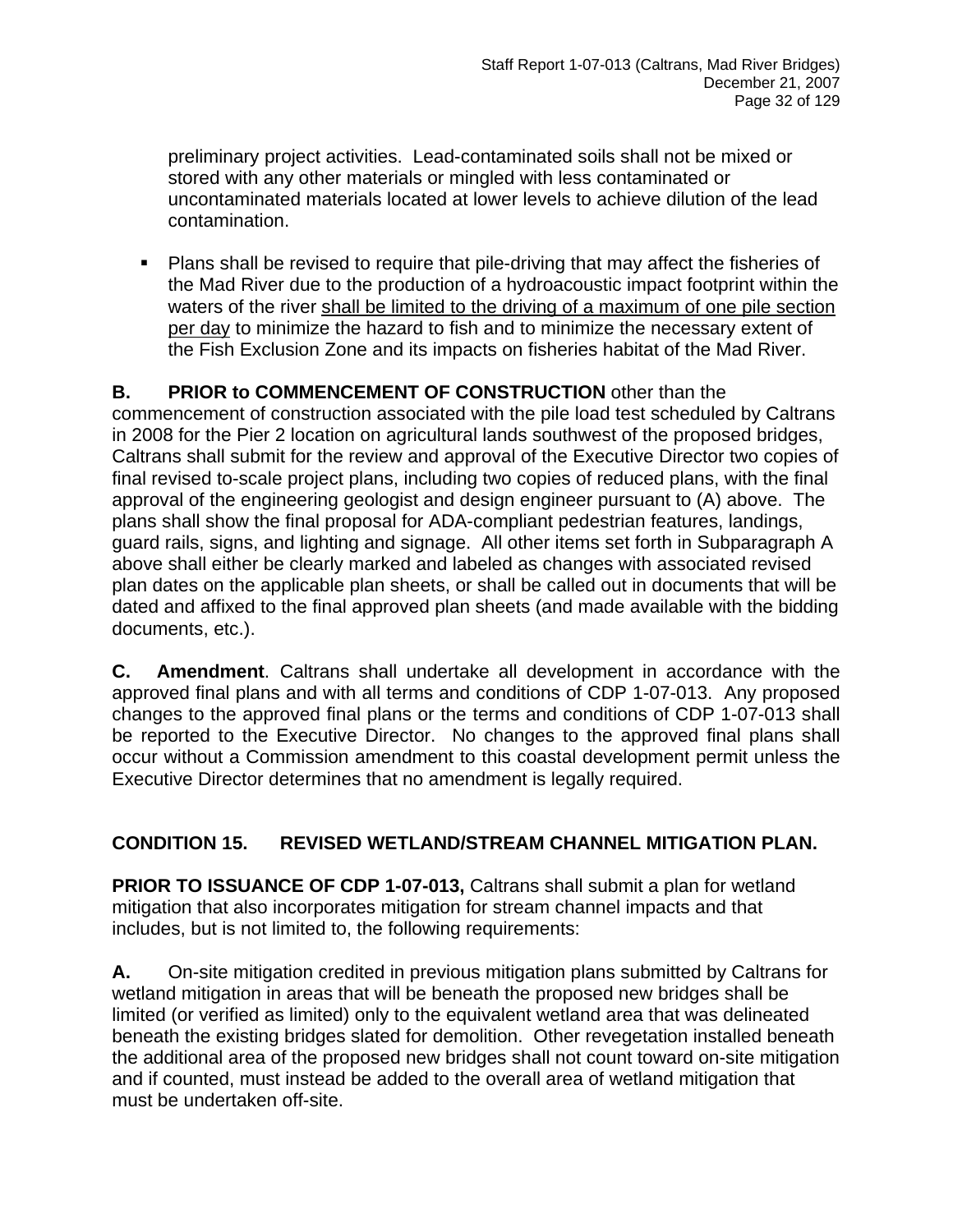preliminary project activities. Lead-contaminated soils shall not be mixed or stored with any other materials or mingled with less contaminated or uncontaminated materials located at lower levels to achieve dilution of the lead contamination.

- Plans shall be revised to require that pile-driving that may affect the fisheries of the Mad River due to the production of a hydroacoustic impact footprint within the waters of the river <u>shall be limited to the driving of a maximum of one pile section per day</u> to minimize the hazard to fish and to minimize the necessary extent of the Fish Exclusion Zone and its impacts on fisheries habitat of the Mad River.

**B. PRIOR to COMMENCEMENT OF CONSTRUCTION** other than the commencement of construction associated with the pile load test scheduled by Caltrans in 2008 for the Pier 2 location on agricultural lands southwest of the proposed bridges, Caltrans shall submit for the review and approval of the Executive Director two copies of final revised to-scale project plans, including two copies of reduced plans, with the final approval of the engineering geologist and design engineer pursuant to (A) above. The plans shall show the final proposal for ADA-compliant pedestrian features, landings, guard rails, signs, and lighting and signage. All other items set forth in Subparagraph A above shall either be clearly marked and labeled as changes with associated revised plan dates on the applicable plan sheets, or shall be called out in documents that will be dated and affixed to the final approved plan sheets (and made available with the bidding documents, etc.).

**C. Amendment**. Caltrans shall undertake all development in accordance with the approved final plans and with all terms and conditions of CDP 1-07-013. Any proposed changes to the approved final plans or the terms and conditions of CDP 1-07-013 shall be reported to the Executive Director. No changes to the approved final plans shall occur without a Commission amendment to this coastal development permit unless the Executive Director determines that no amendment is legally required.

## CONDITION 15. REVISED WETLAND/STREAM CHANNEL MITIGATION PLAN.

**PRIOR TO ISSUANCE OF CDP 1-07-013,** Caltrans shall submit a plan for wetland mitigation that also incorporates mitigation for stream channel impacts and that includes, but is not limited to, the following requirements:

**A.** On-site mitigation credited in previous mitigation plans submitted by Caltrans for wetland mitigation in areas that will be beneath the proposed new bridges shall be limited (or verified as limited) only to the equivalent wetland area that was delineated beneath the existing bridges slated for demolition. Other revegetation installed beneath the additional area of the proposed new bridges shall not count toward on-site mitigation and if counted, must instead be added to the overall area of wetland mitigation that must be undertaken off-site.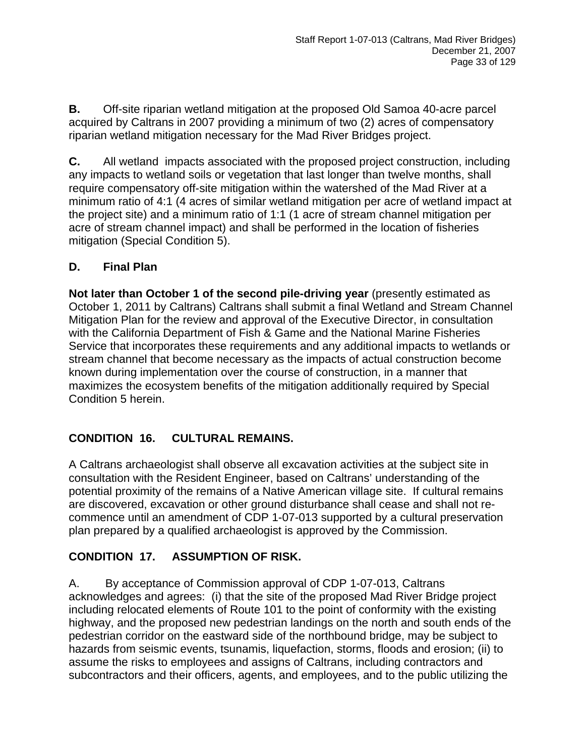**B.** Off-site riparian wetland mitigation at the proposed Old Samoa 40-acre parcel acquired by Caltrans in 2007 providing a minimum of two (2) acres of compensatory riparian wetland mitigation necessary for the Mad River Bridges project.

**C.** All wetland impacts associated with the proposed project construction, including any impacts to wetland soils or vegetation that last longer than twelve months, shall require compensatory off-site mitigation within the watershed of the Mad River at a minimum ratio of 4:1 (4 acres of similar wetland mitigation per acre of wetland impact at the project site) and a minimum ratio of 1:1 (1 acre of stream channel mitigation per acre of stream channel impact) and shall be performed in the location of fisheries mitigation (Special Condition 5).

**D. Final Plan**

**Not later than October 1 of the second pile-driving year** (presently estimated as October 1, 2011 by Caltrans) Caltrans shall submit a final Wetland and Stream Channel Mitigation Plan for the review and approval of the Executive Director, in consultation with the California Department of Fish & Game and the National Marine Fisheries Service that incorporates these requirements and any additional impacts to wetlands or stream channel that become necessary as the impacts of actual construction become known during implementation over the course of construction, in a manner that maximizes the ecosystem benefits of the mitigation additionally required by Special Condition 5 herein.

## CONDITION 16. CULTURAL REMAINS.

A Caltrans archaeologist shall observe all excavation activities at the subject site in consultation with the Resident Engineer, based on Caltrans' understanding of the potential proximity of the remains of a Native American village site. If cultural remains are discovered, excavation or other ground disturbance shall cease and shall not re-commence until an amendment of CDP 1-07-013 supported by a cultural preservation plan prepared by a qualified archaeologist is approved by the Commission.

## CONDITION 17. ASSUMPTION OF RISK.

A. By acceptance of Commission approval of CDP 1-07-013, Caltrans acknowledges and agrees: (i) that the site of the proposed Mad River Bridge project including relocated elements of Route 101 to the point of conformity with the existing highway, and the proposed new pedestrian landings on the north and south ends of the pedestrian corridor on the eastward side of the northbound bridge, may be subject to hazards from seismic events, tsunamis, liquefaction, storms, floods and erosion; (ii) to assume the risks to employees and assigns of Caltrans, including contractors and subcontractors and their officers, agents, and employees, and to the public utilizing the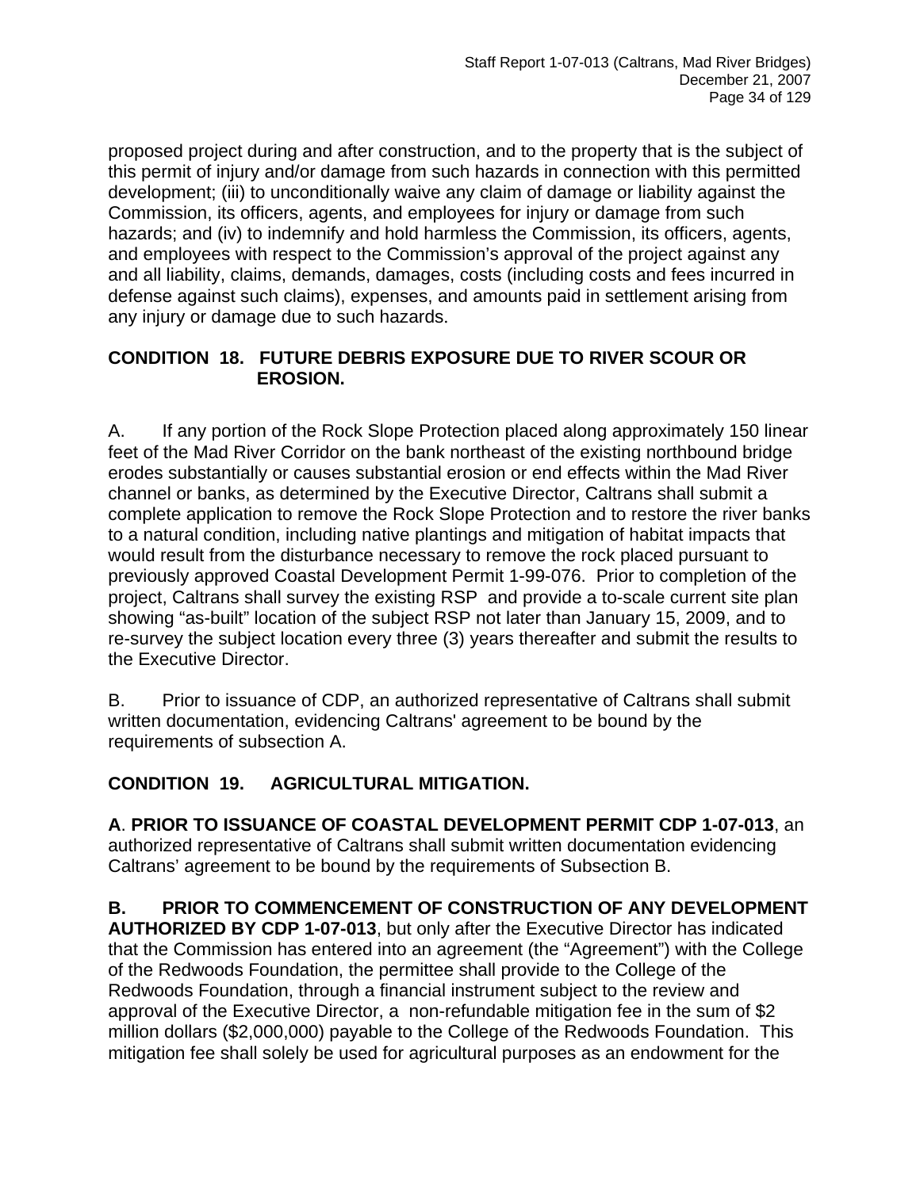proposed project during and after construction, and to the property that is the subject of this permit of injury and/or damage from such hazards in connection with this permitted development; (iii) to unconditionally waive any claim of damage or liability against the Commission, its officers, agents, and employees for injury or damage from such hazards; and (iv) to indemnify and hold harmless the Commission, its officers, agents, and employees with respect to the Commission's approval of the project against any and all liability, claims, demands, damages, costs (including costs and fees incurred in defense against such claims), expenses, and amounts paid in settlement arising from any injury or damage due to such hazards.

**CONDITION 18. FUTURE DEBRIS EXPOSURE DUE TO RIVER SCOUR OR EROSION.**

A. If any portion of the Rock Slope Protection placed along approximately 150 linear feet of the Mad River Corridor on the bank northeast of the existing northbound bridge erodes substantially or causes substantial erosion or end effects within the Mad River channel or banks, as determined by the Executive Director, Caltrans shall submit a complete application to remove the Rock Slope Protection and to restore the river banks to a natural condition, including native plantings and mitigation of habitat impacts that would result from the disturbance necessary to remove the rock placed pursuant to previously approved Coastal Development Permit 1-99-076. Prior to completion of the project, Caltrans shall survey the existing RSP and provide a to-scale current site plan showing "as-built" location of the subject RSP not later than January 15, 2009, and to re-survey the subject location every three (3) years thereafter and submit the results to the Executive Director.

B. Prior to issuance of CDP, an authorized representative of Caltrans shall submit written documentation, evidencing Caltrans' agreement to be bound by the requirements of subsection A.

**CONDITION 19. AGRICULTURAL MITIGATION.**

**A**. **PRIOR TO ISSUANCE OF COASTAL DEVELOPMENT PERMIT CDP 1-07-013**, an authorized representative of Caltrans shall submit written documentation evidencing Caltrans' agreement to be bound by the requirements of Subsection B.

**B. PRIOR TO COMMENCEMENT OF CONSTRUCTION OF ANY DEVELOPMENT AUTHORIZED BY CDP 1-07-013**, but only after the Executive Director has indicated that the Commission has entered into an agreement (the "Agreement") with the College of the Redwoods Foundation, the permittee shall provide to the College of the Redwoods Foundation, through a financial instrument subject to the review and approval of the Executive Director, a non-refundable mitigation fee in the sum of $2 million dollars ($2,000,000) payable to the College of the Redwoods Foundation. This mitigation fee shall solely be used for agricultural purposes as an endowment for the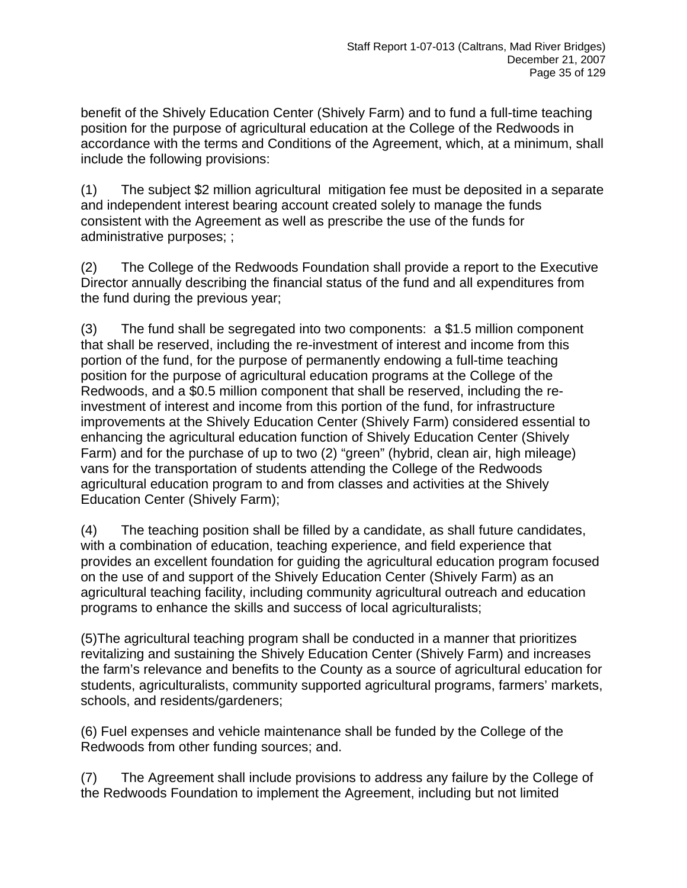benefit of the Shively Education Center (Shively Farm) and to fund a full-time teaching position for the purpose of agricultural education at the College of the Redwoods in accordance with the terms and Conditions of the Agreement, which, at a minimum, shall include the following provisions:

(1) The subject $2 million agricultural mitigation fee must be deposited in a separate and independent interest bearing account created solely to manage the funds consistent with the Agreement as well as prescribe the use of the funds for administrative purposes; ;

(2) The College of the Redwoods Foundation shall provide a report to the Executive Director annually describing the financial status of the fund and all expenditures from the fund during the previous year;

(3) The fund shall be segregated into two components: a $1.5 million component that shall be reserved, including the re-investment of interest and income from this portion of the fund, for the purpose of permanently endowing a full-time teaching position for the purpose of agricultural education programs at the College of the Redwoods, and a $0.5 million component that shall be reserved, including the re-investment of interest and income from this portion of the fund, for infrastructure improvements at the Shively Education Center (Shively Farm) considered essential to enhancing the agricultural education function of Shively Education Center (Shively Farm) and for the purchase of up to two (2) "green" (hybrid, clean air, high mileage) vans for the transportation of students attending the College of the Redwoods agricultural education program to and from classes and activities at the Shively Education Center (Shively Farm);

(4) The teaching position shall be filled by a candidate, as shall future candidates, with a combination of education, teaching experience, and field experience that provides an excellent foundation for guiding the agricultural education program focused on the use of and support of the Shively Education Center (Shively Farm) as an agricultural teaching facility, including community agricultural outreach and education programs to enhance the skills and success of local agriculturalists;

(5)The agricultural teaching program shall be conducted in a manner that prioritizes revitalizing and sustaining the Shively Education Center (Shively Farm) and increases the farm's relevance and benefits to the County as a source of agricultural education for students, agriculturalists, community supported agricultural programs, farmers' markets, schools, and residents/gardeners;

(6) Fuel expenses and vehicle maintenance shall be funded by the College of the Redwoods from other funding sources; and.

(7) The Agreement shall include provisions to address any failure by the College of the Redwoods Foundation to implement the Agreement, including but not limited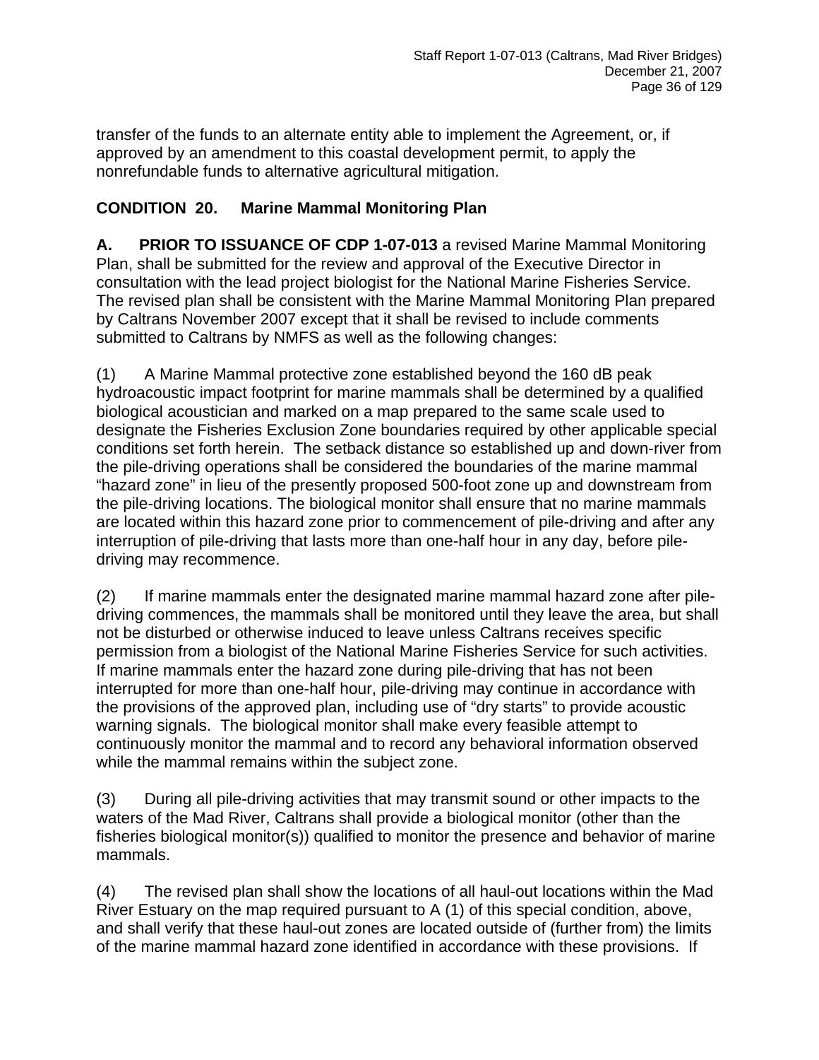transfer of the funds to an alternate entity able to implement the Agreement, or, if approved by an amendment to this coastal development permit, to apply the nonrefundable funds to alternative agricultural mitigation.

**CONDITION 20. Marine Mammal Monitoring Plan**

**A. PRIOR TO ISSUANCE OF CDP 1-07-013** a revised Marine Mammal Monitoring Plan, shall be submitted for the review and approval of the Executive Director in consultation with the lead project biologist for the National Marine Fisheries Service. The revised plan shall be consistent with the Marine Mammal Monitoring Plan prepared by Caltrans November 2007 except that it shall be revised to include comments submitted to Caltrans by NMFS as well as the following changes:

(1) A Marine Mammal protective zone established beyond the 160 dB peak hydroacoustic impact footprint for marine mammals shall be determined by a qualified biological acoustician and marked on a map prepared to the same scale used to designate the Fisheries Exclusion Zone boundaries required by other applicable special conditions set forth herein. The setback distance so established up and down-river from the pile-driving operations shall be considered the boundaries of the marine mammal "hazard zone" in lieu of the presently proposed 500-foot zone up and downstream from the pile-driving locations. The biological monitor shall ensure that no marine mammals are located within this hazard zone prior to commencement of pile-driving and after any interruption of pile-driving that lasts more than one-half hour in any day, before pile-driving may recommence.

(2) If marine mammals enter the designated marine mammal hazard zone after pile-driving commences, the mammals shall be monitored until they leave the area, but shall not be disturbed or otherwise induced to leave unless Caltrans receives specific permission from a biologist of the National Marine Fisheries Service for such activities. If marine mammals enter the hazard zone during pile-driving that has not been interrupted for more than one-half hour, pile-driving may continue in accordance with the provisions of the approved plan, including use of "dry starts" to provide acoustic warning signals. The biological monitor shall make every feasible attempt to continuously monitor the mammal and to record any behavioral information observed while the mammal remains within the subject zone.

(3) During all pile-driving activities that may transmit sound or other impacts to the waters of the Mad River, Caltrans shall provide a biological monitor (other than the fisheries biological monitor(s)) qualified to monitor the presence and behavior of marine mammals.

(4) The revised plan shall show the locations of all haul-out locations within the Mad River Estuary on the map required pursuant to A (1) of this special condition, above, and shall verify that these haul-out zones are located outside of (further from) the limits of the marine mammal hazard zone identified in accordance with these provisions. If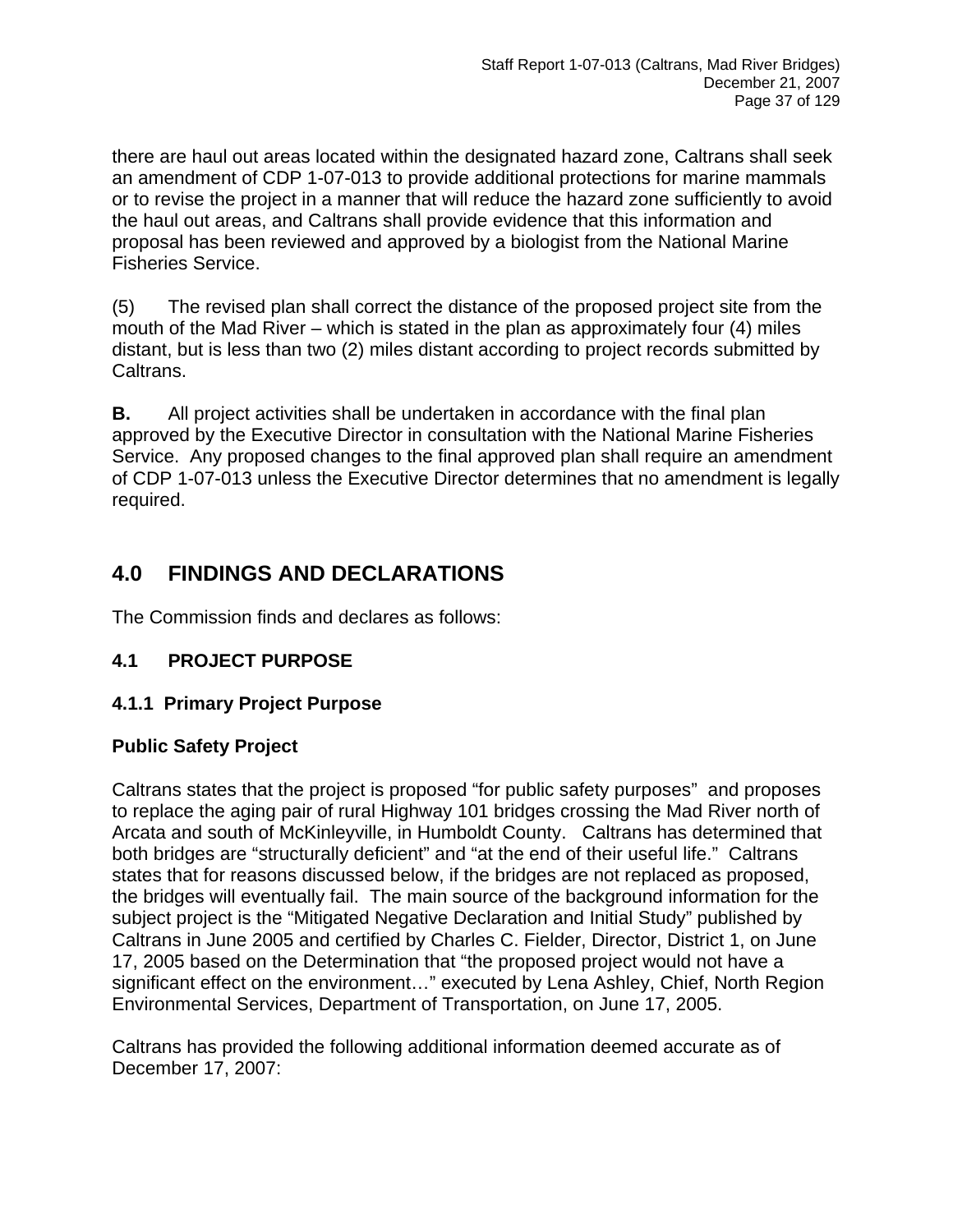there are haul out areas located within the designated hazard zone, Caltrans shall seek an amendment of CDP 1-07-013 to provide additional protections for marine mammals or to revise the project in a manner that will reduce the hazard zone sufficiently to avoid the haul out areas, and Caltrans shall provide evidence that this information and proposal has been reviewed and approved by a biologist from the National Marine Fisheries Service.

(5) The revised plan shall correct the distance of the proposed project site from the mouth of the Mad River – which is stated in the plan as approximately four (4) miles distant, but is less than two (2) miles distant according to project records submitted by Caltrans.

**B.** All project activities shall be undertaken in accordance with the final plan approved by the Executive Director in consultation with the National Marine Fisheries Service. Any proposed changes to the final approved plan shall require an amendment of CDP 1-07-013 unless the Executive Director determines that no amendment is legally required.

## 4.0 FINDINGS AND DECLARATIONS

The Commission finds and declares as follows:

### 4.1 PROJECT PURPOSE

#### 4.1.1 Primary Project Purpose

**Public Safety Project**

Caltrans states that the project is proposed "for public safety purposes" and proposes to replace the aging pair of rural Highway 101 bridges crossing the Mad River north of Arcata and south of McKinleyville, in Humboldt County. Caltrans has determined that both bridges are "structurally deficient" and "at the end of their useful life." Caltrans states that for reasons discussed below, if the bridges are not replaced as proposed, the bridges will eventually fail. The main source of the background information for the subject project is the "Mitigated Negative Declaration and Initial Study" published by Caltrans in June 2005 and certified by Charles C. Fielder, Director, District 1, on June 17, 2005 based on the Determination that "the proposed project would not have a significant effect on the environment…" executed by Lena Ashley, Chief, North Region Environmental Services, Department of Transportation, on June 17, 2005.

Caltrans has provided the following additional information deemed accurate as of December 17, 2007: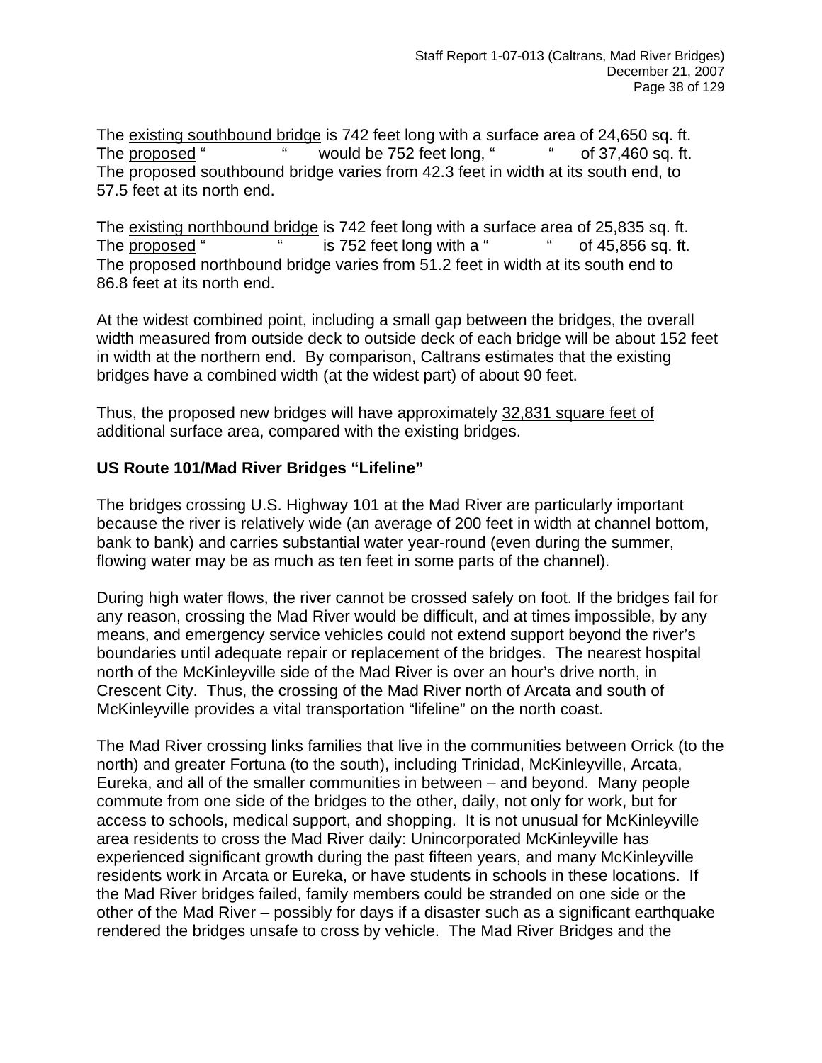The <u>existing southbound bridge</u> is 742 feet long with a surface area of 24,650 sq. ft.
The <u>proposed</u> "        " would be 752 feet long, "        " of 37,460 sq. ft.
The proposed southbound bridge varies from 42.3 feet in width at its south end, to 57.5 feet at its north end.

The <u>existing northbound bridge</u> is 742 feet long with a surface area of 25,835 sq. ft.
The <u>proposed</u> "        " is 752 feet long with a "        " of 45,856 sq. ft.
The proposed northbound bridge varies from 51.2 feet in width at its south end to 86.8 feet at its north end.

At the widest combined point, including a small gap between the bridges, the overall width measured from outside deck to outside deck of each bridge will be about 152 feet in width at the northern end. By comparison, Caltrans estimates that the existing bridges have a combined width (at the widest part) of about 90 feet.

Thus, the proposed new bridges will have approximately <u>32,831 square feet of additional surface area</u>, compared with the existing bridges.

**US Route 101/Mad River Bridges "Lifeline"**

The bridges crossing U.S. Highway 101 at the Mad River are particularly important because the river is relatively wide (an average of 200 feet in width at channel bottom, bank to bank) and carries substantial water year-round (even during the summer, flowing water may be as much as ten feet in some parts of the channel).

During high water flows, the river cannot be crossed safely on foot. If the bridges fail for any reason, crossing the Mad River would be difficult, and at times impossible, by any means, and emergency service vehicles could not extend support beyond the river's boundaries until adequate repair or replacement of the bridges. The nearest hospital north of the McKinleyville side of the Mad River is over an hour's drive north, in Crescent City. Thus, the crossing of the Mad River north of Arcata and south of McKinleyville provides a vital transportation "lifeline" on the north coast.

The Mad River crossing links families that live in the communities between Orrick (to the north) and greater Fortuna (to the south), including Trinidad, McKinleyville, Arcata, Eureka, and all of the smaller communities in between – and beyond. Many people commute from one side of the bridges to the other, daily, not only for work, but for access to schools, medical support, and shopping. It is not unusual for McKinleyville area residents to cross the Mad River daily: Unincorporated McKinleyville has experienced significant growth during the past fifteen years, and many McKinleyville residents work in Arcata or Eureka, or have students in schools in these locations. If the Mad River bridges failed, family members could be stranded on one side or the other of the Mad River – possibly for days if a disaster such as a significant earthquake rendered the bridges unsafe to cross by vehicle. The Mad River Bridges and the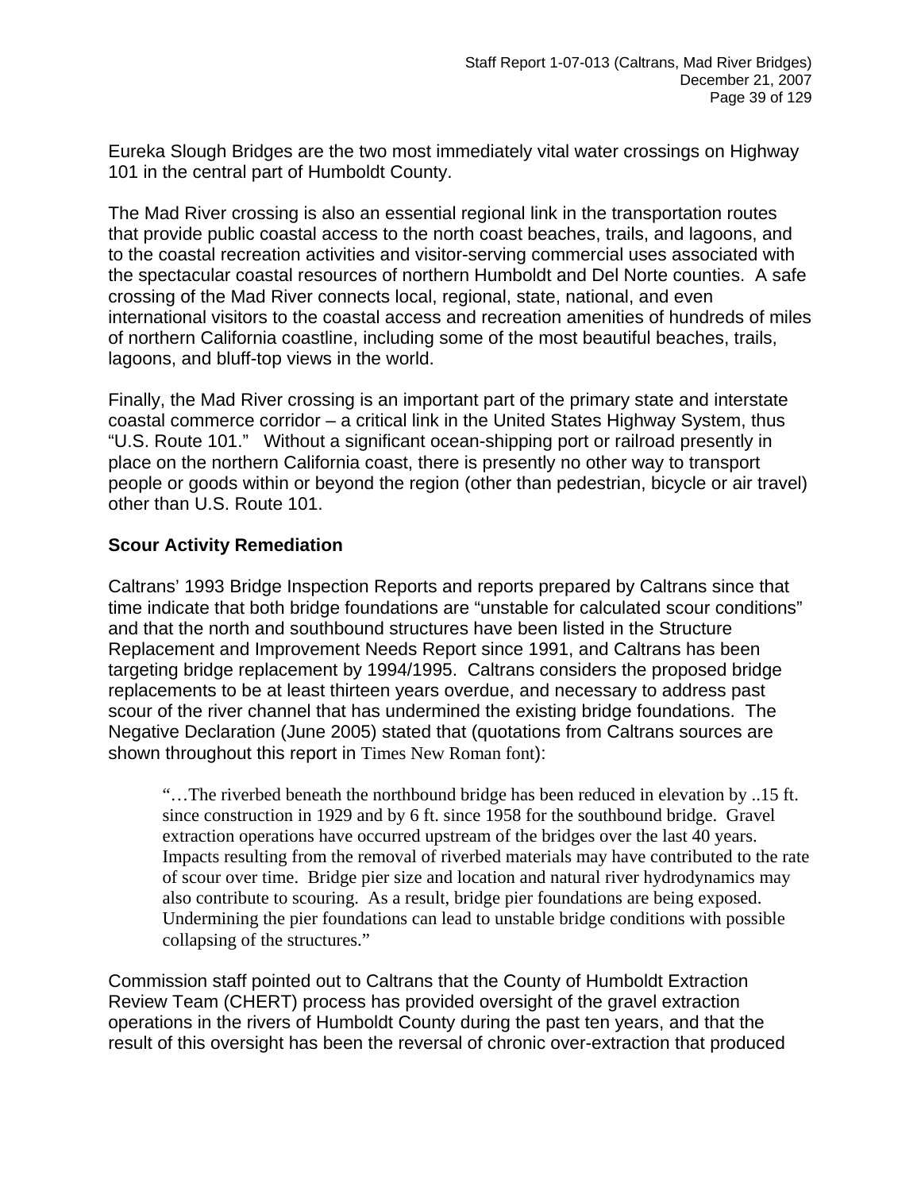Eureka Slough Bridges are the two most immediately vital water crossings on Highway 101 in the central part of Humboldt County.

The Mad River crossing is also an essential regional link in the transportation routes that provide public coastal access to the north coast beaches, trails, and lagoons, and to the coastal recreation activities and visitor-serving commercial uses associated with the spectacular coastal resources of northern Humboldt and Del Norte counties. A safe crossing of the Mad River connects local, regional, state, national, and even international visitors to the coastal access and recreation amenities of hundreds of miles of northern California coastline, including some of the most beautiful beaches, trails, lagoons, and bluff-top views in the world.

Finally, the Mad River crossing is an important part of the primary state and interstate coastal commerce corridor – a critical link in the United States Highway System, thus "U.S. Route 101." Without a significant ocean-shipping port or railroad presently in place on the northern California coast, there is presently no other way to transport people or goods within or beyond the region (other than pedestrian, bicycle or air travel) other than U.S. Route 101.

### Scour Activity Remediation

Caltrans' 1993 Bridge Inspection Reports and reports prepared by Caltrans since that time indicate that both bridge foundations are "unstable for calculated scour conditions" and that the north and southbound structures have been listed in the Structure Replacement and Improvement Needs Report since 1991, and Caltrans has been targeting bridge replacement by 1994/1995. Caltrans considers the proposed bridge replacements to be at least thirteen years overdue, and necessary to address past scour of the river channel that has undermined the existing bridge foundations. The Negative Declaration (June 2005) stated that (quotations from Caltrans sources are shown throughout this report in Times New Roman font):

> "…The riverbed beneath the northbound bridge has been reduced in elevation by ..15 ft. since construction in 1929 and by 6 ft. since 1958 for the southbound bridge. Gravel extraction operations have occurred upstream of the bridges over the last 40 years. Impacts resulting from the removal of riverbed materials may have contributed to the rate of scour over time. Bridge pier size and location and natural river hydrodynamics may also contribute to scouring. As a result, bridge pier foundations are being exposed. Undermining the pier foundations can lead to unstable bridge conditions with possible collapsing of the structures."

Commission staff pointed out to Caltrans that the County of Humboldt Extraction Review Team (CHERT) process has provided oversight of the gravel extraction operations in the rivers of Humboldt County during the past ten years, and that the result of this oversight has been the reversal of chronic over-extraction that produced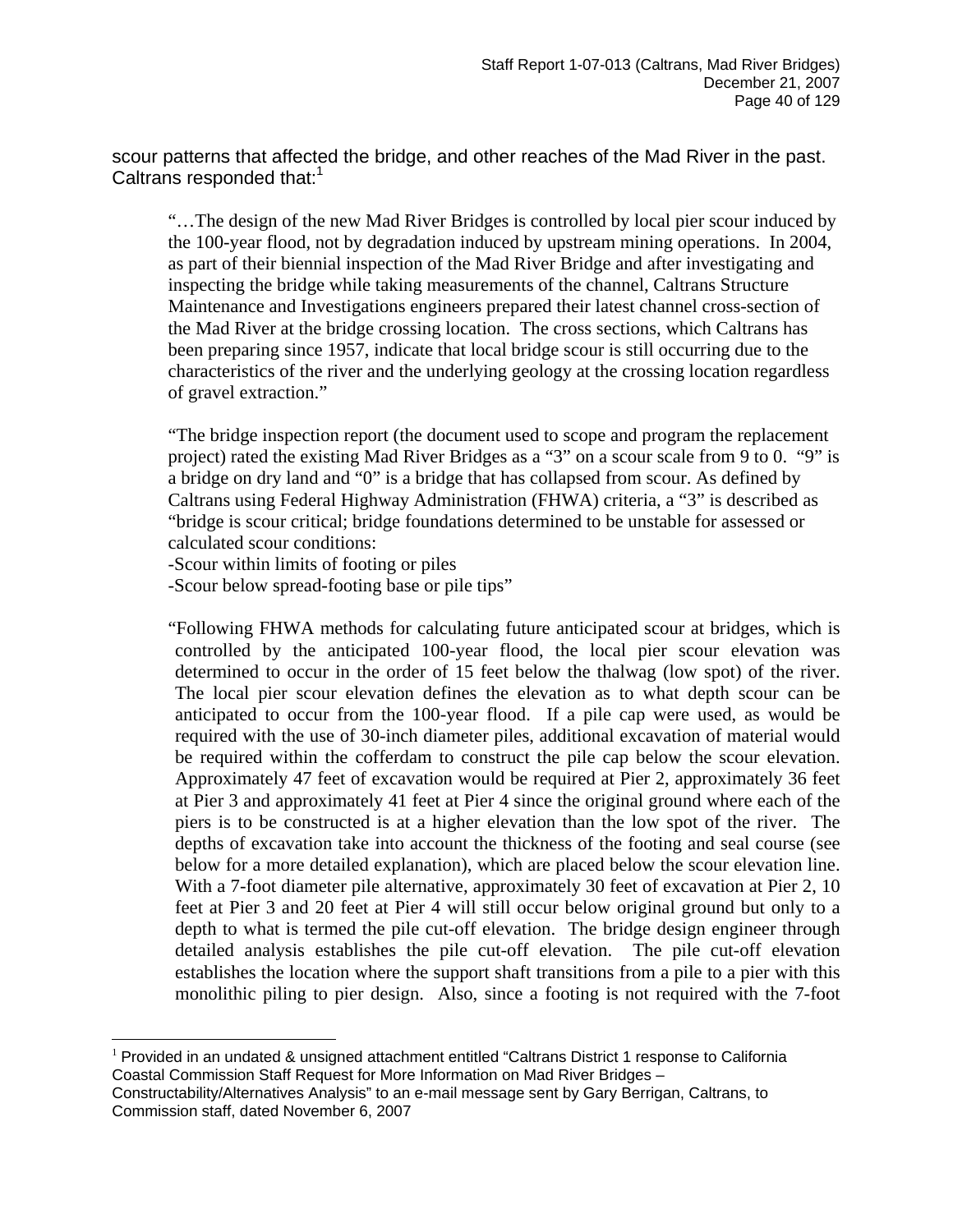scour patterns that affected the bridge, and other reaches of the Mad River in the past. Caltrans responded that:[1]

> "…The design of the new Mad River Bridges is controlled by local pier scour induced by the 100-year flood, not by degradation induced by upstream mining operations. In 2004, as part of their biennial inspection of the Mad River Bridge and after investigating and inspecting the bridge while taking measurements of the channel, Caltrans Structure Maintenance and Investigations engineers prepared their latest channel cross-section of the Mad River at the bridge crossing location. The cross sections, which Caltrans has been preparing since 1957, indicate that local bridge scour is still occurring due to the characteristics of the river and the underlying geology at the crossing location regardless of gravel extraction."
>
> "The bridge inspection report (the document used to scope and program the replacement project) rated the existing Mad River Bridges as a "3" on a scour scale from 9 to 0. "9" is a bridge on dry land and "0" is a bridge that has collapsed from scour. As defined by Caltrans using Federal Highway Administration (FHWA) criteria, a "3" is described as "bridge is scour critical; bridge foundations determined to be unstable for assessed or calculated scour conditions:
> -Scour within limits of footing or piles
> -Scour below spread-footing base or pile tips"
>
> "Following FHWA methods for calculating future anticipated scour at bridges, which is controlled by the anticipated 100-year flood, the local pier scour elevation was determined to occur in the order of 15 feet below the thalwag (low spot) of the river. The local pier scour elevation defines the elevation as to what depth scour can be anticipated to occur from the 100-year flood. If a pile cap were used, as would be required with the use of 30-inch diameter piles, additional excavation of material would be required within the cofferdam to construct the pile cap below the scour elevation. Approximately 47 feet of excavation would be required at Pier 2, approximately 36 feet at Pier 3 and approximately 41 feet at Pier 4 since the original ground where each of the piers is to be constructed is at a higher elevation than the low spot of the river. The depths of excavation take into account the thickness of the footing and seal course (see below for a more detailed explanation), which are placed below the scour elevation line. With a 7-foot diameter pile alternative, approximately 30 feet of excavation at Pier 2, 10 feet at Pier 3 and 20 feet at Pier 4 will still occur below original ground but only to a depth to what is termed the pile cut-off elevation. The bridge design engineer through detailed analysis establishes the pile cut-off elevation. The pile cut-off elevation establishes the location where the support shaft transitions from a pile to a pier with this monolithic piling to pier design. Also, since a footing is not required with the 7-foot

---

[1] Provided in an undated & unsigned attachment entitled "Caltrans District 1 response to California Coastal Commission Staff Request for More Information on Mad River Bridges – Constructability/Alternatives Analysis" to an e-mail message sent by Gary Berrigan, Caltrans, to Commission staff, dated November 6, 2007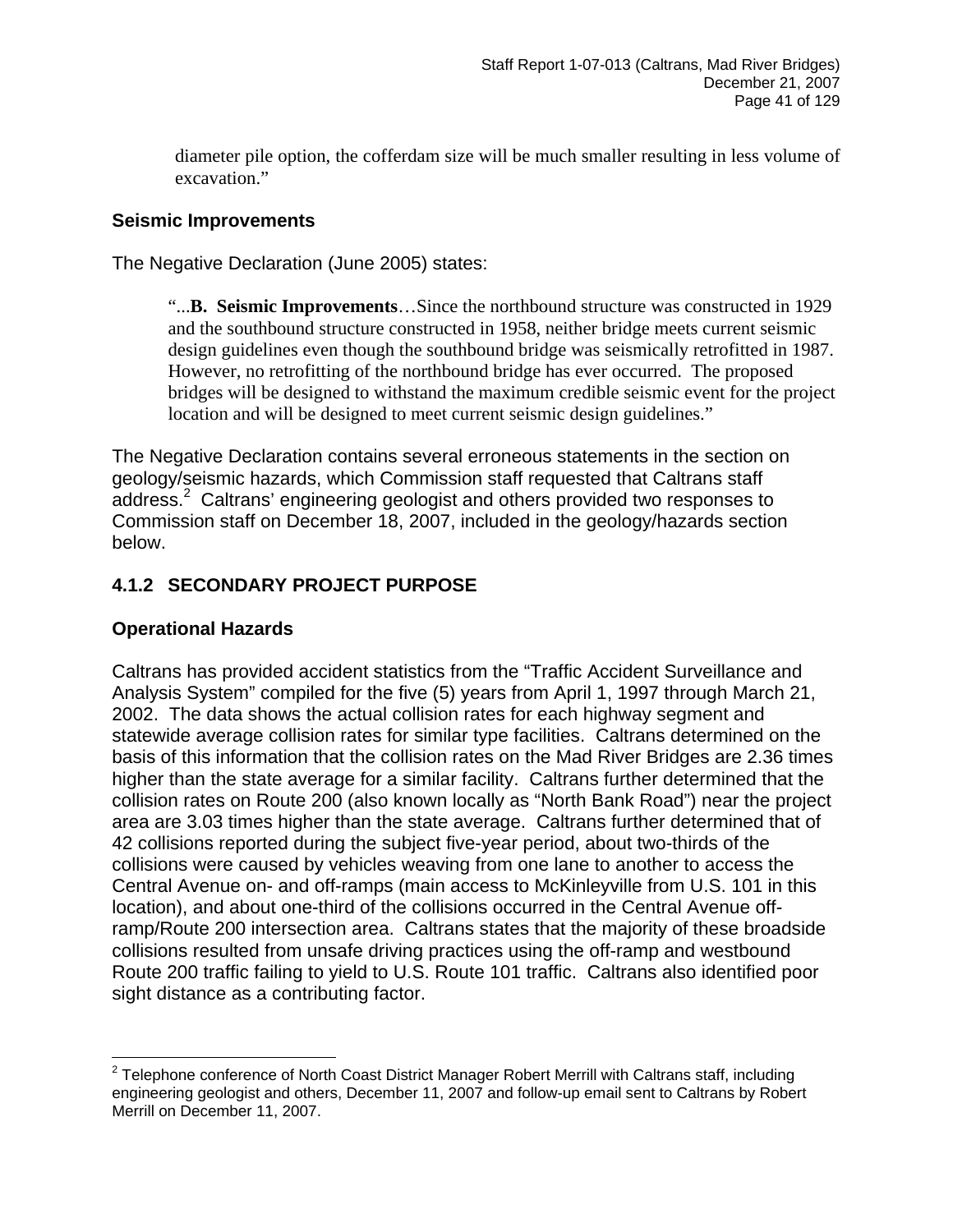> diameter pile option, the cofferdam size will be much smaller resulting in less volume of excavation."

### Seismic Improvements

The Negative Declaration (June 2005) states:

> "...**B. Seismic Improvements**…Since the northbound structure was constructed in 1929 and the southbound structure constructed in 1958, neither bridge meets current seismic design guidelines even though the southbound bridge was seismically retrofitted in 1987. However, no retrofitting of the northbound bridge has ever occurred. The proposed bridges will be designed to withstand the maximum credible seismic event for the project location and will be designed to meet current seismic design guidelines."

The Negative Declaration contains several erroneous statements in the section on geology/seismic hazards, which Commission staff requested that Caltrans staff address.[2] Caltrans' engineering geologist and others provided two responses to Commission staff on December 18, 2007, included in the geology/hazards section below.

## 4.1.2 SECONDARY PROJECT PURPOSE

### Operational Hazards

Caltrans has provided accident statistics from the "Traffic Accident Surveillance and Analysis System" compiled for the five (5) years from April 1, 1997 through March 21, 2002. The data shows the actual collision rates for each highway segment and statewide average collision rates for similar type facilities. Caltrans determined on the basis of this information that the collision rates on the Mad River Bridges are 2.36 times higher than the state average for a similar facility. Caltrans further determined that the collision rates on Route 200 (also known locally as "North Bank Road") near the project area are 3.03 times higher than the state average. Caltrans further determined that of 42 collisions reported during the subject five-year period, about two-thirds of the collisions were caused by vehicles weaving from one lane to another to access the Central Avenue on- and off-ramps (main access to McKinleyville from U.S. 101 in this location), and about one-third of the collisions occurred in the Central Avenue off-ramp/Route 200 intersection area. Caltrans states that the majority of these broadside collisions resulted from unsafe driving practices using the off-ramp and westbound Route 200 traffic failing to yield to U.S. Route 101 traffic. Caltrans also identified poor sight distance as a contributing factor.

---

[2] Telephone conference of North Coast District Manager Robert Merrill with Caltrans staff, including engineering geologist and others, December 11, 2007 and follow-up email sent to Caltrans by Robert Merrill on December 11, 2007.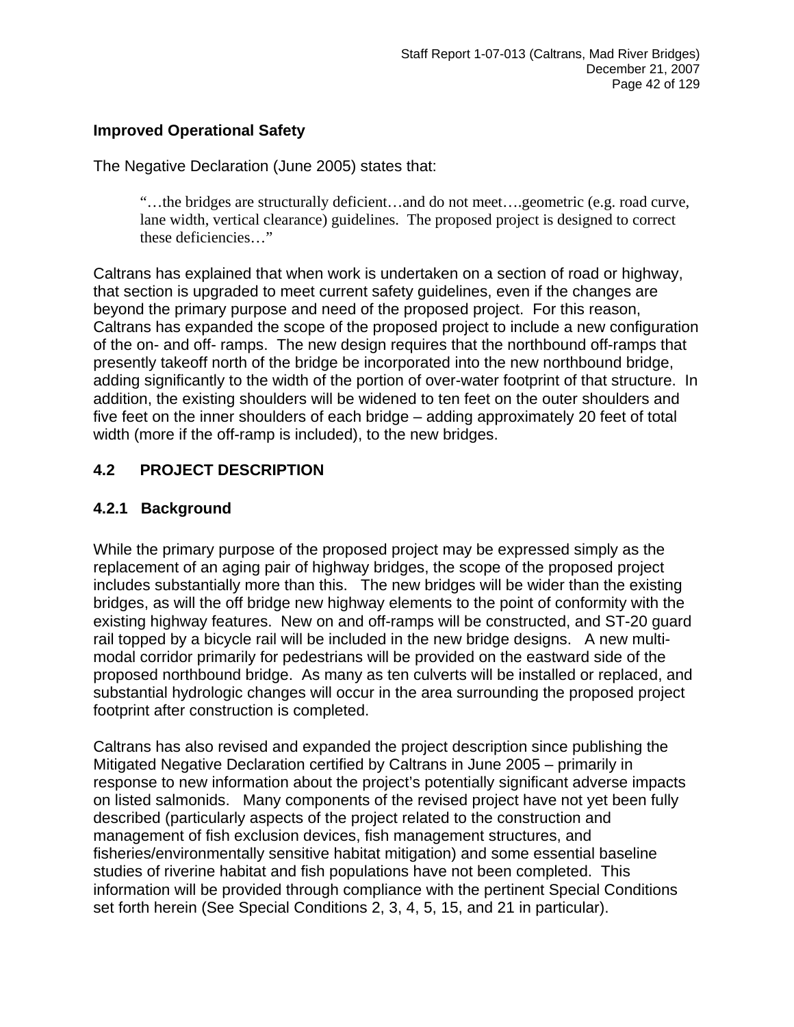**Improved Operational Safety**

The Negative Declaration (June 2005) states that:

> "…the bridges are structurally deficient…and do not meet….geometric (e.g. road curve, lane width, vertical clearance) guidelines. The proposed project is designed to correct these deficiencies…"

Caltrans has explained that when work is undertaken on a section of road or highway, that section is upgraded to meet current safety guidelines, even if the changes are beyond the primary purpose and need of the proposed project. For this reason, Caltrans has expanded the scope of the proposed project to include a new configuration of the on- and off- ramps. The new design requires that the northbound off-ramps that presently takeoff north of the bridge be incorporated into the new northbound bridge, adding significantly to the width of the portion of over-water footprint of that structure. In addition, the existing shoulders will be widened to ten feet on the outer shoulders and five feet on the inner shoulders of each bridge – adding approximately 20 feet of total width (more if the off-ramp is included), to the new bridges.

## 4.2 PROJECT DESCRIPTION

### 4.2.1 Background

While the primary purpose of the proposed project may be expressed simply as the replacement of an aging pair of highway bridges, the scope of the proposed project includes substantially more than this. The new bridges will be wider than the existing bridges, as will the off bridge new highway elements to the point of conformity with the existing highway features. New on and off-ramps will be constructed, and ST-20 guard rail topped by a bicycle rail will be included in the new bridge designs. A new multi-modal corridor primarily for pedestrians will be provided on the eastward side of the proposed northbound bridge. As many as ten culverts will be installed or replaced, and substantial hydrologic changes will occur in the area surrounding the proposed project footprint after construction is completed.

Caltrans has also revised and expanded the project description since publishing the Mitigated Negative Declaration certified by Caltrans in June 2005 – primarily in response to new information about the project's potentially significant adverse impacts on listed salmonids. Many components of the revised project have not yet been fully described (particularly aspects of the project related to the construction and management of fish exclusion devices, fish management structures, and fisheries/environmentally sensitive habitat mitigation) and some essential baseline studies of riverine habitat and fish populations have not been completed. This information will be provided through compliance with the pertinent Special Conditions set forth herein (See Special Conditions 2, 3, 4, 5, 15, and 21 in particular).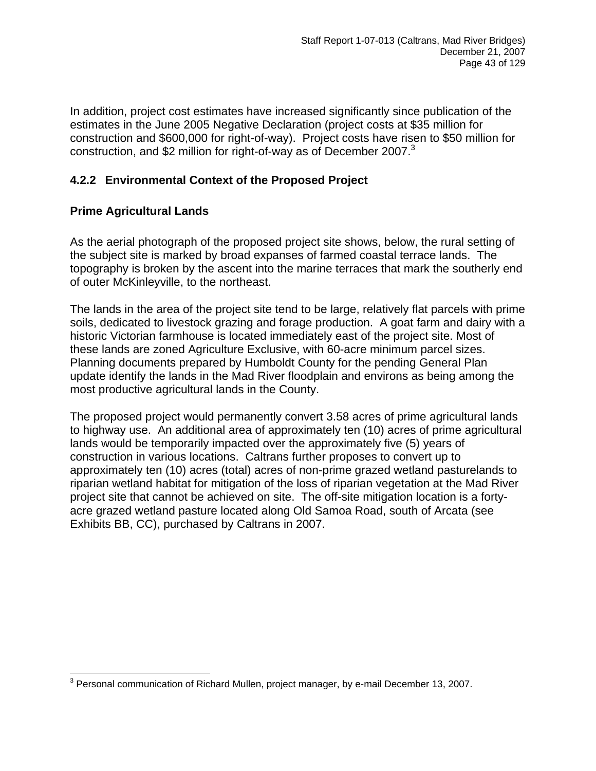In addition, project cost estimates have increased significantly since publication of the estimates in the June 2005 Negative Declaration (project costs at $35 million for construction and $600,000 for right-of-way). Project costs have risen to $50 million for construction, and $2 million for right-of-way as of December 2007.[3]

### 4.2.2 Environmental Context of the Proposed Project

#### Prime Agricultural Lands

As the aerial photograph of the proposed project site shows, below, the rural setting of the subject site is marked by broad expanses of farmed coastal terrace lands. The topography is broken by the ascent into the marine terraces that mark the southerly end of outer McKinleyville, to the northeast.

The lands in the area of the project site tend to be large, relatively flat parcels with prime soils, dedicated to livestock grazing and forage production. A goat farm and dairy with a historic Victorian farmhouse is located immediately east of the project site. Most of these lands are zoned Agriculture Exclusive, with 60-acre minimum parcel sizes. Planning documents prepared by Humboldt County for the pending General Plan update identify the lands in the Mad River floodplain and environs as being among the most productive agricultural lands in the County.

The proposed project would permanently convert 3.58 acres of prime agricultural lands to highway use. An additional area of approximately ten (10) acres of prime agricultural lands would be temporarily impacted over the approximately five (5) years of construction in various locations. Caltrans further proposes to convert up to approximately ten (10) acres (total) acres of non-prime grazed wetland pasturelands to riparian wetland habitat for mitigation of the loss of riparian vegetation at the Mad River project site that cannot be achieved on site. The off-site mitigation location is a forty-acre grazed wetland pasture located along Old Samoa Road, south of Arcata (see Exhibits BB, CC), purchased by Caltrans in 2007.

---

[3] Personal communication of Richard Mullen, project manager, by e-mail December 13, 2007.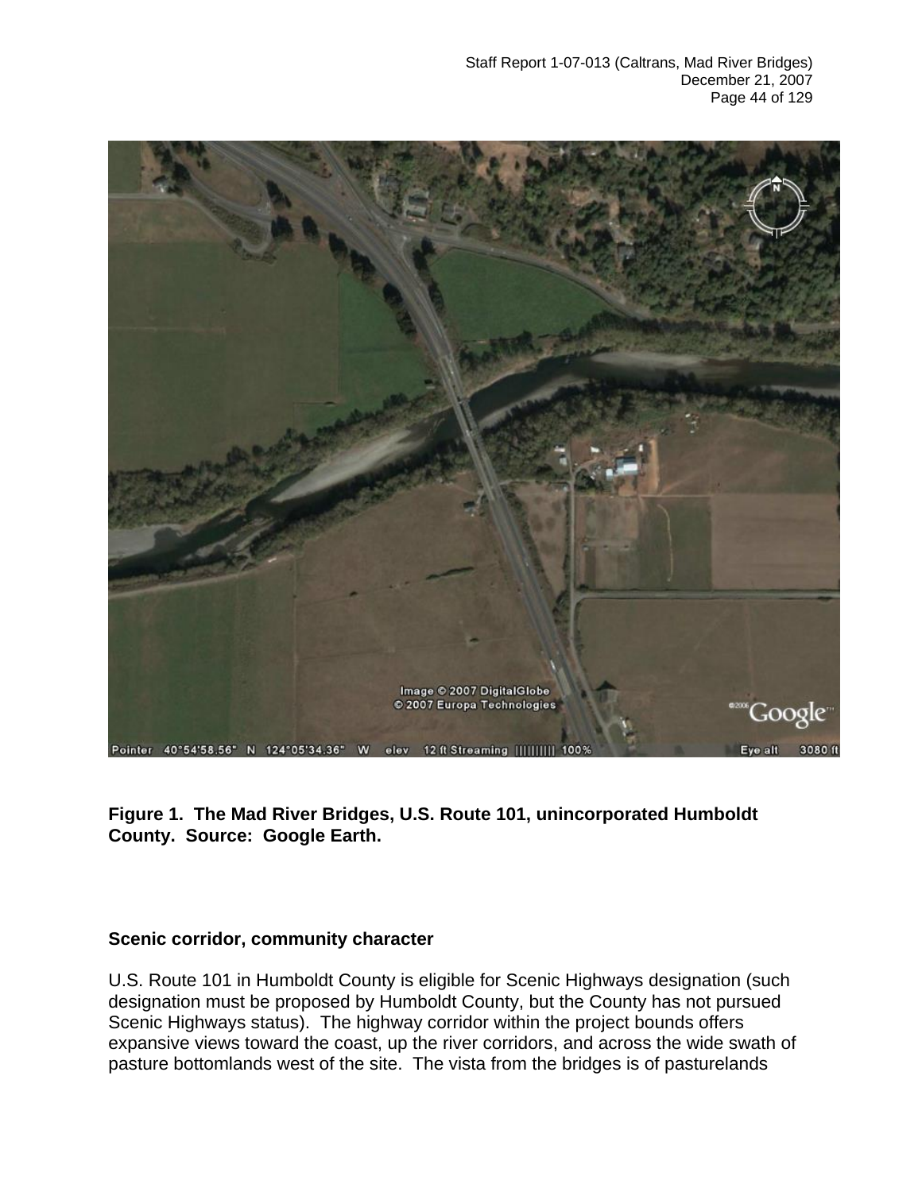**Figure 1. The Mad River Bridges, U.S. Route 101, unincorporated Humboldt County. Source: Google Earth.**

**Scenic corridor, community character**

U.S. Route 101 in Humboldt County is eligible for Scenic Highways designation (such designation must be proposed by Humboldt County, but the County has not pursued Scenic Highways status). The highway corridor within the project bounds offers expansive views toward the coast, up the river corridors, and across the wide swath of pasture bottomlands west of the site. The vista from the bridges is of pasturelands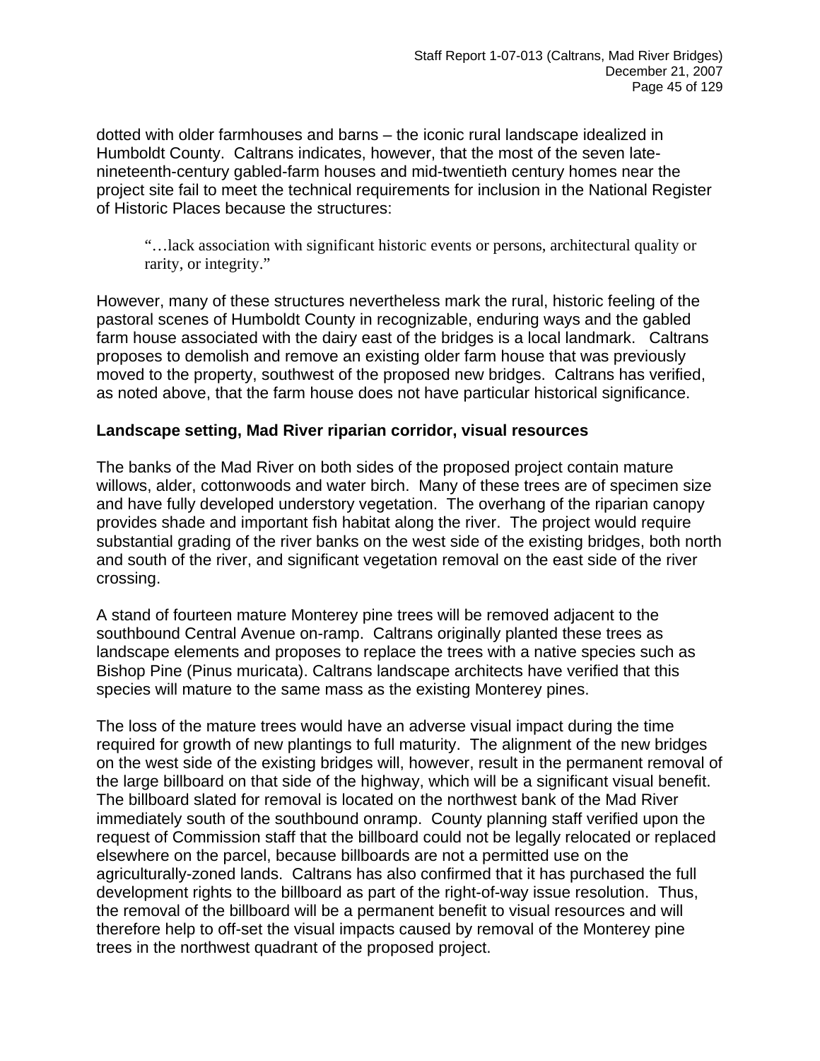dotted with older farmhouses and barns – the iconic rural landscape idealized in Humboldt County. Caltrans indicates, however, that the most of the seven late-nineteenth-century gabled-farm houses and mid-twentieth century homes near the project site fail to meet the technical requirements for inclusion in the National Register of Historic Places because the structures:

> "…lack association with significant historic events or persons, architectural quality or rarity, or integrity."

However, many of these structures nevertheless mark the rural, historic feeling of the pastoral scenes of Humboldt County in recognizable, enduring ways and the gabled farm house associated with the dairy east of the bridges is a local landmark. Caltrans proposes to demolish and remove an existing older farm house that was previously moved to the property, southwest of the proposed new bridges. Caltrans has verified, as noted above, that the farm house does not have particular historical significance.

**Landscape setting, Mad River riparian corridor, visual resources**

The banks of the Mad River on both sides of the proposed project contain mature willows, alder, cottonwoods and water birch. Many of these trees are of specimen size and have fully developed understory vegetation. The overhang of the riparian canopy provides shade and important fish habitat along the river. The project would require substantial grading of the river banks on the west side of the existing bridges, both north and south of the river, and significant vegetation removal on the east side of the river crossing.

A stand of fourteen mature Monterey pine trees will be removed adjacent to the southbound Central Avenue on-ramp. Caltrans originally planted these trees as landscape elements and proposes to replace the trees with a native species such as Bishop Pine (Pinus muricata). Caltrans landscape architects have verified that this species will mature to the same mass as the existing Monterey pines.

The loss of the mature trees would have an adverse visual impact during the time required for growth of new plantings to full maturity. The alignment of the new bridges on the west side of the existing bridges will, however, result in the permanent removal of the large billboard on that side of the highway, which will be a significant visual benefit. The billboard slated for removal is located on the northwest bank of the Mad River immediately south of the southbound onramp. County planning staff verified upon the request of Commission staff that the billboard could not be legally relocated or replaced elsewhere on the parcel, because billboards are not a permitted use on the agriculturally-zoned lands. Caltrans has also confirmed that it has purchased the full development rights to the billboard as part of the right-of-way issue resolution. Thus, the removal of the billboard will be a permanent benefit to visual resources and will therefore help to off-set the visual impacts caused by removal of the Monterey pine trees in the northwest quadrant of the proposed project.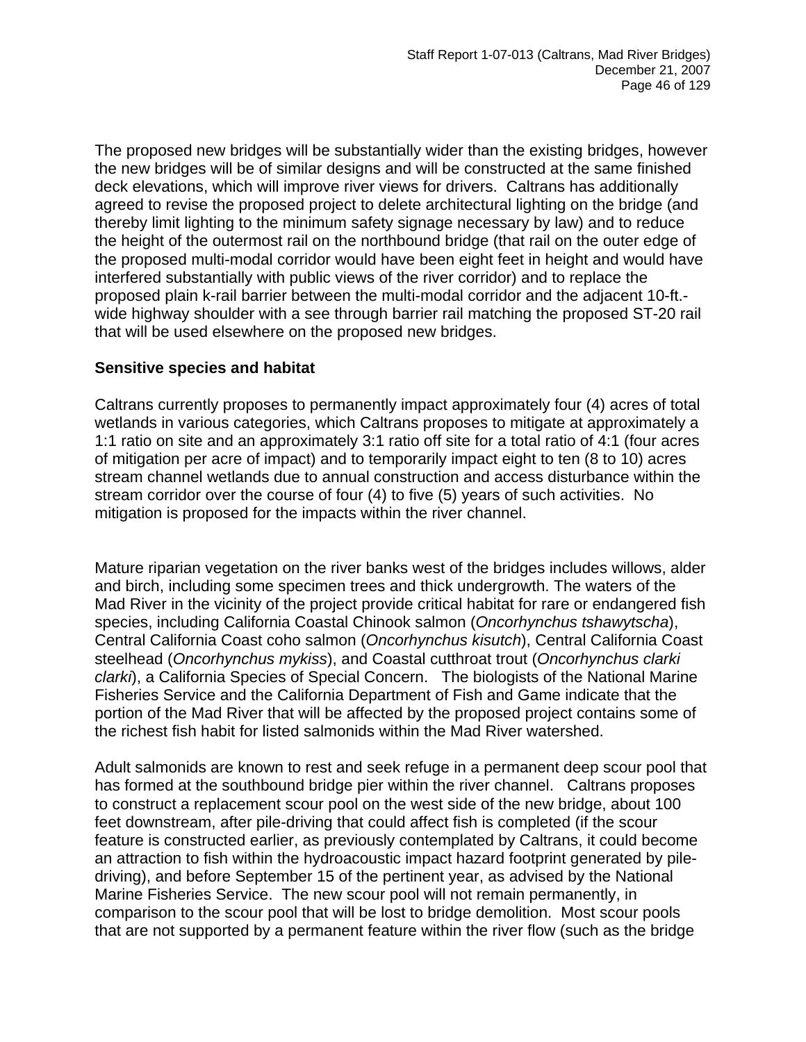The proposed new bridges will be substantially wider than the existing bridges, however the new bridges will be of similar designs and will be constructed at the same finished deck elevations, which will improve river views for drivers. Caltrans has additionally agreed to revise the proposed project to delete architectural lighting on the bridge (and thereby limit lighting to the minimum safety signage necessary by law) and to reduce the height of the outermost rail on the northbound bridge (that rail on the outer edge of the proposed multi-modal corridor would have been eight feet in height and would have interfered substantially with public views of the river corridor) and to replace the proposed plain k-rail barrier between the multi-modal corridor and the adjacent 10-ft.-wide highway shoulder with a see through barrier rail matching the proposed ST-20 rail that will be used elsewhere on the proposed new bridges.

**Sensitive species and habitat**

Caltrans currently proposes to permanently impact approximately four (4) acres of total wetlands in various categories, which Caltrans proposes to mitigate at approximately a 1:1 ratio on site and an approximately 3:1 ratio off site for a total ratio of 4:1 (four acres of mitigation per acre of impact) and to temporarily impact eight to ten (8 to 10) acres stream channel wetlands due to annual construction and access disturbance within the stream corridor over the course of four (4) to five (5) years of such activities. No mitigation is proposed for the impacts within the river channel.

Mature riparian vegetation on the river banks west of the bridges includes willows, alder and birch, including some specimen trees and thick undergrowth. The waters of the Mad River in the vicinity of the project provide critical habitat for rare or endangered fish species, including California Coastal Chinook salmon (*Oncorhynchus tshawytscha*), Central California Coast coho salmon (*Oncorhynchus kisutch*), Central California Coast steelhead (*Oncorhynchus mykiss*), and Coastal cutthroat trout (*Oncorhynchus clarki clarki*), a California Species of Special Concern. The biologists of the National Marine Fisheries Service and the California Department of Fish and Game indicate that the portion of the Mad River that will be affected by the proposed project contains some of the richest fish habit for listed salmonids within the Mad River watershed.

Adult salmonids are known to rest and seek refuge in a permanent deep scour pool that has formed at the southbound bridge pier within the river channel. Caltrans proposes to construct a replacement scour pool on the west side of the new bridge, about 100 feet downstream, after pile-driving that could affect fish is completed (if the scour feature is constructed earlier, as previously contemplated by Caltrans, it could become an attraction to fish within the hydroacoustic impact hazard footprint generated by pile-driving), and before September 15 of the pertinent year, as advised by the National Marine Fisheries Service. The new scour pool will not remain permanently, in comparison to the scour pool that will be lost to bridge demolition. Most scour pools that are not supported by a permanent feature within the river flow (such as the bridge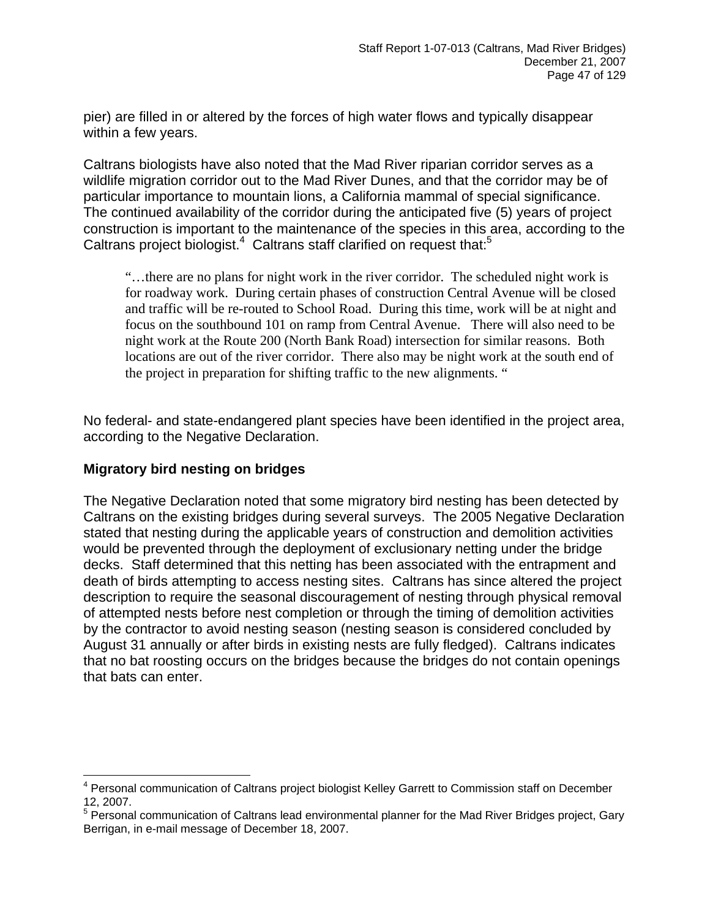pier) are filled in or altered by the forces of high water flows and typically disappear within a few years.

Caltrans biologists have also noted that the Mad River riparian corridor serves as a wildlife migration corridor out to the Mad River Dunes, and that the corridor may be of particular importance to mountain lions, a California mammal of special significance. The continued availability of the corridor during the anticipated five (5) years of project construction is important to the maintenance of the species in this area, according to the Caltrans project biologist.[4] Caltrans staff clarified on request that:[5]

> "…there are no plans for night work in the river corridor. The scheduled night work is for roadway work. During certain phases of construction Central Avenue will be closed and traffic will be re-routed to School Road. During this time, work will be at night and focus on the southbound 101 on ramp from Central Avenue. There will also need to be night work at the Route 200 (North Bank Road) intersection for similar reasons. Both locations are out of the river corridor. There also may be night work at the south end of the project in preparation for shifting traffic to the new alignments. "

No federal- and state-endangered plant species have been identified in the project area, according to the Negative Declaration.

**Migratory bird nesting on bridges**

The Negative Declaration noted that some migratory bird nesting has been detected by Caltrans on the existing bridges during several surveys. The 2005 Negative Declaration stated that nesting during the applicable years of construction and demolition activities would be prevented through the deployment of exclusionary netting under the bridge decks. Staff determined that this netting has been associated with the entrapment and death of birds attempting to access nesting sites. Caltrans has since altered the project description to require the seasonal discouragement of nesting through physical removal of attempted nests before nest completion or through the timing of demolition activities by the contractor to avoid nesting season (nesting season is considered concluded by August 31 annually or after birds in existing nests are fully fledged). Caltrans indicates that no bat roosting occurs on the bridges because the bridges do not contain openings that bats can enter.

---

[4] Personal communication of Caltrans project biologist Kelley Garrett to Commission staff on December 12, 2007.

[5] Personal communication of Caltrans lead environmental planner for the Mad River Bridges project, Gary Berrigan, in e-mail message of December 18, 2007.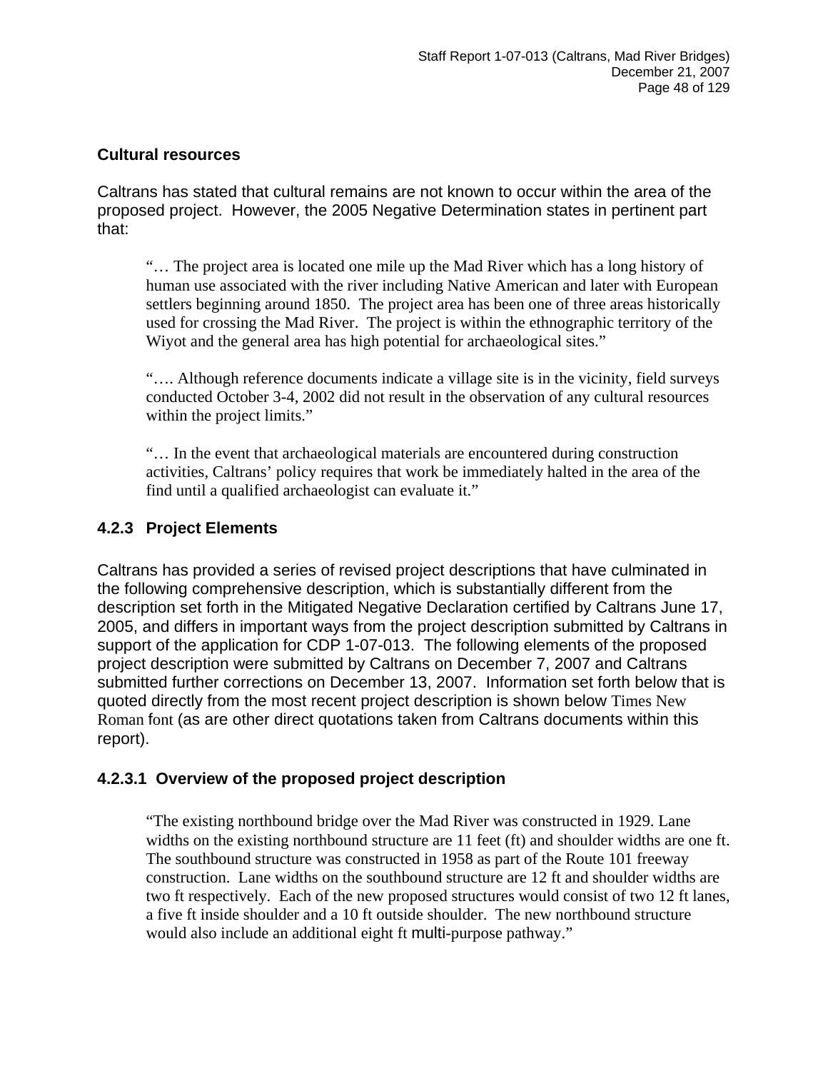### Cultural resources

Caltrans has stated that cultural remains are not known to occur within the area of the proposed project. However, the 2005 Negative Determination states in pertinent part that:

> "… The project area is located one mile up the Mad River which has a long history of human use associated with the river including Native American and later with European settlers beginning around 1850. The project area has been one of three areas historically used for crossing the Mad River. The project is within the ethnographic territory of the Wiyot and the general area has high potential for archaeological sites."
>
> "…. Although reference documents indicate a village site is in the vicinity, field surveys conducted October 3-4, 2002 did not result in the observation of any cultural resources within the project limits."
>
> "… In the event that archaeological materials are encountered during construction activities, Caltrans' policy requires that work be immediately halted in the area of the find until a qualified archaeologist can evaluate it."

### 4.2.3 Project Elements

Caltrans has provided a series of revised project descriptions that have culminated in the following comprehensive description, which is substantially different from the description set forth in the Mitigated Negative Declaration certified by Caltrans June 17, 2005, and differs in important ways from the project description submitted by Caltrans in support of the application for CDP 1-07-013. The following elements of the proposed project description were submitted by Caltrans on December 7, 2007 and Caltrans submitted further corrections on December 13, 2007. Information set forth below that is quoted directly from the most recent project description is shown below Times New Roman font (as are other direct quotations taken from Caltrans documents within this report).

#### 4.2.3.1 Overview of the proposed project description

> "The existing northbound bridge over the Mad River was constructed in 1929. Lane widths on the existing northbound structure are 11 feet (ft) and shoulder widths are one ft. The southbound structure was constructed in 1958 as part of the Route 101 freeway construction. Lane widths on the southbound structure are 12 ft and shoulder widths are two ft respectively. Each of the new proposed structures would consist of two 12 ft lanes, a five ft inside shoulder and a 10 ft outside shoulder. The new northbound structure would also include an additional eight ft multi-purpose pathway."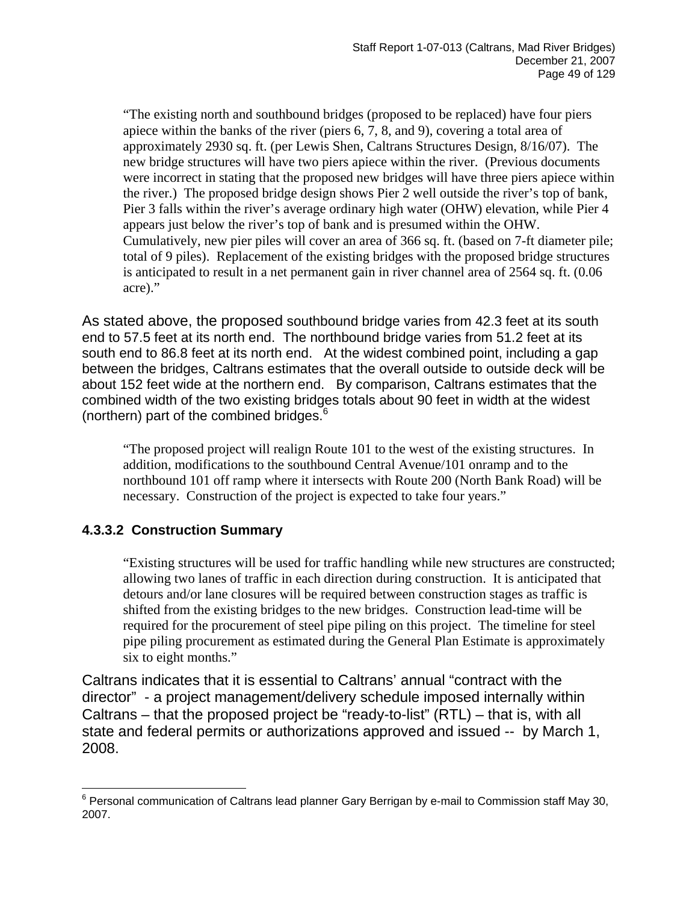> "The existing north and southbound bridges (proposed to be replaced) have four piers apiece within the banks of the river (piers 6, 7, 8, and 9), covering a total area of approximately 2930 sq. ft. (per Lewis Shen, Caltrans Structures Design, 8/16/07). The new bridge structures will have two piers apiece within the river. (Previous documents were incorrect in stating that the proposed new bridges will have three piers apiece within the river.) The proposed bridge design shows Pier 2 well outside the river's top of bank, Pier 3 falls within the river's average ordinary high water (OHW) elevation, while Pier 4 appears just below the river's top of bank and is presumed within the OHW. Cumulatively, new pier piles will cover an area of 366 sq. ft. (based on 7-ft diameter pile; total of 9 piles). Replacement of the existing bridges with the proposed bridge structures is anticipated to result in a net permanent gain in river channel area of 2564 sq. ft. (0.06 acre)."

As stated above, the proposed southbound bridge varies from 42.3 feet at its south end to 57.5 feet at its north end. The northbound bridge varies from 51.2 feet at its south end to 86.8 feet at its north end. At the widest combined point, including a gap between the bridges, Caltrans estimates that the overall outside to outside deck will be about 152 feet wide at the northern end. By comparison, Caltrans estimates that the combined width of the two existing bridges totals about 90 feet in width at the widest (northern) part of the combined bridges.[6]

> "The proposed project will realign Route 101 to the west of the existing structures. In addition, modifications to the southbound Central Avenue/101 onramp and to the northbound 101 off ramp where it intersects with Route 200 (North Bank Road) will be necessary. Construction of the project is expected to take four years."

#### 4.3.3.2 Construction Summary

> "Existing structures will be used for traffic handling while new structures are constructed; allowing two lanes of traffic in each direction during construction. It is anticipated that detours and/or lane closures will be required between construction stages as traffic is shifted from the existing bridges to the new bridges. Construction lead-time will be required for the procurement of steel pipe piling on this project. The timeline for steel pipe piling procurement as estimated during the General Plan Estimate is approximately six to eight months."

Caltrans indicates that it is essential to Caltrans' annual "contract with the director" - a project management/delivery schedule imposed internally within Caltrans – that the proposed project be "ready-to-list" (RTL) – that is, with all state and federal permits or authorizations approved and issued -- by March 1, 2008.

---

[6] Personal communication of Caltrans lead planner Gary Berrigan by e-mail to Commission staff May 30, 2007.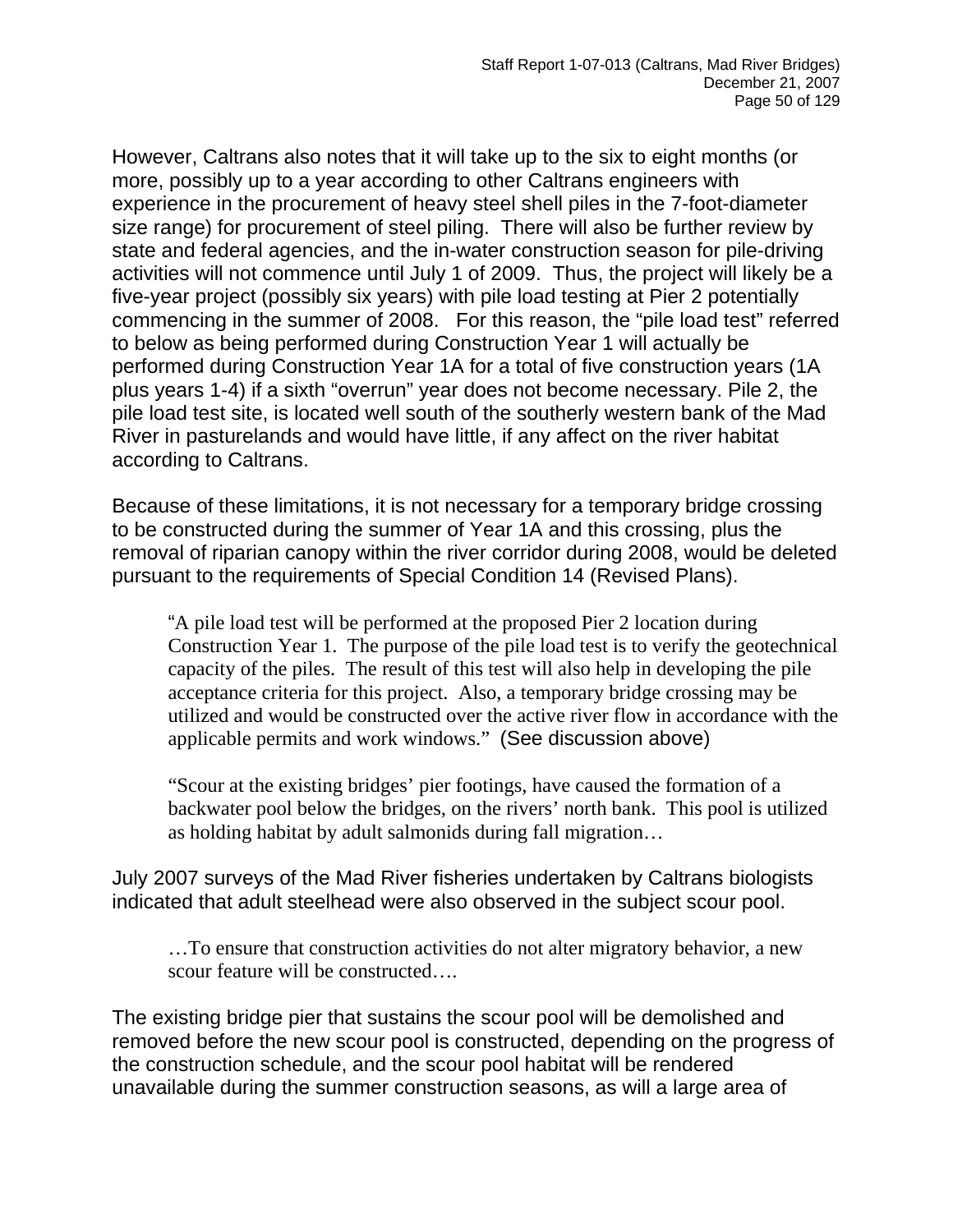However, Caltrans also notes that it will take up to the six to eight months (or more, possibly up to a year according to other Caltrans engineers with experience in the procurement of heavy steel shell piles in the 7-foot-diameter size range) for procurement of steel piling. There will also be further review by state and federal agencies, and the in-water construction season for pile-driving activities will not commence until July 1 of 2009. Thus, the project will likely be a five-year project (possibly six years) with pile load testing at Pier 2 potentially commencing in the summer of 2008. For this reason, the "pile load test" referred to below as being performed during Construction Year 1 will actually be performed during Construction Year 1A for a total of five construction years (1A plus years 1-4) if a sixth "overrun" year does not become necessary. Pile 2, the pile load test site, is located well south of the southerly western bank of the Mad River in pasturelands and would have little, if any affect on the river habitat according to Caltrans.

Because of these limitations, it is not necessary for a temporary bridge crossing to be constructed during the summer of Year 1A and this crossing, plus the removal of riparian canopy within the river corridor during 2008, would be deleted pursuant to the requirements of Special Condition 14 (Revised Plans).

> "A pile load test will be performed at the proposed Pier 2 location during Construction Year 1. The purpose of the pile load test is to verify the geotechnical capacity of the piles. The result of this test will also help in developing the pile acceptance criteria for this project. Also, a temporary bridge crossing may be utilized and would be constructed over the active river flow in accordance with the applicable permits and work windows." (See discussion above)

> "Scour at the existing bridges' pier footings, have caused the formation of a backwater pool below the bridges, on the rivers' north bank. This pool is utilized as holding habitat by adult salmonids during fall migration…

July 2007 surveys of the Mad River fisheries undertaken by Caltrans biologists indicated that adult steelhead were also observed in the subject scour pool.

> …To ensure that construction activities do not alter migratory behavior, a new scour feature will be constructed….

The existing bridge pier that sustains the scour pool will be demolished and removed before the new scour pool is constructed, depending on the progress of the construction schedule, and the scour pool habitat will be rendered unavailable during the summer construction seasons, as will a large area of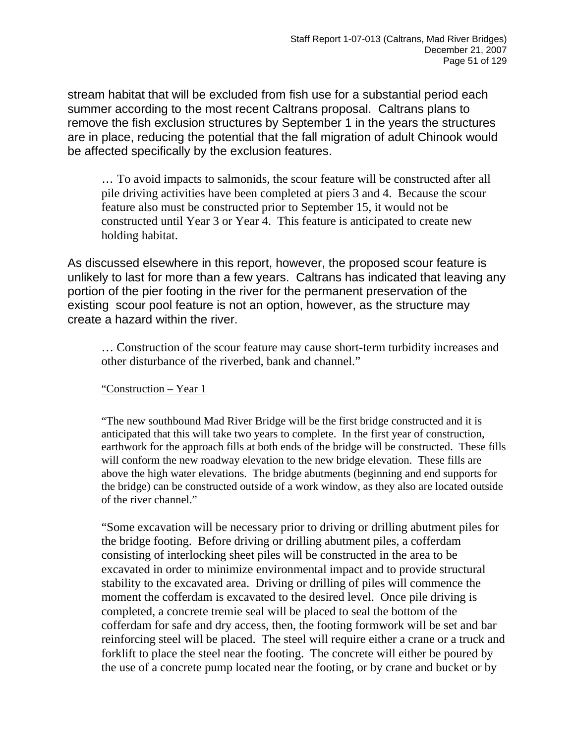stream habitat that will be excluded from fish use for a substantial period each summer according to the most recent Caltrans proposal. Caltrans plans to remove the fish exclusion structures by September 1 in the years the structures are in place, reducing the potential that the fall migration of adult Chinook would be affected specifically by the exclusion features.

> … To avoid impacts to salmonids, the scour feature will be constructed after all pile driving activities have been completed at piers 3 and 4. Because the scour feature also must be constructed prior to September 15, it would not be constructed until Year 3 or Year 4. This feature is anticipated to create new holding habitat.

As discussed elsewhere in this report, however, the proposed scour feature is unlikely to last for more than a few years. Caltrans has indicated that leaving any portion of the pier footing in the river for the permanent preservation of the existing scour pool feature is not an option, however, as the structure may create a hazard within the river.

> … Construction of the scour feature may cause short-term turbidity increases and other disturbance of the riverbed, bank and channel."
>
> <u>"Construction – Year 1</u>
>
> "The new southbound Mad River Bridge will be the first bridge constructed and it is anticipated that this will take two years to complete. In the first year of construction, earthwork for the approach fills at both ends of the bridge will be constructed. These fills will conform the new roadway elevation to the new bridge elevation. These fills are above the high water elevations. The bridge abutments (beginning and end supports for the bridge) can be constructed outside of a work window, as they also are located outside of the river channel."
>
> "Some excavation will be necessary prior to driving or drilling abutment piles for the bridge footing. Before driving or drilling abutment piles, a cofferdam consisting of interlocking sheet piles will be constructed in the area to be excavated in order to minimize environmental impact and to provide structural stability to the excavated area. Driving or drilling of piles will commence the moment the cofferdam is excavated to the desired level. Once pile driving is completed, a concrete tremie seal will be placed to seal the bottom of the cofferdam for safe and dry access, then, the footing formwork will be set and bar reinforcing steel will be placed. The steel will require either a crane or a truck and forklift to place the steel near the footing. The concrete will either be poured by the use of a concrete pump located near the footing, or by crane and bucket or by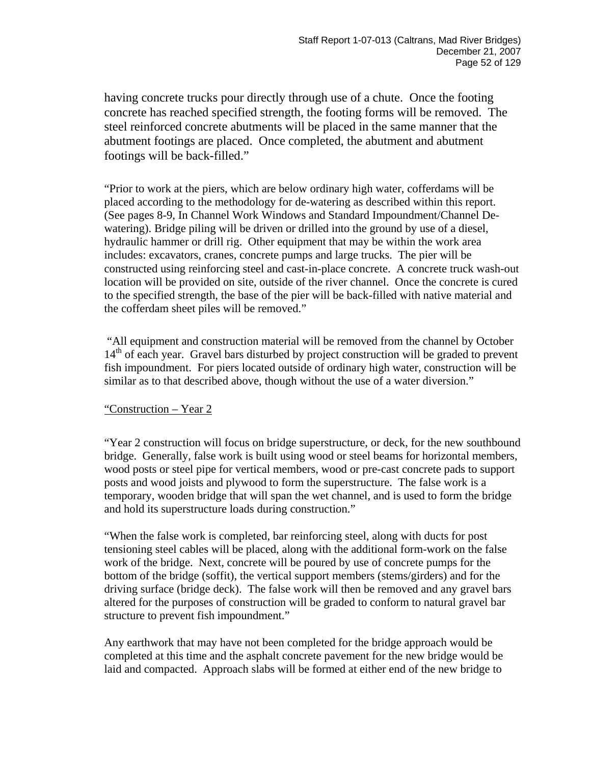having concrete trucks pour directly through use of a chute. Once the footing concrete has reached specified strength, the footing forms will be removed. The steel reinforced concrete abutments will be placed in the same manner that the abutment footings are placed. Once completed, the abutment and abutment footings will be back-filled."

"Prior to work at the piers, which are below ordinary high water, cofferdams will be placed according to the methodology for de-watering as described within this report. (See pages 8-9, In Channel Work Windows and Standard Impoundment/Channel De-watering). Bridge piling will be driven or drilled into the ground by use of a diesel, hydraulic hammer or drill rig. Other equipment that may be within the work area includes: excavators, cranes, concrete pumps and large trucks. The pier will be constructed using reinforcing steel and cast-in-place concrete. A concrete truck wash-out location will be provided on site, outside of the river channel. Once the concrete is cured to the specified strength, the base of the pier will be back-filled with native material and the cofferdam sheet piles will be removed."

"All equipment and construction material will be removed from the channel by October 14th of each year. Gravel bars disturbed by project construction will be graded to prevent fish impoundment. For piers located outside of ordinary high water, construction will be similar as to that described above, though without the use of a water diversion."

<u>"Construction – Year 2</u>

"Year 2 construction will focus on bridge superstructure, or deck, for the new southbound bridge. Generally, false work is built using wood or steel beams for horizontal members, wood posts or steel pipe for vertical members, wood or pre-cast concrete pads to support posts and wood joists and plywood to form the superstructure. The false work is a temporary, wooden bridge that will span the wet channel, and is used to form the bridge and hold its superstructure loads during construction."

"When the false work is completed, bar reinforcing steel, along with ducts for post tensioning steel cables will be placed, along with the additional form-work on the false work of the bridge. Next, concrete will be poured by use of concrete pumps for the bottom of the bridge (soffit), the vertical support members (stems/girders) and for the driving surface (bridge deck). The false work will then be removed and any gravel bars altered for the purposes of construction will be graded to conform to natural gravel bar structure to prevent fish impoundment."

Any earthwork that may have not been completed for the bridge approach would be completed at this time and the asphalt concrete pavement for the new bridge would be laid and compacted. Approach slabs will be formed at either end of the new bridge to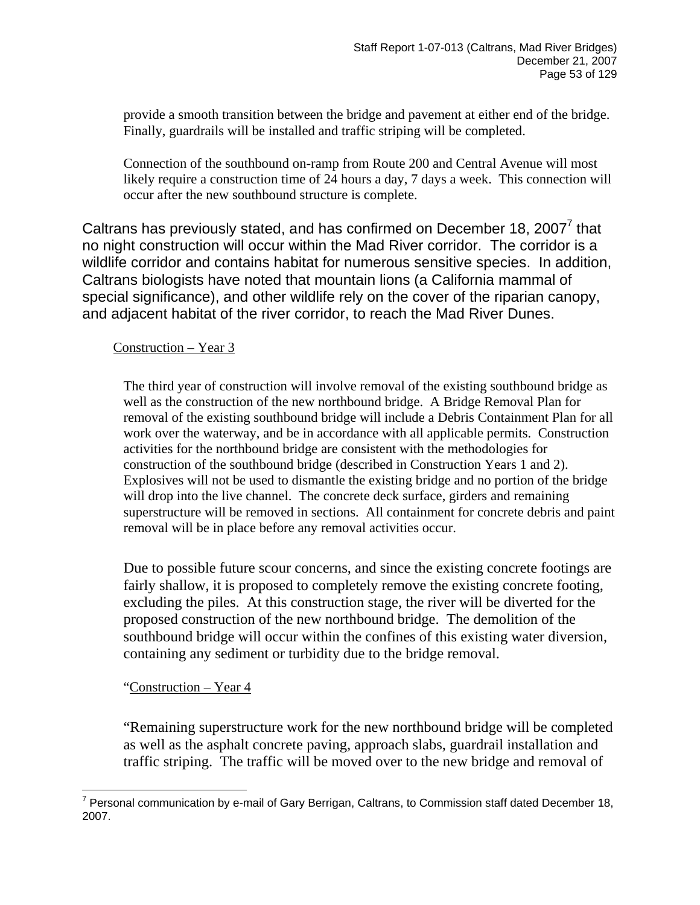provide a smooth transition between the bridge and pavement at either end of the bridge. Finally, guardrails will be installed and traffic striping will be completed.

Connection of the southbound on-ramp from Route 200 and Central Avenue will most likely require a construction time of 24 hours a day, 7 days a week. This connection will occur after the new southbound structure is complete.

Caltrans has previously stated, and has confirmed on December 18, 2007[7] that no night construction will occur within the Mad River corridor. The corridor is a wildlife corridor and contains habitat for numerous sensitive species. In addition, Caltrans biologists have noted that mountain lions (a California mammal of special significance), and other wildlife rely on the cover of the riparian canopy, and adjacent habitat of the river corridor, to reach the Mad River Dunes.

Construction – Year 3

The third year of construction will involve removal of the existing southbound bridge as well as the construction of the new northbound bridge. A Bridge Removal Plan for removal of the existing southbound bridge will include a Debris Containment Plan for all work over the waterway, and be in accordance with all applicable permits. Construction activities for the northbound bridge are consistent with the methodologies for construction of the southbound bridge (described in Construction Years 1 and 2). Explosives will not be used to dismantle the existing bridge and no portion of the bridge will drop into the live channel. The concrete deck surface, girders and remaining superstructure will be removed in sections. All containment for concrete debris and paint removal will be in place before any removal activities occur.

Due to possible future scour concerns, and since the existing concrete footings are fairly shallow, it is proposed to completely remove the existing concrete footing, excluding the piles. At this construction stage, the river will be diverted for the proposed construction of the new northbound bridge. The demolition of the southbound bridge will occur within the confines of this existing water diversion, containing any sediment or turbidity due to the bridge removal.

"Construction – Year 4

"Remaining superstructure work for the new northbound bridge will be completed as well as the asphalt concrete paving, approach slabs, guardrail installation and traffic striping. The traffic will be moved over to the new bridge and removal of

[7] Personal communication by e-mail of Gary Berrigan, Caltrans, to Commission staff dated December 18, 2007.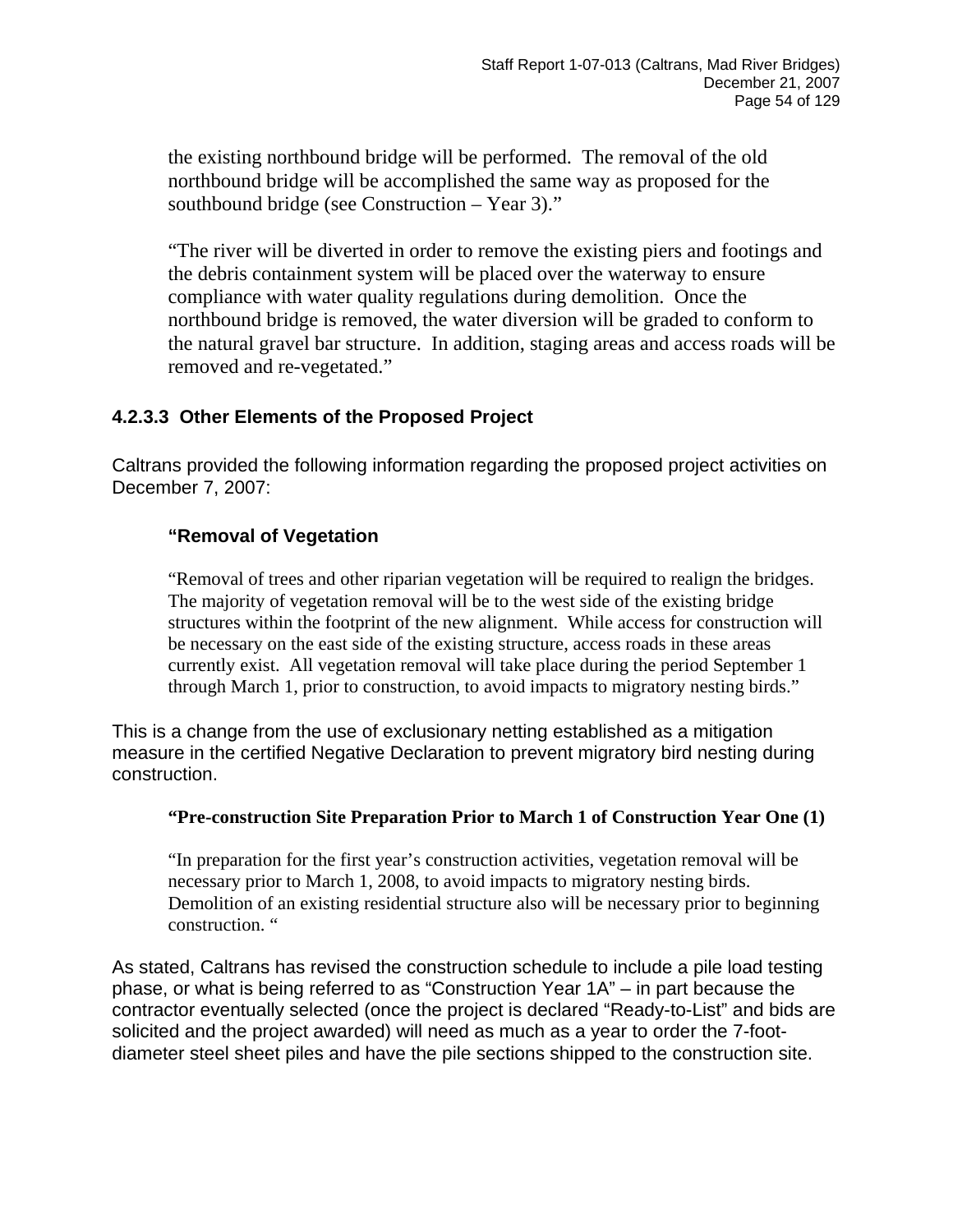the existing northbound bridge will be performed. The removal of the old northbound bridge will be accomplished the same way as proposed for the southbound bridge (see Construction – Year 3)."

"The river will be diverted in order to remove the existing piers and footings and the debris containment system will be placed over the waterway to ensure compliance with water quality regulations during demolition. Once the northbound bridge is removed, the water diversion will be graded to conform to the natural gravel bar structure. In addition, staging areas and access roads will be removed and re-vegetated."

### 4.2.3.3 Other Elements of the Proposed Project

Caltrans provided the following information regarding the proposed project activities on December 7, 2007:

> **"Removal of Vegetation**
>
> "Removal of trees and other riparian vegetation will be required to realign the bridges. The majority of vegetation removal will be to the west side of the existing bridge structures within the footprint of the new alignment. While access for construction will be necessary on the east side of the existing structure, access roads in these areas currently exist. All vegetation removal will take place during the period September 1 through March 1, prior to construction, to avoid impacts to migratory nesting birds."

This is a change from the use of exclusionary netting established as a mitigation measure in the certified Negative Declaration to prevent migratory bird nesting during construction.

> **"Pre-construction Site Preparation Prior to March 1 of Construction Year One (1)**
>
> "In preparation for the first year's construction activities, vegetation removal will be necessary prior to March 1, 2008, to avoid impacts to migratory nesting birds. Demolition of an existing residential structure also will be necessary prior to beginning construction. "

As stated, Caltrans has revised the construction schedule to include a pile load testing phase, or what is being referred to as "Construction Year 1A" – in part because the contractor eventually selected (once the project is declared "Ready-to-List" and bids are solicited and the project awarded) will need as much as a year to order the 7-foot-diameter steel sheet piles and have the pile sections shipped to the construction site.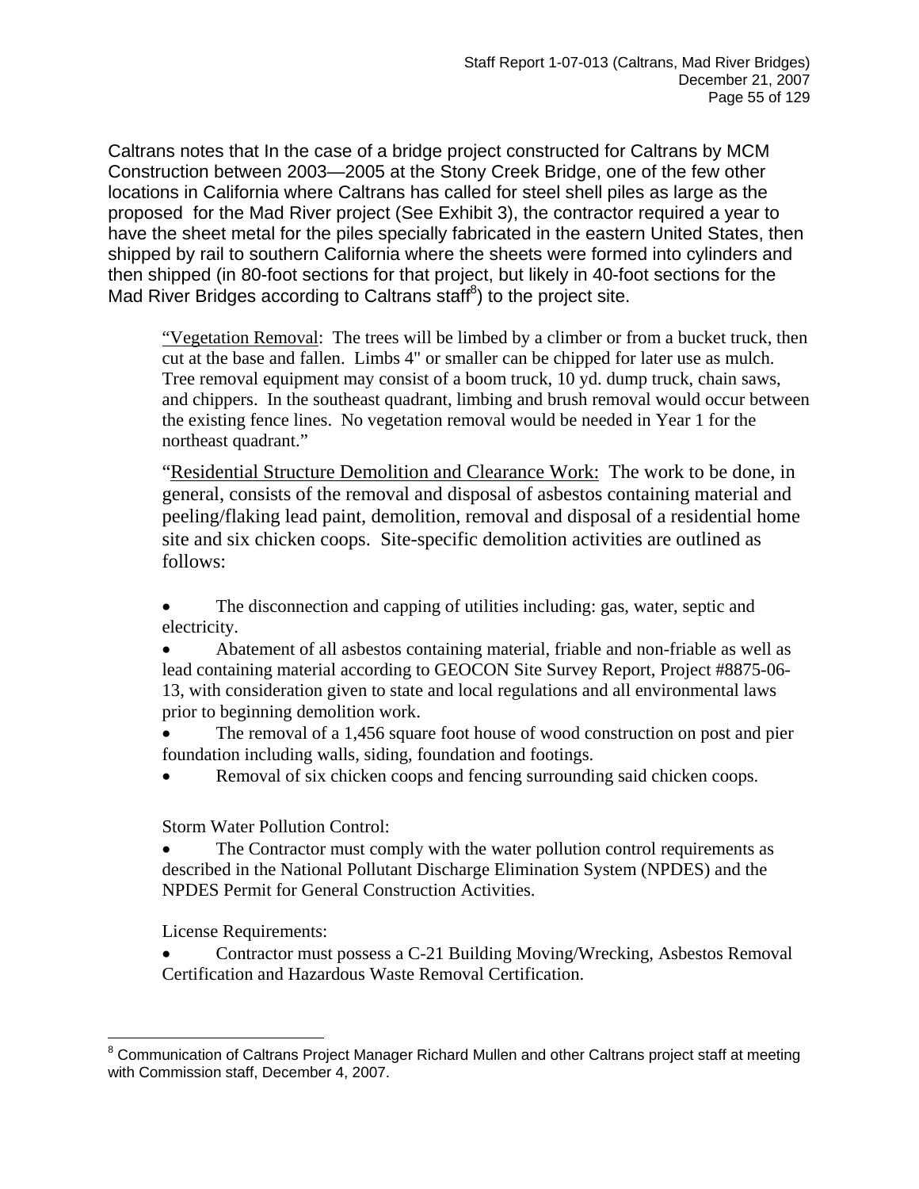Caltrans notes that In the case of a bridge project constructed for Caltrans by MCM Construction between 2003—2005 at the Stony Creek Bridge, one of the few other locations in California where Caltrans has called for steel shell piles as large as the proposed for the Mad River project (See Exhibit 3), the contractor required a year to have the sheet metal for the piles specially fabricated in the eastern United States, then shipped by rail to southern California where the sheets were formed into cylinders and then shipped (in 80-foot sections for that project, but likely in 40-foot sections for the Mad River Bridges according to Caltrans staff[8]) to the project site.

> "Vegetation Removal: The trees will be limbed by a climber or from a bucket truck, then cut at the base and fallen. Limbs 4" or smaller can be chipped for later use as mulch. Tree removal equipment may consist of a boom truck, 10 yd. dump truck, chain saws, and chippers. In the southeast quadrant, limbing and brush removal would occur between the existing fence lines. No vegetation removal would be needed in Year 1 for the northeast quadrant."
>
> "Residential Structure Demolition and Clearance Work: The work to be done, in general, consists of the removal and disposal of asbestos containing material and peeling/flaking lead paint, demolition, removal and disposal of a residential home site and six chicken coops. Site-specific demolition activities are outlined as follows:
>
> - The disconnection and capping of utilities including: gas, water, septic and electricity.
> - Abatement of all asbestos containing material, friable and non-friable as well as lead containing material according to GEOCON Site Survey Report, Project #8875-06-13, with consideration given to state and local regulations and all environmental laws prior to beginning demolition work.
> - The removal of a 1,456 square foot house of wood construction on post and pier foundation including walls, siding, foundation and footings.
> - Removal of six chicken coops and fencing surrounding said chicken coops.
>
> Storm Water Pollution Control:
>
> - The Contractor must comply with the water pollution control requirements as described in the National Pollutant Discharge Elimination System (NPDES) and the NPDES Permit for General Construction Activities.
>
> License Requirements:
>
> - Contractor must possess a C-21 Building Moving/Wrecking, Asbestos Removal Certification and Hazardous Waste Removal Certification.

---

[8] Communication of Caltrans Project Manager Richard Mullen and other Caltrans project staff at meeting with Commission staff, December 4, 2007.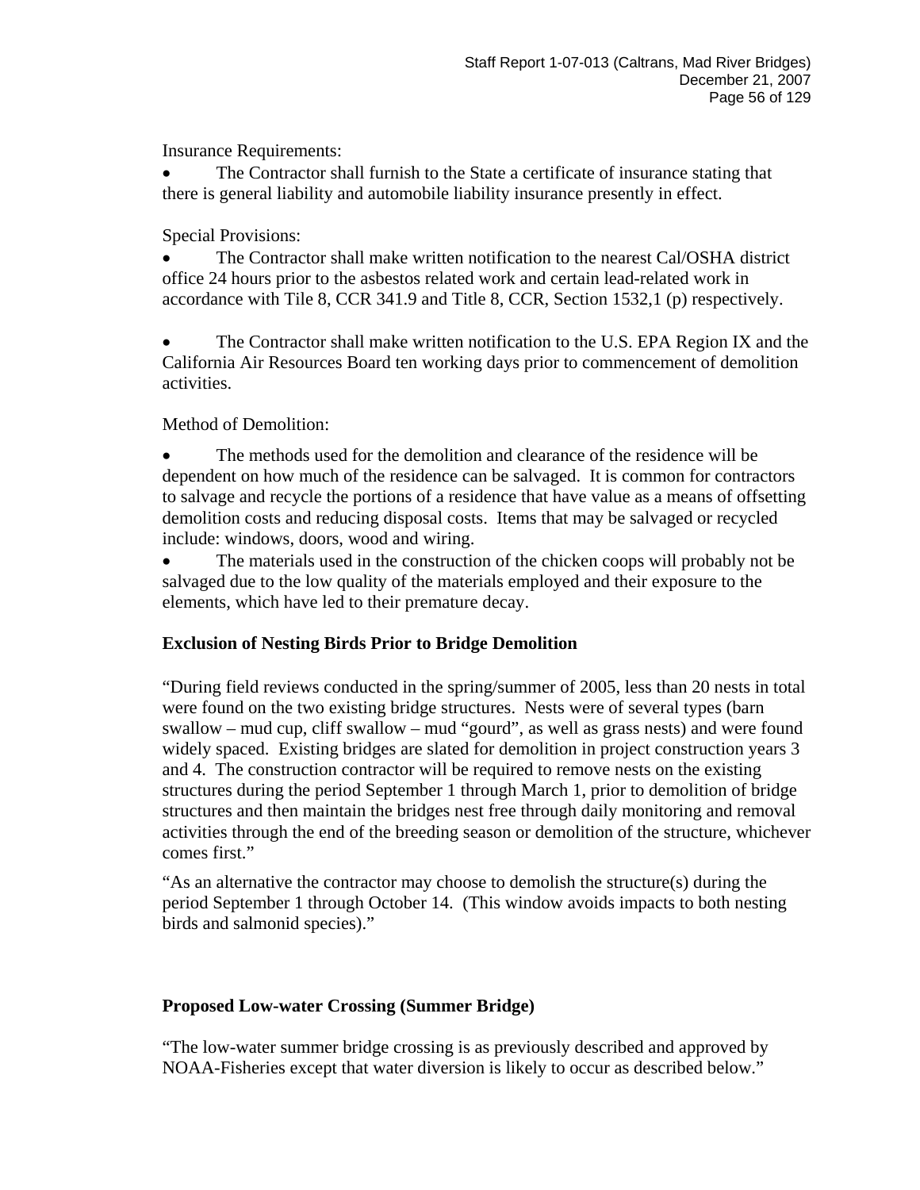Insurance Requirements:

- The Contractor shall furnish to the State a certificate of insurance stating that there is general liability and automobile liability insurance presently in effect.

Special Provisions:

- The Contractor shall make written notification to the nearest Cal/OSHA district office 24 hours prior to the asbestos related work and certain lead-related work in accordance with Tile 8, CCR 341.9 and Title 8, CCR, Section 1532,1 (p) respectively.

- The Contractor shall make written notification to the U.S. EPA Region IX and the California Air Resources Board ten working days prior to commencement of demolition activities.

Method of Demolition:

- The methods used for the demolition and clearance of the residence will be dependent on how much of the residence can be salvaged. It is common for contractors to salvage and recycle the portions of a residence that have value as a means of offsetting demolition costs and reducing disposal costs. Items that may be salvaged or recycled include: windows, doors, wood and wiring.
- The materials used in the construction of the chicken coops will probably not be salvaged due to the low quality of the materials employed and their exposure to the elements, which have led to their premature decay.

**Exclusion of Nesting Birds Prior to Bridge Demolition**

"During field reviews conducted in the spring/summer of 2005, less than 20 nests in total were found on the two existing bridge structures. Nests were of several types (barn swallow – mud cup, cliff swallow – mud "gourd", as well as grass nests) and were found widely spaced. Existing bridges are slated for demolition in project construction years 3 and 4. The construction contractor will be required to remove nests on the existing structures during the period September 1 through March 1, prior to demolition of bridge structures and then maintain the bridges nest free through daily monitoring and removal activities through the end of the breeding season or demolition of the structure, whichever comes first."

"As an alternative the contractor may choose to demolish the structure(s) during the period September 1 through October 14. (This window avoids impacts to both nesting birds and salmonid species)."

**Proposed Low-water Crossing (Summer Bridge)**

"The low-water summer bridge crossing is as previously described and approved by NOAA-Fisheries except that water diversion is likely to occur as described below."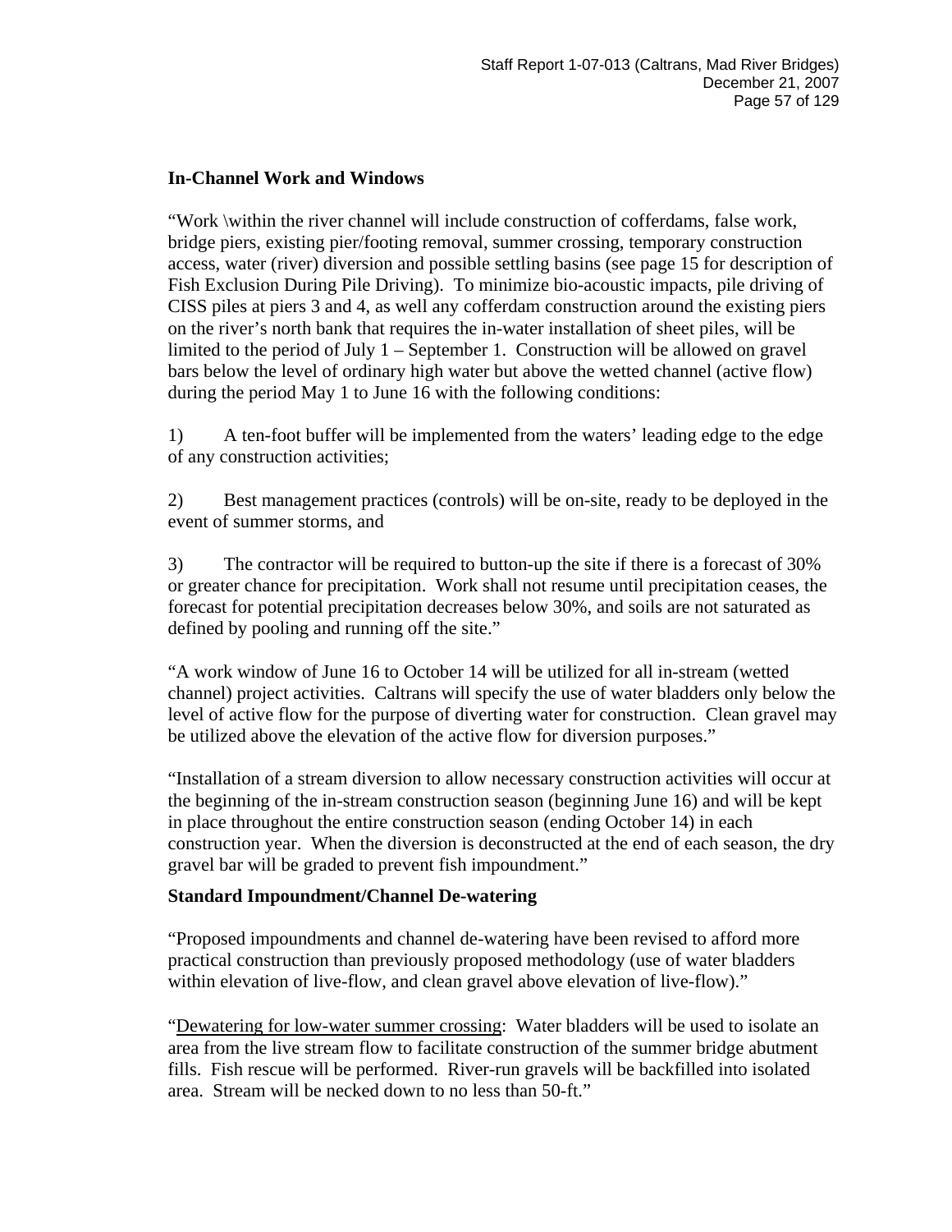**In-Channel Work and Windows**

"Work \within the river channel will include construction of cofferdams, false work, bridge piers, existing pier/footing removal, summer crossing, temporary construction access, water (river) diversion and possible settling basins (see page 15 for description of Fish Exclusion During Pile Driving). To minimize bio-acoustic impacts, pile driving of CISS piles at piers 3 and 4, as well any cofferdam construction around the existing piers on the river's north bank that requires the in-water installation of sheet piles, will be limited to the period of July 1 – September 1. Construction will be allowed on gravel bars below the level of ordinary high water but above the wetted channel (active flow) during the period May 1 to June 16 with the following conditions:

1) A ten-foot buffer will be implemented from the waters' leading edge to the edge of any construction activities;

2) Best management practices (controls) will be on-site, ready to be deployed in the event of summer storms, and

3) The contractor will be required to button-up the site if there is a forecast of 30% or greater chance for precipitation. Work shall not resume until precipitation ceases, the forecast for potential precipitation decreases below 30%, and soils are not saturated as defined by pooling and running off the site."

"A work window of June 16 to October 14 will be utilized for all in-stream (wetted channel) project activities. Caltrans will specify the use of water bladders only below the level of active flow for the purpose of diverting water for construction. Clean gravel may be utilized above the elevation of the active flow for diversion purposes."

"Installation of a stream diversion to allow necessary construction activities will occur at the beginning of the in-stream construction season (beginning June 16) and will be kept in place throughout the entire construction season (ending October 14) in each construction year. When the diversion is deconstructed at the end of each season, the dry gravel bar will be graded to prevent fish impoundment."

**Standard Impoundment/Channel De-watering**

"Proposed impoundments and channel de-watering have been revised to afford more practical construction than previously proposed methodology (use of water bladders within elevation of live-flow, and clean gravel above elevation of live-flow)."

"Dewatering for low-water summer crossing: Water bladders will be used to isolate an area from the live stream flow to facilitate construction of the summer bridge abutment fills. Fish rescue will be performed. River-run gravels will be backfilled into isolated area. Stream will be necked down to no less than 50-ft."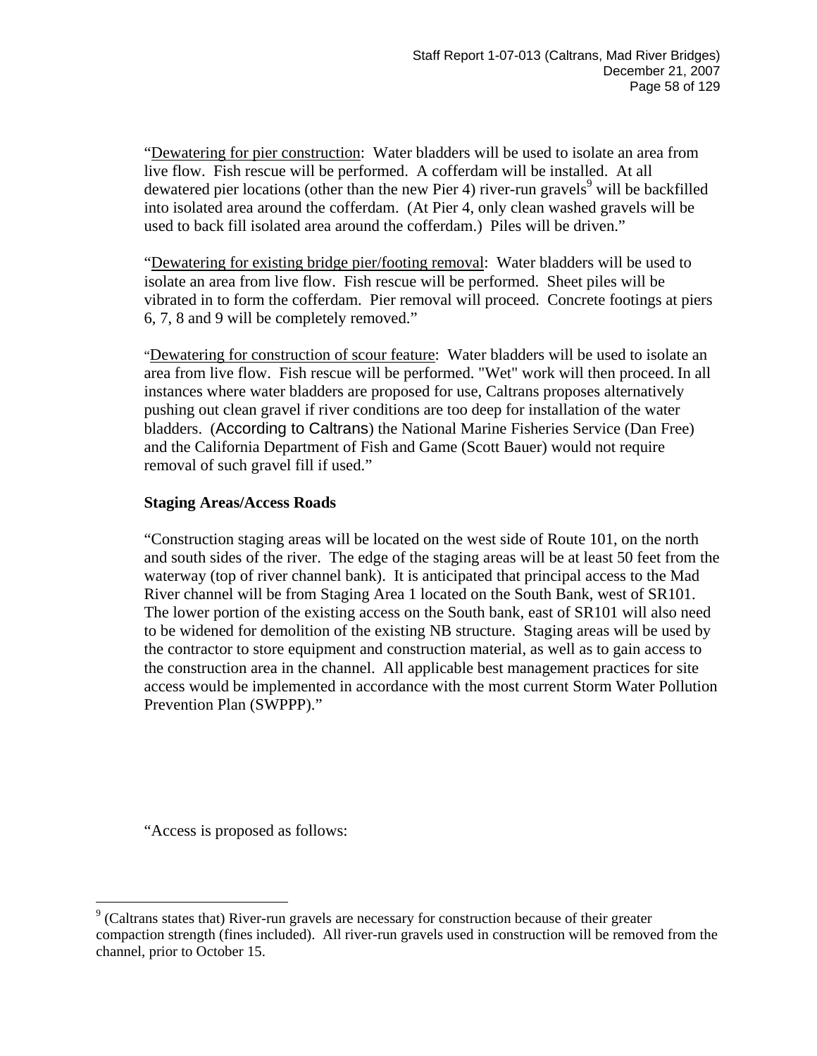"Dewatering for pier construction: Water bladders will be used to isolate an area from live flow. Fish rescue will be performed. A cofferdam will be installed. At all dewatered pier locations (other than the new Pier 4) river-run gravels[9] will be backfilled into isolated area around the cofferdam. (At Pier 4, only clean washed gravels will be used to back fill isolated area around the cofferdam.) Piles will be driven."

"Dewatering for existing bridge pier/footing removal: Water bladders will be used to isolate an area from live flow. Fish rescue will be performed. Sheet piles will be vibrated in to form the cofferdam. Pier removal will proceed. Concrete footings at piers 6, 7, 8 and 9 will be completely removed."

"Dewatering for construction of scour feature: Water bladders will be used to isolate an area from live flow. Fish rescue will be performed. "Wet" work will then proceed. In all instances where water bladders are proposed for use, Caltrans proposes alternatively pushing out clean gravel if river conditions are too deep for installation of the water bladders. (According to Caltrans) the National Marine Fisheries Service (Dan Free) and the California Department of Fish and Game (Scott Bauer) would not require removal of such gravel fill if used."

**Staging Areas/Access Roads**

"Construction staging areas will be located on the west side of Route 101, on the north and south sides of the river. The edge of the staging areas will be at least 50 feet from the waterway (top of river channel bank). It is anticipated that principal access to the Mad River channel will be from Staging Area 1 located on the South Bank, west of SR101. The lower portion of the existing access on the South bank, east of SR101 will also need to be widened for demolition of the existing NB structure. Staging areas will be used by the contractor to store equipment and construction material, as well as to gain access to the construction area in the channel. All applicable best management practices for site access would be implemented in accordance with the most current Storm Water Pollution Prevention Plan (SWPPP)."

"Access is proposed as follows:

[9] (Caltrans states that) River-run gravels are necessary for construction because of their greater compaction strength (fines included). All river-run gravels used in construction will be removed from the channel, prior to October 15.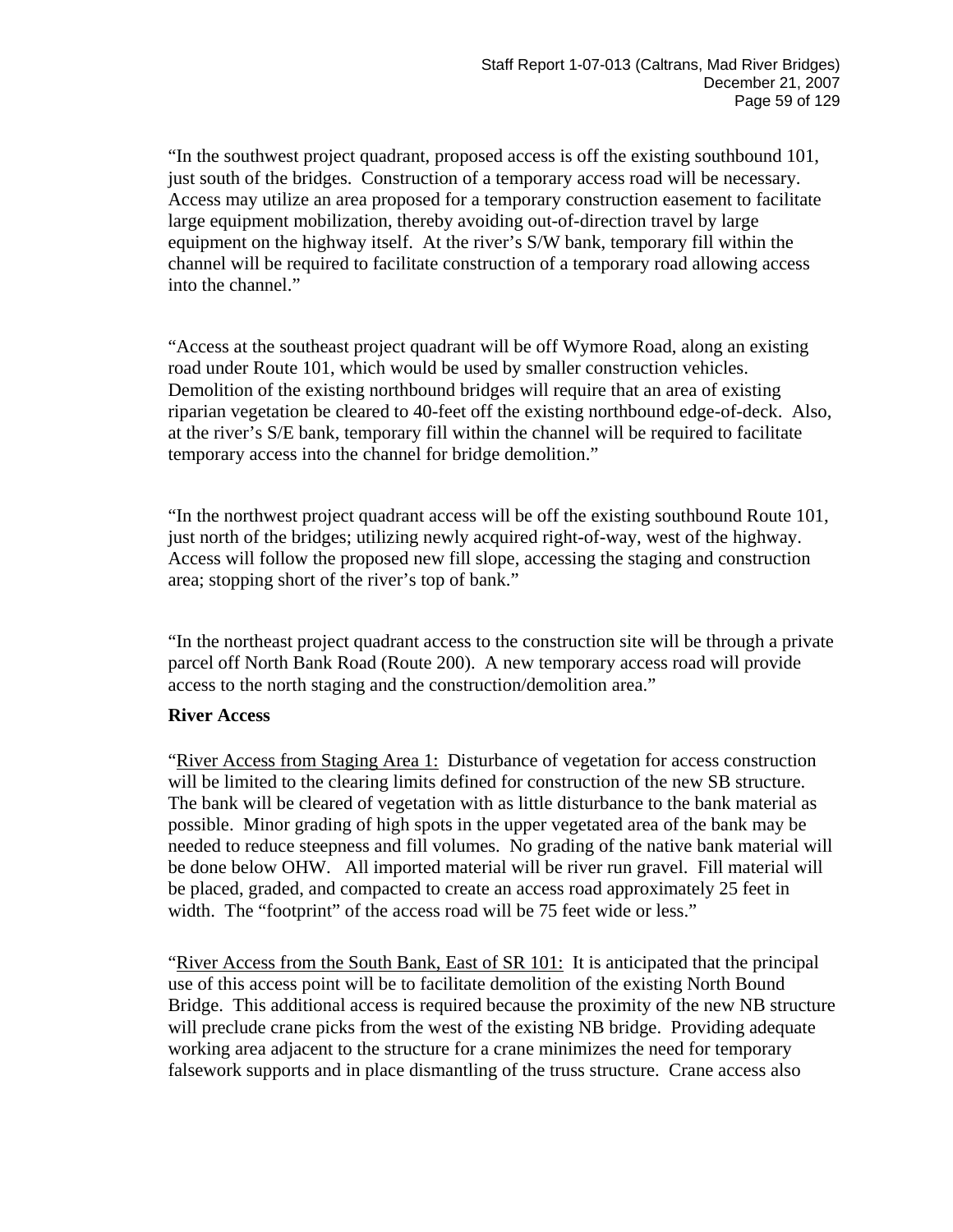"In the southwest project quadrant, proposed access is off the existing southbound 101, just south of the bridges. Construction of a temporary access road will be necessary. Access may utilize an area proposed for a temporary construction easement to facilitate large equipment mobilization, thereby avoiding out-of-direction travel by large equipment on the highway itself. At the river's S/W bank, temporary fill within the channel will be required to facilitate construction of a temporary road allowing access into the channel."

"Access at the southeast project quadrant will be off Wymore Road, along an existing road under Route 101, which would be used by smaller construction vehicles. Demolition of the existing northbound bridges will require that an area of existing riparian vegetation be cleared to 40-feet off the existing northbound edge-of-deck. Also, at the river's S/E bank, temporary fill within the channel will be required to facilitate temporary access into the channel for bridge demolition."

"In the northwest project quadrant access will be off the existing southbound Route 101, just north of the bridges; utilizing newly acquired right-of-way, west of the highway. Access will follow the proposed new fill slope, accessing the staging and construction area; stopping short of the river's top of bank."

"In the northeast project quadrant access to the construction site will be through a private parcel off North Bank Road (Route 200). A new temporary access road will provide access to the north staging and the construction/demolition area."

**River Access**

"River Access from Staging Area 1: Disturbance of vegetation for access construction will be limited to the clearing limits defined for construction of the new SB structure. The bank will be cleared of vegetation with as little disturbance to the bank material as possible. Minor grading of high spots in the upper vegetated area of the bank may be needed to reduce steepness and fill volumes. No grading of the native bank material will be done below OHW. All imported material will be river run gravel. Fill material will be placed, graded, and compacted to create an access road approximately 25 feet in width. The "footprint" of the access road will be 75 feet wide or less."

"River Access from the South Bank, East of SR 101: It is anticipated that the principal use of this access point will be to facilitate demolition of the existing North Bound Bridge. This additional access is required because the proximity of the new NB structure will preclude crane picks from the west of the existing NB bridge. Providing adequate working area adjacent to the structure for a crane minimizes the need for temporary falsework supports and in place dismantling of the truss structure. Crane access also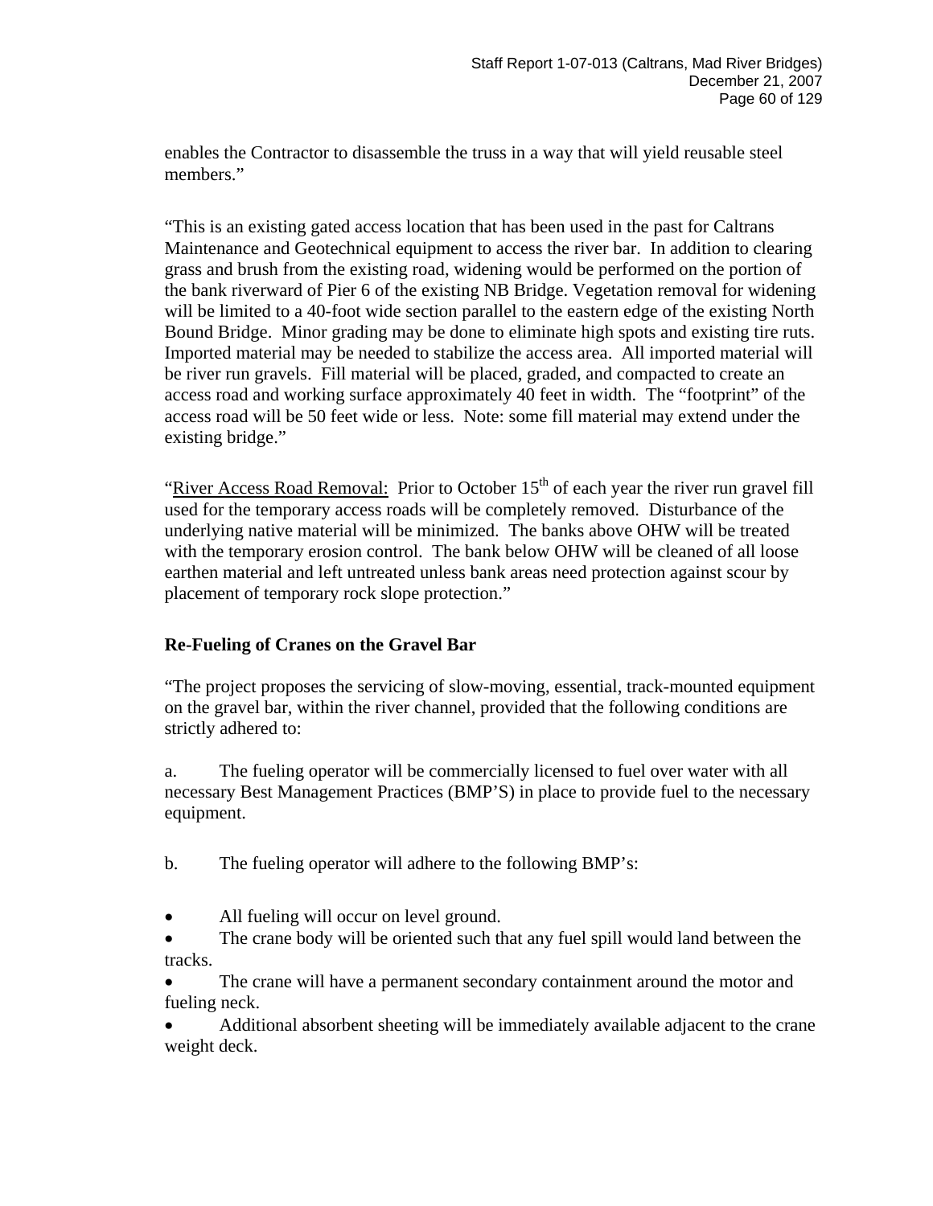enables the Contractor to disassemble the truss in a way that will yield reusable steel members."

"This is an existing gated access location that has been used in the past for Caltrans Maintenance and Geotechnical equipment to access the river bar. In addition to clearing grass and brush from the existing road, widening would be performed on the portion of the bank riverward of Pier 6 of the existing NB Bridge. Vegetation removal for widening will be limited to a 40-foot wide section parallel to the eastern edge of the existing North Bound Bridge. Minor grading may be done to eliminate high spots and existing tire ruts. Imported material may be needed to stabilize the access area. All imported material will be river run gravels. Fill material will be placed, graded, and compacted to create an access road and working surface approximately 40 feet in width. The "footprint" of the access road will be 50 feet wide or less. Note: some fill material may extend under the existing bridge."

"River Access Road Removal: Prior to October 15th of each year the river run gravel fill used for the temporary access roads will be completely removed. Disturbance of the underlying native material will be minimized. The banks above OHW will be treated with the temporary erosion control. The bank below OHW will be cleaned of all loose earthen material and left untreated unless bank areas need protection against scour by placement of temporary rock slope protection."

### Re-Fueling of Cranes on the Gravel Bar

"The project proposes the servicing of slow-moving, essential, track-mounted equipment on the gravel bar, within the river channel, provided that the following conditions are strictly adhered to:

a. The fueling operator will be commercially licensed to fuel over water with all necessary Best Management Practices (BMP'S) in place to provide fuel to the necessary equipment.

b. The fueling operator will adhere to the following BMP's:

- All fueling will occur on level ground.
- The crane body will be oriented such that any fuel spill would land between the tracks.
- The crane will have a permanent secondary containment around the motor and fueling neck.
- Additional absorbent sheeting will be immediately available adjacent to the crane weight deck.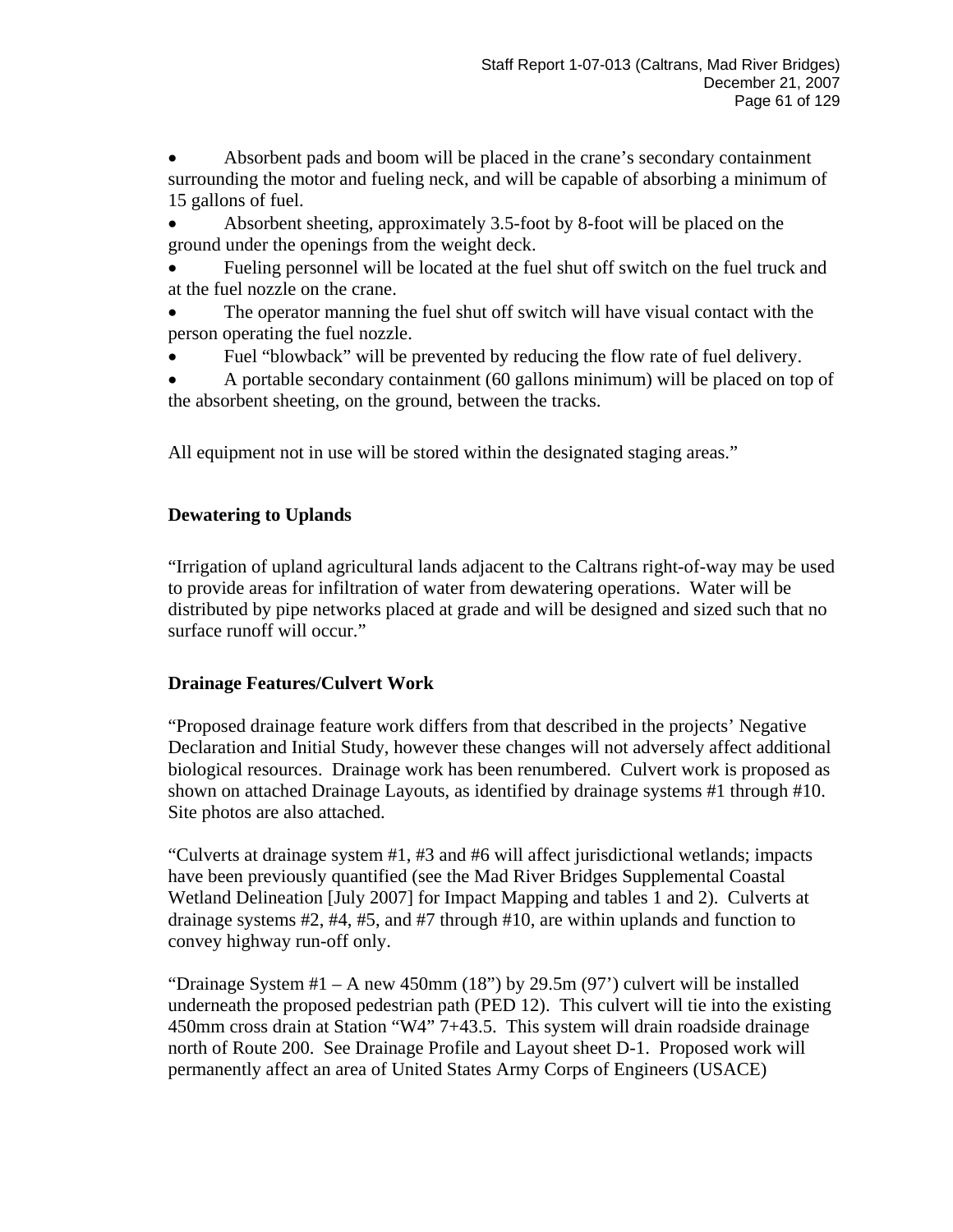- Absorbent pads and boom will be placed in the crane's secondary containment surrounding the motor and fueling neck, and will be capable of absorbing a minimum of 15 gallons of fuel.
- Absorbent sheeting, approximately 3.5-foot by 8-foot will be placed on the ground under the openings from the weight deck.
- Fueling personnel will be located at the fuel shut off switch on the fuel truck and at the fuel nozzle on the crane.
- The operator manning the fuel shut off switch will have visual contact with the person operating the fuel nozzle.
- Fuel "blowback" will be prevented by reducing the flow rate of fuel delivery.
- A portable secondary containment (60 gallons minimum) will be placed on top of the absorbent sheeting, on the ground, between the tracks.

All equipment not in use will be stored within the designated staging areas."

**Dewatering to Uplands**

"Irrigation of upland agricultural lands adjacent to the Caltrans right-of-way may be used to provide areas for infiltration of water from dewatering operations. Water will be distributed by pipe networks placed at grade and will be designed and sized such that no surface runoff will occur."

**Drainage Features/Culvert Work**

"Proposed drainage feature work differs from that described in the projects' Negative Declaration and Initial Study, however these changes will not adversely affect additional biological resources. Drainage work has been renumbered. Culvert work is proposed as shown on attached Drainage Layouts, as identified by drainage systems #1 through #10. Site photos are also attached.

"Culverts at drainage system #1, #3 and #6 will affect jurisdictional wetlands; impacts have been previously quantified (see the Mad River Bridges Supplemental Coastal Wetland Delineation [July 2007] for Impact Mapping and tables 1 and 2). Culverts at drainage systems #2, #4, #5, and #7 through #10, are within uplands and function to convey highway run-off only.

"Drainage System #1 – A new 450mm (18") by 29.5m (97') culvert will be installed underneath the proposed pedestrian path (PED 12). This culvert will tie into the existing 450mm cross drain at Station "W4" 7+43.5. This system will drain roadside drainage north of Route 200. See Drainage Profile and Layout sheet D-1. Proposed work will permanently affect an area of United States Army Corps of Engineers (USACE)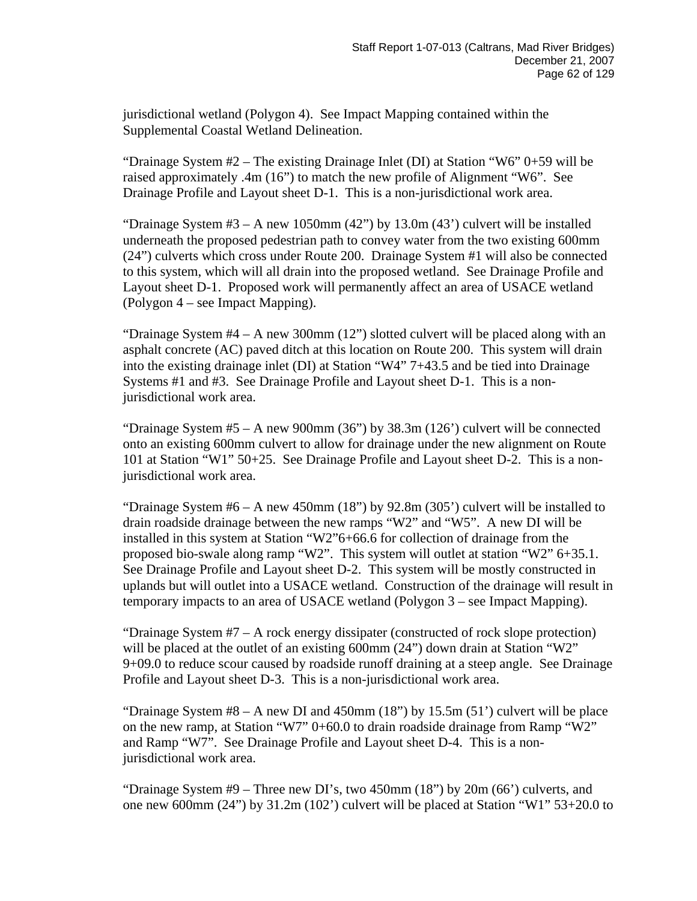jurisdictional wetland (Polygon 4). See Impact Mapping contained within the Supplemental Coastal Wetland Delineation.

"Drainage System #2 – The existing Drainage Inlet (DI) at Station "W6" 0+59 will be raised approximately .4m (16") to match the new profile of Alignment "W6". See Drainage Profile and Layout sheet D-1. This is a non-jurisdictional work area.

"Drainage System #3 – A new 1050mm (42") by 13.0m (43') culvert will be installed underneath the proposed pedestrian path to convey water from the two existing 600mm (24") culverts which cross under Route 200. Drainage System #1 will also be connected to this system, which will all drain into the proposed wetland. See Drainage Profile and Layout sheet D-1. Proposed work will permanently affect an area of USACE wetland (Polygon 4 – see Impact Mapping).

"Drainage System #4 – A new 300mm (12") slotted culvert will be placed along with an asphalt concrete (AC) paved ditch at this location on Route 200. This system will drain into the existing drainage inlet (DI) at Station "W4" 7+43.5 and be tied into Drainage Systems #1 and #3. See Drainage Profile and Layout sheet D-1. This is a non-jurisdictional work area.

"Drainage System #5 – A new 900mm (36") by 38.3m (126') culvert will be connected onto an existing 600mm culvert to allow for drainage under the new alignment on Route 101 at Station "W1" 50+25. See Drainage Profile and Layout sheet D-2. This is a non-jurisdictional work area.

"Drainage System #6 – A new 450mm (18") by 92.8m (305') culvert will be installed to drain roadside drainage between the new ramps "W2" and "W5". A new DI will be installed in this system at Station "W2"6+66.6 for collection of drainage from the proposed bio-swale along ramp "W2". This system will outlet at station "W2" 6+35.1. See Drainage Profile and Layout sheet D-2. This system will be mostly constructed in uplands but will outlet into a USACE wetland. Construction of the drainage will result in temporary impacts to an area of USACE wetland (Polygon 3 – see Impact Mapping).

"Drainage System #7 – A rock energy dissipater (constructed of rock slope protection) will be placed at the outlet of an existing 600mm (24") down drain at Station "W2" 9+09.0 to reduce scour caused by roadside runoff draining at a steep angle. See Drainage Profile and Layout sheet D-3. This is a non-jurisdictional work area.

"Drainage System #8 – A new DI and 450mm (18") by 15.5m (51') culvert will be place on the new ramp, at Station "W7" 0+60.0 to drain roadside drainage from Ramp "W2" and Ramp "W7". See Drainage Profile and Layout sheet D-4. This is a non-jurisdictional work area.

"Drainage System #9 – Three new DI's, two 450mm (18") by 20m (66') culverts, and one new 600mm (24") by 31.2m (102') culvert will be placed at Station "W1" 53+20.0 to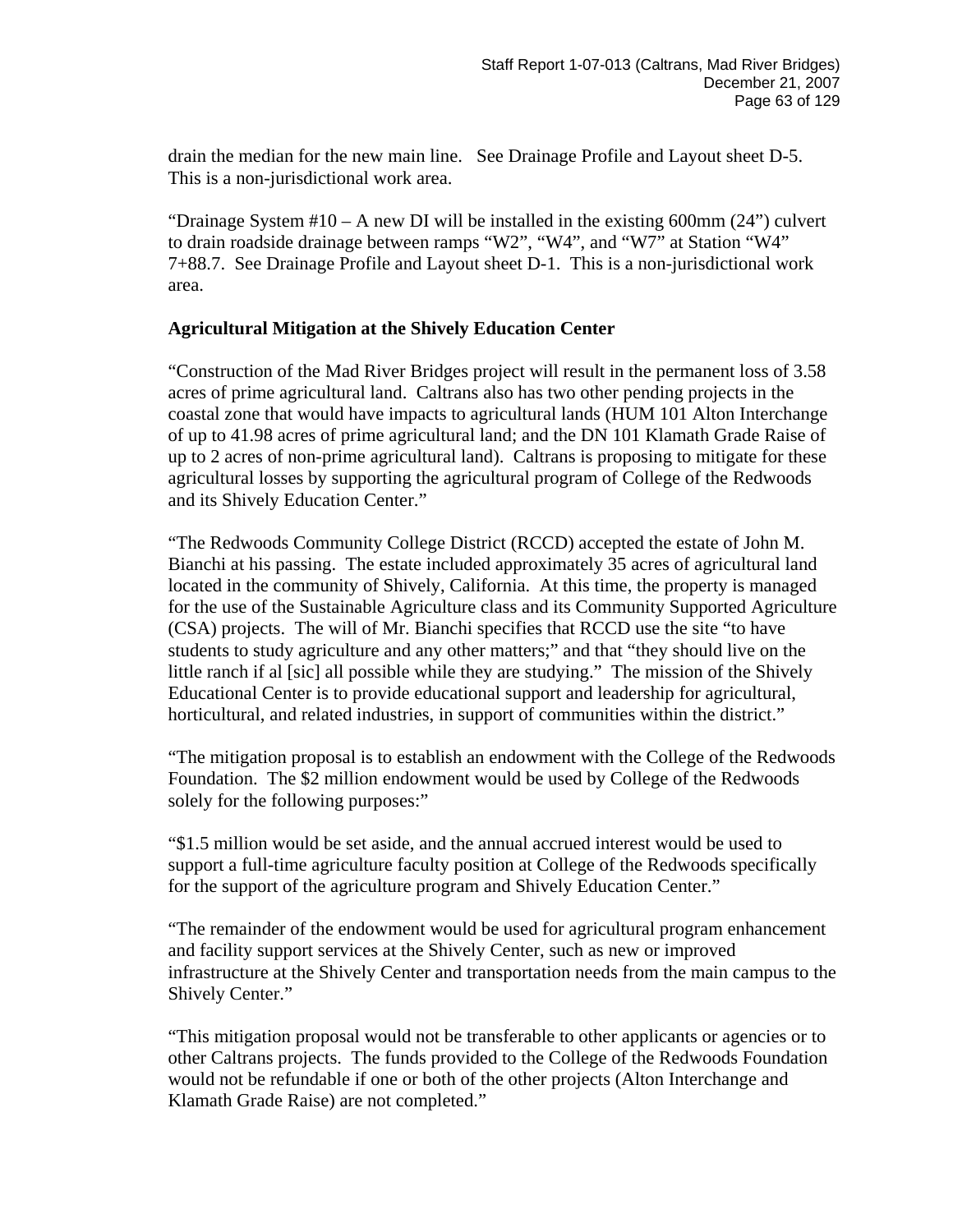drain the median for the new main line. See Drainage Profile and Layout sheet D-5. This is a non-jurisdictional work area.

"Drainage System #10 – A new DI will be installed in the existing 600mm (24") culvert to drain roadside drainage between ramps "W2", "W4", and "W7" at Station "W4" 7+88.7. See Drainage Profile and Layout sheet D-1. This is a non-jurisdictional work area.

**Agricultural Mitigation at the Shively Education Center**

"Construction of the Mad River Bridges project will result in the permanent loss of 3.58 acres of prime agricultural land. Caltrans also has two other pending projects in the coastal zone that would have impacts to agricultural lands (HUM 101 Alton Interchange of up to 41.98 acres of prime agricultural land; and the DN 101 Klamath Grade Raise of up to 2 acres of non-prime agricultural land). Caltrans is proposing to mitigate for these agricultural losses by supporting the agricultural program of College of the Redwoods and its Shively Education Center."

"The Redwoods Community College District (RCCD) accepted the estate of John M. Bianchi at his passing. The estate included approximately 35 acres of agricultural land located in the community of Shively, California. At this time, the property is managed for the use of the Sustainable Agriculture class and its Community Supported Agriculture (CSA) projects. The will of Mr. Bianchi specifies that RCCD use the site "to have students to study agriculture and any other matters;" and that "they should live on the little ranch if al [sic] all possible while they are studying." The mission of the Shively Educational Center is to provide educational support and leadership for agricultural, horticultural, and related industries, in support of communities within the district."

"The mitigation proposal is to establish an endowment with the College of the Redwoods Foundation. The $2 million endowment would be used by College of the Redwoods solely for the following purposes:"

"$1.5 million would be set aside, and the annual accrued interest would be used to support a full-time agriculture faculty position at College of the Redwoods specifically for the support of the agriculture program and Shively Education Center."

"The remainder of the endowment would be used for agricultural program enhancement and facility support services at the Shively Center, such as new or improved infrastructure at the Shively Center and transportation needs from the main campus to the Shively Center."

"This mitigation proposal would not be transferable to other applicants or agencies or to other Caltrans projects. The funds provided to the College of the Redwoods Foundation would not be refundable if one or both of the other projects (Alton Interchange and Klamath Grade Raise) are not completed."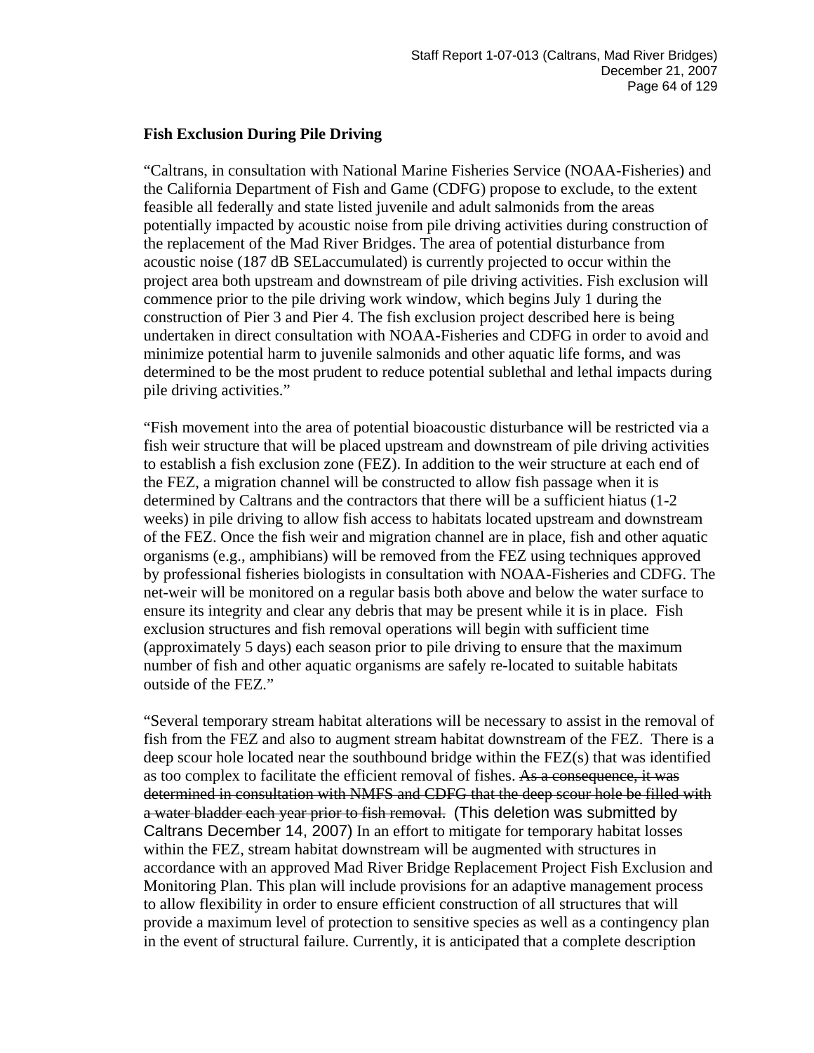**Fish Exclusion During Pile Driving**

"Caltrans, in consultation with National Marine Fisheries Service (NOAA-Fisheries) and the California Department of Fish and Game (CDFG) propose to exclude, to the extent feasible all federally and state listed juvenile and adult salmonids from the areas potentially impacted by acoustic noise from pile driving activities during construction of the replacement of the Mad River Bridges. The area of potential disturbance from acoustic noise (187 dB SELaccumulated) is currently projected to occur within the project area both upstream and downstream of pile driving activities. Fish exclusion will commence prior to the pile driving work window, which begins July 1 during the construction of Pier 3 and Pier 4. The fish exclusion project described here is being undertaken in direct consultation with NOAA-Fisheries and CDFG in order to avoid and minimize potential harm to juvenile salmonids and other aquatic life forms, and was determined to be the most prudent to reduce potential sublethal and lethal impacts during pile driving activities."

"Fish movement into the area of potential bioacoustic disturbance will be restricted via a fish weir structure that will be placed upstream and downstream of pile driving activities to establish a fish exclusion zone (FEZ). In addition to the weir structure at each end of the FEZ, a migration channel will be constructed to allow fish passage when it is determined by Caltrans and the contractors that there will be a sufficient hiatus (1-2 weeks) in pile driving to allow fish access to habitats located upstream and downstream of the FEZ. Once the fish weir and migration channel are in place, fish and other aquatic organisms (e.g., amphibians) will be removed from the FEZ using techniques approved by professional fisheries biologists in consultation with NOAA-Fisheries and CDFG. The net-weir will be monitored on a regular basis both above and below the water surface to ensure its integrity and clear any debris that may be present while it is in place. Fish exclusion structures and fish removal operations will begin with sufficient time (approximately 5 days) each season prior to pile driving to ensure that the maximum number of fish and other aquatic organisms are safely re-located to suitable habitats outside of the FEZ."

"Several temporary stream habitat alterations will be necessary to assist in the removal of fish from the FEZ and also to augment stream habitat downstream of the FEZ. There is a deep scour hole located near the southbound bridge within the FEZ(s) that was identified as too complex to facilitate the efficient removal of fishes. ~~As a consequence, it was determined in consultation with NMFS and CDFG that the deep scour hole be filled with a water bladder each year prior to fish removal.~~ (This deletion was submitted by Caltrans December 14, 2007) In an effort to mitigate for temporary habitat losses within the FEZ, stream habitat downstream will be augmented with structures in accordance with an approved Mad River Bridge Replacement Project Fish Exclusion and Monitoring Plan. This plan will include provisions for an adaptive management process to allow flexibility in order to ensure efficient construction of all structures that will provide a maximum level of protection to sensitive species as well as a contingency plan in the event of structural failure. Currently, it is anticipated that a complete description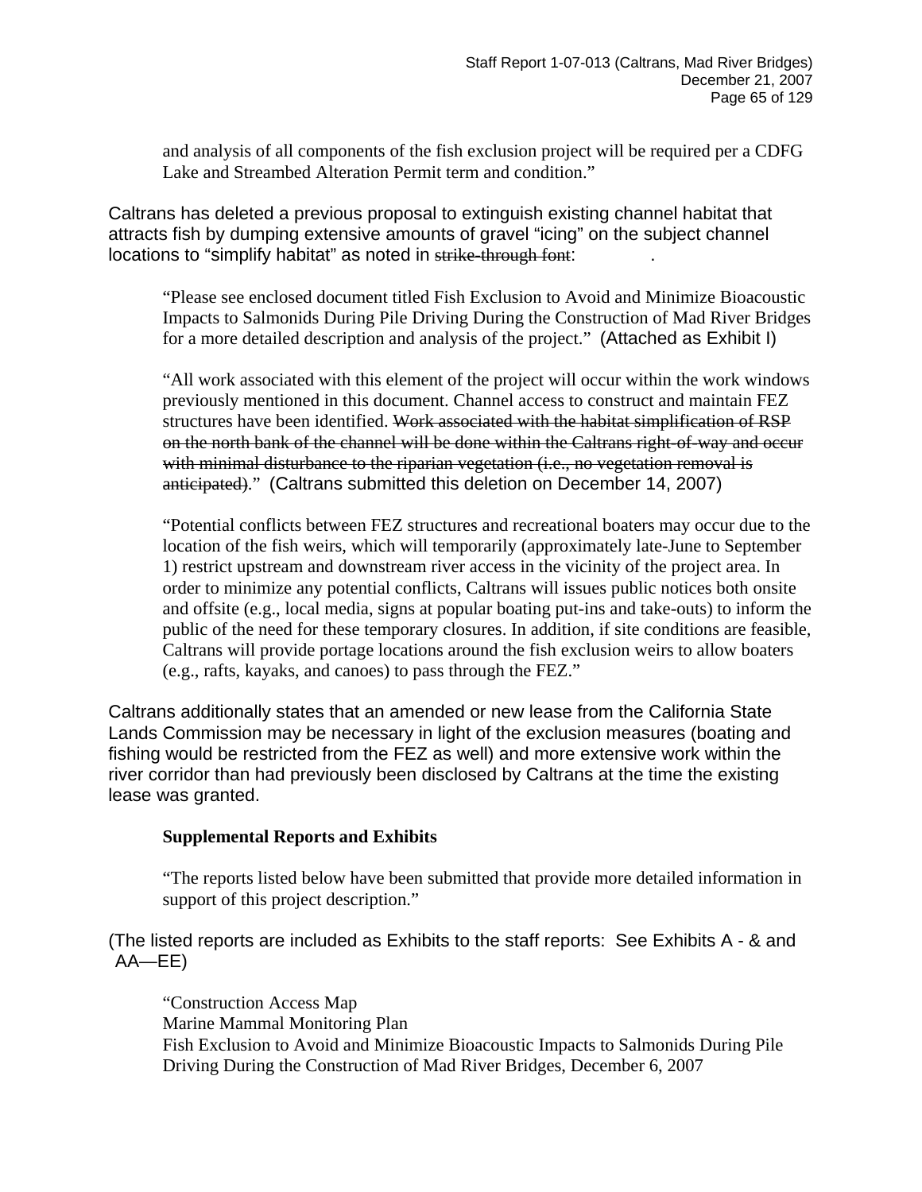and analysis of all components of the fish exclusion project will be required per a CDFG Lake and Streambed Alteration Permit term and condition."

Caltrans has deleted a previous proposal to extinguish existing channel habitat that attracts fish by dumping extensive amounts of gravel "icing" on the subject channel locations to "simplify habitat" as noted in ~~strike-through font~~: .

> "Please see enclosed document titled Fish Exclusion to Avoid and Minimize Bioacoustic Impacts to Salmonids During Pile Driving During the Construction of Mad River Bridges for a more detailed description and analysis of the project." (Attached as Exhibit I)

> "All work associated with this element of the project will occur within the work windows previously mentioned in this document. Channel access to construct and maintain FEZ structures have been identified. ~~Work associated with the habitat simplification of RSP on the north bank of the channel will be done within the Caltrans right-of-way and occur with minimal disturbance to the riparian vegetation (i.e., no vegetation removal is anticipated)~~." (Caltrans submitted this deletion on December 14, 2007)

> "Potential conflicts between FEZ structures and recreational boaters may occur due to the location of the fish weirs, which will temporarily (approximately late-June to September 1) restrict upstream and downstream river access in the vicinity of the project area. In order to minimize any potential conflicts, Caltrans will issues public notices both onsite and offsite (e.g., local media, signs at popular boating put-ins and take-outs) to inform the public of the need for these temporary closures. In addition, if site conditions are feasible, Caltrans will provide portage locations around the fish exclusion weirs to allow boaters (e.g., rafts, kayaks, and canoes) to pass through the FEZ."

Caltrans additionally states that an amended or new lease from the California State Lands Commission may be necessary in light of the exclusion measures (boating and fishing would be restricted from the FEZ as well) and more extensive work within the river corridor than had previously been disclosed by Caltrans at the time the existing lease was granted.

**Supplemental Reports and Exhibits**

> "The reports listed below have been submitted that provide more detailed information in support of this project description."

(The listed reports are included as Exhibits to the staff reports: See Exhibits A - & and AA—EE)

> "Construction Access Map
> Marine Mammal Monitoring Plan
> Fish Exclusion to Avoid and Minimize Bioacoustic Impacts to Salmonids During Pile Driving During the Construction of Mad River Bridges, December 6, 2007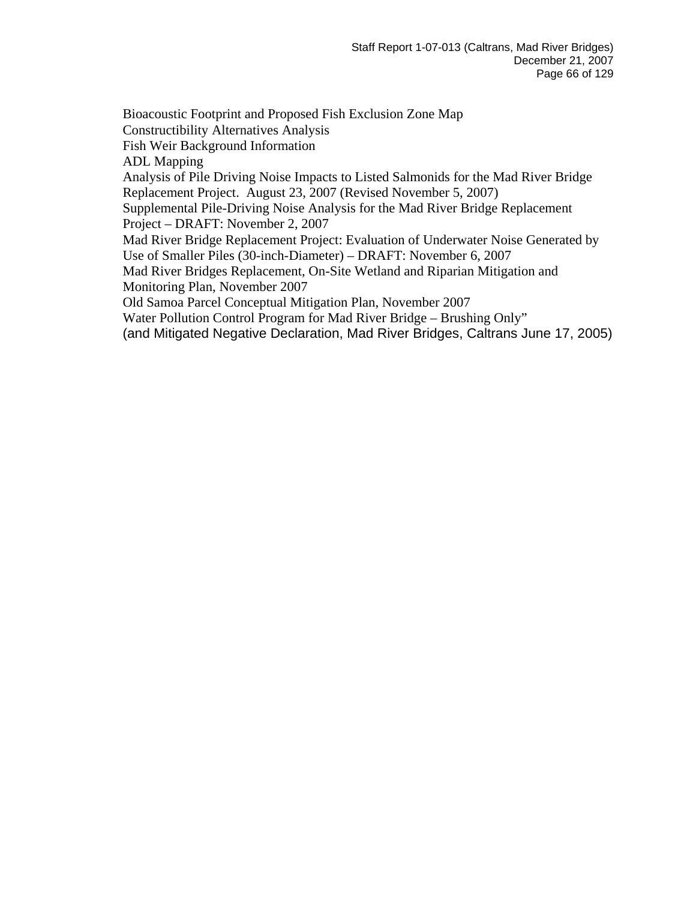Bioacoustic Footprint and Proposed Fish Exclusion Zone Map
Constructibility Alternatives Analysis
Fish Weir Background Information
ADL Mapping
Analysis of Pile Driving Noise Impacts to Listed Salmonids for the Mad River Bridge Replacement Project. August 23, 2007 (Revised November 5, 2007)
Supplemental Pile-Driving Noise Analysis for the Mad River Bridge Replacement Project – DRAFT: November 2, 2007
Mad River Bridge Replacement Project: Evaluation of Underwater Noise Generated by Use of Smaller Piles (30-inch-Diameter) – DRAFT: November 6, 2007
Mad River Bridges Replacement, On-Site Wetland and Riparian Mitigation and Monitoring Plan, November 2007
Old Samoa Parcel Conceptual Mitigation Plan, November 2007
Water Pollution Control Program for Mad River Bridge – Brushing Only"
(and Mitigated Negative Declaration, Mad River Bridges, Caltrans June 17, 2005)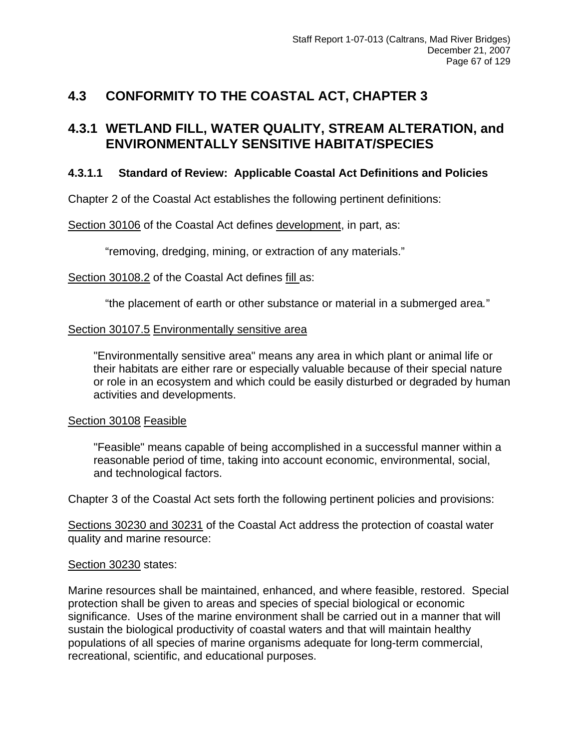## 4.3 CONFORMITY TO THE COASTAL ACT, CHAPTER 3

## 4.3.1 WETLAND FILL, WATER QUALITY, STREAM ALTERATION, and ENVIRONMENTALLY SENSITIVE HABITAT/SPECIES

### 4.3.1.1 Standard of Review: Applicable Coastal Act Definitions and Policies

Chapter 2 of the Coastal Act establishes the following pertinent definitions:

<u>Section 30106</u> of the Coastal Act defines <u>development</u>, in part, as:

> "removing, dredging, mining, or extraction of any materials."

<u>Section 30108.2</u> of the Coastal Act defines <u>fill</u> as:

> "the placement of earth or other substance or material in a submerged area."

<u>Section 30107.5</u> <u>Environmentally sensitive area</u>

> "Environmentally sensitive area" means any area in which plant or animal life or their habitats are either rare or especially valuable because of their special nature or role in an ecosystem and which could be easily disturbed or degraded by human activities and developments.

<u>Section 30108</u> <u>Feasible</u>

> "Feasible" means capable of being accomplished in a successful manner within a reasonable period of time, taking into account economic, environmental, social, and technological factors.

Chapter 3 of the Coastal Act sets forth the following pertinent policies and provisions:

<u>Sections 30230 and 30231</u> of the Coastal Act address the protection of coastal water quality and marine resource:

<u>Section 30230</u> states:

Marine resources shall be maintained, enhanced, and where feasible, restored. Special protection shall be given to areas and species of special biological or economic significance. Uses of the marine environment shall be carried out in a manner that will sustain the biological productivity of coastal waters and that will maintain healthy populations of all species of marine organisms adequate for long-term commercial, recreational, scientific, and educational purposes.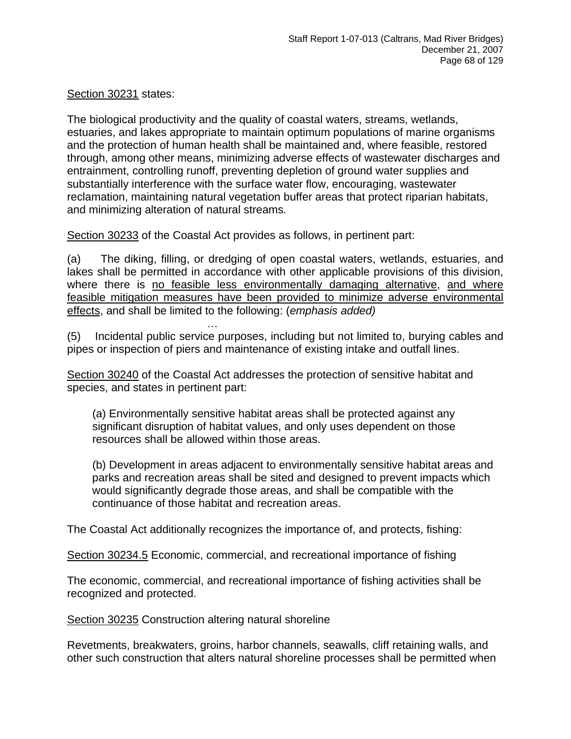<u>Section 30231</u> states:

The biological productivity and the quality of coastal waters, streams, wetlands, estuaries, and lakes appropriate to maintain optimum populations of marine organisms and the protection of human health shall be maintained and, where feasible, restored through, among other means, minimizing adverse effects of wastewater discharges and entrainment, controlling runoff, preventing depletion of ground water supplies and substantially interference with the surface water flow, encouraging, wastewater reclamation, maintaining natural vegetation buffer areas that protect riparian habitats, and minimizing alteration of natural streams*.*

<u>Section 30233</u> of the Coastal Act provides as follows, in pertinent part:

(a) The diking, filling, or dredging of open coastal waters, wetlands, estuaries, and lakes shall be permitted in accordance with other applicable provisions of this division, where there is <u>no feasible less environmentally damaging alternative</u>, <u>and where feasible mitigation measures have been provided to minimize adverse environmental effects</u>, and shall be limited to the following: (*emphasis added)*

…

(5) Incidental public service purposes, including but not limited to, burying cables and pipes or inspection of piers and maintenance of existing intake and outfall lines.

<u>Section 30240</u> of the Coastal Act addresses the protection of sensitive habitat and species, and states in pertinent part:

> (a) Environmentally sensitive habitat areas shall be protected against any significant disruption of habitat values, and only uses dependent on those resources shall be allowed within those areas.
>
> (b) Development in areas adjacent to environmentally sensitive habitat areas and parks and recreation areas shall be sited and designed to prevent impacts which would significantly degrade those areas, and shall be compatible with the continuance of those habitat and recreation areas.

The Coastal Act additionally recognizes the importance of, and protects, fishing:

<u>Section 30234.5</u> Economic, commercial, and recreational importance of fishing

The economic, commercial, and recreational importance of fishing activities shall be recognized and protected.

<u>Section 30235</u> Construction altering natural shoreline

Revetments, breakwaters, groins, harbor channels, seawalls, cliff retaining walls, and other such construction that alters natural shoreline processes shall be permitted when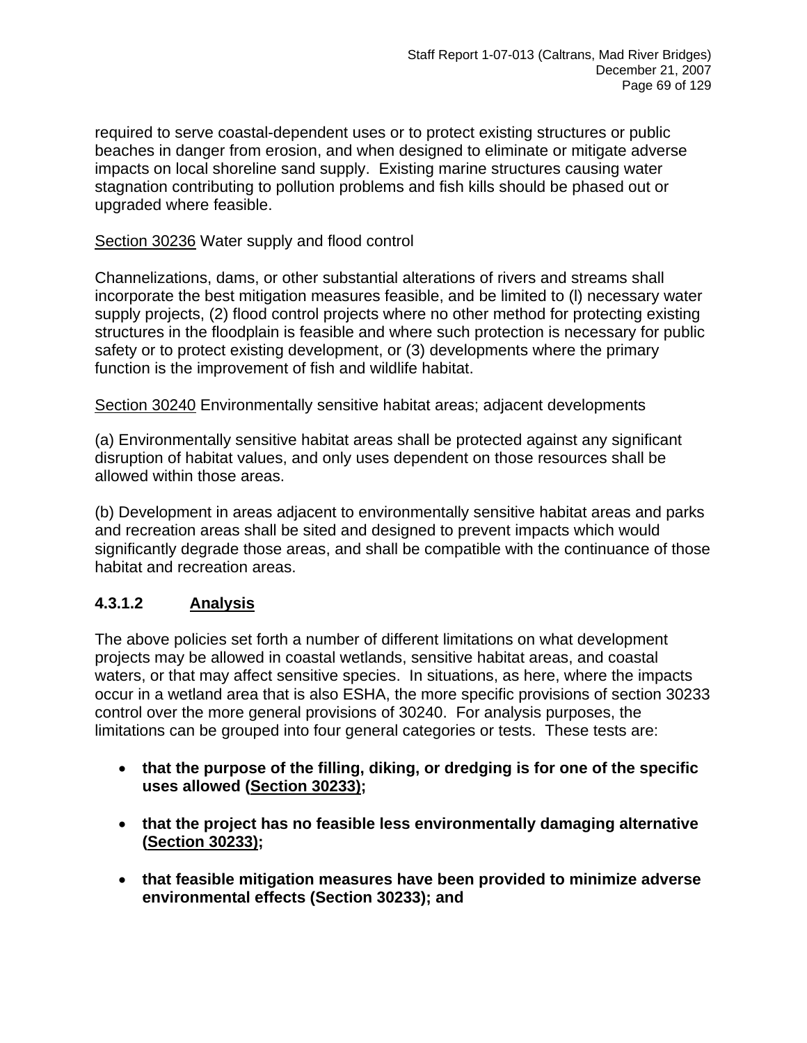required to serve coastal-dependent uses or to protect existing structures or public beaches in danger from erosion, and when designed to eliminate or mitigate adverse impacts on local shoreline sand supply. Existing marine structures causing water stagnation contributing to pollution problems and fish kills should be phased out or upgraded where feasible.

<u>Section 30236</u> Water supply and flood control

Channelizations, dams, or other substantial alterations of rivers and streams shall incorporate the best mitigation measures feasible, and be limited to (l) necessary water supply projects, (2) flood control projects where no other method for protecting existing structures in the floodplain is feasible and where such protection is necessary for public safety or to protect existing development, or (3) developments where the primary function is the improvement of fish and wildlife habitat.

<u>Section 30240</u> Environmentally sensitive habitat areas; adjacent developments

(a) Environmentally sensitive habitat areas shall be protected against any significant disruption of habitat values, and only uses dependent on those resources shall be allowed within those areas.

(b) Development in areas adjacent to environmentally sensitive habitat areas and parks and recreation areas shall be sited and designed to prevent impacts which would significantly degrade those areas, and shall be compatible with the continuance of those habitat and recreation areas.

### 4.3.1.2 <u>Analysis</u>

The above policies set forth a number of different limitations on what development projects may be allowed in coastal wetlands, sensitive habitat areas, and coastal waters, or that may affect sensitive species. In situations, as here, where the impacts occur in a wetland area that is also ESHA, the more specific provisions of section 30233 control over the more general provisions of 30240. For analysis purposes, the limitations can be grouped into four general categories or tests. These tests are:

- **that the purpose of the filling, diking, or dredging is for one of the specific uses allowed (<u>Section 30233</u>);**
- **that the project has no feasible less environmentally damaging alternative (<u>Section 30233</u>);**
- **that feasible mitigation measures have been provided to minimize adverse environmental effects (Section 30233); and**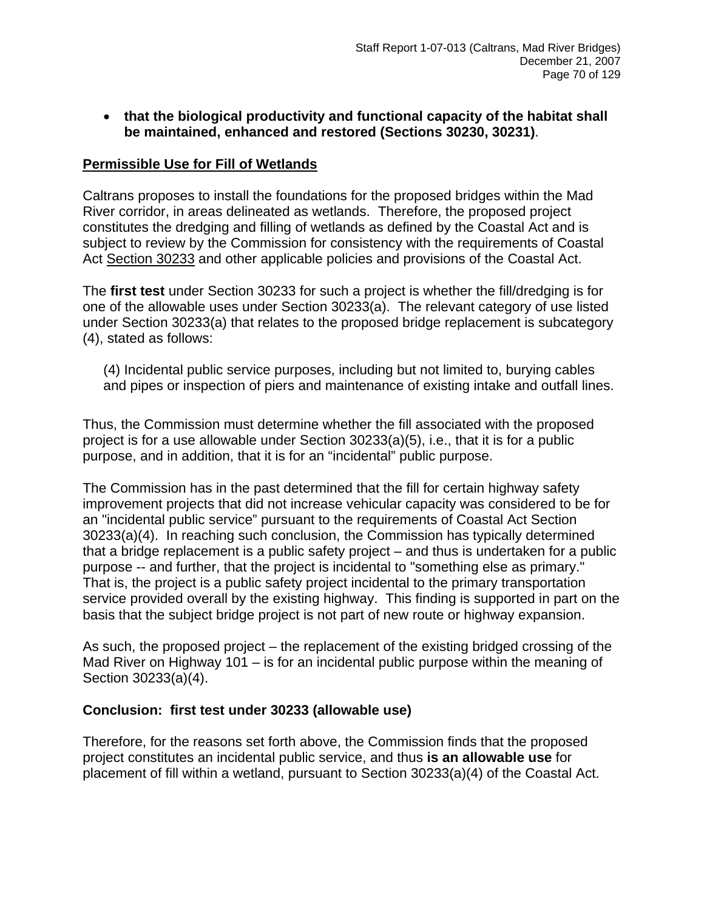- **that the biological productivity and functional capacity of the habitat shall be maintained, enhanced and restored (Sections 30230, 30231)**.

**Permissible Use for Fill of Wetlands**

Caltrans proposes to install the foundations for the proposed bridges within the Mad River corridor, in areas delineated as wetlands. Therefore, the proposed project constitutes the dredging and filling of wetlands as defined by the Coastal Act and is subject to review by the Commission for consistency with the requirements of Coastal Act Section 30233 and other applicable policies and provisions of the Coastal Act.

The **first test** under Section 30233 for such a project is whether the fill/dredging is for one of the allowable uses under Section 30233(a). The relevant category of use listed under Section 30233(a) that relates to the proposed bridge replacement is subcategory (4), stated as follows:

> (4) Incidental public service purposes, including but not limited to, burying cables and pipes or inspection of piers and maintenance of existing intake and outfall lines.

Thus, the Commission must determine whether the fill associated with the proposed project is for a use allowable under Section 30233(a)(5), i.e., that it is for a public purpose, and in addition, that it is for an "incidental" public purpose.

The Commission has in the past determined that the fill for certain highway safety improvement projects that did not increase vehicular capacity was considered to be for an "incidental public service" pursuant to the requirements of Coastal Act Section 30233(a)(4). In reaching such conclusion, the Commission has typically determined that a bridge replacement is a public safety project – and thus is undertaken for a public purpose -- and further, that the project is incidental to "something else as primary." That is, the project is a public safety project incidental to the primary transportation service provided overall by the existing highway. This finding is supported in part on the basis that the subject bridge project is not part of new route or highway expansion.

As such, the proposed project – the replacement of the existing bridged crossing of the Mad River on Highway 101 – is for an incidental public purpose within the meaning of Section 30233(a)(4).

**Conclusion: first test under 30233 (allowable use)**

Therefore, for the reasons set forth above, the Commission finds that the proposed project constitutes an incidental public service, and thus **is an allowable use** for placement of fill within a wetland, pursuant to Section 30233(a)(4) of the Coastal Act.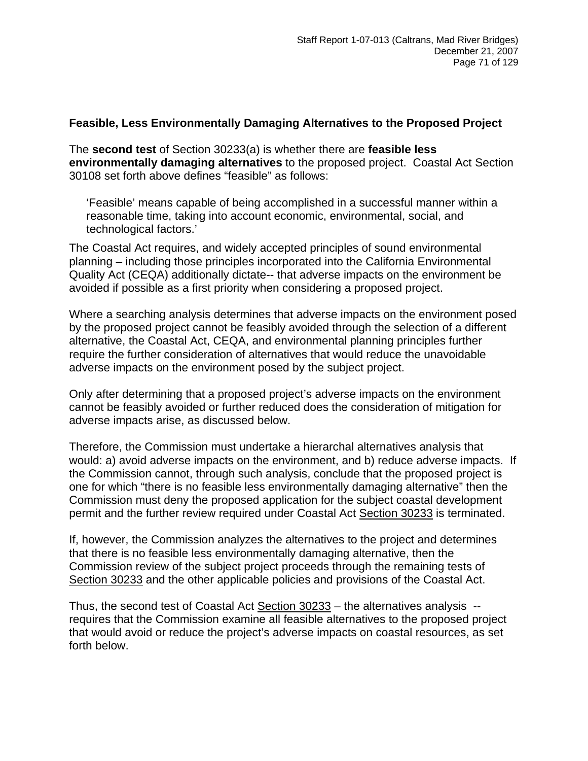**Feasible, Less Environmentally Damaging Alternatives to the Proposed Project**

The **second test** of Section 30233(a) is whether there are **feasible less environmentally damaging alternatives** to the proposed project. Coastal Act Section 30108 set forth above defines "feasible" as follows:

> 'Feasible' means capable of being accomplished in a successful manner within a reasonable time, taking into account economic, environmental, social, and technological factors.'

The Coastal Act requires, and widely accepted principles of sound environmental planning – including those principles incorporated into the California Environmental Quality Act (CEQA) additionally dictate-- that adverse impacts on the environment be avoided if possible as a first priority when considering a proposed project.

Where a searching analysis determines that adverse impacts on the environment posed by the proposed project cannot be feasibly avoided through the selection of a different alternative, the Coastal Act, CEQA, and environmental planning principles further require the further consideration of alternatives that would reduce the unavoidable adverse impacts on the environment posed by the subject project.

Only after determining that a proposed project's adverse impacts on the environment cannot be feasibly avoided or further reduced does the consideration of mitigation for adverse impacts arise, as discussed below.

Therefore, the Commission must undertake a hierarchal alternatives analysis that would: a) avoid adverse impacts on the environment, and b) reduce adverse impacts. If the Commission cannot, through such analysis, conclude that the proposed project is one for which "there is no feasible less environmentally damaging alternative" then the Commission must deny the proposed application for the subject coastal development permit and the further review required under Coastal Act Section 30233 is terminated.

If, however, the Commission analyzes the alternatives to the project and determines that there is no feasible less environmentally damaging alternative, then the Commission review of the subject project proceeds through the remaining tests of Section 30233 and the other applicable policies and provisions of the Coastal Act.

Thus, the second test of Coastal Act Section 30233 – the alternatives analysis -- requires that the Commission examine all feasible alternatives to the proposed project that would avoid or reduce the project's adverse impacts on coastal resources, as set forth below.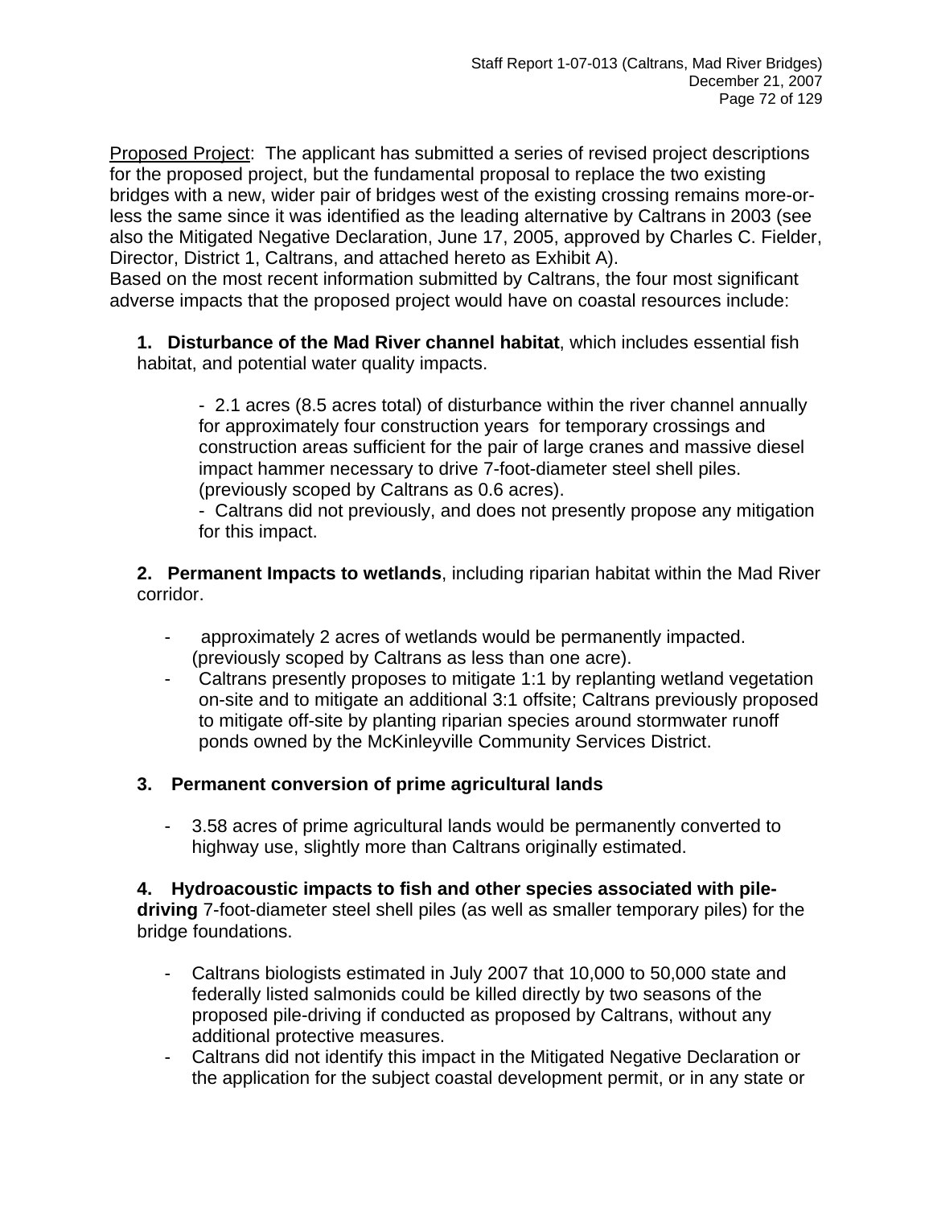Proposed Project: The applicant has submitted a series of revised project descriptions for the proposed project, but the fundamental proposal to replace the two existing bridges with a new, wider pair of bridges west of the existing crossing remains more-or-less the same since it was identified as the leading alternative by Caltrans in 2003 (see also the Mitigated Negative Declaration, June 17, 2005, approved by Charles C. Fielder, Director, District 1, Caltrans, and attached hereto as Exhibit A).

Based on the most recent information submitted by Caltrans, the four most significant adverse impacts that the proposed project would have on coastal resources include:

**1. Disturbance of the Mad River channel habitat**, which includes essential fish habitat, and potential water quality impacts.

- 2.1 acres (8.5 acres total) of disturbance within the river channel annually for approximately four construction years for temporary crossings and construction areas sufficient for the pair of large cranes and massive diesel impact hammer necessary to drive 7-foot-diameter steel shell piles. (previously scoped by Caltrans as 0.6 acres).
- Caltrans did not previously, and does not presently propose any mitigation for this impact.

**2. Permanent Impacts to wetlands**, including riparian habitat within the Mad River corridor.

- approximately 2 acres of wetlands would be permanently impacted. (previously scoped by Caltrans as less than one acre).
- Caltrans presently proposes to mitigate 1:1 by replanting wetland vegetation on-site and to mitigate an additional 3:1 offsite; Caltrans previously proposed to mitigate off-site by planting riparian species around stormwater runoff ponds owned by the McKinleyville Community Services District.

**3. Permanent conversion of prime agricultural lands**

- 3.58 acres of prime agricultural lands would be permanently converted to highway use, slightly more than Caltrans originally estimated.

**4. Hydroacoustic impacts to fish and other species associated with pile-driving** 7-foot-diameter steel shell piles (as well as smaller temporary piles) for the bridge foundations.

- Caltrans biologists estimated in July 2007 that 10,000 to 50,000 state and federally listed salmonids could be killed directly by two seasons of the proposed pile-driving if conducted as proposed by Caltrans, without any additional protective measures.
- Caltrans did not identify this impact in the Mitigated Negative Declaration or the application for the subject coastal development permit, or in any state or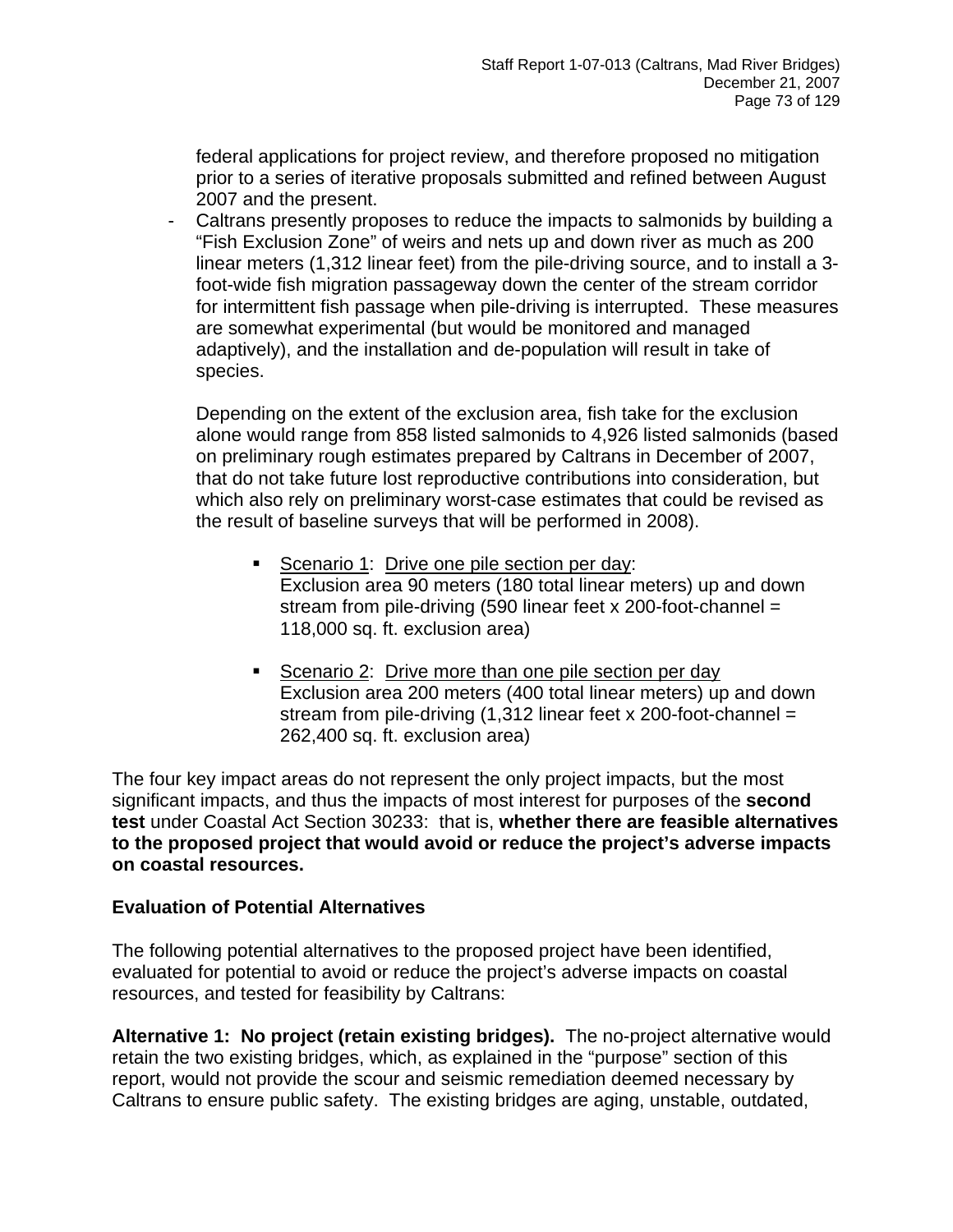federal applications for project review, and therefore proposed no mitigation prior to a series of iterative proposals submitted and refined between August 2007 and the present.

- Caltrans presently proposes to reduce the impacts to salmonids by building a "Fish Exclusion Zone" of weirs and nets up and down river as much as 200 linear meters (1,312 linear feet) from the pile-driving source, and to install a 3-foot-wide fish migration passageway down the center of the stream corridor for intermittent fish passage when pile-driving is interrupted. These measures are somewhat experimental (but would be monitored and managed adaptively), and the installation and de-population will result in take of species.

  Depending on the extent of the exclusion area, fish take for the exclusion alone would range from 858 listed salmonids to 4,926 listed salmonids (based on preliminary rough estimates prepared by Caltrans in December of 2007, that do not take future lost reproductive contributions into consideration, but which also rely on preliminary worst-case estimates that could be revised as the result of baseline surveys that will be performed in 2008).

  - Scenario 1: Drive one pile section per day: Exclusion area 90 meters (180 total linear meters) up and down stream from pile-driving (590 linear feet x 200-foot-channel = 118,000 sq. ft. exclusion area)
  - Scenario 2: Drive more than one pile section per day Exclusion area 200 meters (400 total linear meters) up and down stream from pile-driving (1,312 linear feet x 200-foot-channel = 262,400 sq. ft. exclusion area)

The four key impact areas do not represent the only project impacts, but the most significant impacts, and thus the impacts of most interest for purposes of the **second test** under Coastal Act Section 30233: that is, **whether there are feasible alternatives to the proposed project that would avoid or reduce the project's adverse impacts on coastal resources.**

**Evaluation of Potential Alternatives**

The following potential alternatives to the proposed project have been identified, evaluated for potential to avoid or reduce the project's adverse impacts on coastal resources, and tested for feasibility by Caltrans:

**Alternative 1: No project (retain existing bridges).** The no-project alternative would retain the two existing bridges, which, as explained in the "purpose" section of this report, would not provide the scour and seismic remediation deemed necessary by Caltrans to ensure public safety. The existing bridges are aging, unstable, outdated,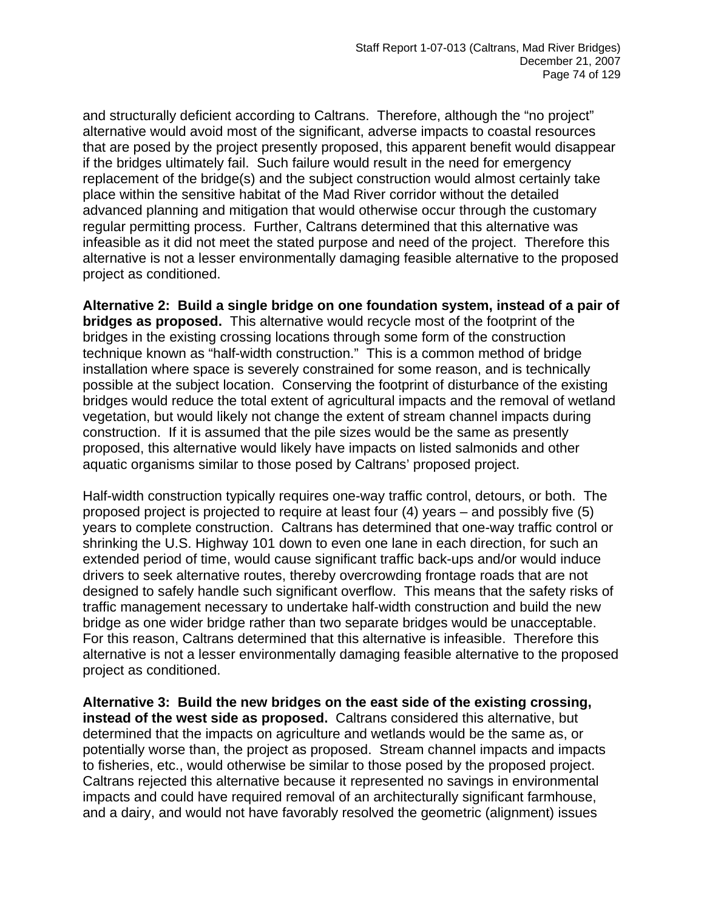and structurally deficient according to Caltrans. Therefore, although the "no project" alternative would avoid most of the significant, adverse impacts to coastal resources that are posed by the project presently proposed, this apparent benefit would disappear if the bridges ultimately fail. Such failure would result in the need for emergency replacement of the bridge(s) and the subject construction would almost certainly take place within the sensitive habitat of the Mad River corridor without the detailed advanced planning and mitigation that would otherwise occur through the customary regular permitting process. Further, Caltrans determined that this alternative was infeasible as it did not meet the stated purpose and need of the project. Therefore this alternative is not a lesser environmentally damaging feasible alternative to the proposed project as conditioned.

**Alternative 2: Build a single bridge on one foundation system, instead of a pair of bridges as proposed.** This alternative would recycle most of the footprint of the bridges in the existing crossing locations through some form of the construction technique known as "half-width construction." This is a common method of bridge installation where space is severely constrained for some reason, and is technically possible at the subject location. Conserving the footprint of disturbance of the existing bridges would reduce the total extent of agricultural impacts and the removal of wetland vegetation, but would likely not change the extent of stream channel impacts during construction. If it is assumed that the pile sizes would be the same as presently proposed, this alternative would likely have impacts on listed salmonids and other aquatic organisms similar to those posed by Caltrans' proposed project.

Half-width construction typically requires one-way traffic control, detours, or both. The proposed project is projected to require at least four (4) years – and possibly five (5) years to complete construction. Caltrans has determined that one-way traffic control or shrinking the U.S. Highway 101 down to even one lane in each direction, for such an extended period of time, would cause significant traffic back-ups and/or would induce drivers to seek alternative routes, thereby overcrowding frontage roads that are not designed to safely handle such significant overflow. This means that the safety risks of traffic management necessary to undertake half-width construction and build the new bridge as one wider bridge rather than two separate bridges would be unacceptable. For this reason, Caltrans determined that this alternative is infeasible. Therefore this alternative is not a lesser environmentally damaging feasible alternative to the proposed project as conditioned.

**Alternative 3: Build the new bridges on the east side of the existing crossing, instead of the west side as proposed.** Caltrans considered this alternative, but determined that the impacts on agriculture and wetlands would be the same as, or potentially worse than, the project as proposed. Stream channel impacts and impacts to fisheries, etc., would otherwise be similar to those posed by the proposed project. Caltrans rejected this alternative because it represented no savings in environmental impacts and could have required removal of an architecturally significant farmhouse, and a dairy, and would not have favorably resolved the geometric (alignment) issues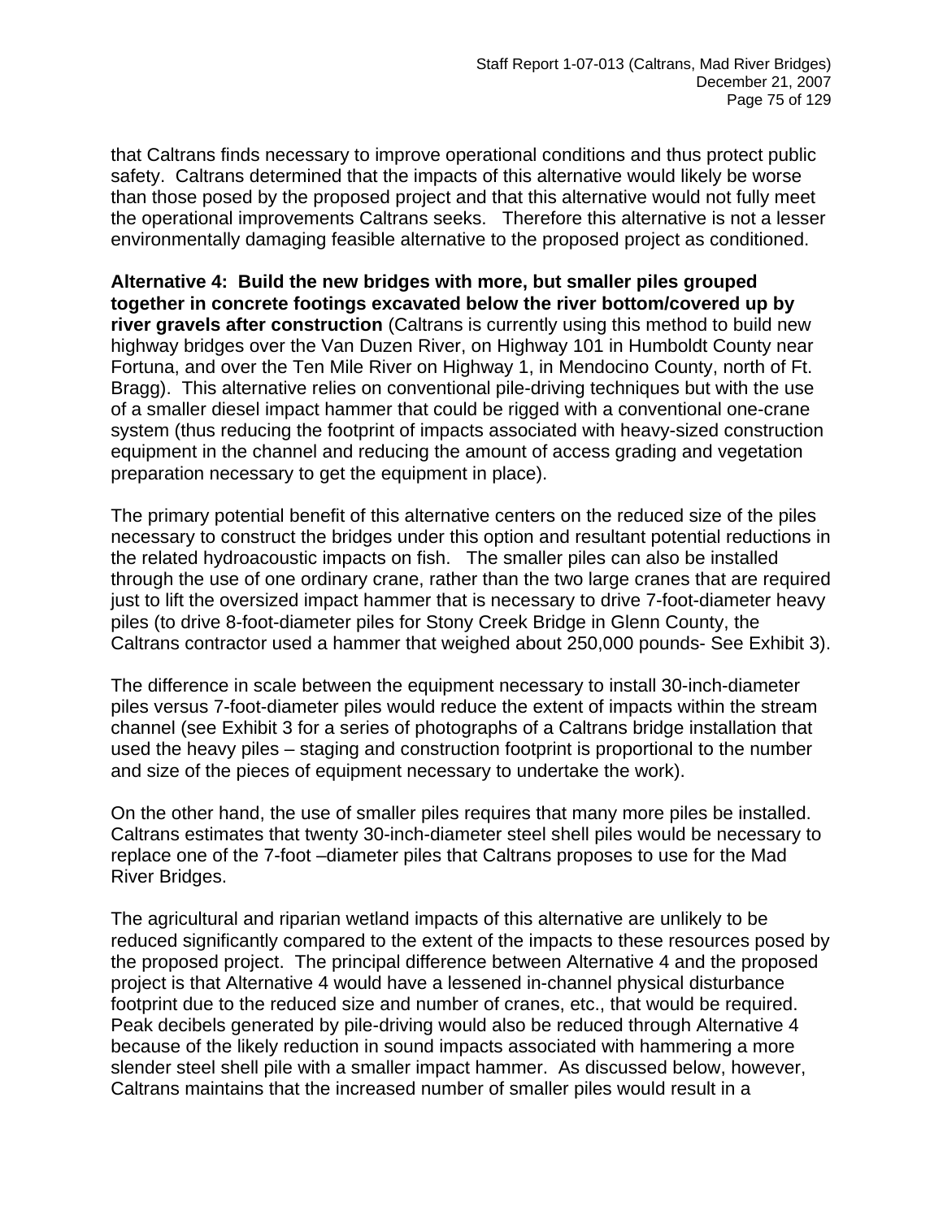that Caltrans finds necessary to improve operational conditions and thus protect public safety. Caltrans determined that the impacts of this alternative would likely be worse than those posed by the proposed project and that this alternative would not fully meet the operational improvements Caltrans seeks. Therefore this alternative is not a lesser environmentally damaging feasible alternative to the proposed project as conditioned.

**Alternative 4: Build the new bridges with more, but smaller piles grouped together in concrete footings excavated below the river bottom/covered up by river gravels after construction** (Caltrans is currently using this method to build new highway bridges over the Van Duzen River, on Highway 101 in Humboldt County near Fortuna, and over the Ten Mile River on Highway 1, in Mendocino County, north of Ft. Bragg). This alternative relies on conventional pile-driving techniques but with the use of a smaller diesel impact hammer that could be rigged with a conventional one-crane system (thus reducing the footprint of impacts associated with heavy-sized construction equipment in the channel and reducing the amount of access grading and vegetation preparation necessary to get the equipment in place).

The primary potential benefit of this alternative centers on the reduced size of the piles necessary to construct the bridges under this option and resultant potential reductions in the related hydroacoustic impacts on fish. The smaller piles can also be installed through the use of one ordinary crane, rather than the two large cranes that are required just to lift the oversized impact hammer that is necessary to drive 7-foot-diameter heavy piles (to drive 8-foot-diameter piles for Stony Creek Bridge in Glenn County, the Caltrans contractor used a hammer that weighed about 250,000 pounds- See Exhibit 3).

The difference in scale between the equipment necessary to install 30-inch-diameter piles versus 7-foot-diameter piles would reduce the extent of impacts within the stream channel (see Exhibit 3 for a series of photographs of a Caltrans bridge installation that used the heavy piles – staging and construction footprint is proportional to the number and size of the pieces of equipment necessary to undertake the work).

On the other hand, the use of smaller piles requires that many more piles be installed. Caltrans estimates that twenty 30-inch-diameter steel shell piles would be necessary to replace one of the 7-foot –diameter piles that Caltrans proposes to use for the Mad River Bridges.

The agricultural and riparian wetland impacts of this alternative are unlikely to be reduced significantly compared to the extent of the impacts to these resources posed by the proposed project. The principal difference between Alternative 4 and the proposed project is that Alternative 4 would have a lessened in-channel physical disturbance footprint due to the reduced size and number of cranes, etc., that would be required. Peak decibels generated by pile-driving would also be reduced through Alternative 4 because of the likely reduction in sound impacts associated with hammering a more slender steel shell pile with a smaller impact hammer. As discussed below, however, Caltrans maintains that the increased number of smaller piles would result in a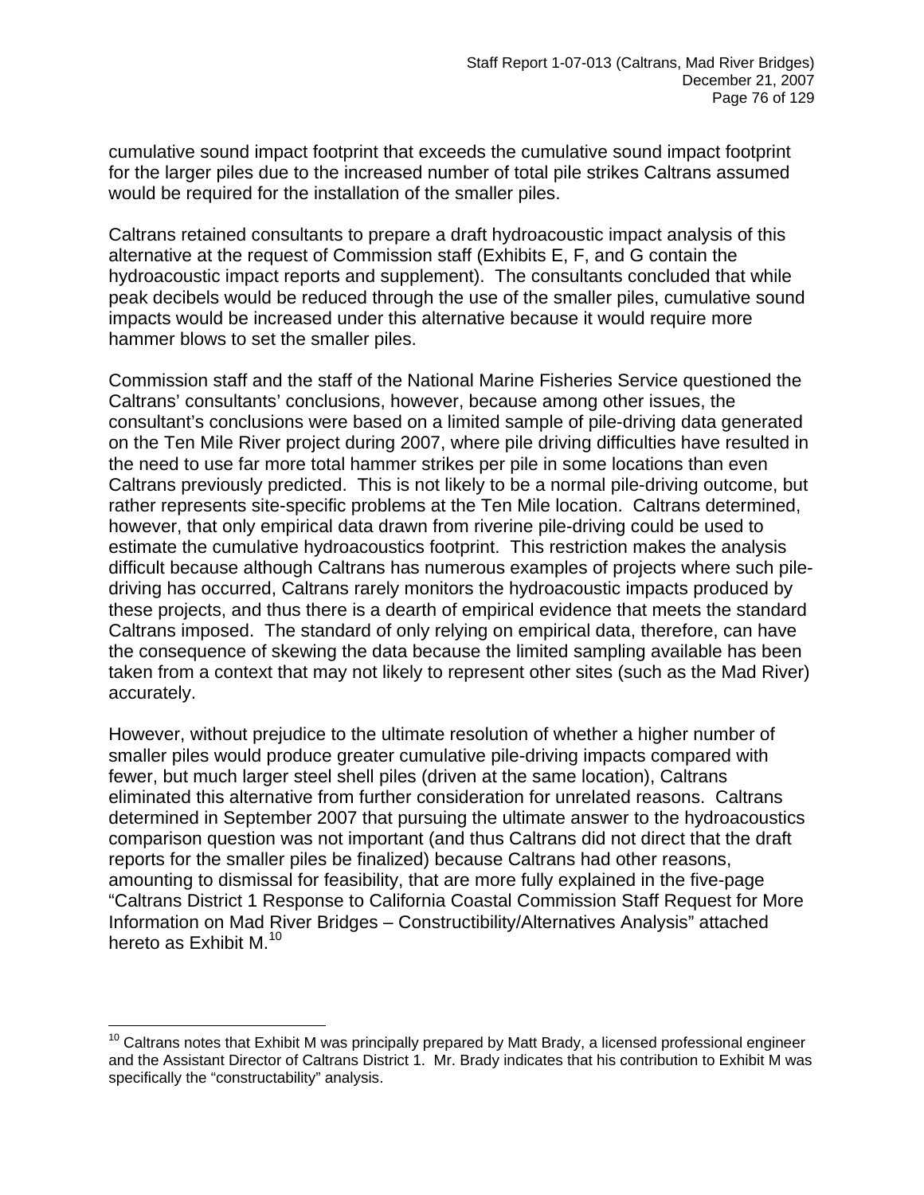cumulative sound impact footprint that exceeds the cumulative sound impact footprint for the larger piles due to the increased number of total pile strikes Caltrans assumed would be required for the installation of the smaller piles.

Caltrans retained consultants to prepare a draft hydroacoustic impact analysis of this alternative at the request of Commission staff (Exhibits E, F, and G contain the hydroacoustic impact reports and supplement). The consultants concluded that while peak decibels would be reduced through the use of the smaller piles, cumulative sound impacts would be increased under this alternative because it would require more hammer blows to set the smaller piles.

Commission staff and the staff of the National Marine Fisheries Service questioned the Caltrans' consultants' conclusions, however, because among other issues, the consultant's conclusions were based on a limited sample of pile-driving data generated on the Ten Mile River project during 2007, where pile driving difficulties have resulted in the need to use far more total hammer strikes per pile in some locations than even Caltrans previously predicted. This is not likely to be a normal pile-driving outcome, but rather represents site-specific problems at the Ten Mile location. Caltrans determined, however, that only empirical data drawn from riverine pile-driving could be used to estimate the cumulative hydroacoustics footprint. This restriction makes the analysis difficult because although Caltrans has numerous examples of projects where such pile-driving has occurred, Caltrans rarely monitors the hydroacoustic impacts produced by these projects, and thus there is a dearth of empirical evidence that meets the standard Caltrans imposed. The standard of only relying on empirical data, therefore, can have the consequence of skewing the data because the limited sampling available has been taken from a context that may not likely to represent other sites (such as the Mad River) accurately.

However, without prejudice to the ultimate resolution of whether a higher number of smaller piles would produce greater cumulative pile-driving impacts compared with fewer, but much larger steel shell piles (driven at the same location), Caltrans eliminated this alternative from further consideration for unrelated reasons. Caltrans determined in September 2007 that pursuing the ultimate answer to the hydroacoustics comparison question was not important (and thus Caltrans did not direct that the draft reports for the smaller piles be finalized) because Caltrans had other reasons, amounting to dismissal for feasibility, that are more fully explained in the five-page "Caltrans District 1 Response to California Coastal Commission Staff Request for More Information on Mad River Bridges – Constructibility/Alternatives Analysis" attached hereto as Exhibit M.[10]

---

[10] Caltrans notes that Exhibit M was principally prepared by Matt Brady, a licensed professional engineer and the Assistant Director of Caltrans District 1. Mr. Brady indicates that his contribution to Exhibit M was specifically the "constructability" analysis.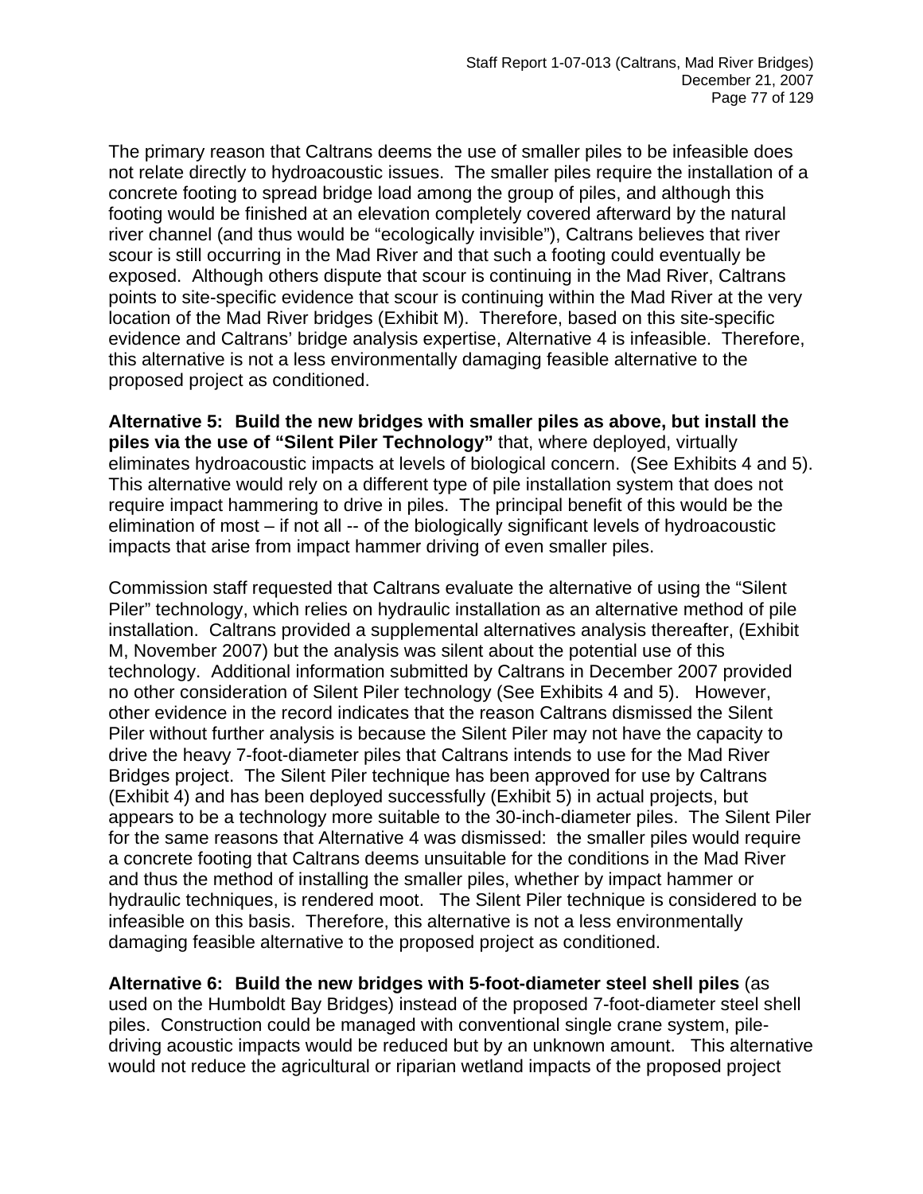The primary reason that Caltrans deems the use of smaller piles to be infeasible does not relate directly to hydroacoustic issues. The smaller piles require the installation of a concrete footing to spread bridge load among the group of piles, and although this footing would be finished at an elevation completely covered afterward by the natural river channel (and thus would be "ecologically invisible"), Caltrans believes that river scour is still occurring in the Mad River and that such a footing could eventually be exposed. Although others dispute that scour is continuing in the Mad River, Caltrans points to site-specific evidence that scour is continuing within the Mad River at the very location of the Mad River bridges (Exhibit M). Therefore, based on this site-specific evidence and Caltrans' bridge analysis expertise, Alternative 4 is infeasible. Therefore, this alternative is not a less environmentally damaging feasible alternative to the proposed project as conditioned.

**Alternative 5: Build the new bridges with smaller piles as above, but install the piles via the use of "Silent Piler Technology"** that, where deployed, virtually eliminates hydroacoustic impacts at levels of biological concern. (See Exhibits 4 and 5). This alternative would rely on a different type of pile installation system that does not require impact hammering to drive in piles. The principal benefit of this would be the elimination of most – if not all -- of the biologically significant levels of hydroacoustic impacts that arise from impact hammer driving of even smaller piles.

Commission staff requested that Caltrans evaluate the alternative of using the "Silent Piler" technology, which relies on hydraulic installation as an alternative method of pile installation. Caltrans provided a supplemental alternatives analysis thereafter, (Exhibit M, November 2007) but the analysis was silent about the potential use of this technology. Additional information submitted by Caltrans in December 2007 provided no other consideration of Silent Piler technology (See Exhibits 4 and 5). However, other evidence in the record indicates that the reason Caltrans dismissed the Silent Piler without further analysis is because the Silent Piler may not have the capacity to drive the heavy 7-foot-diameter piles that Caltrans intends to use for the Mad River Bridges project. The Silent Piler technique has been approved for use by Caltrans (Exhibit 4) and has been deployed successfully (Exhibit 5) in actual projects, but appears to be a technology more suitable to the 30-inch-diameter piles. The Silent Piler for the same reasons that Alternative 4 was dismissed: the smaller piles would require a concrete footing that Caltrans deems unsuitable for the conditions in the Mad River and thus the method of installing the smaller piles, whether by impact hammer or hydraulic techniques, is rendered moot. The Silent Piler technique is considered to be infeasible on this basis. Therefore, this alternative is not a less environmentally damaging feasible alternative to the proposed project as conditioned.

**Alternative 6: Build the new bridges with 5-foot-diameter steel shell piles** (as used on the Humboldt Bay Bridges) instead of the proposed 7-foot-diameter steel shell piles. Construction could be managed with conventional single crane system, pile-driving acoustic impacts would be reduced but by an unknown amount. This alternative would not reduce the agricultural or riparian wetland impacts of the proposed project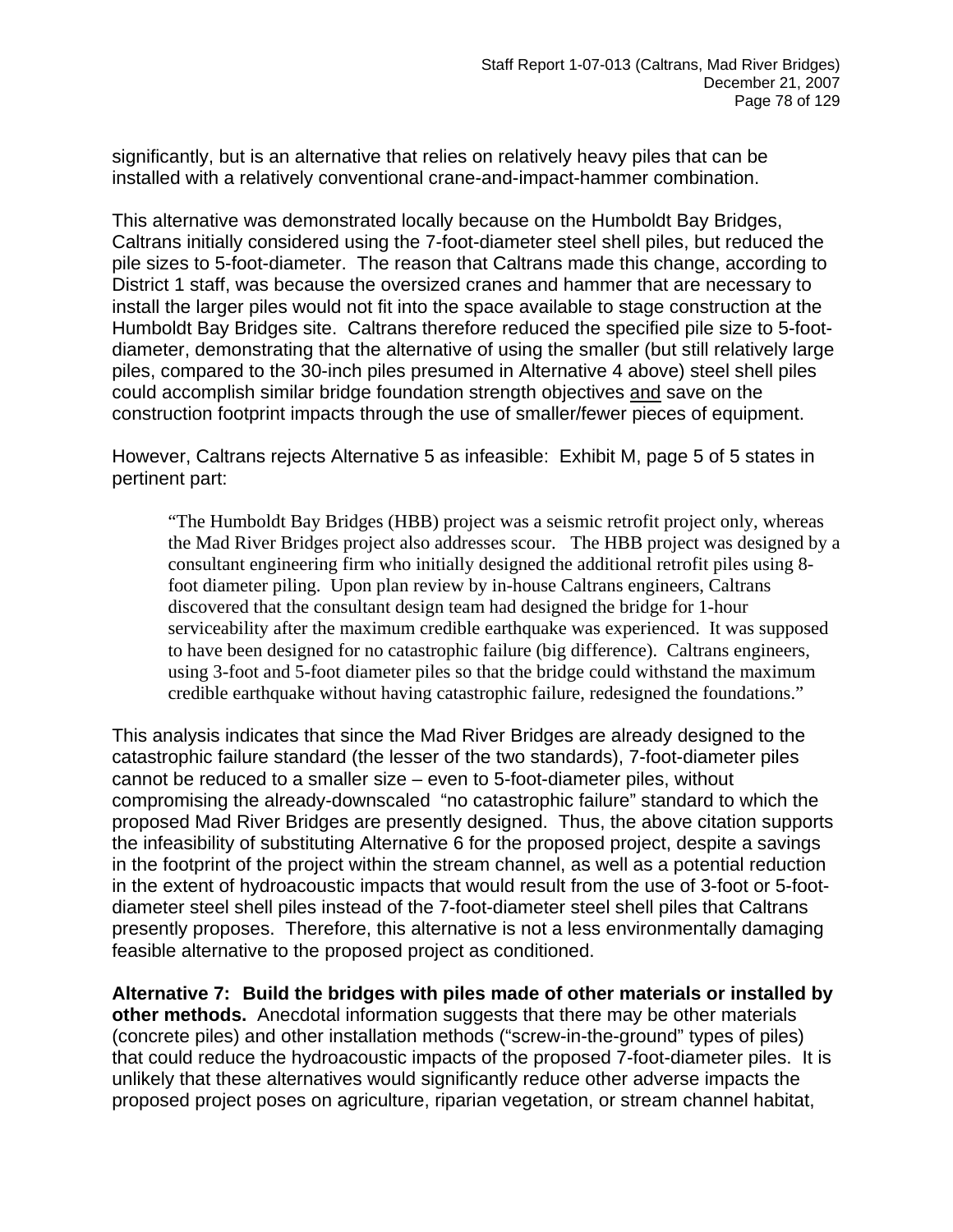significantly, but is an alternative that relies on relatively heavy piles that can be installed with a relatively conventional crane-and-impact-hammer combination.

This alternative was demonstrated locally because on the Humboldt Bay Bridges, Caltrans initially considered using the 7-foot-diameter steel shell piles, but reduced the pile sizes to 5-foot-diameter. The reason that Caltrans made this change, according to District 1 staff, was because the oversized cranes and hammer that are necessary to install the larger piles would not fit into the space available to stage construction at the Humboldt Bay Bridges site. Caltrans therefore reduced the specified pile size to 5-foot-diameter, demonstrating that the alternative of using the smaller (but still relatively large piles, compared to the 30-inch piles presumed in Alternative 4 above) steel shell piles could accomplish similar bridge foundation strength objectives <u>and</u> save on the construction footprint impacts through the use of smaller/fewer pieces of equipment.

However, Caltrans rejects Alternative 5 as infeasible: Exhibit M, page 5 of 5 states in pertinent part:

> "The Humboldt Bay Bridges (HBB) project was a seismic retrofit project only, whereas the Mad River Bridges project also addresses scour. The HBB project was designed by a consultant engineering firm who initially designed the additional retrofit piles using 8-foot diameter piling. Upon plan review by in-house Caltrans engineers, Caltrans discovered that the consultant design team had designed the bridge for 1-hour serviceability after the maximum credible earthquake was experienced. It was supposed to have been designed for no catastrophic failure (big difference). Caltrans engineers, using 3-foot and 5-foot diameter piles so that the bridge could withstand the maximum credible earthquake without having catastrophic failure, redesigned the foundations."

This analysis indicates that since the Mad River Bridges are already designed to the catastrophic failure standard (the lesser of the two standards), 7-foot-diameter piles cannot be reduced to a smaller size – even to 5-foot-diameter piles, without compromising the already-downscaled "no catastrophic failure" standard to which the proposed Mad River Bridges are presently designed. Thus, the above citation supports the infeasibility of substituting Alternative 6 for the proposed project, despite a savings in the footprint of the project within the stream channel, as well as a potential reduction in the extent of hydroacoustic impacts that would result from the use of 3-foot or 5-foot-diameter steel shell piles instead of the 7-foot-diameter steel shell piles that Caltrans presently proposes. Therefore, this alternative is not a less environmentally damaging feasible alternative to the proposed project as conditioned.

**Alternative 7: Build the bridges with piles made of other materials or installed by other methods.** Anecdotal information suggests that there may be other materials (concrete piles) and other installation methods ("screw-in-the-ground" types of piles) that could reduce the hydroacoustic impacts of the proposed 7-foot-diameter piles. It is unlikely that these alternatives would significantly reduce other adverse impacts the proposed project poses on agriculture, riparian vegetation, or stream channel habitat,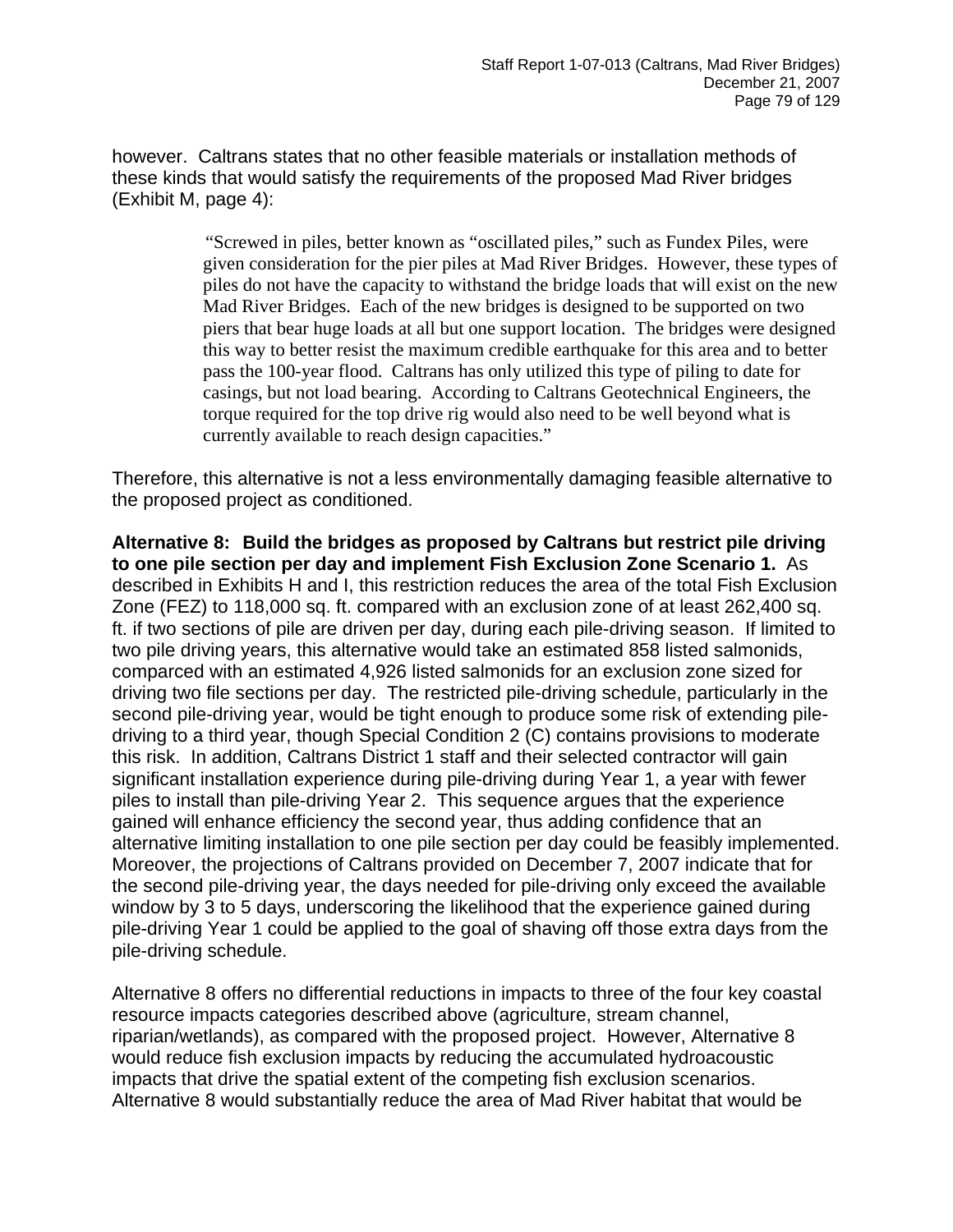however. Caltrans states that no other feasible materials or installation methods of these kinds that would satisfy the requirements of the proposed Mad River bridges (Exhibit M, page 4):

> "Screwed in piles, better known as "oscillated piles," such as Fundex Piles, were given consideration for the pier piles at Mad River Bridges. However, these types of piles do not have the capacity to withstand the bridge loads that will exist on the new Mad River Bridges. Each of the new bridges is designed to be supported on two piers that bear huge loads at all but one support location. The bridges were designed this way to better resist the maximum credible earthquake for this area and to better pass the 100-year flood. Caltrans has only utilized this type of piling to date for casings, but not load bearing. According to Caltrans Geotechnical Engineers, the torque required for the top drive rig would also need to be well beyond what is currently available to reach design capacities."

Therefore, this alternative is not a less environmentally damaging feasible alternative to the proposed project as conditioned.

**Alternative 8: Build the bridges as proposed by Caltrans but restrict pile driving to one pile section per day and implement Fish Exclusion Zone Scenario 1.** As described in Exhibits H and I, this restriction reduces the area of the total Fish Exclusion Zone (FEZ) to 118,000 sq. ft. compared with an exclusion zone of at least 262,400 sq. ft. if two sections of pile are driven per day, during each pile-driving season. If limited to two pile driving years, this alternative would take an estimated 858 listed salmonids, comparced with an estimated 4,926 listed salmonids for an exclusion zone sized for driving two file sections per day. The restricted pile-driving schedule, particularly in the second pile-driving year, would be tight enough to produce some risk of extending pile-driving to a third year, though Special Condition 2 (C) contains provisions to moderate this risk. In addition, Caltrans District 1 staff and their selected contractor will gain significant installation experience during pile-driving during Year 1, a year with fewer piles to install than pile-driving Year 2. This sequence argues that the experience gained will enhance efficiency the second year, thus adding confidence that an alternative limiting installation to one pile section per day could be feasibly implemented. Moreover, the projections of Caltrans provided on December 7, 2007 indicate that for the second pile-driving year, the days needed for pile-driving only exceed the available window by 3 to 5 days, underscoring the likelihood that the experience gained during pile-driving Year 1 could be applied to the goal of shaving off those extra days from the pile-driving schedule.

Alternative 8 offers no differential reductions in impacts to three of the four key coastal resource impacts categories described above (agriculture, stream channel, riparian/wetlands), as compared with the proposed project. However, Alternative 8 would reduce fish exclusion impacts by reducing the accumulated hydroacoustic impacts that drive the spatial extent of the competing fish exclusion scenarios. Alternative 8 would substantially reduce the area of Mad River habitat that would be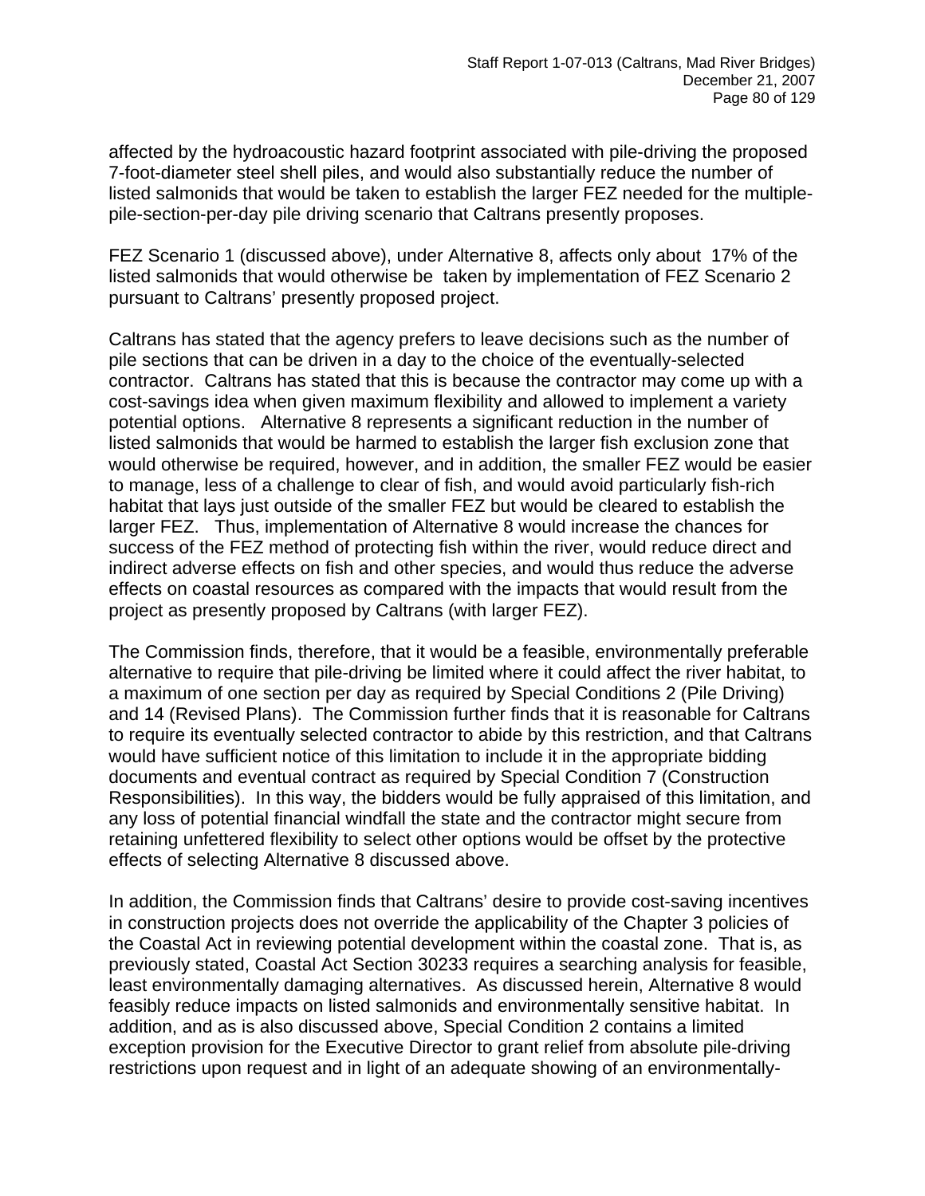affected by the hydroacoustic hazard footprint associated with pile-driving the proposed 7-foot-diameter steel shell piles, and would also substantially reduce the number of listed salmonids that would be taken to establish the larger FEZ needed for the multiple-pile-section-per-day pile driving scenario that Caltrans presently proposes.

FEZ Scenario 1 (discussed above), under Alternative 8, affects only about 17% of the listed salmonids that would otherwise be taken by implementation of FEZ Scenario 2 pursuant to Caltrans' presently proposed project.

Caltrans has stated that the agency prefers to leave decisions such as the number of pile sections that can be driven in a day to the choice of the eventually-selected contractor. Caltrans has stated that this is because the contractor may come up with a cost-savings idea when given maximum flexibility and allowed to implement a variety potential options. Alternative 8 represents a significant reduction in the number of listed salmonids that would be harmed to establish the larger fish exclusion zone that would otherwise be required, however, and in addition, the smaller FEZ would be easier to manage, less of a challenge to clear of fish, and would avoid particularly fish-rich habitat that lays just outside of the smaller FEZ but would be cleared to establish the larger FEZ. Thus, implementation of Alternative 8 would increase the chances for success of the FEZ method of protecting fish within the river, would reduce direct and indirect adverse effects on fish and other species, and would thus reduce the adverse effects on coastal resources as compared with the impacts that would result from the project as presently proposed by Caltrans (with larger FEZ).

The Commission finds, therefore, that it would be a feasible, environmentally preferable alternative to require that pile-driving be limited where it could affect the river habitat, to a maximum of one section per day as required by Special Conditions 2 (Pile Driving) and 14 (Revised Plans). The Commission further finds that it is reasonable for Caltrans to require its eventually selected contractor to abide by this restriction, and that Caltrans would have sufficient notice of this limitation to include it in the appropriate bidding documents and eventual contract as required by Special Condition 7 (Construction Responsibilities). In this way, the bidders would be fully appraised of this limitation, and any loss of potential financial windfall the state and the contractor might secure from retaining unfettered flexibility to select other options would be offset by the protective effects of selecting Alternative 8 discussed above.

In addition, the Commission finds that Caltrans' desire to provide cost-saving incentives in construction projects does not override the applicability of the Chapter 3 policies of the Coastal Act in reviewing potential development within the coastal zone. That is, as previously stated, Coastal Act Section 30233 requires a searching analysis for feasible, least environmentally damaging alternatives. As discussed herein, Alternative 8 would feasibly reduce impacts on listed salmonids and environmentally sensitive habitat. In addition, and as is also discussed above, Special Condition 2 contains a limited exception provision for the Executive Director to grant relief from absolute pile-driving restrictions upon request and in light of an adequate showing of an environmentally-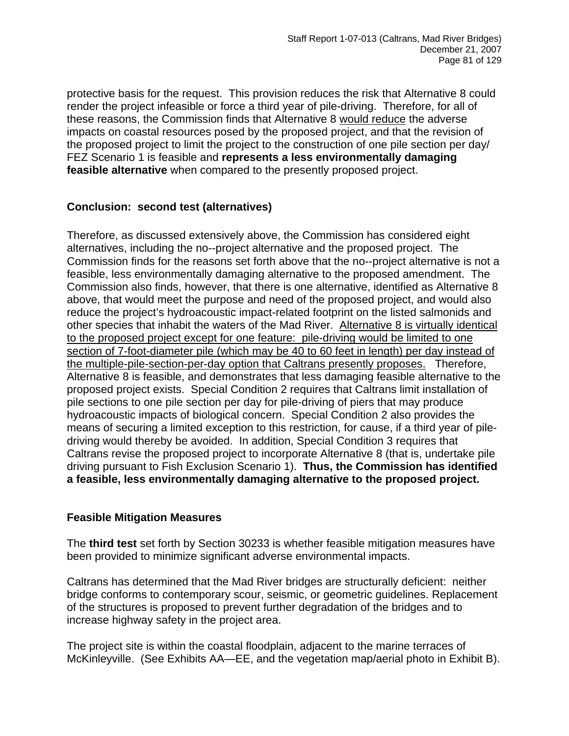protective basis for the request. This provision reduces the risk that Alternative 8 could render the project infeasible or force a third year of pile-driving. Therefore, for all of these reasons, the Commission finds that Alternative 8 <u>would reduce</u> the adverse impacts on coastal resources posed by the proposed project, and that the revision of the proposed project to limit the project to the construction of one pile section per day/ FEZ Scenario 1 is feasible and **represents a less environmentally damaging feasible alternative** when compared to the presently proposed project.

**Conclusion: second test (alternatives)**

Therefore, as discussed extensively above, the Commission has considered eight alternatives, including the no--project alternative and the proposed project. The Commission finds for the reasons set forth above that the no--project alternative is not a feasible, less environmentally damaging alternative to the proposed amendment. The Commission also finds, however, that there is one alternative, identified as Alternative 8 above, that would meet the purpose and need of the proposed project, and would also reduce the project's hydroacoustic impact-related footprint on the listed salmonids and other species that inhabit the waters of the Mad River. <u>Alternative 8 is virtually identical to the proposed project except for one feature: pile-driving would be limited to one section of 7-foot-diameter pile (which may be 40 to 60 feet in length) per day instead of the multiple-pile-section-per-day option that Caltrans presently proposes.</u> Therefore, Alternative 8 is feasible, and demonstrates that less damaging feasible alternative to the proposed project exists. Special Condition 2 requires that Caltrans limit installation of pile sections to one pile section per day for pile-driving of piers that may produce hydroacoustic impacts of biological concern. Special Condition 2 also provides the means of securing a limited exception to this restriction, for cause, if a third year of pile-driving would thereby be avoided. In addition, Special Condition 3 requires that Caltrans revise the proposed project to incorporate Alternative 8 (that is, undertake pile driving pursuant to Fish Exclusion Scenario 1). **Thus, the Commission has identified a feasible, less environmentally damaging alternative to the proposed project.**

**Feasible Mitigation Measures**

The **third test** set forth by Section 30233 is whether feasible mitigation measures have been provided to minimize significant adverse environmental impacts.

Caltrans has determined that the Mad River bridges are structurally deficient: neither bridge conforms to contemporary scour, seismic, or geometric guidelines. Replacement of the structures is proposed to prevent further degradation of the bridges and to increase highway safety in the project area.

The project site is within the coastal floodplain, adjacent to the marine terraces of McKinleyville. (See Exhibits AA—EE, and the vegetation map/aerial photo in Exhibit B).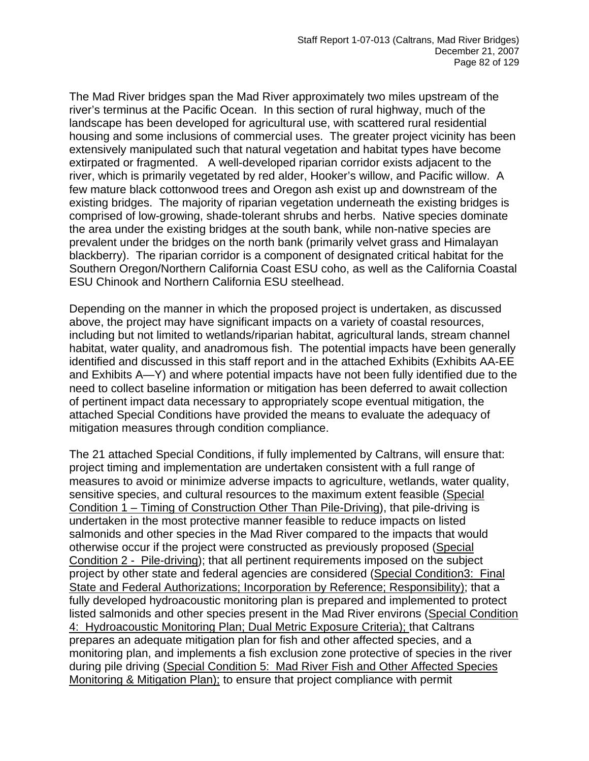The Mad River bridges span the Mad River approximately two miles upstream of the river's terminus at the Pacific Ocean. In this section of rural highway, much of the landscape has been developed for agricultural use, with scattered rural residential housing and some inclusions of commercial uses. The greater project vicinity has been extensively manipulated such that natural vegetation and habitat types have become extirpated or fragmented. A well-developed riparian corridor exists adjacent to the river, which is primarily vegetated by red alder, Hooker's willow, and Pacific willow. A few mature black cottonwood trees and Oregon ash exist up and downstream of the existing bridges. The majority of riparian vegetation underneath the existing bridges is comprised of low-growing, shade-tolerant shrubs and herbs. Native species dominate the area under the existing bridges at the south bank, while non-native species are prevalent under the bridges on the north bank (primarily velvet grass and Himalayan blackberry). The riparian corridor is a component of designated critical habitat for the Southern Oregon/Northern California Coast ESU coho, as well as the California Coastal ESU Chinook and Northern California ESU steelhead.

Depending on the manner in which the proposed project is undertaken, as discussed above, the project may have significant impacts on a variety of coastal resources, including but not limited to wetlands/riparian habitat, agricultural lands, stream channel habitat, water quality, and anadromous fish. The potential impacts have been generally identified and discussed in this staff report and in the attached Exhibits (Exhibits AA-EE and Exhibits A—Y) and where potential impacts have not been fully identified due to the need to collect baseline information or mitigation has been deferred to await collection of pertinent impact data necessary to appropriately scope eventual mitigation, the attached Special Conditions have provided the means to evaluate the adequacy of mitigation measures through condition compliance.

The 21 attached Special Conditions, if fully implemented by Caltrans, will ensure that: project timing and implementation are undertaken consistent with a full range of measures to avoid or minimize adverse impacts to agriculture, wetlands, water quality, sensitive species, and cultural resources to the maximum extent feasible (Special Condition 1 – Timing of Construction Other Than Pile-Driving), that pile-driving is undertaken in the most protective manner feasible to reduce impacts on listed salmonids and other species in the Mad River compared to the impacts that would otherwise occur if the project were constructed as previously proposed (Special Condition 2 - Pile-driving); that all pertinent requirements imposed on the subject project by other state and federal agencies are considered (Special Condition3: Final State and Federal Authorizations; Incorporation by Reference; Responsibility); that a fully developed hydroacoustic monitoring plan is prepared and implemented to protect listed salmonids and other species present in the Mad River environs (Special Condition 4: Hydroacoustic Monitoring Plan; Dual Metric Exposure Criteria); that Caltrans prepares an adequate mitigation plan for fish and other affected species, and a monitoring plan, and implements a fish exclusion zone protective of species in the river during pile driving (Special Condition 5: Mad River Fish and Other Affected Species Monitoring & Mitigation Plan); to ensure that project compliance with permit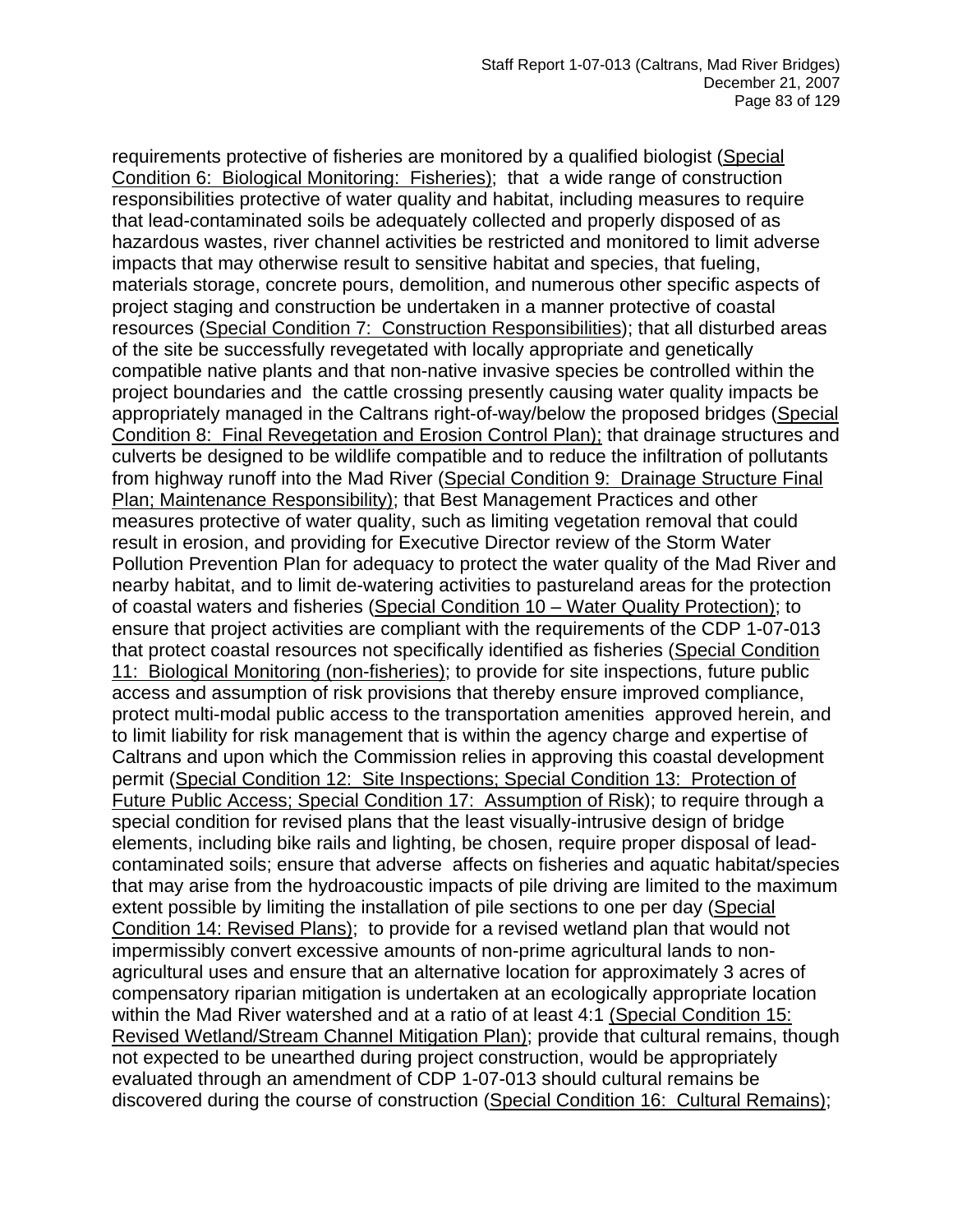requirements protective of fisheries are monitored by a qualified biologist (Special Condition 6: Biological Monitoring: Fisheries); that a wide range of construction responsibilities protective of water quality and habitat, including measures to require that lead-contaminated soils be adequately collected and properly disposed of as hazardous wastes, river channel activities be restricted and monitored to limit adverse impacts that may otherwise result to sensitive habitat and species, that fueling, materials storage, concrete pours, demolition, and numerous other specific aspects of project staging and construction be undertaken in a manner protective of coastal resources (Special Condition 7: Construction Responsibilities); that all disturbed areas of the site be successfully revegetated with locally appropriate and genetically compatible native plants and that non-native invasive species be controlled within the project boundaries and the cattle crossing presently causing water quality impacts be appropriately managed in the Caltrans right-of-way/below the proposed bridges (Special Condition 8: Final Revegetation and Erosion Control Plan); that drainage structures and culverts be designed to be wildlife compatible and to reduce the infiltration of pollutants from highway runoff into the Mad River (Special Condition 9: Drainage Structure Final Plan; Maintenance Responsibility); that Best Management Practices and other measures protective of water quality, such as limiting vegetation removal that could result in erosion, and providing for Executive Director review of the Storm Water Pollution Prevention Plan for adequacy to protect the water quality of the Mad River and nearby habitat, and to limit de-watering activities to pastureland areas for the protection of coastal waters and fisheries (Special Condition 10 – Water Quality Protection); to ensure that project activities are compliant with the requirements of the CDP 1-07-013 that protect coastal resources not specifically identified as fisheries (Special Condition 11: Biological Monitoring (non-fisheries); to provide for site inspections, future public access and assumption of risk provisions that thereby ensure improved compliance, protect multi-modal public access to the transportation amenities approved herein, and to limit liability for risk management that is within the agency charge and expertise of Caltrans and upon which the Commission relies in approving this coastal development permit (Special Condition 12: Site Inspections; Special Condition 13: Protection of Future Public Access; Special Condition 17: Assumption of Risk); to require through a special condition for revised plans that the least visually-intrusive design of bridge elements, including bike rails and lighting, be chosen, require proper disposal of lead-contaminated soils; ensure that adverse affects on fisheries and aquatic habitat/species that may arise from the hydroacoustic impacts of pile driving are limited to the maximum extent possible by limiting the installation of pile sections to one per day (Special Condition 14: Revised Plans); to provide for a revised wetland plan that would not impermissibly convert excessive amounts of non-prime agricultural lands to non-agricultural uses and ensure that an alternative location for approximately 3 acres of compensatory riparian mitigation is undertaken at an ecologically appropriate location within the Mad River watershed and at a ratio of at least 4:1 (Special Condition 15: Revised Wetland/Stream Channel Mitigation Plan); provide that cultural remains, though not expected to be unearthed during project construction, would be appropriately evaluated through an amendment of CDP 1-07-013 should cultural remains be discovered during the course of construction (Special Condition 16: Cultural Remains);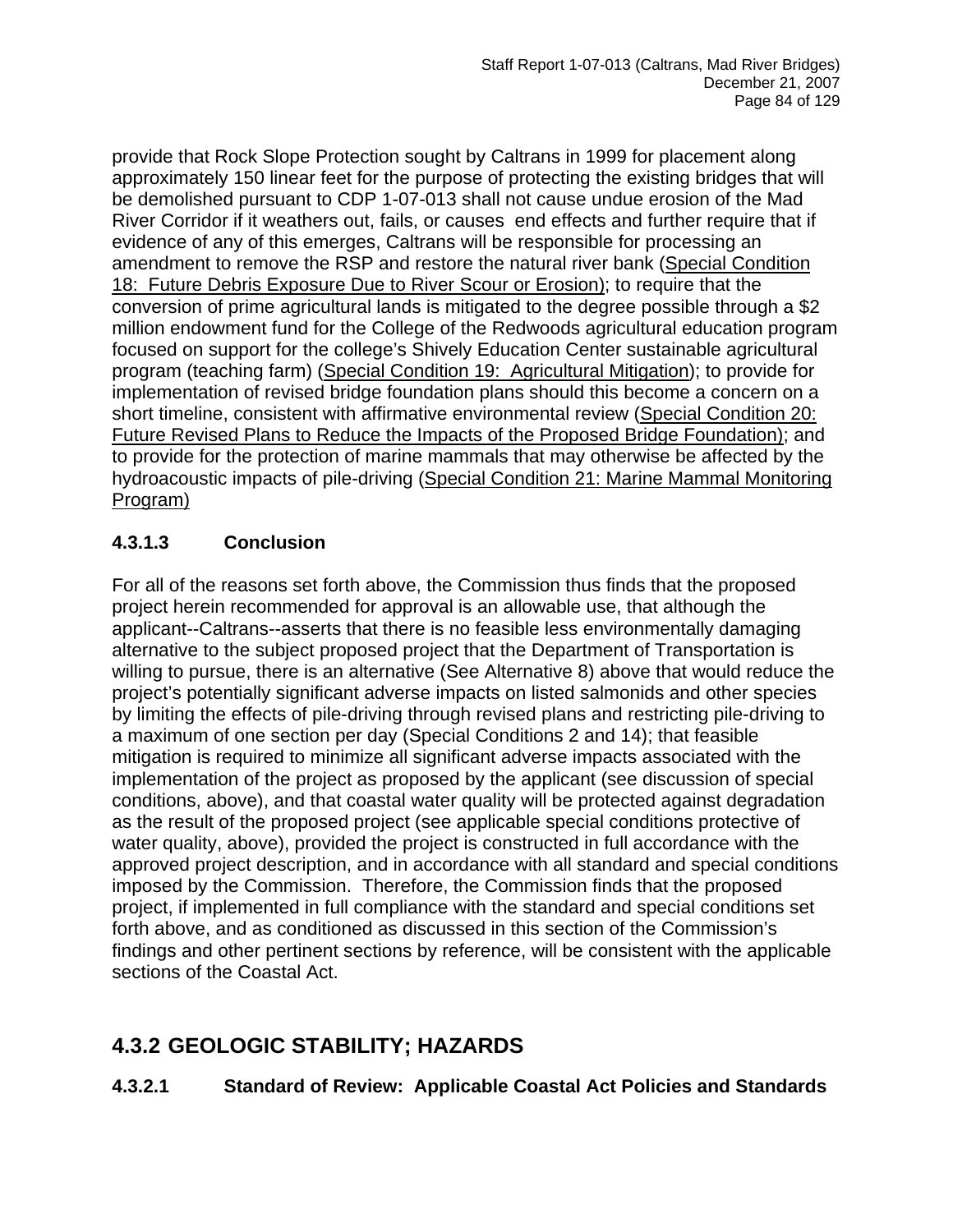provide that Rock Slope Protection sought by Caltrans in 1999 for placement along approximately 150 linear feet for the purpose of protecting the existing bridges that will be demolished pursuant to CDP 1-07-013 shall not cause undue erosion of the Mad River Corridor if it weathers out, fails, or causes end effects and further require that if evidence of any of this emerges, Caltrans will be responsible for processing an amendment to remove the RSP and restore the natural river bank (Special Condition 18: Future Debris Exposure Due to River Scour or Erosion); to require that the conversion of prime agricultural lands is mitigated to the degree possible through a $2 million endowment fund for the College of the Redwoods agricultural education program focused on support for the college's Shively Education Center sustainable agricultural program (teaching farm) (Special Condition 19: Agricultural Mitigation); to provide for implementation of revised bridge foundation plans should this become a concern on a short timeline, consistent with affirmative environmental review (Special Condition 20: Future Revised Plans to Reduce the Impacts of the Proposed Bridge Foundation); and to provide for the protection of marine mammals that may otherwise be affected by the hydroacoustic impacts of pile-driving (Special Condition 21: Marine Mammal Monitoring Program)

### 4.3.1.3 Conclusion

For all of the reasons set forth above, the Commission thus finds that the proposed project herein recommended for approval is an allowable use, that although the applicant--Caltrans--asserts that there is no feasible less environmentally damaging alternative to the subject proposed project that the Department of Transportation is willing to pursue, there is an alternative (See Alternative 8) above that would reduce the project's potentially significant adverse impacts on listed salmonids and other species by limiting the effects of pile-driving through revised plans and restricting pile-driving to a maximum of one section per day (Special Conditions 2 and 14); that feasible mitigation is required to minimize all significant adverse impacts associated with the implementation of the project as proposed by the applicant (see discussion of special conditions, above), and that coastal water quality will be protected against degradation as the result of the proposed project (see applicable special conditions protective of water quality, above), provided the project is constructed in full accordance with the approved project description, and in accordance with all standard and special conditions imposed by the Commission. Therefore, the Commission finds that the proposed project, if implemented in full compliance with the standard and special conditions set forth above, and as conditioned as discussed in this section of the Commission's findings and other pertinent sections by reference, will be consistent with the applicable sections of the Coastal Act.

## 4.3.2 GEOLOGIC STABILITY; HAZARDS

### 4.3.2.1 Standard of Review: Applicable Coastal Act Policies and Standards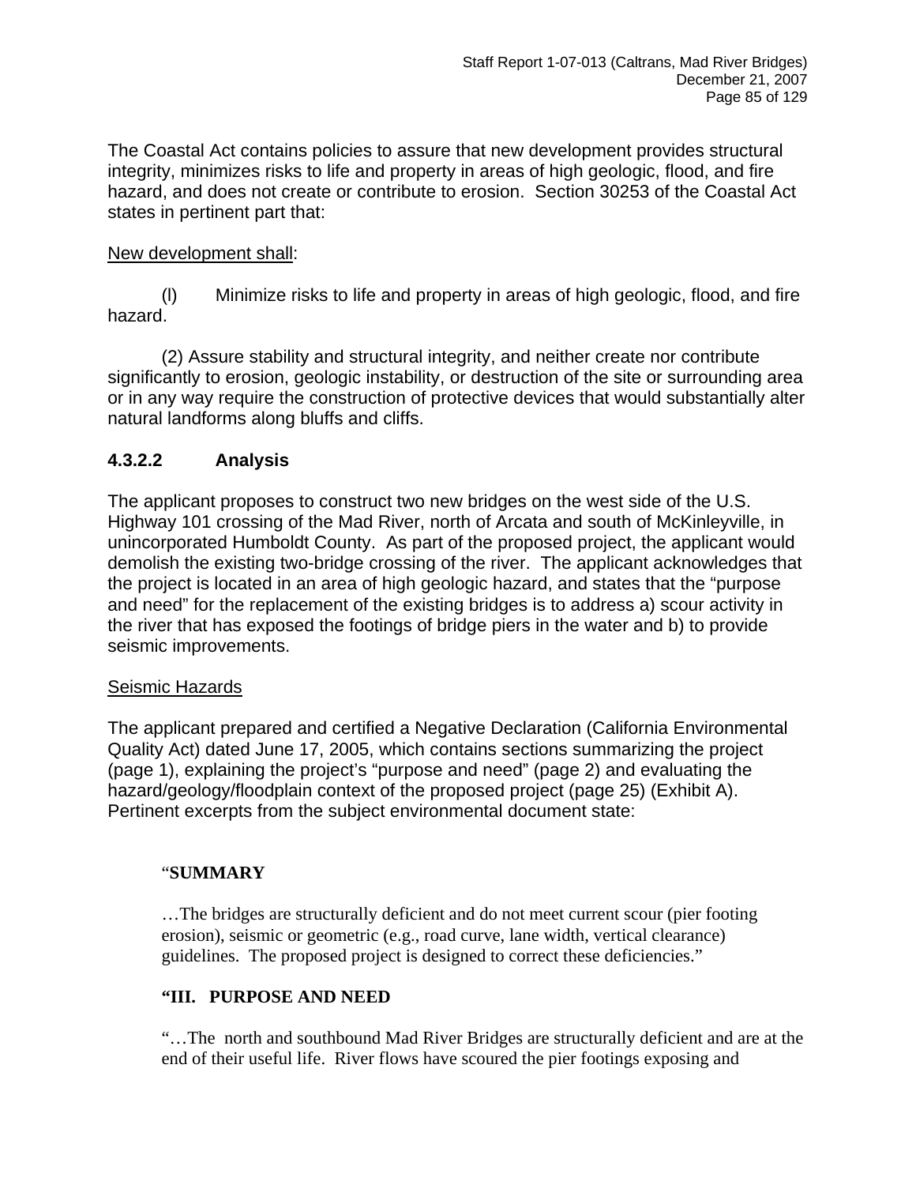The Coastal Act contains policies to assure that new development provides structural integrity, minimizes risks to life and property in areas of high geologic, flood, and fire hazard, and does not create or contribute to erosion. Section 30253 of the Coastal Act states in pertinent part that:

<u>New development shall</u>:

(l) Minimize risks to life and property in areas of high geologic, flood, and fire hazard.

(2) Assure stability and structural integrity, and neither create nor contribute significantly to erosion, geologic instability, or destruction of the site or surrounding area or in any way require the construction of protective devices that would substantially alter natural landforms along bluffs and cliffs.

### 4.3.2.2 Analysis

The applicant proposes to construct two new bridges on the west side of the U.S. Highway 101 crossing of the Mad River, north of Arcata and south of McKinleyville, in unincorporated Humboldt County. As part of the proposed project, the applicant would demolish the existing two-bridge crossing of the river. The applicant acknowledges that the project is located in an area of high geologic hazard, and states that the "purpose and need" for the replacement of the existing bridges is to address a) scour activity in the river that has exposed the footings of bridge piers in the water and b) to provide seismic improvements.

<u>Seismic Hazards</u>

The applicant prepared and certified a Negative Declaration (California Environmental Quality Act) dated June 17, 2005, which contains sections summarizing the project (page 1), explaining the project's "purpose and need" (page 2) and evaluating the hazard/geology/floodplain context of the proposed project (page 25) (Exhibit A). Pertinent excerpts from the subject environmental document state:

> "**SUMMARY**
>
> …The bridges are structurally deficient and do not meet current scour (pier footing erosion), seismic or geometric (e.g., road curve, lane width, vertical clearance) guidelines. The proposed project is designed to correct these deficiencies."
>
> **"III. PURPOSE AND NEED**
>
> "…The north and southbound Mad River Bridges are structurally deficient and are at the end of their useful life. River flows have scoured the pier footings exposing and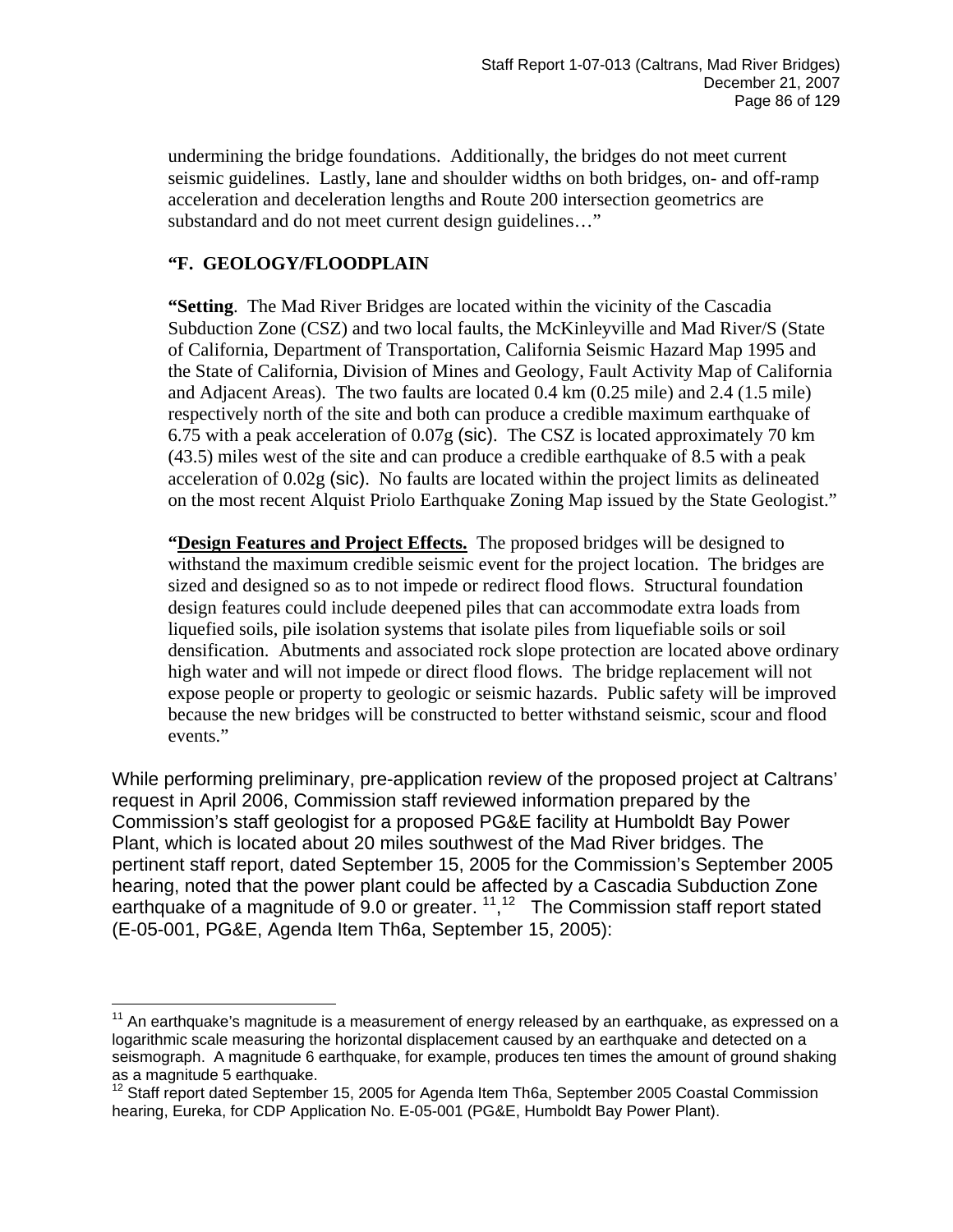undermining the bridge foundations. Additionally, the bridges do not meet current seismic guidelines. Lastly, lane and shoulder widths on both bridges, on- and off-ramp acceleration and deceleration lengths and Route 200 intersection geometrics are substandard and do not meet current design guidelines…"

**"F. GEOLOGY/FLOODPLAIN**

**"Setting**. The Mad River Bridges are located within the vicinity of the Cascadia Subduction Zone (CSZ) and two local faults, the McKinleyville and Mad River/S (State of California, Department of Transportation, California Seismic Hazard Map 1995 and the State of California, Division of Mines and Geology, Fault Activity Map of California and Adjacent Areas). The two faults are located 0.4 km (0.25 mile) and 2.4 (1.5 mile) respectively north of the site and both can produce a credible maximum earthquake of 6.75 with a peak acceleration of 0.07g (sic). The CSZ is located approximately 70 km (43.5) miles west of the site and can produce a credible earthquake of 8.5 with a peak acceleration of 0.02g (sic). No faults are located within the project limits as delineated on the most recent Alquist Priolo Earthquake Zoning Map issued by the State Geologist."

**"Design Features and Project Effects.** The proposed bridges will be designed to withstand the maximum credible seismic event for the project location. The bridges are sized and designed so as to not impede or redirect flood flows. Structural foundation design features could include deepened piles that can accommodate extra loads from liquefied soils, pile isolation systems that isolate piles from liquefiable soils or soil densification. Abutments and associated rock slope protection are located above ordinary high water and will not impede or direct flood flows. The bridge replacement will not expose people or property to geologic or seismic hazards. Public safety will be improved because the new bridges will be constructed to better withstand seismic, scour and flood events."

While performing preliminary, pre-application review of the proposed project at Caltrans' request in April 2006, Commission staff reviewed information prepared by the Commission's staff geologist for a proposed PG&E facility at Humboldt Bay Power Plant, which is located about 20 miles southwest of the Mad River bridges. The pertinent staff report, dated September 15, 2005 for the Commission's September 2005 hearing, noted that the power plant could be affected by a Cascadia Subduction Zone earthquake of a magnitude of 9.0 or greater. [11],[12] The Commission staff report stated (E-05-001, PG&E, Agenda Item Th6a, September 15, 2005):

---

[11] An earthquake's magnitude is a measurement of energy released by an earthquake, as expressed on a logarithmic scale measuring the horizontal displacement caused by an earthquake and detected on a seismograph. A magnitude 6 earthquake, for example, produces ten times the amount of ground shaking as a magnitude 5 earthquake.

[12] Staff report dated September 15, 2005 for Agenda Item Th6a, September 2005 Coastal Commission hearing, Eureka, for CDP Application No. E-05-001 (PG&E, Humboldt Bay Power Plant).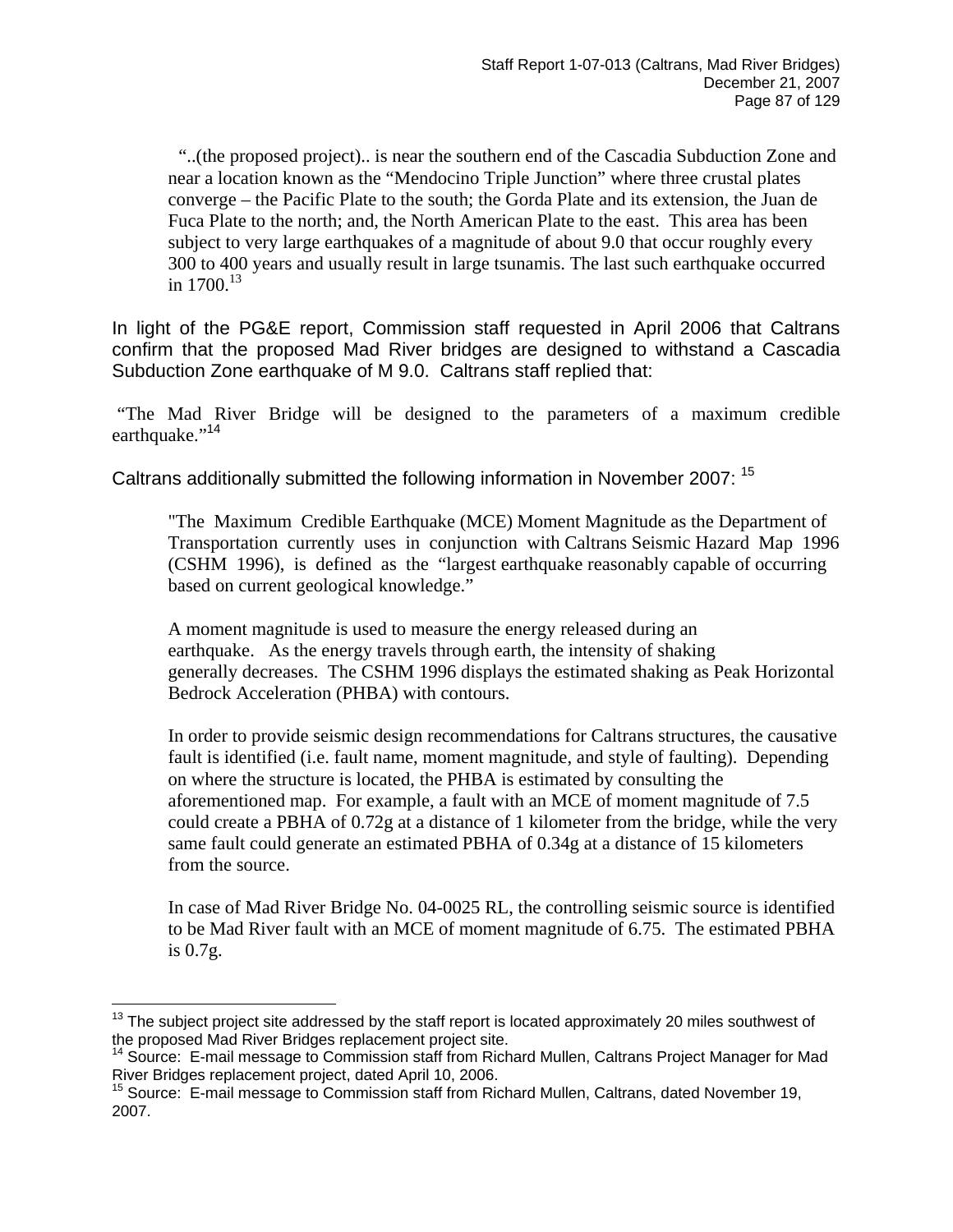> "..(the proposed project).. is near the southern end of the Cascadia Subduction Zone and near a location known as the "Mendocino Triple Junction" where three crustal plates converge – the Pacific Plate to the south; the Gorda Plate and its extension, the Juan de Fuca Plate to the north; and, the North American Plate to the east. This area has been subject to very large earthquakes of a magnitude of about 9.0 that occur roughly every 300 to 400 years and usually result in large tsunamis. The last such earthquake occurred in 1700.[13]

In light of the PG&E report, Commission staff requested in April 2006 that Caltrans confirm that the proposed Mad River bridges are designed to withstand a Cascadia Subduction Zone earthquake of M 9.0. Caltrans staff replied that:

"The Mad River Bridge will be designed to the parameters of a maximum credible earthquake."[14]

Caltrans additionally submitted the following information in November 2007: [15]

> "The Maximum Credible Earthquake (MCE) Moment Magnitude as the Department of Transportation currently uses in conjunction with Caltrans Seismic Hazard Map 1996 (CSHM 1996), is defined as the "largest earthquake reasonably capable of occurring based on current geological knowledge."
>
> A moment magnitude is used to measure the energy released during an earthquake. As the energy travels through earth, the intensity of shaking generally decreases. The CSHM 1996 displays the estimated shaking as Peak Horizontal Bedrock Acceleration (PHBA) with contours.
>
> In order to provide seismic design recommendations for Caltrans structures, the causative fault is identified (i.e. fault name, moment magnitude, and style of faulting). Depending on where the structure is located, the PHBA is estimated by consulting the aforementioned map. For example, a fault with an MCE of moment magnitude of 7.5 could create a PBHA of 0.72g at a distance of 1 kilometer from the bridge, while the very same fault could generate an estimated PBHA of 0.34g at a distance of 15 kilometers from the source.
>
> In case of Mad River Bridge No. 04-0025 RL, the controlling seismic source is identified to be Mad River fault with an MCE of moment magnitude of 6.75. The estimated PBHA is 0.7g.

---

[13] The subject project site addressed by the staff report is located approximately 20 miles southwest of the proposed Mad River Bridges replacement project site.

[14] Source: E-mail message to Commission staff from Richard Mullen, Caltrans Project Manager for Mad River Bridges replacement project, dated April 10, 2006.

[15] Source: E-mail message to Commission staff from Richard Mullen, Caltrans, dated November 19, 2007.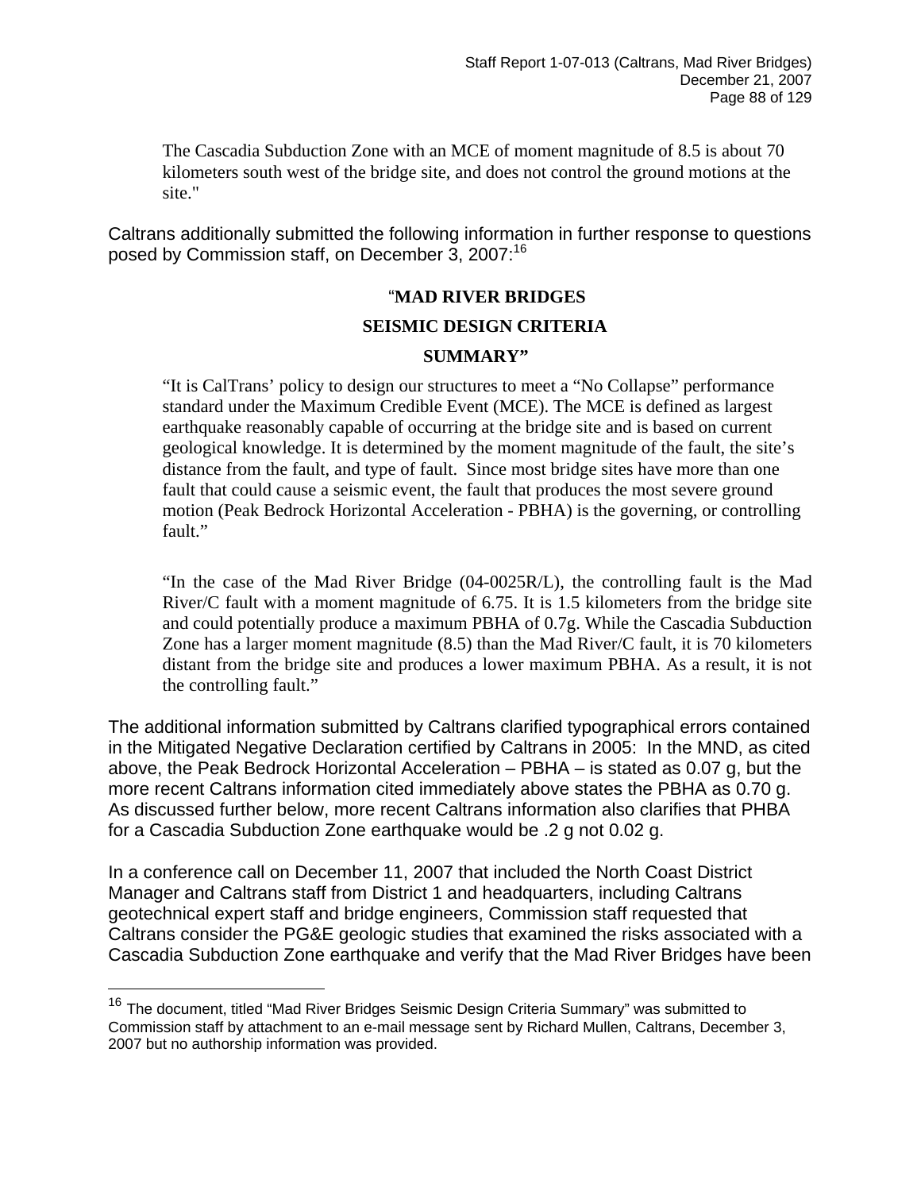> The Cascadia Subduction Zone with an MCE of moment magnitude of 8.5 is about 70 kilometers south west of the bridge site, and does not control the ground motions at the site."

Caltrans additionally submitted the following information in further response to questions posed by Commission staff, on December 3, 2007:[16]

> "**MAD RIVER BRIDGES**
>
> **SEISMIC DESIGN CRITERIA**
>
> **SUMMARY"**
>
> "It is CalTrans' policy to design our structures to meet a "No Collapse" performance standard under the Maximum Credible Event (MCE). The MCE is defined as largest earthquake reasonably capable of occurring at the bridge site and is based on current geological knowledge. It is determined by the moment magnitude of the fault, the site's distance from the fault, and type of fault. Since most bridge sites have more than one fault that could cause a seismic event, the fault that produces the most severe ground motion (Peak Bedrock Horizontal Acceleration - PBHA) is the governing, or controlling fault."
>
> "In the case of the Mad River Bridge (04-0025R/L), the controlling fault is the Mad River/C fault with a moment magnitude of 6.75. It is 1.5 kilometers from the bridge site and could potentially produce a maximum PBHA of 0.7g. While the Cascadia Subduction Zone has a larger moment magnitude (8.5) than the Mad River/C fault, it is 70 kilometers distant from the bridge site and produces a lower maximum PBHA. As a result, it is not the controlling fault."

The additional information submitted by Caltrans clarified typographical errors contained in the Mitigated Negative Declaration certified by Caltrans in 2005: In the MND, as cited above, the Peak Bedrock Horizontal Acceleration – PBHA – is stated as 0.07 g, but the more recent Caltrans information cited immediately above states the PBHA as 0.70 g. As discussed further below, more recent Caltrans information also clarifies that PHBA for a Cascadia Subduction Zone earthquake would be .2 g not 0.02 g.

In a conference call on December 11, 2007 that included the North Coast District Manager and Caltrans staff from District 1 and headquarters, including Caltrans geotechnical expert staff and bridge engineers, Commission staff requested that Caltrans consider the PG&E geologic studies that examined the risks associated with a Cascadia Subduction Zone earthquake and verify that the Mad River Bridges have been

---

[16] The document, titled "Mad River Bridges Seismic Design Criteria Summary" was submitted to Commission staff by attachment to an e-mail message sent by Richard Mullen, Caltrans, December 3, 2007 but no authorship information was provided.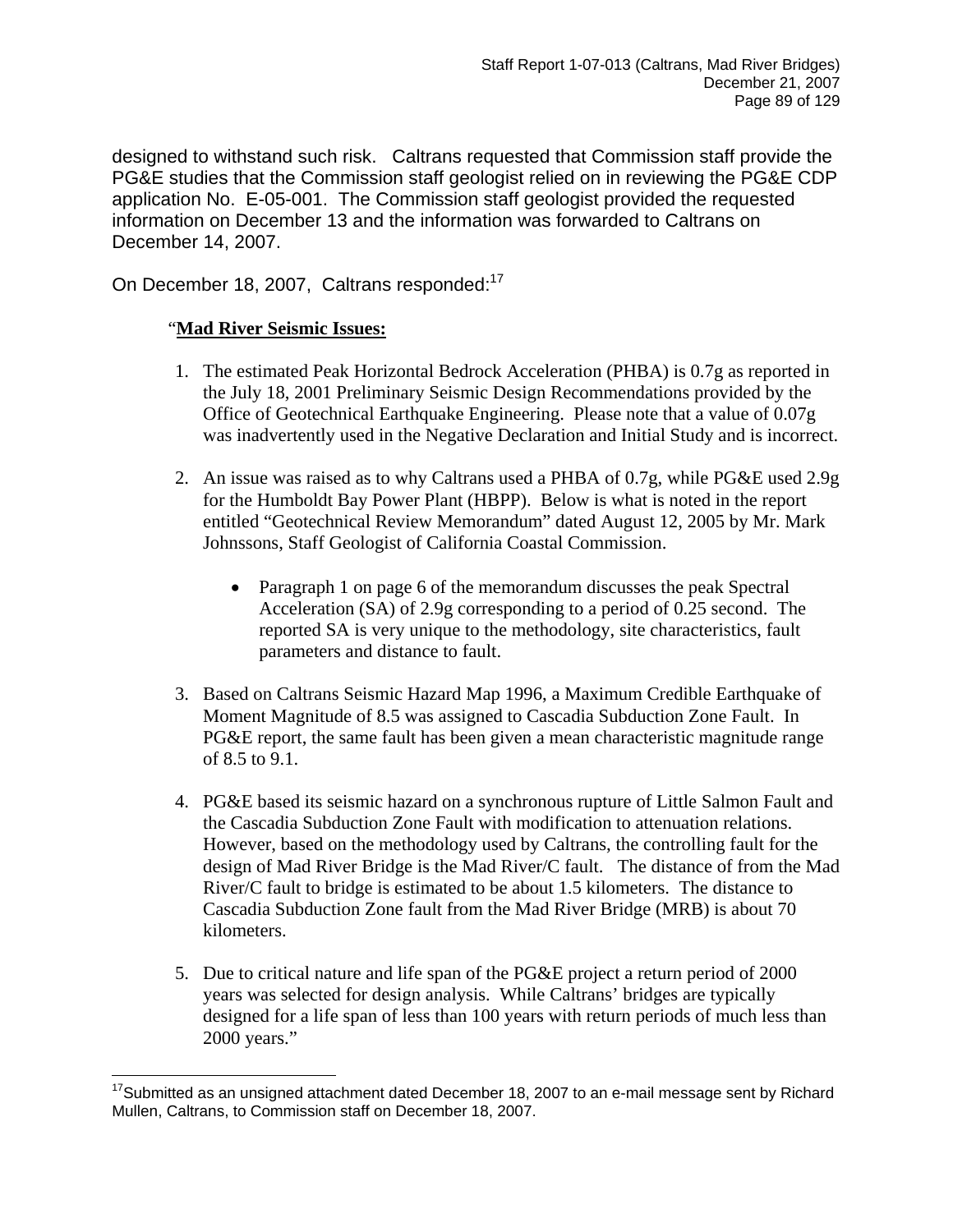designed to withstand such risk. Caltrans requested that Commission staff provide the PG&E studies that the Commission staff geologist relied on in reviewing the PG&E CDP application No. E-05-001. The Commission staff geologist provided the requested information on December 13 and the information was forwarded to Caltrans on December 14, 2007.

On December 18, 2007, Caltrans responded:[17]

> "**Mad River Seismic Issues:**
>
> 1. The estimated Peak Horizontal Bedrock Acceleration (PHBA) is 0.7g as reported in the July 18, 2001 Preliminary Seismic Design Recommendations provided by the Office of Geotechnical Earthquake Engineering. Please note that a value of 0.07g was inadvertently used in the Negative Declaration and Initial Study and is incorrect.
>
> 2. An issue was raised as to why Caltrans used a PHBA of 0.7g, while PG&E used 2.9g for the Humboldt Bay Power Plant (HBPP). Below is what is noted in the report entitled "Geotechnical Review Memorandum" dated August 12, 2005 by Mr. Mark Johnssons, Staff Geologist of California Coastal Commission.
>
>    - Paragraph 1 on page 6 of the memorandum discusses the peak Spectral Acceleration (SA) of 2.9g corresponding to a period of 0.25 second. The reported SA is very unique to the methodology, site characteristics, fault parameters and distance to fault.
>
> 3. Based on Caltrans Seismic Hazard Map 1996, a Maximum Credible Earthquake of Moment Magnitude of 8.5 was assigned to Cascadia Subduction Zone Fault. In PG&E report, the same fault has been given a mean characteristic magnitude range of 8.5 to 9.1.
>
> 4. PG&E based its seismic hazard on a synchronous rupture of Little Salmon Fault and the Cascadia Subduction Zone Fault with modification to attenuation relations. However, based on the methodology used by Caltrans, the controlling fault for the design of Mad River Bridge is the Mad River/C fault. The distance of from the Mad River/C fault to bridge is estimated to be about 1.5 kilometers. The distance to Cascadia Subduction Zone fault from the Mad River Bridge (MRB) is about 70 kilometers.
>
> 5. Due to critical nature and life span of the PG&E project a return period of 2000 years was selected for design analysis. While Caltrans' bridges are typically designed for a life span of less than 100 years with return periods of much less than 2000 years."

---

[17] Submitted as an unsigned attachment dated December 18, 2007 to an e-mail message sent by Richard Mullen, Caltrans, to Commission staff on December 18, 2007.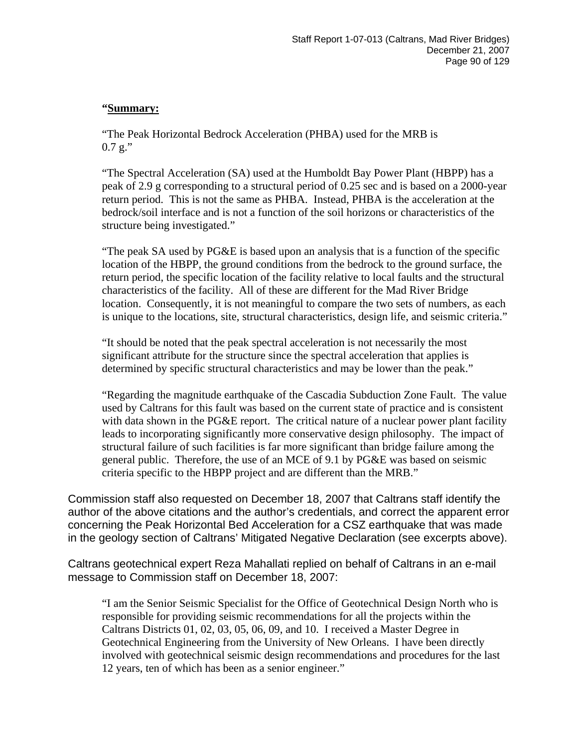> **"Summary:**
>
> "The Peak Horizontal Bedrock Acceleration (PHBA) used for the MRB is 0.7 g."
>
> "The Spectral Acceleration (SA) used at the Humboldt Bay Power Plant (HBPP) has a peak of 2.9 g corresponding to a structural period of 0.25 sec and is based on a 2000-year return period. This is not the same as PHBA. Instead, PHBA is the acceleration at the bedrock/soil interface and is not a function of the soil horizons or characteristics of the structure being investigated."
>
> "The peak SA used by PG&E is based upon an analysis that is a function of the specific location of the HBPP, the ground conditions from the bedrock to the ground surface, the return period, the specific location of the facility relative to local faults and the structural characteristics of the facility. All of these are different for the Mad River Bridge location. Consequently, it is not meaningful to compare the two sets of numbers, as each is unique to the locations, site, structural characteristics, design life, and seismic criteria."
>
> "It should be noted that the peak spectral acceleration is not necessarily the most significant attribute for the structure since the spectral acceleration that applies is determined by specific structural characteristics and may be lower than the peak."
>
> "Regarding the magnitude earthquake of the Cascadia Subduction Zone Fault. The value used by Caltrans for this fault was based on the current state of practice and is consistent with data shown in the PG&E report. The critical nature of a nuclear power plant facility leads to incorporating significantly more conservative design philosophy. The impact of structural failure of such facilities is far more significant than bridge failure among the general public. Therefore, the use of an MCE of 9.1 by PG&E was based on seismic criteria specific to the HBPP project and are different than the MRB."

Commission staff also requested on December 18, 2007 that Caltrans staff identify the author of the above citations and the author's credentials, and correct the apparent error concerning the Peak Horizontal Bed Acceleration for a CSZ earthquake that was made in the geology section of Caltrans' Mitigated Negative Declaration (see excerpts above).

Caltrans geotechnical expert Reza Mahallati replied on behalf of Caltrans in an e-mail message to Commission staff on December 18, 2007:

> "I am the Senior Seismic Specialist for the Office of Geotechnical Design North who is responsible for providing seismic recommendations for all the projects within the Caltrans Districts 01, 02, 03, 05, 06, 09, and 10. I received a Master Degree in Geotechnical Engineering from the University of New Orleans. I have been directly involved with geotechnical seismic design recommendations and procedures for the last 12 years, ten of which has been as a senior engineer."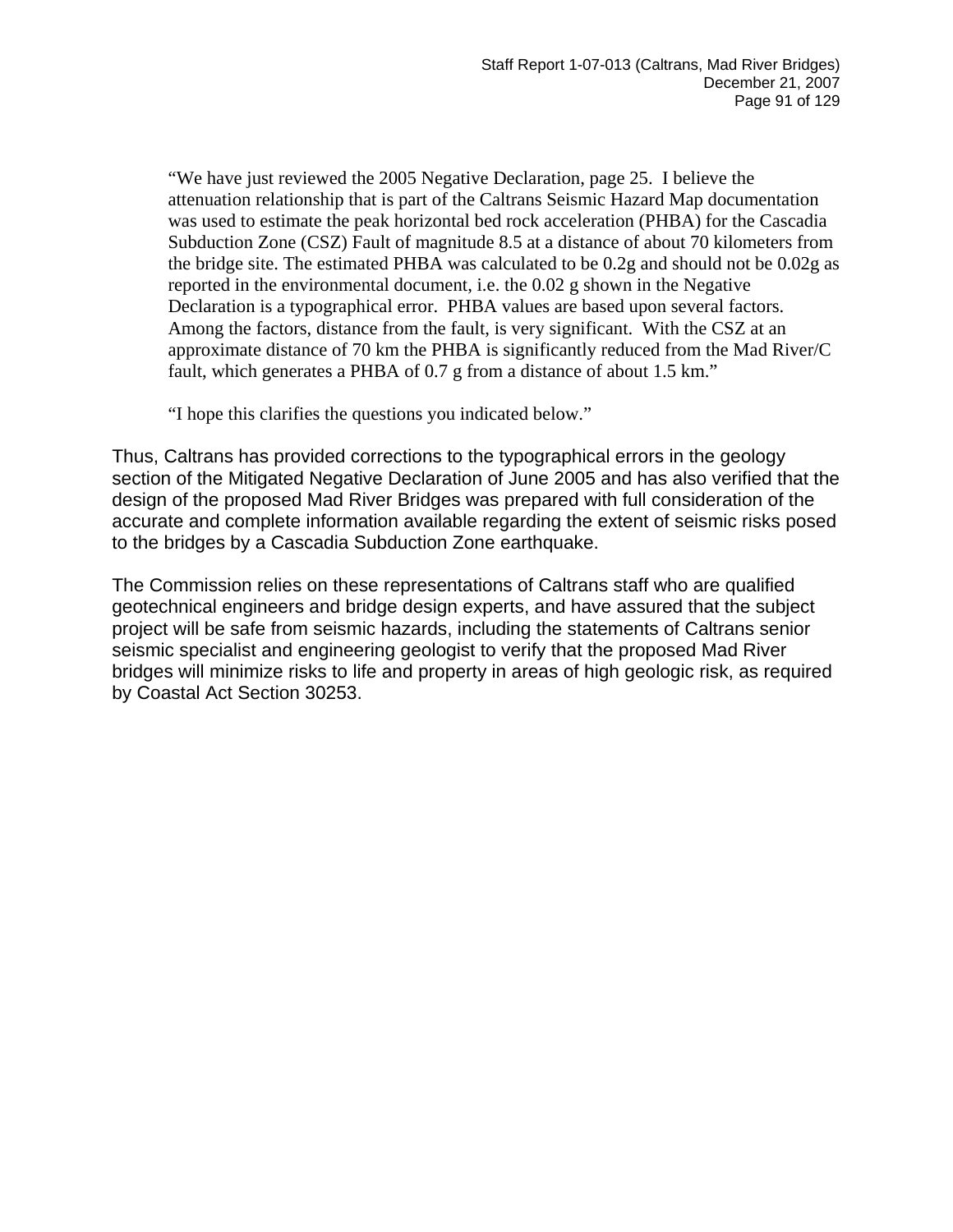> "We have just reviewed the 2005 Negative Declaration, page 25. I believe the attenuation relationship that is part of the Caltrans Seismic Hazard Map documentation was used to estimate the peak horizontal bed rock acceleration (PHBA) for the Cascadia Subduction Zone (CSZ) Fault of magnitude 8.5 at a distance of about 70 kilometers from the bridge site. The estimated PHBA was calculated to be 0.2g and should not be 0.02g as reported in the environmental document, i.e. the 0.02 g shown in the Negative Declaration is a typographical error. PHBA values are based upon several factors. Among the factors, distance from the fault, is very significant. With the CSZ at an approximate distance of 70 km the PHBA is significantly reduced from the Mad River/C fault, which generates a PHBA of 0.7 g from a distance of about 1.5 km."
>
> "I hope this clarifies the questions you indicated below."

Thus, Caltrans has provided corrections to the typographical errors in the geology section of the Mitigated Negative Declaration of June 2005 and has also verified that the design of the proposed Mad River Bridges was prepared with full consideration of the accurate and complete information available regarding the extent of seismic risks posed to the bridges by a Cascadia Subduction Zone earthquake.

The Commission relies on these representations of Caltrans staff who are qualified geotechnical engineers and bridge design experts, and have assured that the subject project will be safe from seismic hazards, including the statements of Caltrans senior seismic specialist and engineering geologist to verify that the proposed Mad River bridges will minimize risks to life and property in areas of high geologic risk, as required by Coastal Act Section 30253.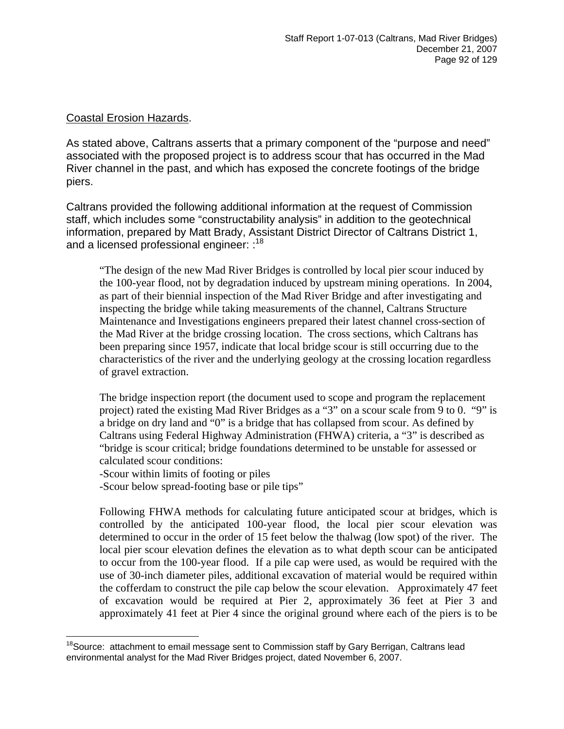Coastal Erosion Hazards.

As stated above, Caltrans asserts that a primary component of the "purpose and need" associated with the proposed project is to address scour that has occurred in the Mad River channel in the past, and which has exposed the concrete footings of the bridge piers.

Caltrans provided the following additional information at the request of Commission staff, which includes some "constructability analysis" in addition to the geotechnical information, prepared by Matt Brady, Assistant District Director of Caltrans District 1, and a licensed professional engineer: :[18]

> "The design of the new Mad River Bridges is controlled by local pier scour induced by the 100-year flood, not by degradation induced by upstream mining operations. In 2004, as part of their biennial inspection of the Mad River Bridge and after investigating and inspecting the bridge while taking measurements of the channel, Caltrans Structure Maintenance and Investigations engineers prepared their latest channel cross-section of the Mad River at the bridge crossing location. The cross sections, which Caltrans has been preparing since 1957, indicate that local bridge scour is still occurring due to the characteristics of the river and the underlying geology at the crossing location regardless of gravel extraction.
>
> The bridge inspection report (the document used to scope and program the replacement project) rated the existing Mad River Bridges as a "3" on a scour scale from 9 to 0. "9" is a bridge on dry land and "0" is a bridge that has collapsed from scour. As defined by Caltrans using Federal Highway Administration (FHWA) criteria, a "3" is described as "bridge is scour critical; bridge foundations determined to be unstable for assessed or calculated scour conditions:
>
> -Scour within limits of footing or piles
>
> -Scour below spread-footing base or pile tips"
>
> Following FHWA methods for calculating future anticipated scour at bridges, which is controlled by the anticipated 100-year flood, the local pier scour elevation was determined to occur in the order of 15 feet below the thalwag (low spot) of the river. The local pier scour elevation defines the elevation as to what depth scour can be anticipated to occur from the 100-year flood. If a pile cap were used, as would be required with the use of 30-inch diameter piles, additional excavation of material would be required within the cofferdam to construct the pile cap below the scour elevation. Approximately 47 feet of excavation would be required at Pier 2, approximately 36 feet at Pier 3 and approximately 41 feet at Pier 4 since the original ground where each of the piers is to be

[18] Source: attachment to email message sent to Commission staff by Gary Berrigan, Caltrans lead environmental analyst for the Mad River Bridges project, dated November 6, 2007.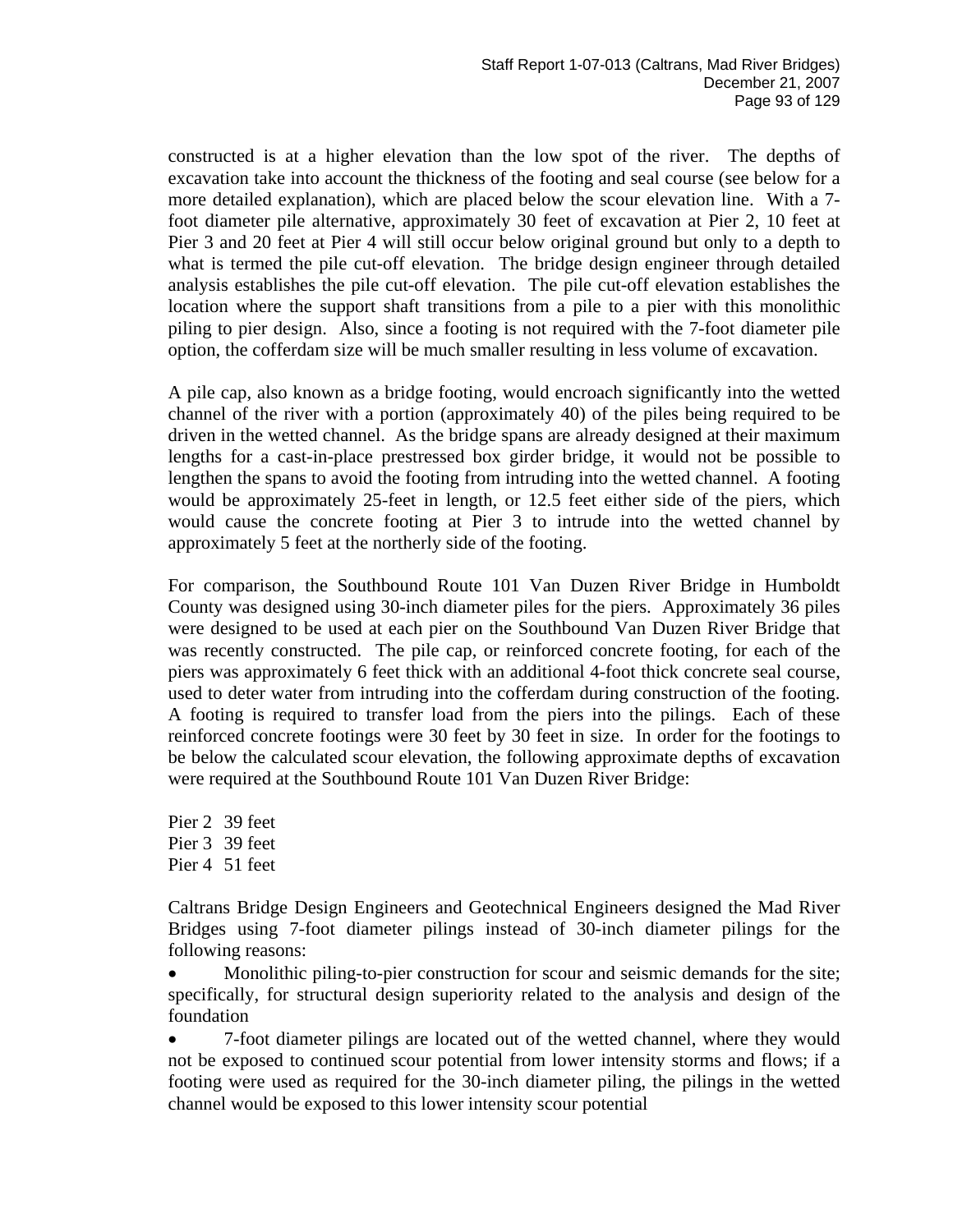constructed is at a higher elevation than the low spot of the river. The depths of excavation take into account the thickness of the footing and seal course (see below for a more detailed explanation), which are placed below the scour elevation line. With a 7-foot diameter pile alternative, approximately 30 feet of excavation at Pier 2, 10 feet at Pier 3 and 20 feet at Pier 4 will still occur below original ground but only to a depth to what is termed the pile cut-off elevation. The bridge design engineer through detailed analysis establishes the pile cut-off elevation. The pile cut-off elevation establishes the location where the support shaft transitions from a pile to a pier with this monolithic piling to pier design. Also, since a footing is not required with the 7-foot diameter pile option, the cofferdam size will be much smaller resulting in less volume of excavation.

A pile cap, also known as a bridge footing, would encroach significantly into the wetted channel of the river with a portion (approximately 40) of the piles being required to be driven in the wetted channel. As the bridge spans are already designed at their maximum lengths for a cast-in-place prestressed box girder bridge, it would not be possible to lengthen the spans to avoid the footing from intruding into the wetted channel. A footing would be approximately 25-feet in length, or 12.5 feet either side of the piers, which would cause the concrete footing at Pier 3 to intrude into the wetted channel by approximately 5 feet at the northerly side of the footing.

For comparison, the Southbound Route 101 Van Duzen River Bridge in Humboldt County was designed using 30-inch diameter piles for the piers. Approximately 36 piles were designed to be used at each pier on the Southbound Van Duzen River Bridge that was recently constructed. The pile cap, or reinforced concrete footing, for each of the piers was approximately 6 feet thick with an additional 4-foot thick concrete seal course, used to deter water from intruding into the cofferdam during construction of the footing. A footing is required to transfer load from the piers into the pilings. Each of these reinforced concrete footings were 30 feet by 30 feet in size. In order for the footings to be below the calculated scour elevation, the following approximate depths of excavation were required at the Southbound Route 101 Van Duzen River Bridge:

Pier 2 39 feet
Pier 3 39 feet
Pier 4 51 feet

Caltrans Bridge Design Engineers and Geotechnical Engineers designed the Mad River Bridges using 7-foot diameter pilings instead of 30-inch diameter pilings for the following reasons:

- Monolithic piling-to-pier construction for scour and seismic demands for the site; specifically, for structural design superiority related to the analysis and design of the foundation
- 7-foot diameter pilings are located out of the wetted channel, where they would not be exposed to continued scour potential from lower intensity storms and flows; if a footing were used as required for the 30-inch diameter piling, the pilings in the wetted channel would be exposed to this lower intensity scour potential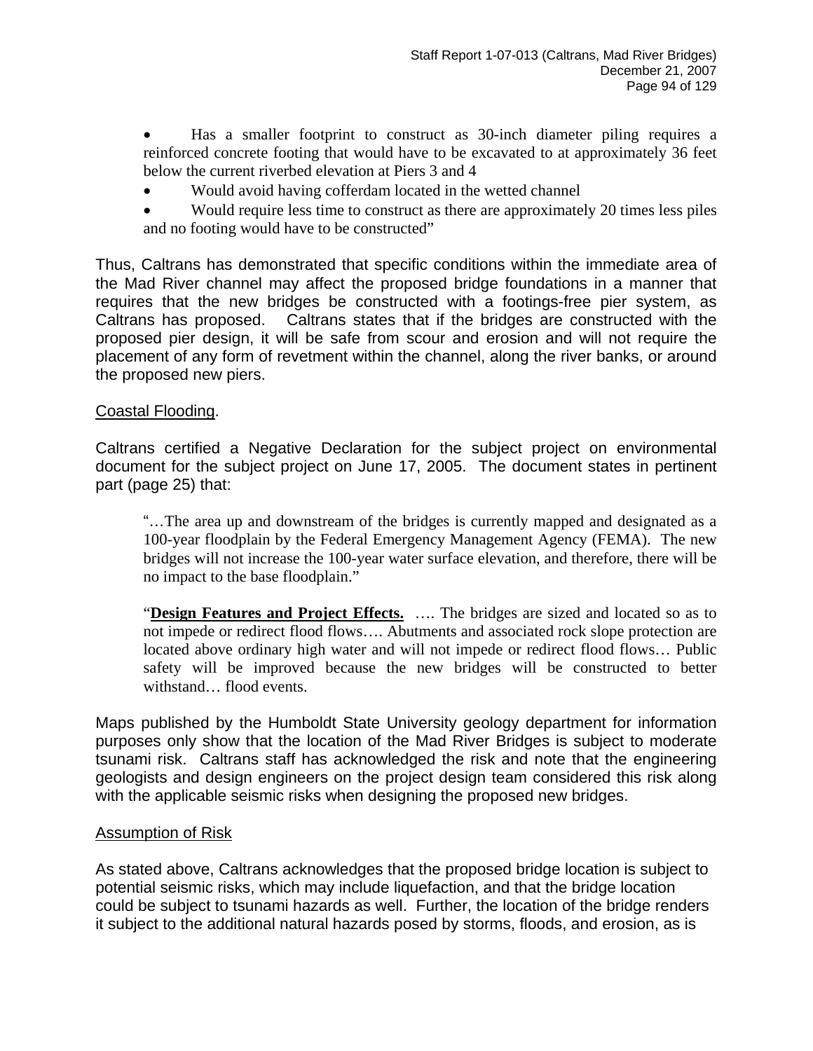- Has a smaller footprint to construct as 30-inch diameter piling requires a reinforced concrete footing that would have to be excavated to at approximately 36 feet below the current riverbed elevation at Piers 3 and 4
- Would avoid having cofferdam located in the wetted channel
- Would require less time to construct as there are approximately 20 times less piles and no footing would have to be constructed"

Thus, Caltrans has demonstrated that specific conditions within the immediate area of the Mad River channel may affect the proposed bridge foundations in a manner that requires that the new bridges be constructed with a footings-free pier system, as Caltrans has proposed. Caltrans states that if the bridges are constructed with the proposed pier design, it will be safe from scour and erosion and will not require the placement of any form of revetment within the channel, along the river banks, or around the proposed new piers.

Coastal Flooding.

Caltrans certified a Negative Declaration for the subject project on environmental document for the subject project on June 17, 2005. The document states in pertinent part (page 25) that:

> "…The area up and downstream of the bridges is currently mapped and designated as a 100-year floodplain by the Federal Emergency Management Agency (FEMA). The new bridges will not increase the 100-year water surface elevation, and therefore, there will be no impact to the base floodplain."
>
> "**Design Features and Project Effects.** …. The bridges are sized and located so as to not impede or redirect flood flows…. Abutments and associated rock slope protection are located above ordinary high water and will not impede or redirect flood flows… Public safety will be improved because the new bridges will be constructed to better withstand… flood events.

Maps published by the Humboldt State University geology department for information purposes only show that the location of the Mad River Bridges is subject to moderate tsunami risk. Caltrans staff has acknowledged the risk and note that the engineering geologists and design engineers on the project design team considered this risk along with the applicable seismic risks when designing the proposed new bridges.

Assumption of Risk

As stated above, Caltrans acknowledges that the proposed bridge location is subject to potential seismic risks, which may include liquefaction, and that the bridge location could be subject to tsunami hazards as well. Further, the location of the bridge renders it subject to the additional natural hazards posed by storms, floods, and erosion, as is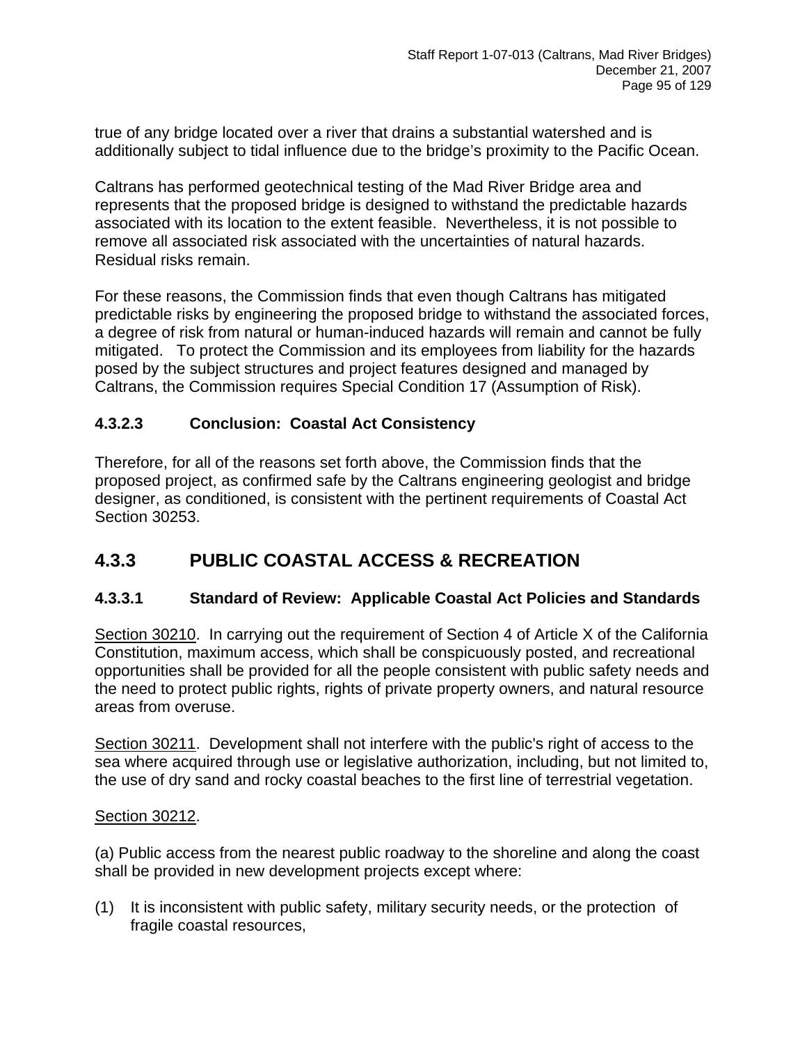true of any bridge located over a river that drains a substantial watershed and is additionally subject to tidal influence due to the bridge's proximity to the Pacific Ocean.

Caltrans has performed geotechnical testing of the Mad River Bridge area and represents that the proposed bridge is designed to withstand the predictable hazards associated with its location to the extent feasible. Nevertheless, it is not possible to remove all associated risk associated with the uncertainties of natural hazards. Residual risks remain.

For these reasons, the Commission finds that even though Caltrans has mitigated predictable risks by engineering the proposed bridge to withstand the associated forces, a degree of risk from natural or human-induced hazards will remain and cannot be fully mitigated. To protect the Commission and its employees from liability for the hazards posed by the subject structures and project features designed and managed by Caltrans, the Commission requires Special Condition 17 (Assumption of Risk).

### 4.3.2.3 Conclusion: Coastal Act Consistency

Therefore, for all of the reasons set forth above, the Commission finds that the proposed project, as confirmed safe by the Caltrans engineering geologist and bridge designer, as conditioned, is consistent with the pertinent requirements of Coastal Act Section 30253.

## 4.3.3 PUBLIC COASTAL ACCESS & RECREATION

### 4.3.3.1 Standard of Review: Applicable Coastal Act Policies and Standards

Section 30210. In carrying out the requirement of Section 4 of Article X of the California Constitution, maximum access, which shall be conspicuously posted, and recreational opportunities shall be provided for all the people consistent with public safety needs and the need to protect public rights, rights of private property owners, and natural resource areas from overuse.

Section 30211. Development shall not interfere with the public's right of access to the sea where acquired through use or legislative authorization, including, but not limited to, the use of dry sand and rocky coastal beaches to the first line of terrestrial vegetation.

Section 30212.

(a) Public access from the nearest public roadway to the shoreline and along the coast shall be provided in new development projects except where:

(1) It is inconsistent with public safety, military security needs, or the protection of fragile coastal resources,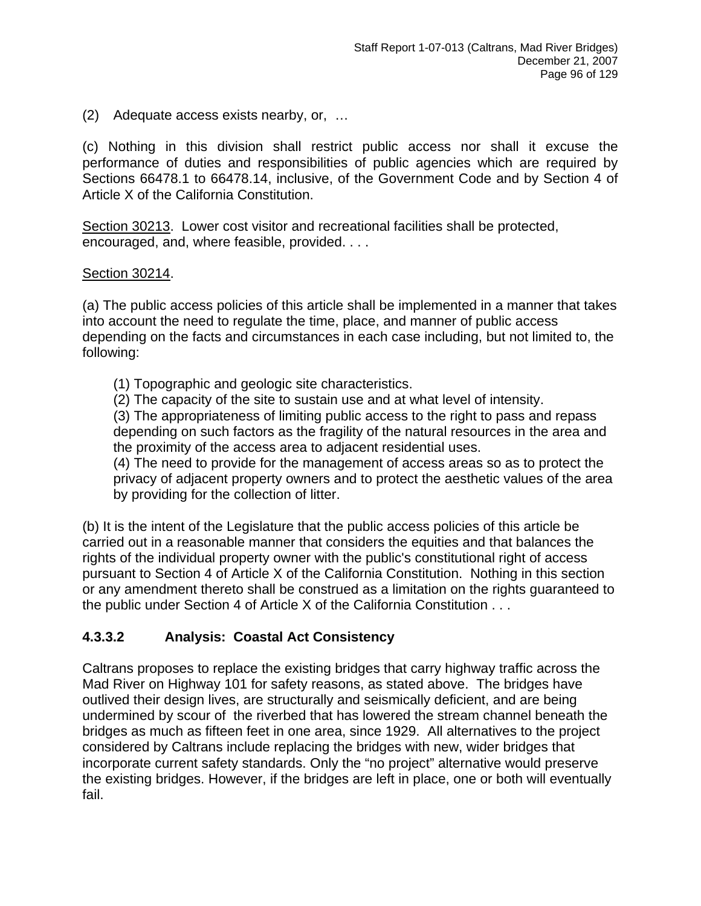(2) Adequate access exists nearby, or, …

(c) Nothing in this division shall restrict public access nor shall it excuse the performance of duties and responsibilities of public agencies which are required by Sections 66478.1 to 66478.14, inclusive, of the Government Code and by Section 4 of Article X of the California Constitution.

Section 30213. Lower cost visitor and recreational facilities shall be protected, encouraged, and, where feasible, provided. . . .

Section 30214.

(a) The public access policies of this article shall be implemented in a manner that takes into account the need to regulate the time, place, and manner of public access depending on the facts and circumstances in each case including, but not limited to, the following:

(1) Topographic and geologic site characteristics.
(2) The capacity of the site to sustain use and at what level of intensity.
(3) The appropriateness of limiting public access to the right to pass and repass depending on such factors as the fragility of the natural resources in the area and the proximity of the access area to adjacent residential uses.
(4) The need to provide for the management of access areas so as to protect the privacy of adjacent property owners and to protect the aesthetic values of the area by providing for the collection of litter.

(b) It is the intent of the Legislature that the public access policies of this article be carried out in a reasonable manner that considers the equities and that balances the rights of the individual property owner with the public's constitutional right of access pursuant to Section 4 of Article X of the California Constitution. Nothing in this section or any amendment thereto shall be construed as a limitation on the rights guaranteed to the public under Section 4 of Article X of the California Constitution . . .

### 4.3.3.2 Analysis: Coastal Act Consistency

Caltrans proposes to replace the existing bridges that carry highway traffic across the Mad River on Highway 101 for safety reasons, as stated above. The bridges have outlived their design lives, are structurally and seismically deficient, and are being undermined by scour of the riverbed that has lowered the stream channel beneath the bridges as much as fifteen feet in one area, since 1929. All alternatives to the project considered by Caltrans include replacing the bridges with new, wider bridges that incorporate current safety standards. Only the "no project" alternative would preserve the existing bridges. However, if the bridges are left in place, one or both will eventually fail.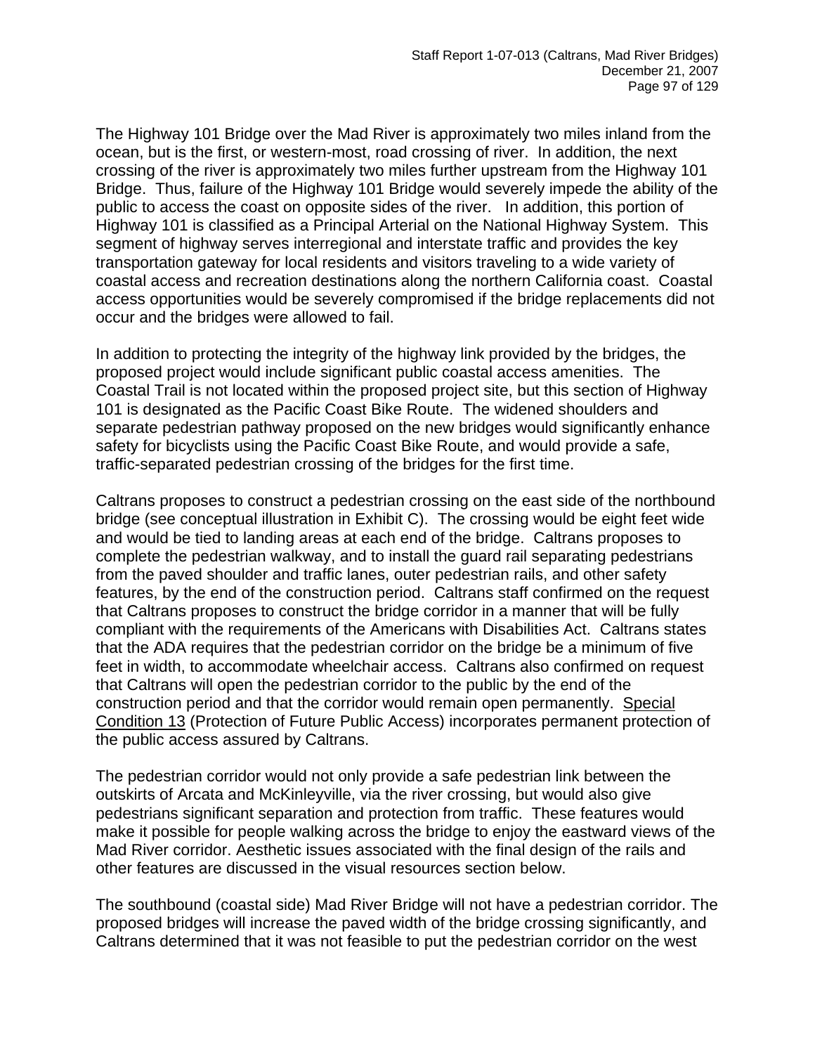The Highway 101 Bridge over the Mad River is approximately two miles inland from the ocean, but is the first, or western-most, road crossing of river. In addition, the next crossing of the river is approximately two miles further upstream from the Highway 101 Bridge. Thus, failure of the Highway 101 Bridge would severely impede the ability of the public to access the coast on opposite sides of the river. In addition, this portion of Highway 101 is classified as a Principal Arterial on the National Highway System. This segment of highway serves interregional and interstate traffic and provides the key transportation gateway for local residents and visitors traveling to a wide variety of coastal access and recreation destinations along the northern California coast. Coastal access opportunities would be severely compromised if the bridge replacements did not occur and the bridges were allowed to fail.

In addition to protecting the integrity of the highway link provided by the bridges, the proposed project would include significant public coastal access amenities. The Coastal Trail is not located within the proposed project site, but this section of Highway 101 is designated as the Pacific Coast Bike Route. The widened shoulders and separate pedestrian pathway proposed on the new bridges would significantly enhance safety for bicyclists using the Pacific Coast Bike Route, and would provide a safe, traffic-separated pedestrian crossing of the bridges for the first time.

Caltrans proposes to construct a pedestrian crossing on the east side of the northbound bridge (see conceptual illustration in Exhibit C). The crossing would be eight feet wide and would be tied to landing areas at each end of the bridge. Caltrans proposes to complete the pedestrian walkway, and to install the guard rail separating pedestrians from the paved shoulder and traffic lanes, outer pedestrian rails, and other safety features, by the end of the construction period. Caltrans staff confirmed on the request that Caltrans proposes to construct the bridge corridor in a manner that will be fully compliant with the requirements of the Americans with Disabilities Act. Caltrans states that the ADA requires that the pedestrian corridor on the bridge be a minimum of five feet in width, to accommodate wheelchair access. Caltrans also confirmed on request that Caltrans will open the pedestrian corridor to the public by the end of the construction period and that the corridor would remain open permanently. Special Condition 13 (Protection of Future Public Access) incorporates permanent protection of the public access assured by Caltrans.

The pedestrian corridor would not only provide a safe pedestrian link between the outskirts of Arcata and McKinleyville, via the river crossing, but would also give pedestrians significant separation and protection from traffic. These features would make it possible for people walking across the bridge to enjoy the eastward views of the Mad River corridor. Aesthetic issues associated with the final design of the rails and other features are discussed in the visual resources section below.

The southbound (coastal side) Mad River Bridge will not have a pedestrian corridor. The proposed bridges will increase the paved width of the bridge crossing significantly, and Caltrans determined that it was not feasible to put the pedestrian corridor on the west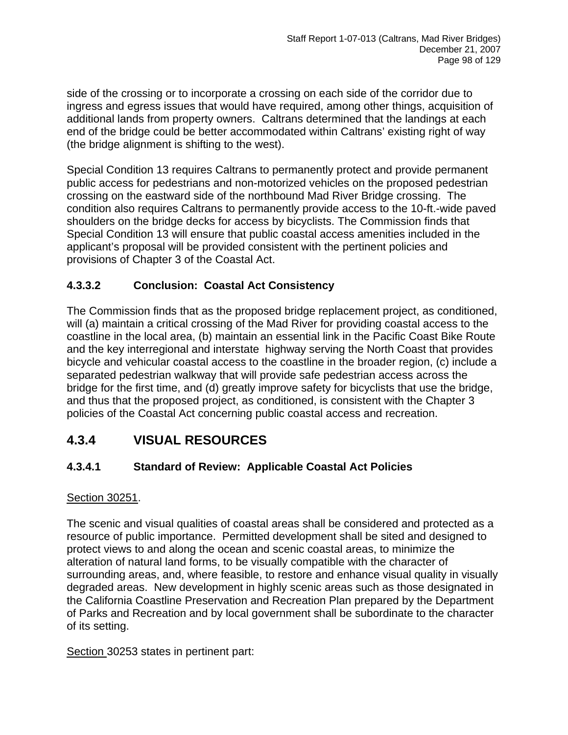side of the crossing or to incorporate a crossing on each side of the corridor due to ingress and egress issues that would have required, among other things, acquisition of additional lands from property owners. Caltrans determined that the landings at each end of the bridge could be better accommodated within Caltrans' existing right of way (the bridge alignment is shifting to the west).

Special Condition 13 requires Caltrans to permanently protect and provide permanent public access for pedestrians and non-motorized vehicles on the proposed pedestrian crossing on the eastward side of the northbound Mad River Bridge crossing. The condition also requires Caltrans to permanently provide access to the 10-ft.-wide paved shoulders on the bridge decks for access by bicyclists. The Commission finds that Special Condition 13 will ensure that public coastal access amenities included in the applicant's proposal will be provided consistent with the pertinent policies and provisions of Chapter 3 of the Coastal Act.

### 4.3.3.2 Conclusion: Coastal Act Consistency

The Commission finds that as the proposed bridge replacement project, as conditioned, will (a) maintain a critical crossing of the Mad River for providing coastal access to the coastline in the local area, (b) maintain an essential link in the Pacific Coast Bike Route and the key interregional and interstate highway serving the North Coast that provides bicycle and vehicular coastal access to the coastline in the broader region, (c) include a separated pedestrian walkway that will provide safe pedestrian access across the bridge for the first time, and (d) greatly improve safety for bicyclists that use the bridge, and thus that the proposed project, as conditioned, is consistent with the Chapter 3 policies of the Coastal Act concerning public coastal access and recreation.

## 4.3.4 VISUAL RESOURCES

### 4.3.4.1 Standard of Review: Applicable Coastal Act Policies

<u>Section 30251</u>.

The scenic and visual qualities of coastal areas shall be considered and protected as a resource of public importance. Permitted development shall be sited and designed to protect views to and along the ocean and scenic coastal areas, to minimize the alteration of natural land forms, to be visually compatible with the character of surrounding areas, and, where feasible, to restore and enhance visual quality in visually degraded areas. New development in highly scenic areas such as those designated in the California Coastline Preservation and Recreation Plan prepared by the Department of Parks and Recreation and by local government shall be subordinate to the character of its setting.

<u>Section</u> 30253 states in pertinent part: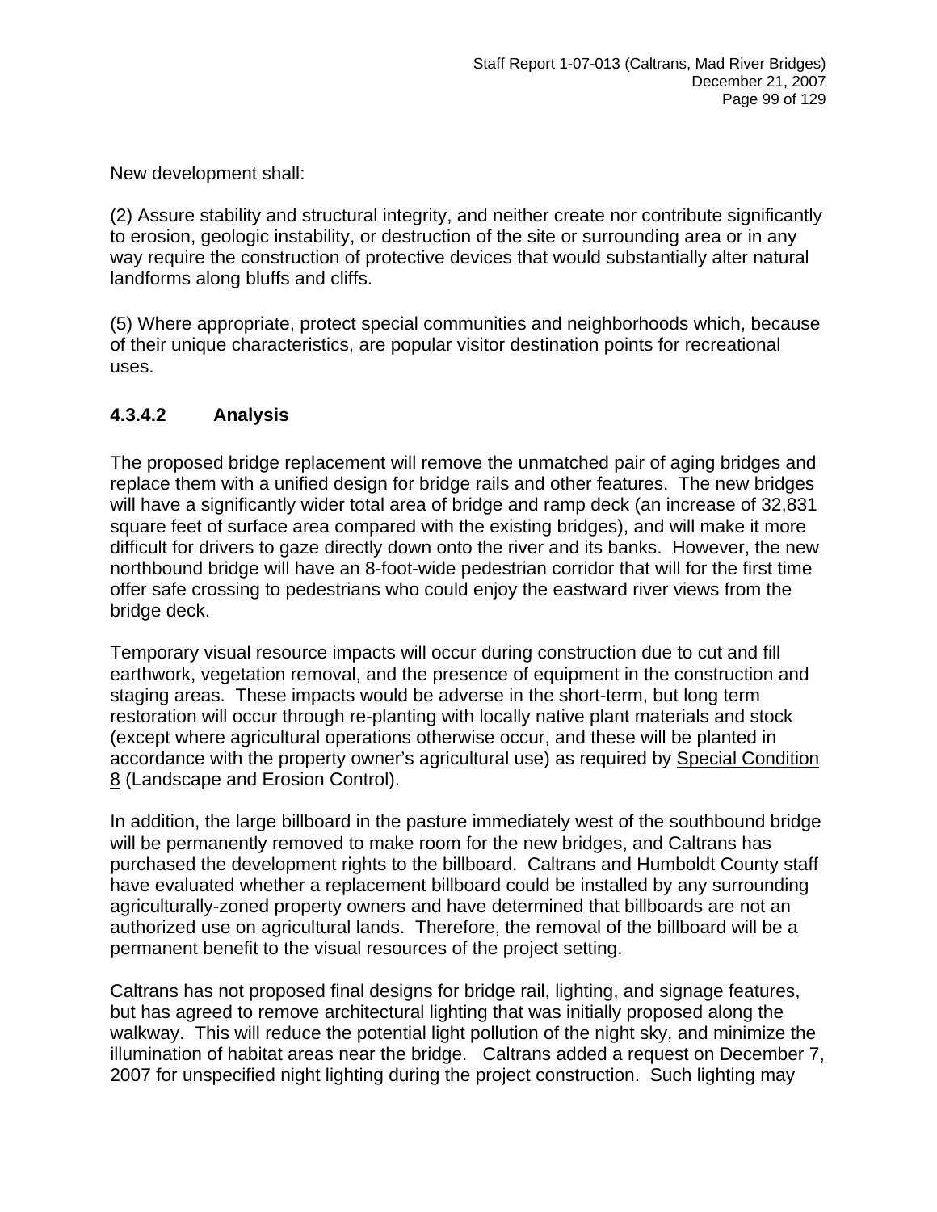New development shall:

(2) Assure stability and structural integrity, and neither create nor contribute significantly to erosion, geologic instability, or destruction of the site or surrounding area or in any way require the construction of protective devices that would substantially alter natural landforms along bluffs and cliffs.

(5) Where appropriate, protect special communities and neighborhoods which, because of their unique characteristics, are popular visitor destination points for recreational uses.

### 4.3.4.2 Analysis

The proposed bridge replacement will remove the unmatched pair of aging bridges and replace them with a unified design for bridge rails and other features. The new bridges will have a significantly wider total area of bridge and ramp deck (an increase of 32,831 square feet of surface area compared with the existing bridges), and will make it more difficult for drivers to gaze directly down onto the river and its banks. However, the new northbound bridge will have an 8-foot-wide pedestrian corridor that will for the first time offer safe crossing to pedestrians who could enjoy the eastward river views from the bridge deck.

Temporary visual resource impacts will occur during construction due to cut and fill earthwork, vegetation removal, and the presence of equipment in the construction and staging areas. These impacts would be adverse in the short-term, but long term restoration will occur through re-planting with locally native plant materials and stock (except where agricultural operations otherwise occur, and these will be planted in accordance with the property owner's agricultural use) as required by Special Condition 8 (Landscape and Erosion Control).

In addition, the large billboard in the pasture immediately west of the southbound bridge will be permanently removed to make room for the new bridges, and Caltrans has purchased the development rights to the billboard. Caltrans and Humboldt County staff have evaluated whether a replacement billboard could be installed by any surrounding agriculturally-zoned property owners and have determined that billboards are not an authorized use on agricultural lands. Therefore, the removal of the billboard will be a permanent benefit to the visual resources of the project setting.

Caltrans has not proposed final designs for bridge rail, lighting, and signage features, but has agreed to remove architectural lighting that was initially proposed along the walkway. This will reduce the potential light pollution of the night sky, and minimize the illumination of habitat areas near the bridge. Caltrans added a request on December 7, 2007 for unspecified night lighting during the project construction. Such lighting may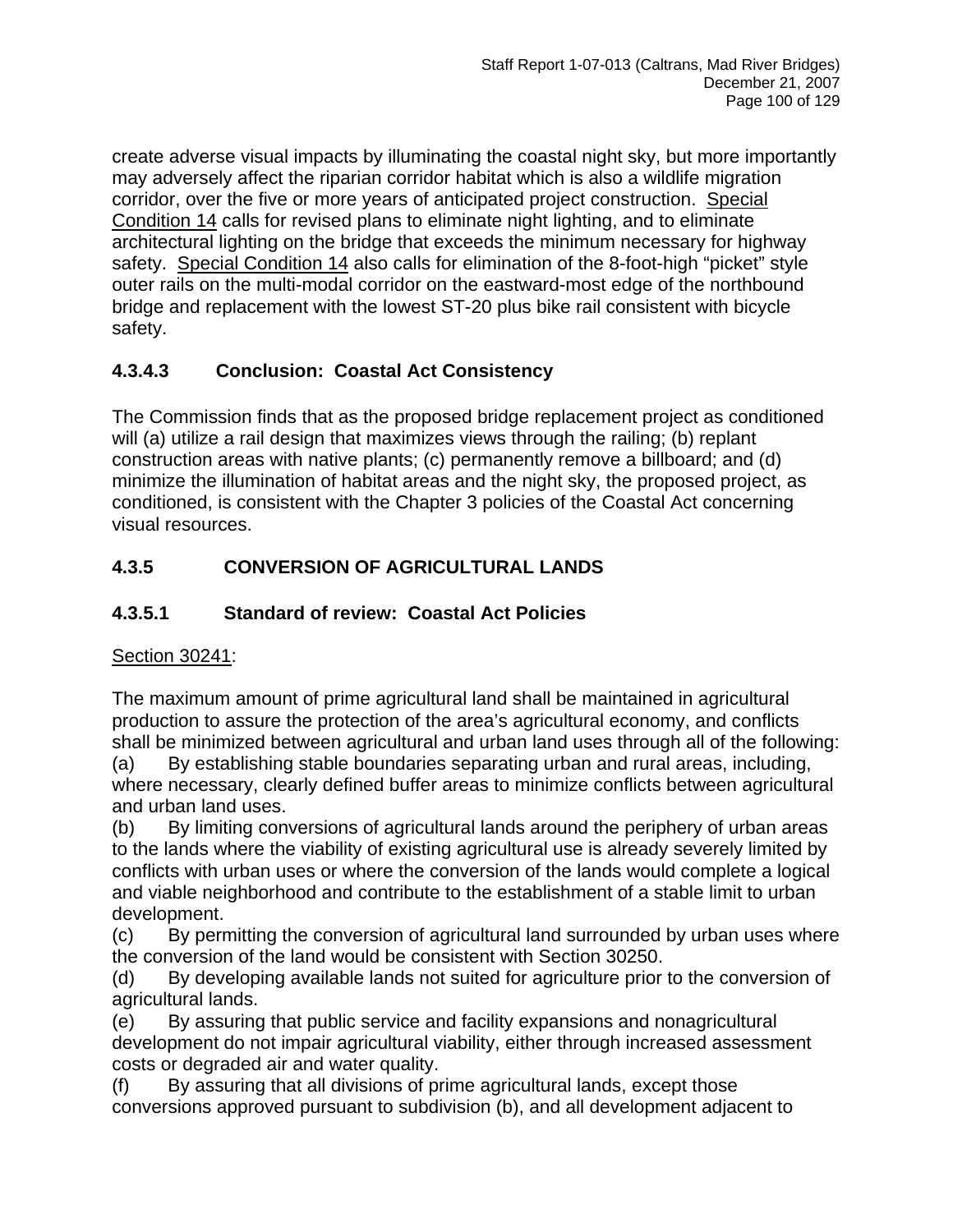create adverse visual impacts by illuminating the coastal night sky, but more importantly may adversely affect the riparian corridor habitat which is also a wildlife migration corridor, over the five or more years of anticipated project construction. Special Condition 14 calls for revised plans to eliminate night lighting, and to eliminate architectural lighting on the bridge that exceeds the minimum necessary for highway safety. Special Condition 14 also calls for elimination of the 8-foot-high "picket" style outer rails on the multi-modal corridor on the eastward-most edge of the northbound bridge and replacement with the lowest ST-20 plus bike rail consistent with bicycle safety.

#### 4.3.4.3 Conclusion: Coastal Act Consistency

The Commission finds that as the proposed bridge replacement project as conditioned will (a) utilize a rail design that maximizes views through the railing; (b) replant construction areas with native plants; (c) permanently remove a billboard; and (d) minimize the illumination of habitat areas and the night sky, the proposed project, as conditioned, is consistent with the Chapter 3 policies of the Coastal Act concerning visual resources.

### 4.3.5 CONVERSION OF AGRICULTURAL LANDS

#### 4.3.5.1 Standard of review: Coastal Act Policies

Section 30241:

The maximum amount of prime agricultural land shall be maintained in agricultural production to assure the protection of the area's agricultural economy, and conflicts shall be minimized between agricultural and urban land uses through all of the following:

(a) By establishing stable boundaries separating urban and rural areas, including, where necessary, clearly defined buffer areas to minimize conflicts between agricultural and urban land uses.

(b) By limiting conversions of agricultural lands around the periphery of urban areas to the lands where the viability of existing agricultural use is already severely limited by conflicts with urban uses or where the conversion of the lands would complete a logical and viable neighborhood and contribute to the establishment of a stable limit to urban development.

(c) By permitting the conversion of agricultural land surrounded by urban uses where the conversion of the land would be consistent with Section 30250.

(d) By developing available lands not suited for agriculture prior to the conversion of agricultural lands.

(e) By assuring that public service and facility expansions and nonagricultural development do not impair agricultural viability, either through increased assessment costs or degraded air and water quality.

(f) By assuring that all divisions of prime agricultural lands, except those conversions approved pursuant to subdivision (b), and all development adjacent to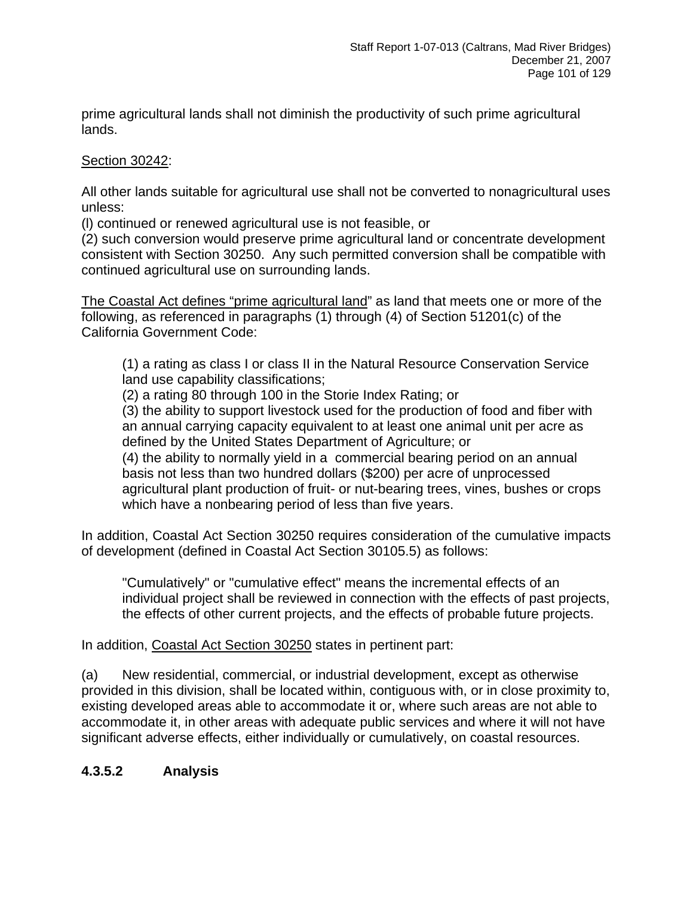prime agricultural lands shall not diminish the productivity of such prime agricultural lands.

<u>Section 30242</u>:

All other lands suitable for agricultural use shall not be converted to nonagricultural uses unless:
(l) continued or renewed agricultural use is not feasible, or
(2) such conversion would preserve prime agricultural land or concentrate development consistent with Section 30250. Any such permitted conversion shall be compatible with continued agricultural use on surrounding lands.

<u>The Coastal Act defines "prime agricultural land</u>" as land that meets one or more of the following, as referenced in paragraphs (1) through (4) of Section 51201(c) of the California Government Code:

> (1) a rating as class I or class II in the Natural Resource Conservation Service land use capability classifications;
> (2) a rating 80 through 100 in the Storie Index Rating; or
> (3) the ability to support livestock used for the production of food and fiber with an annual carrying capacity equivalent to at least one animal unit per acre as defined by the United States Department of Agriculture; or
> (4) the ability to normally yield in a commercial bearing period on an annual basis not less than two hundred dollars ($200) per acre of unprocessed agricultural plant production of fruit- or nut-bearing trees, vines, bushes or crops which have a nonbearing period of less than five years.

In addition, Coastal Act Section 30250 requires consideration of the cumulative impacts of development (defined in Coastal Act Section 30105.5) as follows:

> "Cumulatively" or "cumulative effect" means the incremental effects of an individual project shall be reviewed in connection with the effects of past projects, the effects of other current projects, and the effects of probable future projects.

In addition, <u>Coastal Act Section 30250</u> states in pertinent part:

(a) New residential, commercial, or industrial development, except as otherwise provided in this division, shall be located within, contiguous with, or in close proximity to, existing developed areas able to accommodate it or, where such areas are not able to accommodate it, in other areas with adequate public services and where it will not have significant adverse effects, either individually or cumulatively, on coastal resources.

#### 4.3.5.2 Analysis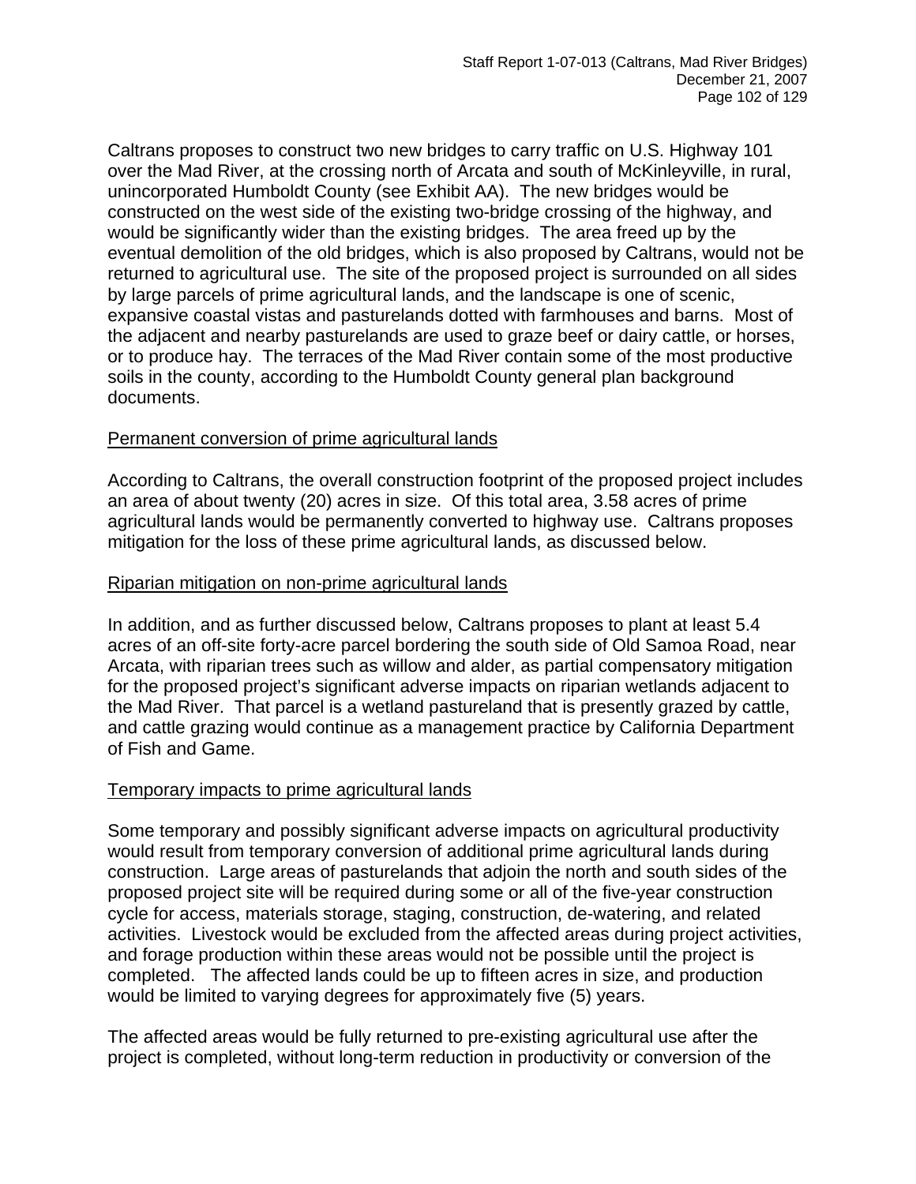Caltrans proposes to construct two new bridges to carry traffic on U.S. Highway 101 over the Mad River, at the crossing north of Arcata and south of McKinleyville, in rural, unincorporated Humboldt County (see Exhibit AA). The new bridges would be constructed on the west side of the existing two-bridge crossing of the highway, and would be significantly wider than the existing bridges. The area freed up by the eventual demolition of the old bridges, which is also proposed by Caltrans, would not be returned to agricultural use. The site of the proposed project is surrounded on all sides by large parcels of prime agricultural lands, and the landscape is one of scenic, expansive coastal vistas and pasturelands dotted with farmhouses and barns. Most of the adjacent and nearby pasturelands are used to graze beef or dairy cattle, or horses, or to produce hay. The terraces of the Mad River contain some of the most productive soils in the county, according to the Humboldt County general plan background documents.

<u>Permanent conversion of prime agricultural lands</u>

According to Caltrans, the overall construction footprint of the proposed project includes an area of about twenty (20) acres in size. Of this total area, 3.58 acres of prime agricultural lands would be permanently converted to highway use. Caltrans proposes mitigation for the loss of these prime agricultural lands, as discussed below.

<u>Riparian mitigation on non-prime agricultural lands</u>

In addition, and as further discussed below, Caltrans proposes to plant at least 5.4 acres of an off-site forty-acre parcel bordering the south side of Old Samoa Road, near Arcata, with riparian trees such as willow and alder, as partial compensatory mitigation for the proposed project's significant adverse impacts on riparian wetlands adjacent to the Mad River. That parcel is a wetland pastureland that is presently grazed by cattle, and cattle grazing would continue as a management practice by California Department of Fish and Game.

<u>Temporary impacts to prime agricultural lands</u>

Some temporary and possibly significant adverse impacts on agricultural productivity would result from temporary conversion of additional prime agricultural lands during construction. Large areas of pasturelands that adjoin the north and south sides of the proposed project site will be required during some or all of the five-year construction cycle for access, materials storage, staging, construction, de-watering, and related activities. Livestock would be excluded from the affected areas during project activities, and forage production within these areas would not be possible until the project is completed. The affected lands could be up to fifteen acres in size, and production would be limited to varying degrees for approximately five (5) years.

The affected areas would be fully returned to pre-existing agricultural use after the project is completed, without long-term reduction in productivity or conversion of the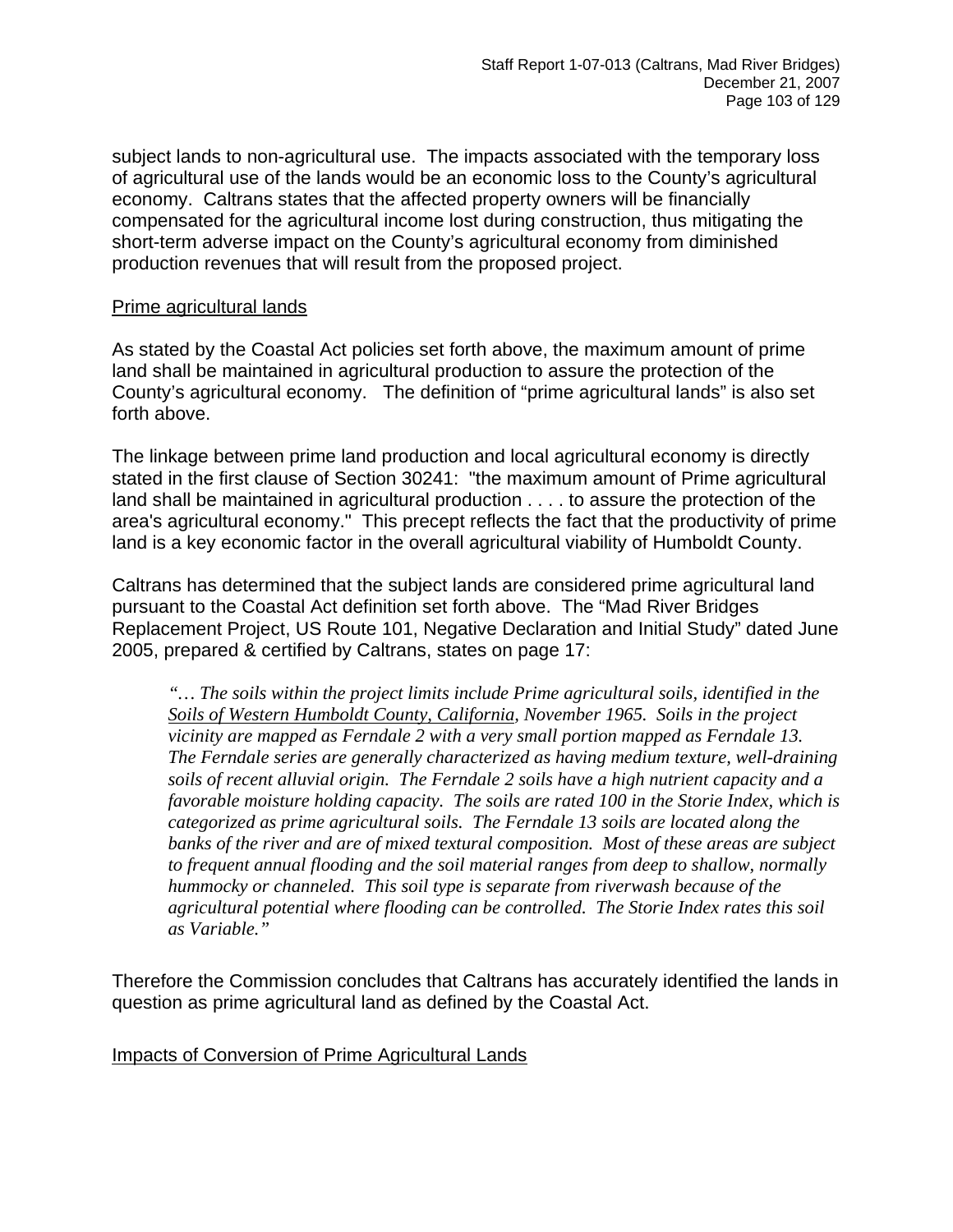subject lands to non-agricultural use. The impacts associated with the temporary loss of agricultural use of the lands would be an economic loss to the County's agricultural economy. Caltrans states that the affected property owners will be financially compensated for the agricultural income lost during construction, thus mitigating the short-term adverse impact on the County's agricultural economy from diminished production revenues that will result from the proposed project.

<u>Prime agricultural lands</u>

As stated by the Coastal Act policies set forth above, the maximum amount of prime land shall be maintained in agricultural production to assure the protection of the County's agricultural economy. The definition of "prime agricultural lands" is also set forth above.

The linkage between prime land production and local agricultural economy is directly stated in the first clause of Section 30241: "the maximum amount of Prime agricultural land shall be maintained in agricultural production . . . . to assure the protection of the area's agricultural economy." This precept reflects the fact that the productivity of prime land is a key economic factor in the overall agricultural viability of Humboldt County.

Caltrans has determined that the subject lands are considered prime agricultural land pursuant to the Coastal Act definition set forth above. The "Mad River Bridges Replacement Project, US Route 101, Negative Declaration and Initial Study" dated June 2005, prepared & certified by Caltrans, states on page 17:

> *"… The soils within the project limits include Prime agricultural soils, identified in the <u>Soils of Western Humboldt County, California</u>, November 1965. Soils in the project vicinity are mapped as Ferndale 2 with a very small portion mapped as Ferndale 13. The Ferndale series are generally characterized as having medium texture, well-draining soils of recent alluvial origin. The Ferndale 2 soils have a high nutrient capacity and a favorable moisture holding capacity. The soils are rated 100 in the Storie Index, which is categorized as prime agricultural soils. The Ferndale 13 soils are located along the banks of the river and are of mixed textural composition. Most of these areas are subject to frequent annual flooding and the soil material ranges from deep to shallow, normally hummocky or channeled. This soil type is separate from riverwash because of the agricultural potential where flooding can be controlled. The Storie Index rates this soil as Variable."*

Therefore the Commission concludes that Caltrans has accurately identified the lands in question as prime agricultural land as defined by the Coastal Act.

<u>Impacts of Conversion of Prime Agricultural Lands</u>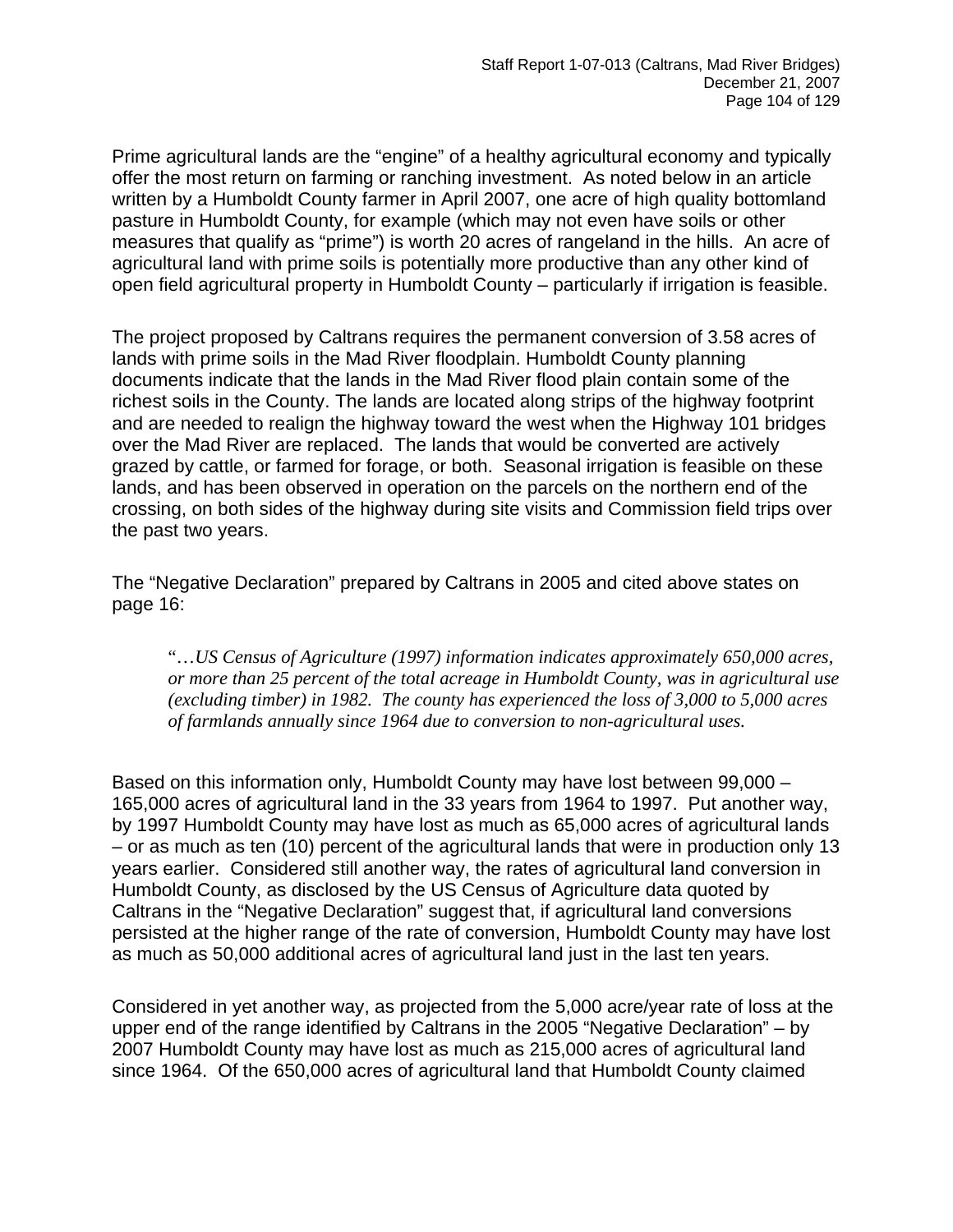Prime agricultural lands are the "engine" of a healthy agricultural economy and typically offer the most return on farming or ranching investment. As noted below in an article written by a Humboldt County farmer in April 2007, one acre of high quality bottomland pasture in Humboldt County, for example (which may not even have soils or other measures that qualify as "prime") is worth 20 acres of rangeland in the hills. An acre of agricultural land with prime soils is potentially more productive than any other kind of open field agricultural property in Humboldt County – particularly if irrigation is feasible.

The project proposed by Caltrans requires the permanent conversion of 3.58 acres of lands with prime soils in the Mad River floodplain. Humboldt County planning documents indicate that the lands in the Mad River flood plain contain some of the richest soils in the County. The lands are located along strips of the highway footprint and are needed to realign the highway toward the west when the Highway 101 bridges over the Mad River are replaced. The lands that would be converted are actively grazed by cattle, or farmed for forage, or both. Seasonal irrigation is feasible on these lands, and has been observed in operation on the parcels on the northern end of the crossing, on both sides of the highway during site visits and Commission field trips over the past two years.

The "Negative Declaration" prepared by Caltrans in 2005 and cited above states on page 16:

> "*…US Census of Agriculture (1997) information indicates approximately 650,000 acres, or more than 25 percent of the total acreage in Humboldt County, was in agricultural use (excluding timber) in 1982. The county has experienced the loss of 3,000 to 5,000 acres of farmlands annually since 1964 due to conversion to non-agricultural uses.*

Based on this information only, Humboldt County may have lost between 99,000 – 165,000 acres of agricultural land in the 33 years from 1964 to 1997. Put another way, by 1997 Humboldt County may have lost as much as 65,000 acres of agricultural lands – or as much as ten (10) percent of the agricultural lands that were in production only 13 years earlier. Considered still another way, the rates of agricultural land conversion in Humboldt County, as disclosed by the US Census of Agriculture data quoted by Caltrans in the "Negative Declaration" suggest that, if agricultural land conversions persisted at the higher range of the rate of conversion, Humboldt County may have lost as much as 50,000 additional acres of agricultural land just in the last ten years.

Considered in yet another way, as projected from the 5,000 acre/year rate of loss at the upper end of the range identified by Caltrans in the 2005 "Negative Declaration" – by 2007 Humboldt County may have lost as much as 215,000 acres of agricultural land since 1964. Of the 650,000 acres of agricultural land that Humboldt County claimed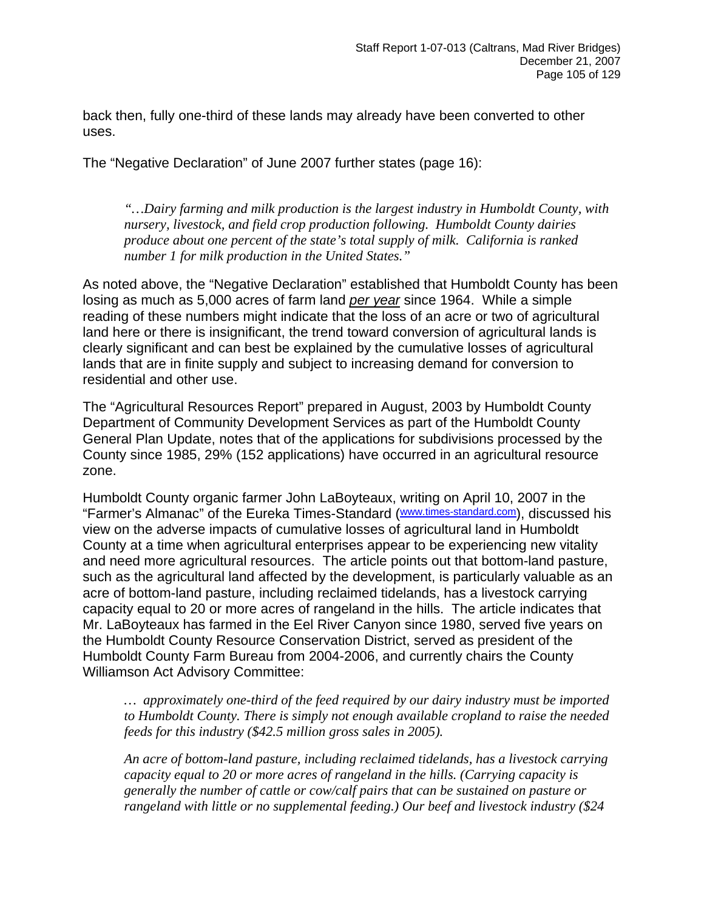back then, fully one-third of these lands may already have been converted to other uses.

The "Negative Declaration" of June 2007 further states (page 16):

> *"…Dairy farming and milk production is the largest industry in Humboldt County, with nursery, livestock, and field crop production following. Humboldt County dairies produce about one percent of the state's total supply of milk. California is ranked number 1 for milk production in the United States."*

As noted above, the "Negative Declaration" established that Humboldt County has been losing as much as 5,000 acres of farm land *per year* since 1964. While a simple reading of these numbers might indicate that the loss of an acre or two of agricultural land here or there is insignificant, the trend toward conversion of agricultural lands is clearly significant and can best be explained by the cumulative losses of agricultural lands that are in finite supply and subject to increasing demand for conversion to residential and other use.

The "Agricultural Resources Report" prepared in August, 2003 by Humboldt County Department of Community Development Services as part of the Humboldt County General Plan Update, notes that of the applications for subdivisions processed by the County since 1985, 29% (152 applications) have occurred in an agricultural resource zone.

Humboldt County organic farmer John LaBoyteaux, writing on April 10, 2007 in the "Farmer's Almanac" of the Eureka Times-Standard (www.times-standard.com), discussed his view on the adverse impacts of cumulative losses of agricultural land in Humboldt County at a time when agricultural enterprises appear to be experiencing new vitality and need more agricultural resources. The article points out that bottom-land pasture, such as the agricultural land affected by the development, is particularly valuable as an acre of bottom-land pasture, including reclaimed tidelands, has a livestock carrying capacity equal to 20 or more acres of rangeland in the hills. The article indicates that Mr. LaBoyteaux has farmed in the Eel River Canyon since 1980, served five years on the Humboldt County Resource Conservation District, served as president of the Humboldt County Farm Bureau from 2004-2006, and currently chairs the County Williamson Act Advisory Committee:

> *… approximately one-third of the feed required by our dairy industry must be imported to Humboldt County. There is simply not enough available cropland to raise the needed feeds for this industry ($42.5 million gross sales in 2005).*
>
> *An acre of bottom-land pasture, including reclaimed tidelands, has a livestock carrying capacity equal to 20 or more acres of rangeland in the hills. (Carrying capacity is generally the number of cattle or cow/calf pairs that can be sustained on pasture or rangeland with little or no supplemental feeding.) Our beef and livestock industry ($24*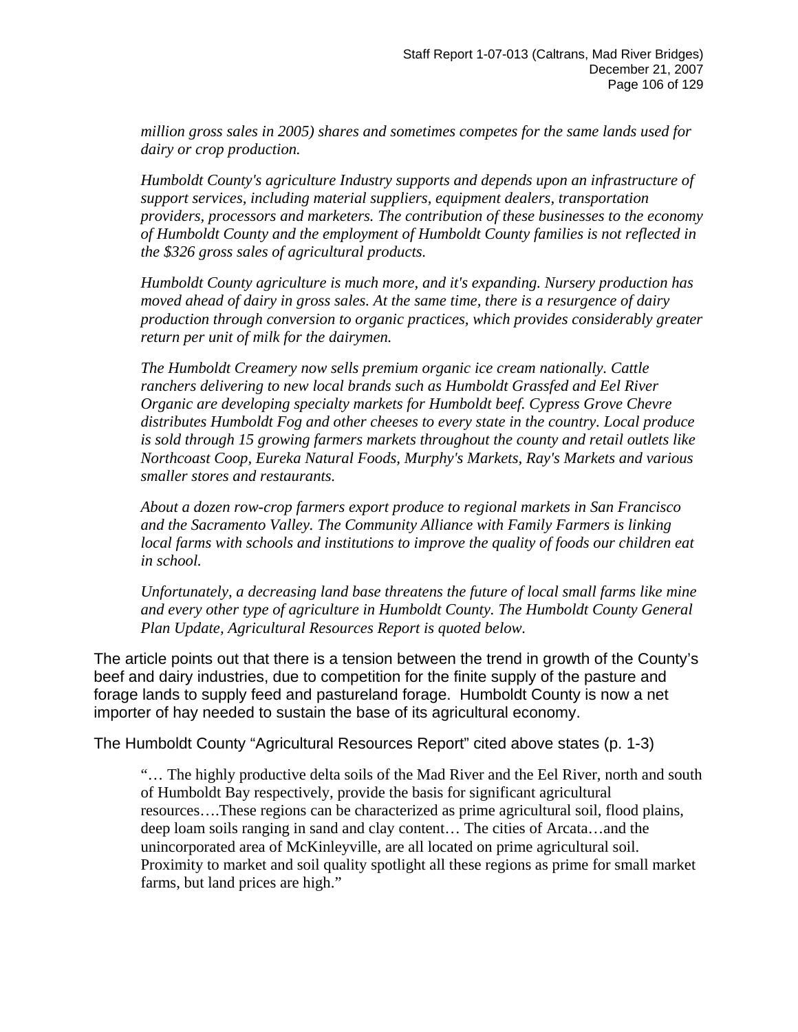> *million gross sales in 2005) shares and sometimes competes for the same lands used for dairy or crop production.*
>
> *Humboldt County's agriculture Industry supports and depends upon an infrastructure of support services, including material suppliers, equipment dealers, transportation providers, processors and marketers. The contribution of these businesses to the economy of Humboldt County and the employment of Humboldt County families is not reflected in the $326 gross sales of agricultural products.*
>
> *Humboldt County agriculture is much more, and it's expanding. Nursery production has moved ahead of dairy in gross sales. At the same time, there is a resurgence of dairy production through conversion to organic practices, which provides considerably greater return per unit of milk for the dairymen.*
>
> *The Humboldt Creamery now sells premium organic ice cream nationally. Cattle ranchers delivering to new local brands such as Humboldt Grassfed and Eel River Organic are developing specialty markets for Humboldt beef. Cypress Grove Chevre distributes Humboldt Fog and other cheeses to every state in the country. Local produce is sold through 15 growing farmers markets throughout the county and retail outlets like Northcoast Coop, Eureka Natural Foods, Murphy's Markets, Ray's Markets and various smaller stores and restaurants.*
>
> *About a dozen row-crop farmers export produce to regional markets in San Francisco and the Sacramento Valley. The Community Alliance with Family Farmers is linking local farms with schools and institutions to improve the quality of foods our children eat in school.*
>
> *Unfortunately, a decreasing land base threatens the future of local small farms like mine and every other type of agriculture in Humboldt County. The Humboldt County General Plan Update, Agricultural Resources Report is quoted below.*

The article points out that there is a tension between the trend in growth of the County's beef and dairy industries, due to competition for the finite supply of the pasture and forage lands to supply feed and pastureland forage. Humboldt County is now a net importer of hay needed to sustain the base of its agricultural economy.

The Humboldt County "Agricultural Resources Report" cited above states (p. 1-3)

> "… The highly productive delta soils of the Mad River and the Eel River, north and south of Humboldt Bay respectively, provide the basis for significant agricultural resources….These regions can be characterized as prime agricultural soil, flood plains, deep loam soils ranging in sand and clay content… The cities of Arcata…and the unincorporated area of McKinleyville, are all located on prime agricultural soil. Proximity to market and soil quality spotlight all these regions as prime for small market farms, but land prices are high."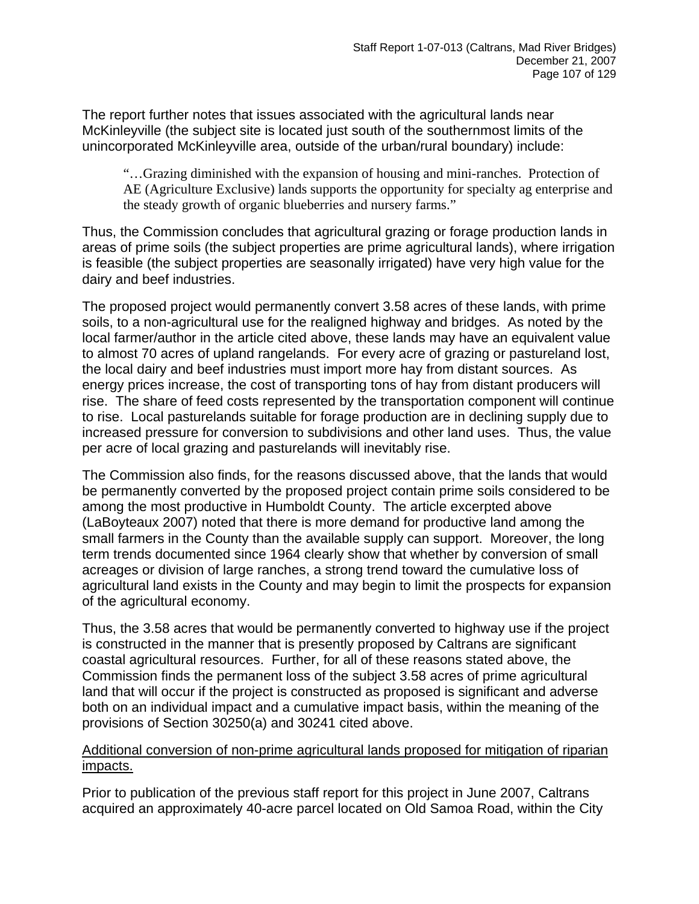The report further notes that issues associated with the agricultural lands near McKinleyville (the subject site is located just south of the southernmost limits of the unincorporated McKinleyville area, outside of the urban/rural boundary) include:

> "…Grazing diminished with the expansion of housing and mini-ranches. Protection of AE (Agriculture Exclusive) lands supports the opportunity for specialty ag enterprise and the steady growth of organic blueberries and nursery farms."

Thus, the Commission concludes that agricultural grazing or forage production lands in areas of prime soils (the subject properties are prime agricultural lands), where irrigation is feasible (the subject properties are seasonally irrigated) have very high value for the dairy and beef industries.

The proposed project would permanently convert 3.58 acres of these lands, with prime soils, to a non-agricultural use for the realigned highway and bridges. As noted by the local farmer/author in the article cited above, these lands may have an equivalent value to almost 70 acres of upland rangelands. For every acre of grazing or pastureland lost, the local dairy and beef industries must import more hay from distant sources. As energy prices increase, the cost of transporting tons of hay from distant producers will rise. The share of feed costs represented by the transportation component will continue to rise. Local pasturelands suitable for forage production are in declining supply due to increased pressure for conversion to subdivisions and other land uses. Thus, the value per acre of local grazing and pasturelands will inevitably rise.

The Commission also finds, for the reasons discussed above, that the lands that would be permanently converted by the proposed project contain prime soils considered to be among the most productive in Humboldt County. The article excerpted above (LaBoyteaux 2007) noted that there is more demand for productive land among the small farmers in the County than the available supply can support. Moreover, the long term trends documented since 1964 clearly show that whether by conversion of small acreages or division of large ranches, a strong trend toward the cumulative loss of agricultural land exists in the County and may begin to limit the prospects for expansion of the agricultural economy.

Thus, the 3.58 acres that would be permanently converted to highway use if the project is constructed in the manner that is presently proposed by Caltrans are significant coastal agricultural resources. Further, for all of these reasons stated above, the Commission finds the permanent loss of the subject 3.58 acres of prime agricultural land that will occur if the project is constructed as proposed is significant and adverse both on an individual impact and a cumulative impact basis, within the meaning of the provisions of Section 30250(a) and 30241 cited above.

<u>Additional conversion of non-prime agricultural lands proposed for mitigation of riparian impacts.</u>

Prior to publication of the previous staff report for this project in June 2007, Caltrans acquired an approximately 40-acre parcel located on Old Samoa Road, within the City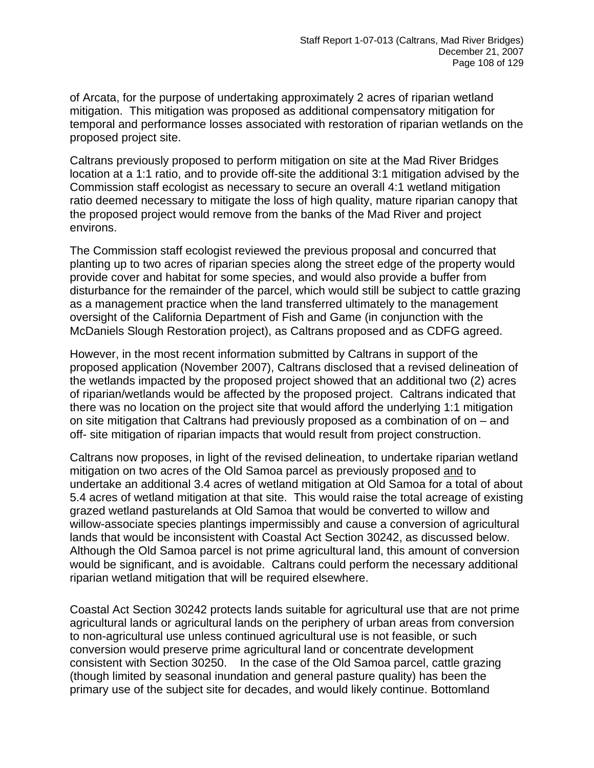of Arcata, for the purpose of undertaking approximately 2 acres of riparian wetland mitigation. This mitigation was proposed as additional compensatory mitigation for temporal and performance losses associated with restoration of riparian wetlands on the proposed project site.

Caltrans previously proposed to perform mitigation on site at the Mad River Bridges location at a 1:1 ratio, and to provide off-site the additional 3:1 mitigation advised by the Commission staff ecologist as necessary to secure an overall 4:1 wetland mitigation ratio deemed necessary to mitigate the loss of high quality, mature riparian canopy that the proposed project would remove from the banks of the Mad River and project environs.

The Commission staff ecologist reviewed the previous proposal and concurred that planting up to two acres of riparian species along the street edge of the property would provide cover and habitat for some species, and would also provide a buffer from disturbance for the remainder of the parcel, which would still be subject to cattle grazing as a management practice when the land transferred ultimately to the management oversight of the California Department of Fish and Game (in conjunction with the McDaniels Slough Restoration project), as Caltrans proposed and as CDFG agreed.

However, in the most recent information submitted by Caltrans in support of the proposed application (November 2007), Caltrans disclosed that a revised delineation of the wetlands impacted by the proposed project showed that an additional two (2) acres of riparian/wetlands would be affected by the proposed project. Caltrans indicated that there was no location on the project site that would afford the underlying 1:1 mitigation on site mitigation that Caltrans had previously proposed as a combination of on – and off- site mitigation of riparian impacts that would result from project construction.

Caltrans now proposes, in light of the revised delineation, to undertake riparian wetland mitigation on two acres of the Old Samoa parcel as previously proposed <u>and</u> to undertake an additional 3.4 acres of wetland mitigation at Old Samoa for a total of about 5.4 acres of wetland mitigation at that site. This would raise the total acreage of existing grazed wetland pasturelands at Old Samoa that would be converted to willow and willow-associate species plantings impermissibly and cause a conversion of agricultural lands that would be inconsistent with Coastal Act Section 30242, as discussed below. Although the Old Samoa parcel is not prime agricultural land, this amount of conversion would be significant, and is avoidable. Caltrans could perform the necessary additional riparian wetland mitigation that will be required elsewhere.

Coastal Act Section 30242 protects lands suitable for agricultural use that are not prime agricultural lands or agricultural lands on the periphery of urban areas from conversion to non-agricultural use unless continued agricultural use is not feasible, or such conversion would preserve prime agricultural land or concentrate development consistent with Section 30250. In the case of the Old Samoa parcel, cattle grazing (though limited by seasonal inundation and general pasture quality) has been the primary use of the subject site for decades, and would likely continue. Bottomland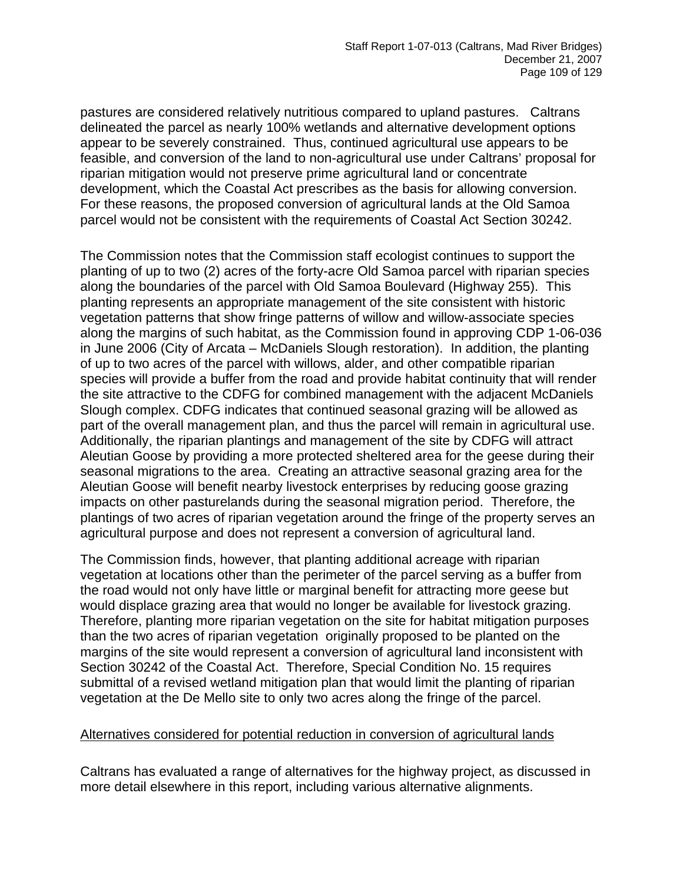pastures are considered relatively nutritious compared to upland pastures. Caltrans delineated the parcel as nearly 100% wetlands and alternative development options appear to be severely constrained. Thus, continued agricultural use appears to be feasible, and conversion of the land to non-agricultural use under Caltrans' proposal for riparian mitigation would not preserve prime agricultural land or concentrate development, which the Coastal Act prescribes as the basis for allowing conversion. For these reasons, the proposed conversion of agricultural lands at the Old Samoa parcel would not be consistent with the requirements of Coastal Act Section 30242.

The Commission notes that the Commission staff ecologist continues to support the planting of up to two (2) acres of the forty-acre Old Samoa parcel with riparian species along the boundaries of the parcel with Old Samoa Boulevard (Highway 255). This planting represents an appropriate management of the site consistent with historic vegetation patterns that show fringe patterns of willow and willow-associate species along the margins of such habitat, as the Commission found in approving CDP 1-06-036 in June 2006 (City of Arcata – McDaniels Slough restoration). In addition, the planting of up to two acres of the parcel with willows, alder, and other compatible riparian species will provide a buffer from the road and provide habitat continuity that will render the site attractive to the CDFG for combined management with the adjacent McDaniels Slough complex. CDFG indicates that continued seasonal grazing will be allowed as part of the overall management plan, and thus the parcel will remain in agricultural use. Additionally, the riparian plantings and management of the site by CDFG will attract Aleutian Goose by providing a more protected sheltered area for the geese during their seasonal migrations to the area. Creating an attractive seasonal grazing area for the Aleutian Goose will benefit nearby livestock enterprises by reducing goose grazing impacts on other pasturelands during the seasonal migration period. Therefore, the plantings of two acres of riparian vegetation around the fringe of the property serves an agricultural purpose and does not represent a conversion of agricultural land.

The Commission finds, however, that planting additional acreage with riparian vegetation at locations other than the perimeter of the parcel serving as a buffer from the road would not only have little or marginal benefit for attracting more geese but would displace grazing area that would no longer be available for livestock grazing. Therefore, planting more riparian vegetation on the site for habitat mitigation purposes than the two acres of riparian vegetation originally proposed to be planted on the margins of the site would represent a conversion of agricultural land inconsistent with Section 30242 of the Coastal Act. Therefore, Special Condition No. 15 requires submittal of a revised wetland mitigation plan that would limit the planting of riparian vegetation at the De Mello site to only two acres along the fringe of the parcel.

Alternatives considered for potential reduction in conversion of agricultural lands

Caltrans has evaluated a range of alternatives for the highway project, as discussed in more detail elsewhere in this report, including various alternative alignments.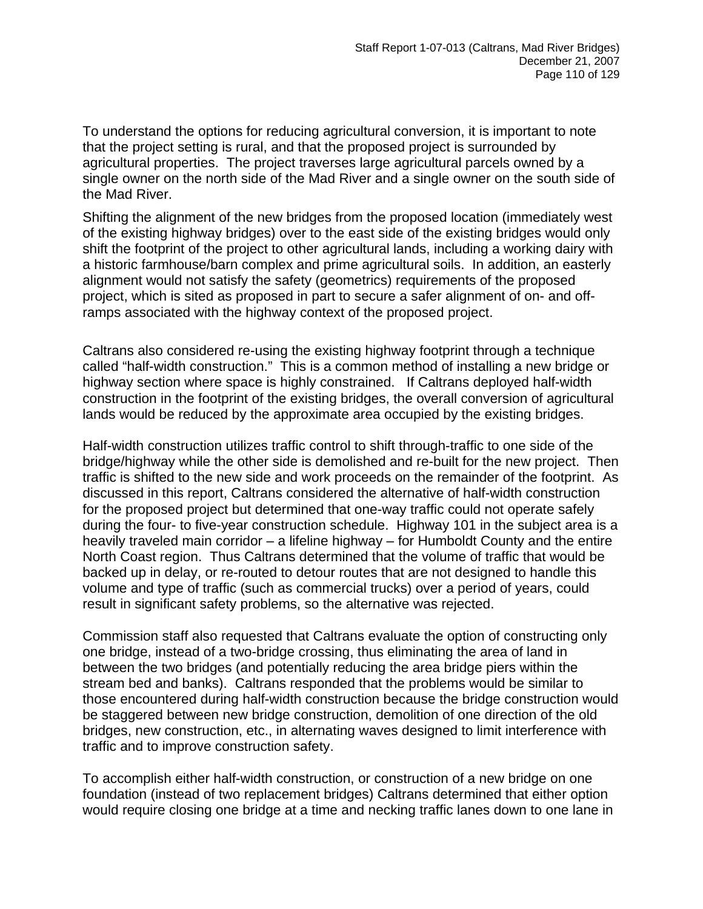To understand the options for reducing agricultural conversion, it is important to note that the project setting is rural, and that the proposed project is surrounded by agricultural properties. The project traverses large agricultural parcels owned by a single owner on the north side of the Mad River and a single owner on the south side of the Mad River.

Shifting the alignment of the new bridges from the proposed location (immediately west of the existing highway bridges) over to the east side of the existing bridges would only shift the footprint of the project to other agricultural lands, including a working dairy with a historic farmhouse/barn complex and prime agricultural soils. In addition, an easterly alignment would not satisfy the safety (geometrics) requirements of the proposed project, which is sited as proposed in part to secure a safer alignment of on- and off-ramps associated with the highway context of the proposed project.

Caltrans also considered re-using the existing highway footprint through a technique called "half-width construction." This is a common method of installing a new bridge or highway section where space is highly constrained. If Caltrans deployed half-width construction in the footprint of the existing bridges, the overall conversion of agricultural lands would be reduced by the approximate area occupied by the existing bridges.

Half-width construction utilizes traffic control to shift through-traffic to one side of the bridge/highway while the other side is demolished and re-built for the new project. Then traffic is shifted to the new side and work proceeds on the remainder of the footprint. As discussed in this report, Caltrans considered the alternative of half-width construction for the proposed project but determined that one-way traffic could not operate safely during the four- to five-year construction schedule. Highway 101 in the subject area is a heavily traveled main corridor – a lifeline highway – for Humboldt County and the entire North Coast region. Thus Caltrans determined that the volume of traffic that would be backed up in delay, or re-routed to detour routes that are not designed to handle this volume and type of traffic (such as commercial trucks) over a period of years, could result in significant safety problems, so the alternative was rejected.

Commission staff also requested that Caltrans evaluate the option of constructing only one bridge, instead of a two-bridge crossing, thus eliminating the area of land in between the two bridges (and potentially reducing the area bridge piers within the stream bed and banks). Caltrans responded that the problems would be similar to those encountered during half-width construction because the bridge construction would be staggered between new bridge construction, demolition of one direction of the old bridges, new construction, etc., in alternating waves designed to limit interference with traffic and to improve construction safety.

To accomplish either half-width construction, or construction of a new bridge on one foundation (instead of two replacement bridges) Caltrans determined that either option would require closing one bridge at a time and necking traffic lanes down to one lane in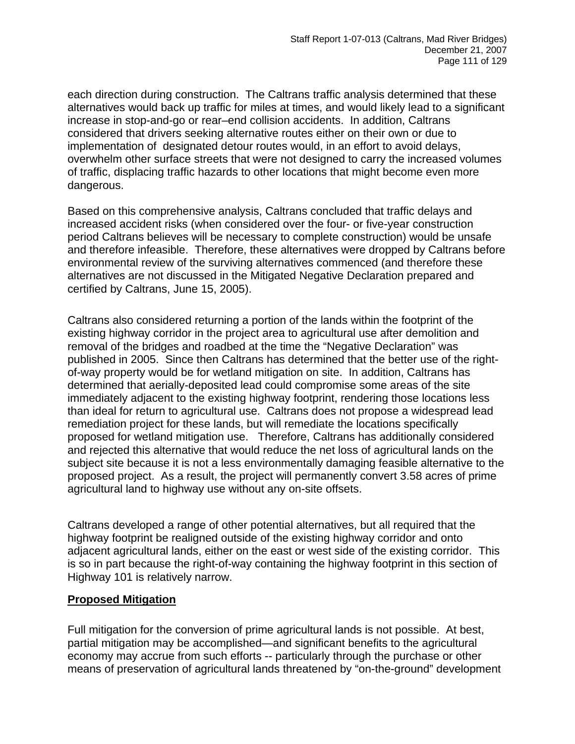each direction during construction. The Caltrans traffic analysis determined that these alternatives would back up traffic for miles at times, and would likely lead to a significant increase in stop-and-go or rear–end collision accidents. In addition, Caltrans considered that drivers seeking alternative routes either on their own or due to implementation of designated detour routes would, in an effort to avoid delays, overwhelm other surface streets that were not designed to carry the increased volumes of traffic, displacing traffic hazards to other locations that might become even more dangerous.

Based on this comprehensive analysis, Caltrans concluded that traffic delays and increased accident risks (when considered over the four- or five-year construction period Caltrans believes will be necessary to complete construction) would be unsafe and therefore infeasible. Therefore, these alternatives were dropped by Caltrans before environmental review of the surviving alternatives commenced (and therefore these alternatives are not discussed in the Mitigated Negative Declaration prepared and certified by Caltrans, June 15, 2005).

Caltrans also considered returning a portion of the lands within the footprint of the existing highway corridor in the project area to agricultural use after demolition and removal of the bridges and roadbed at the time the "Negative Declaration" was published in 2005. Since then Caltrans has determined that the better use of the right-of-way property would be for wetland mitigation on site. In addition, Caltrans has determined that aerially-deposited lead could compromise some areas of the site immediately adjacent to the existing highway footprint, rendering those locations less than ideal for return to agricultural use. Caltrans does not propose a widespread lead remediation project for these lands, but will remediate the locations specifically proposed for wetland mitigation use. Therefore, Caltrans has additionally considered and rejected this alternative that would reduce the net loss of agricultural lands on the subject site because it is not a less environmentally damaging feasible alternative to the proposed project. As a result, the project will permanently convert 3.58 acres of prime agricultural land to highway use without any on-site offsets.

Caltrans developed a range of other potential alternatives, but all required that the highway footprint be realigned outside of the existing highway corridor and onto adjacent agricultural lands, either on the east or west side of the existing corridor. This is so in part because the right-of-way containing the highway footprint in this section of Highway 101 is relatively narrow.

**Proposed Mitigation**

Full mitigation for the conversion of prime agricultural lands is not possible. At best, partial mitigation may be accomplished—and significant benefits to the agricultural economy may accrue from such efforts -- particularly through the purchase or other means of preservation of agricultural lands threatened by "on-the-ground" development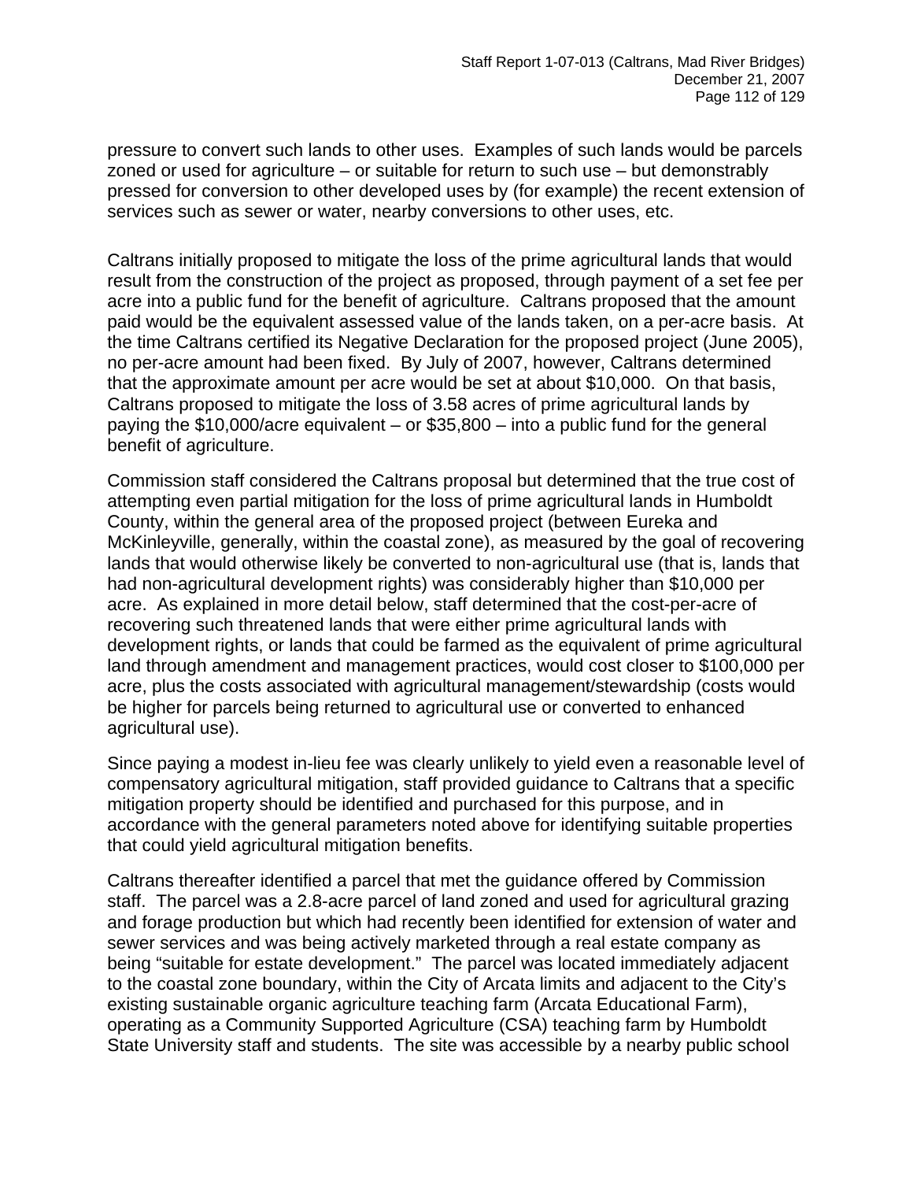pressure to convert such lands to other uses. Examples of such lands would be parcels zoned or used for agriculture – or suitable for return to such use – but demonstrably pressed for conversion to other developed uses by (for example) the recent extension of services such as sewer or water, nearby conversions to other uses, etc.

Caltrans initially proposed to mitigate the loss of the prime agricultural lands that would result from the construction of the project as proposed, through payment of a set fee per acre into a public fund for the benefit of agriculture. Caltrans proposed that the amount paid would be the equivalent assessed value of the lands taken, on a per-acre basis. At the time Caltrans certified its Negative Declaration for the proposed project (June 2005), no per-acre amount had been fixed. By July of 2007, however, Caltrans determined that the approximate amount per acre would be set at about $10,000. On that basis, Caltrans proposed to mitigate the loss of 3.58 acres of prime agricultural lands by paying the $10,000/acre equivalent – or $35,800 – into a public fund for the general benefit of agriculture.

Commission staff considered the Caltrans proposal but determined that the true cost of attempting even partial mitigation for the loss of prime agricultural lands in Humboldt County, within the general area of the proposed project (between Eureka and McKinleyville, generally, within the coastal zone), as measured by the goal of recovering lands that would otherwise likely be converted to non-agricultural use (that is, lands that had non-agricultural development rights) was considerably higher than $10,000 per acre. As explained in more detail below, staff determined that the cost-per-acre of recovering such threatened lands that were either prime agricultural lands with development rights, or lands that could be farmed as the equivalent of prime agricultural land through amendment and management practices, would cost closer to $100,000 per acre, plus the costs associated with agricultural management/stewardship (costs would be higher for parcels being returned to agricultural use or converted to enhanced agricultural use).

Since paying a modest in-lieu fee was clearly unlikely to yield even a reasonable level of compensatory agricultural mitigation, staff provided guidance to Caltrans that a specific mitigation property should be identified and purchased for this purpose, and in accordance with the general parameters noted above for identifying suitable properties that could yield agricultural mitigation benefits.

Caltrans thereafter identified a parcel that met the guidance offered by Commission staff. The parcel was a 2.8-acre parcel of land zoned and used for agricultural grazing and forage production but which had recently been identified for extension of water and sewer services and was being actively marketed through a real estate company as being "suitable for estate development." The parcel was located immediately adjacent to the coastal zone boundary, within the City of Arcata limits and adjacent to the City's existing sustainable organic agriculture teaching farm (Arcata Educational Farm), operating as a Community Supported Agriculture (CSA) teaching farm by Humboldt State University staff and students. The site was accessible by a nearby public school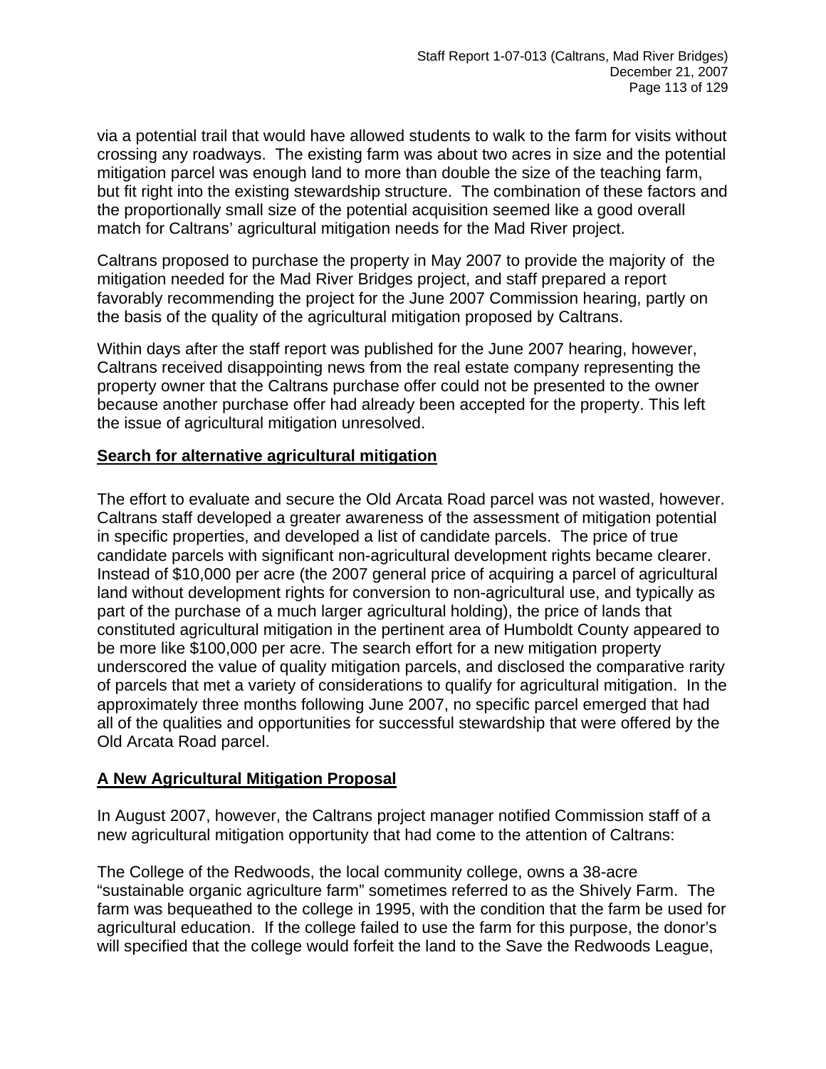via a potential trail that would have allowed students to walk to the farm for visits without crossing any roadways. The existing farm was about two acres in size and the potential mitigation parcel was enough land to more than double the size of the teaching farm, but fit right into the existing stewardship structure. The combination of these factors and the proportionally small size of the potential acquisition seemed like a good overall match for Caltrans' agricultural mitigation needs for the Mad River project.

Caltrans proposed to purchase the property in May 2007 to provide the majority of the mitigation needed for the Mad River Bridges project, and staff prepared a report favorably recommending the project for the June 2007 Commission hearing, partly on the basis of the quality of the agricultural mitigation proposed by Caltrans.

Within days after the staff report was published for the June 2007 hearing, however, Caltrans received disappointing news from the real estate company representing the property owner that the Caltrans purchase offer could not be presented to the owner because another purchase offer had already been accepted for the property. This left the issue of agricultural mitigation unresolved.

**Search for alternative agricultural mitigation**

The effort to evaluate and secure the Old Arcata Road parcel was not wasted, however. Caltrans staff developed a greater awareness of the assessment of mitigation potential in specific properties, and developed a list of candidate parcels. The price of true candidate parcels with significant non-agricultural development rights became clearer. Instead of $10,000 per acre (the 2007 general price of acquiring a parcel of agricultural land without development rights for conversion to non-agricultural use, and typically as part of the purchase of a much larger agricultural holding), the price of lands that constituted agricultural mitigation in the pertinent area of Humboldt County appeared to be more like $100,000 per acre. The search effort for a new mitigation property underscored the value of quality mitigation parcels, and disclosed the comparative rarity of parcels that met a variety of considerations to qualify for agricultural mitigation. In the approximately three months following June 2007, no specific parcel emerged that had all of the qualities and opportunities for successful stewardship that were offered by the Old Arcata Road parcel.

**A New Agricultural Mitigation Proposal**

In August 2007, however, the Caltrans project manager notified Commission staff of a new agricultural mitigation opportunity that had come to the attention of Caltrans:

The College of the Redwoods, the local community college, owns a 38-acre "sustainable organic agriculture farm" sometimes referred to as the Shively Farm. The farm was bequeathed to the college in 1995, with the condition that the farm be used for agricultural education. If the college failed to use the farm for this purpose, the donor's will specified that the college would forfeit the land to the Save the Redwoods League,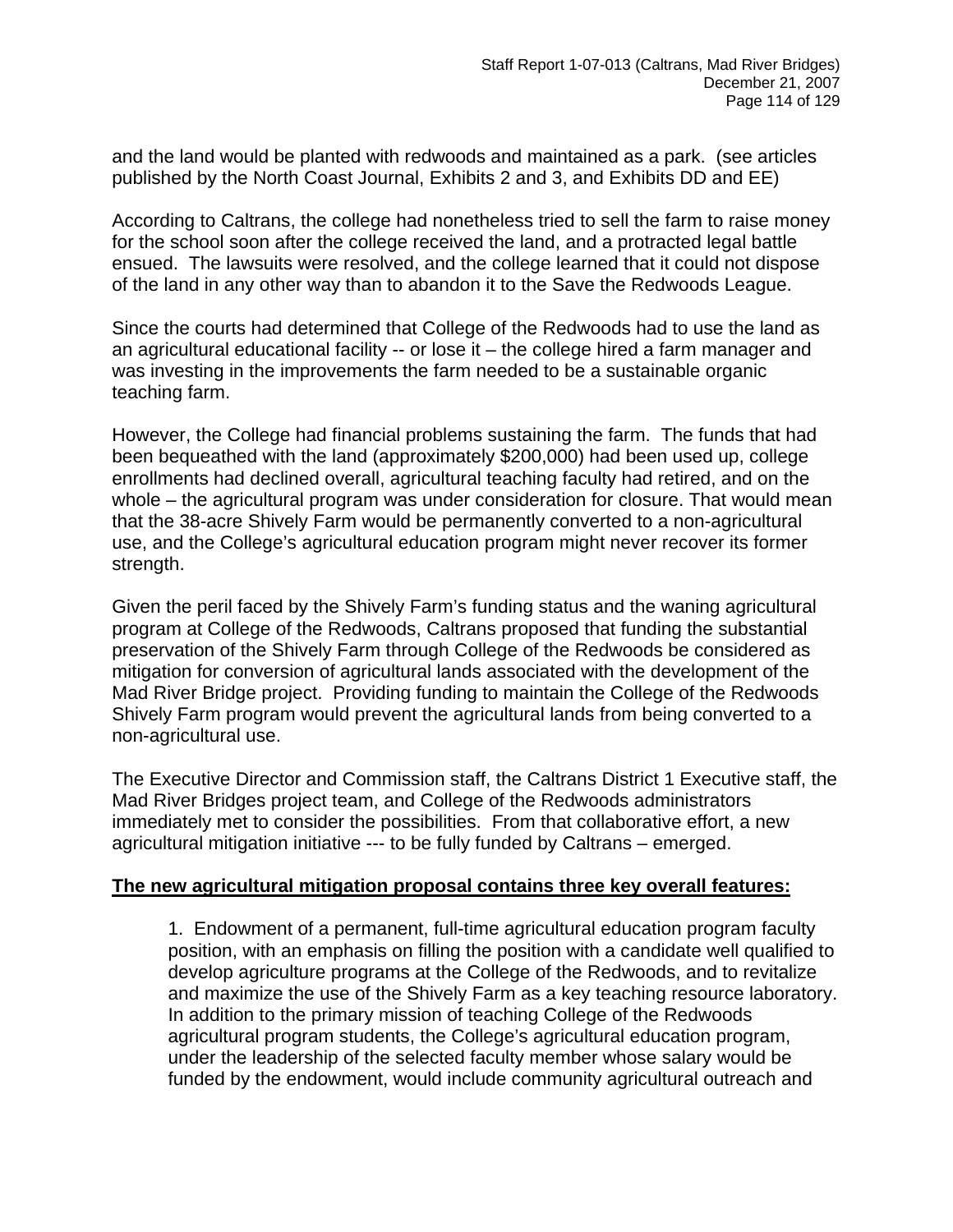and the land would be planted with redwoods and maintained as a park. (see articles published by the North Coast Journal, Exhibits 2 and 3, and Exhibits DD and EE)

According to Caltrans, the college had nonetheless tried to sell the farm to raise money for the school soon after the college received the land, and a protracted legal battle ensued. The lawsuits were resolved, and the college learned that it could not dispose of the land in any other way than to abandon it to the Save the Redwoods League.

Since the courts had determined that College of the Redwoods had to use the land as an agricultural educational facility -- or lose it – the college hired a farm manager and was investing in the improvements the farm needed to be a sustainable organic teaching farm.

However, the College had financial problems sustaining the farm. The funds that had been bequeathed with the land (approximately $200,000) had been used up, college enrollments had declined overall, agricultural teaching faculty had retired, and on the whole – the agricultural program was under consideration for closure. That would mean that the 38-acre Shively Farm would be permanently converted to a non-agricultural use, and the College's agricultural education program might never recover its former strength.

Given the peril faced by the Shively Farm's funding status and the waning agricultural program at College of the Redwoods, Caltrans proposed that funding the substantial preservation of the Shively Farm through College of the Redwoods be considered as mitigation for conversion of agricultural lands associated with the development of the Mad River Bridge project. Providing funding to maintain the College of the Redwoods Shively Farm program would prevent the agricultural lands from being converted to a non-agricultural use.

The Executive Director and Commission staff, the Caltrans District 1 Executive staff, the Mad River Bridges project team, and College of the Redwoods administrators immediately met to consider the possibilities. From that collaborative effort, a new agricultural mitigation initiative --- to be fully funded by Caltrans – emerged.

**The new agricultural mitigation proposal contains three key overall features:**

> 1. Endowment of a permanent, full-time agricultural education program faculty position, with an emphasis on filling the position with a candidate well qualified to develop agriculture programs at the College of the Redwoods, and to revitalize and maximize the use of the Shively Farm as a key teaching resource laboratory. In addition to the primary mission of teaching College of the Redwoods agricultural program students, the College's agricultural education program, under the leadership of the selected faculty member whose salary would be funded by the endowment, would include community agricultural outreach and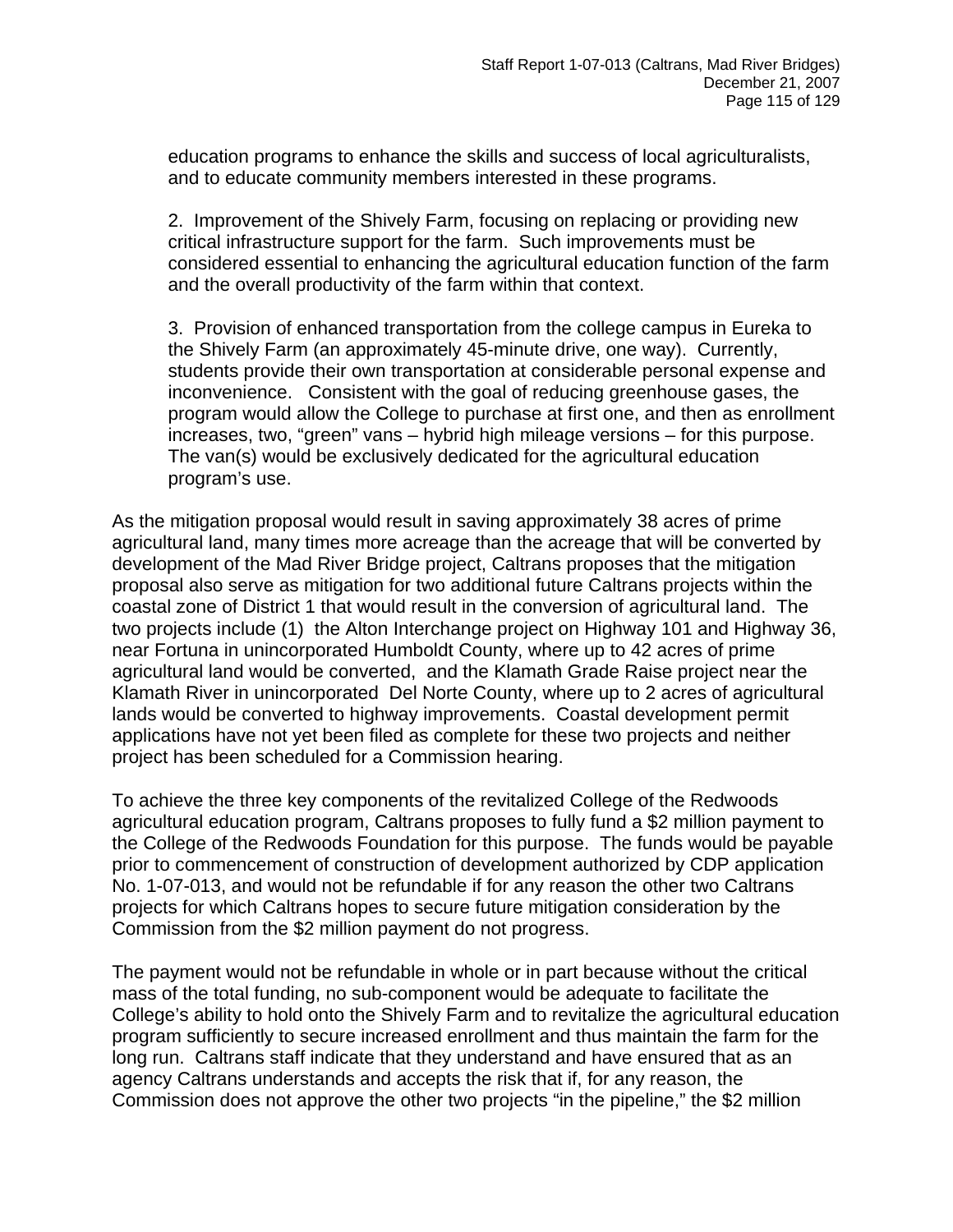education programs to enhance the skills and success of local agriculturalists, and to educate community members interested in these programs.

2. Improvement of the Shively Farm, focusing on replacing or providing new critical infrastructure support for the farm. Such improvements must be considered essential to enhancing the agricultural education function of the farm and the overall productivity of the farm within that context.

3. Provision of enhanced transportation from the college campus in Eureka to the Shively Farm (an approximately 45-minute drive, one way). Currently, students provide their own transportation at considerable personal expense and inconvenience. Consistent with the goal of reducing greenhouse gases, the program would allow the College to purchase at first one, and then as enrollment increases, two, "green" vans – hybrid high mileage versions – for this purpose. The van(s) would be exclusively dedicated for the agricultural education program's use.

As the mitigation proposal would result in saving approximately 38 acres of prime agricultural land, many times more acreage than the acreage that will be converted by development of the Mad River Bridge project, Caltrans proposes that the mitigation proposal also serve as mitigation for two additional future Caltrans projects within the coastal zone of District 1 that would result in the conversion of agricultural land. The two projects include (1) the Alton Interchange project on Highway 101 and Highway 36, near Fortuna in unincorporated Humboldt County, where up to 42 acres of prime agricultural land would be converted, and the Klamath Grade Raise project near the Klamath River in unincorporated Del Norte County, where up to 2 acres of agricultural lands would be converted to highway improvements. Coastal development permit applications have not yet been filed as complete for these two projects and neither project has been scheduled for a Commission hearing.

To achieve the three key components of the revitalized College of the Redwoods agricultural education program, Caltrans proposes to fully fund a $2 million payment to the College of the Redwoods Foundation for this purpose. The funds would be payable prior to commencement of construction of development authorized by CDP application No. 1-07-013, and would not be refundable if for any reason the other two Caltrans projects for which Caltrans hopes to secure future mitigation consideration by the Commission from the $2 million payment do not progress.

The payment would not be refundable in whole or in part because without the critical mass of the total funding, no sub-component would be adequate to facilitate the College's ability to hold onto the Shively Farm and to revitalize the agricultural education program sufficiently to secure increased enrollment and thus maintain the farm for the long run. Caltrans staff indicate that they understand and have ensured that as an agency Caltrans understands and accepts the risk that if, for any reason, the Commission does not approve the other two projects "in the pipeline," the $2 million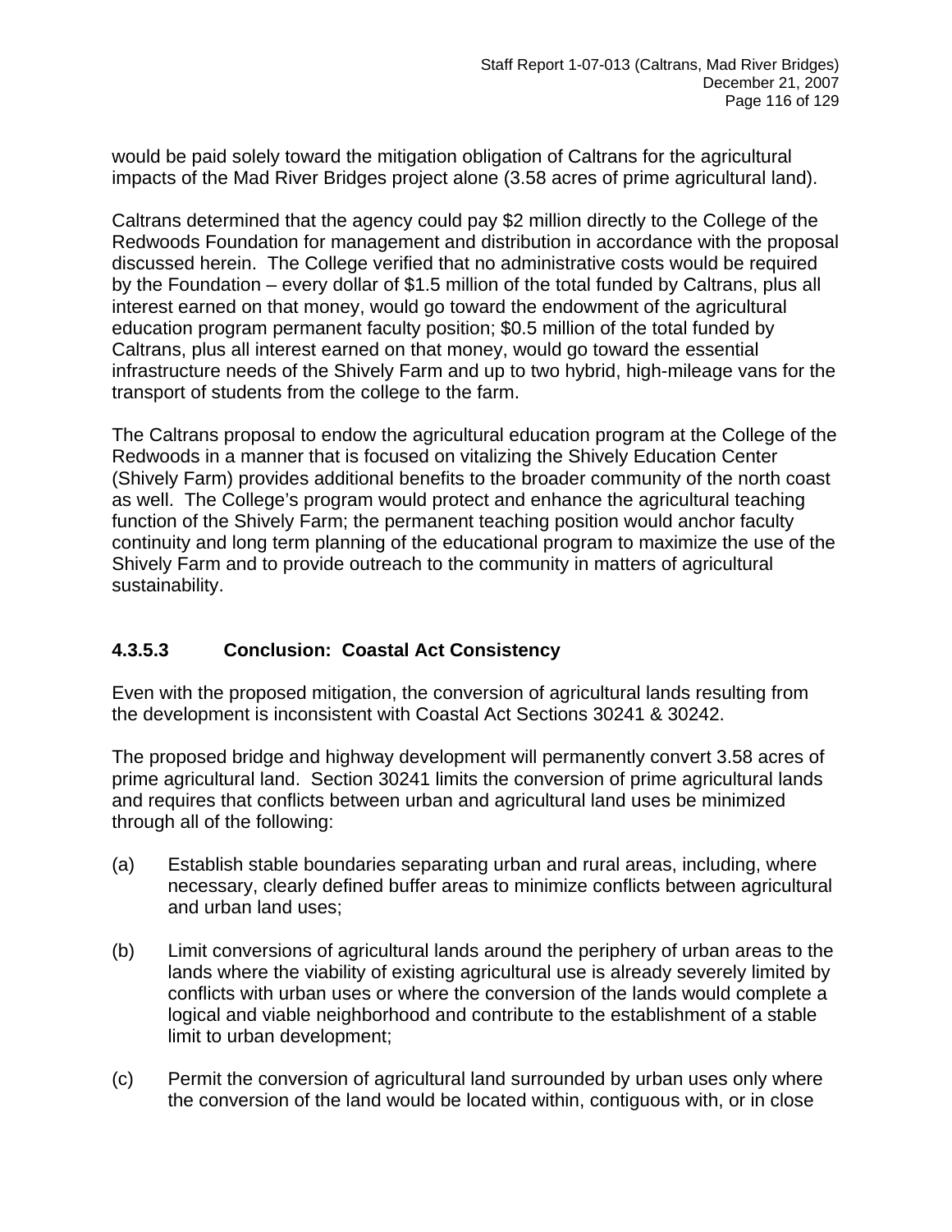would be paid solely toward the mitigation obligation of Caltrans for the agricultural impacts of the Mad River Bridges project alone (3.58 acres of prime agricultural land).

Caltrans determined that the agency could pay $2 million directly to the College of the Redwoods Foundation for management and distribution in accordance with the proposal discussed herein. The College verified that no administrative costs would be required by the Foundation – every dollar of $1.5 million of the total funded by Caltrans, plus all interest earned on that money, would go toward the endowment of the agricultural education program permanent faculty position; $0.5 million of the total funded by Caltrans, plus all interest earned on that money, would go toward the essential infrastructure needs of the Shively Farm and up to two hybrid, high-mileage vans for the transport of students from the college to the farm.

The Caltrans proposal to endow the agricultural education program at the College of the Redwoods in a manner that is focused on vitalizing the Shively Education Center (Shively Farm) provides additional benefits to the broader community of the north coast as well. The College's program would protect and enhance the agricultural teaching function of the Shively Farm; the permanent teaching position would anchor faculty continuity and long term planning of the educational program to maximize the use of the Shively Farm and to provide outreach to the community in matters of agricultural sustainability.

#### 4.3.5.3 Conclusion: Coastal Act Consistency

Even with the proposed mitigation, the conversion of agricultural lands resulting from the development is inconsistent with Coastal Act Sections 30241 & 30242.

The proposed bridge and highway development will permanently convert 3.58 acres of prime agricultural land. Section 30241 limits the conversion of prime agricultural lands and requires that conflicts between urban and agricultural land uses be minimized through all of the following:

(a) Establish stable boundaries separating urban and rural areas, including, where necessary, clearly defined buffer areas to minimize conflicts between agricultural and urban land uses;

(b) Limit conversions of agricultural lands around the periphery of urban areas to the lands where the viability of existing agricultural use is already severely limited by conflicts with urban uses or where the conversion of the lands would complete a logical and viable neighborhood and contribute to the establishment of a stable limit to urban development;

(c) Permit the conversion of agricultural land surrounded by urban uses only where the conversion of the land would be located within, contiguous with, or in close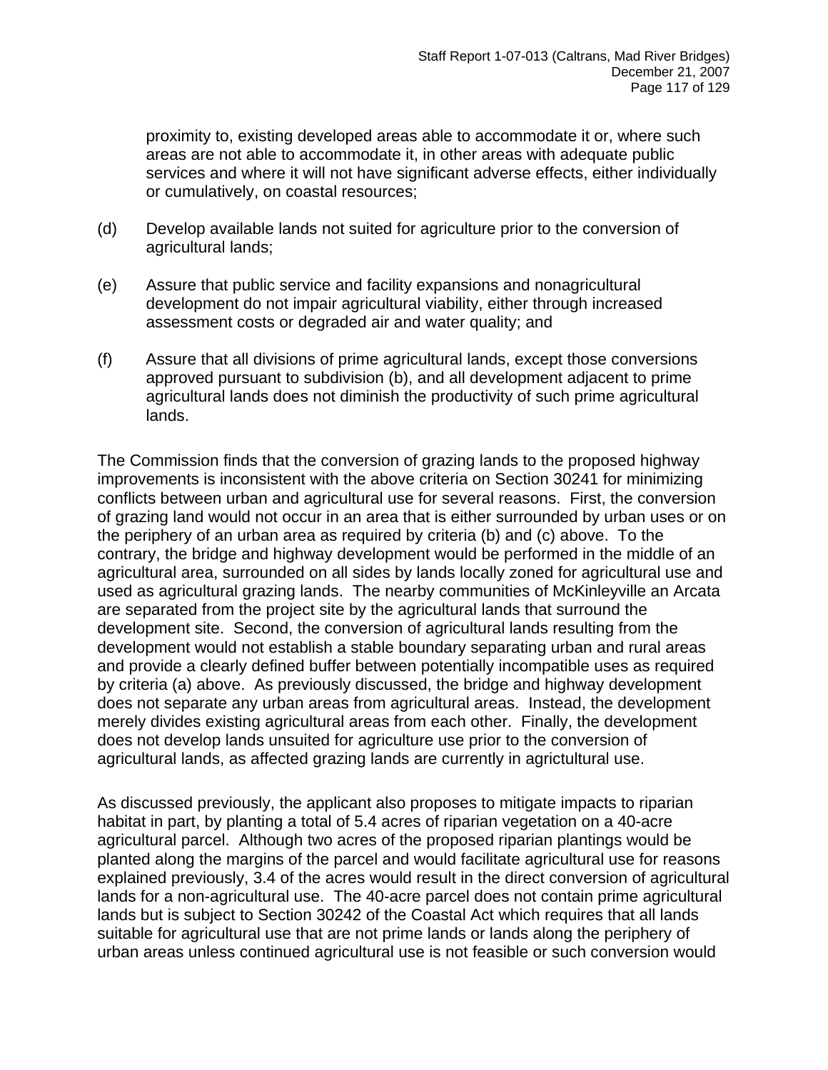proximity to, existing developed areas able to accommodate it or, where such areas are not able to accommodate it, in other areas with adequate public services and where it will not have significant adverse effects, either individually or cumulatively, on coastal resources;

(d) Develop available lands not suited for agriculture prior to the conversion of agricultural lands;

(e) Assure that public service and facility expansions and nonagricultural development do not impair agricultural viability, either through increased assessment costs or degraded air and water quality; and

(f) Assure that all divisions of prime agricultural lands, except those conversions approved pursuant to subdivision (b), and all development adjacent to prime agricultural lands does not diminish the productivity of such prime agricultural lands.

The Commission finds that the conversion of grazing lands to the proposed highway improvements is inconsistent with the above criteria on Section 30241 for minimizing conflicts between urban and agricultural use for several reasons. First, the conversion of grazing land would not occur in an area that is either surrounded by urban uses or on the periphery of an urban area as required by criteria (b) and (c) above. To the contrary, the bridge and highway development would be performed in the middle of an agricultural area, surrounded on all sides by lands locally zoned for agricultural use and used as agricultural grazing lands. The nearby communities of McKinleyville an Arcata are separated from the project site by the agricultural lands that surround the development site. Second, the conversion of agricultural lands resulting from the development would not establish a stable boundary separating urban and rural areas and provide a clearly defined buffer between potentially incompatible uses as required by criteria (a) above. As previously discussed, the bridge and highway development does not separate any urban areas from agricultural areas. Instead, the development merely divides existing agricultural areas from each other. Finally, the development does not develop lands unsuited for agriculture use prior to the conversion of agricultural lands, as affected grazing lands are currently in agricultural use.

As discussed previously, the applicant also proposes to mitigate impacts to riparian habitat in part, by planting a total of 5.4 acres of riparian vegetation on a 40-acre agricultural parcel. Although two acres of the proposed riparian plantings would be planted along the margins of the parcel and would facilitate agricultural use for reasons explained previously, 3.4 of the acres would result in the direct conversion of agricultural lands for a non-agricultural use. The 40-acre parcel does not contain prime agricultural lands but is subject to Section 30242 of the Coastal Act which requires that all lands suitable for agricultural use that are not prime lands or lands along the periphery of urban areas unless continued agricultural use is not feasible or such conversion would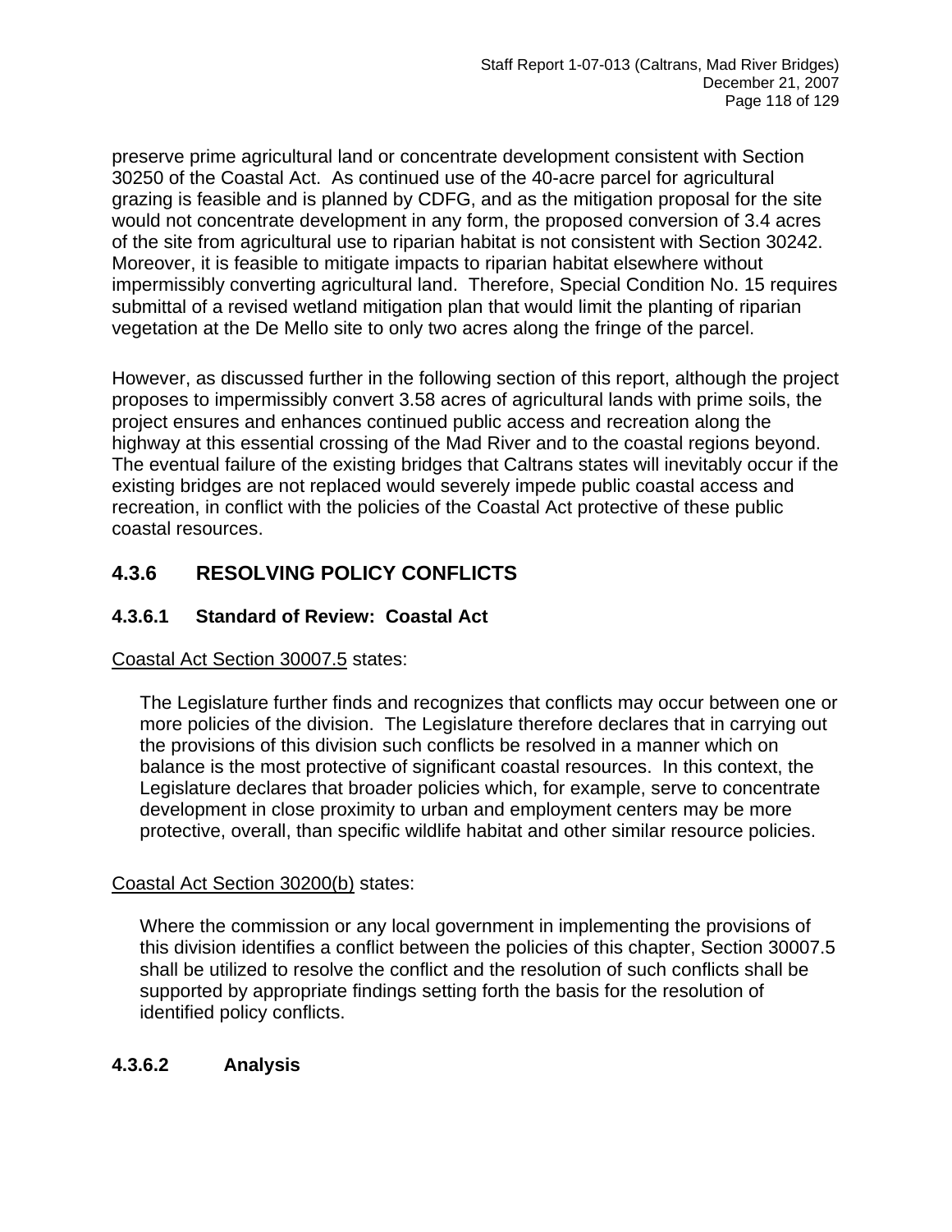preserve prime agricultural land or concentrate development consistent with Section 30250 of the Coastal Act. As continued use of the 40-acre parcel for agricultural grazing is feasible and is planned by CDFG, and as the mitigation proposal for the site would not concentrate development in any form, the proposed conversion of 3.4 acres of the site from agricultural use to riparian habitat is not consistent with Section 30242. Moreover, it is feasible to mitigate impacts to riparian habitat elsewhere without impermissibly converting agricultural land. Therefore, Special Condition No. 15 requires submittal of a revised wetland mitigation plan that would limit the planting of riparian vegetation at the De Mello site to only two acres along the fringe of the parcel.

However, as discussed further in the following section of this report, although the project proposes to impermissibly convert 3.58 acres of agricultural lands with prime soils, the project ensures and enhances continued public access and recreation along the highway at this essential crossing of the Mad River and to the coastal regions beyond. The eventual failure of the existing bridges that Caltrans states will inevitably occur if the existing bridges are not replaced would severely impede public coastal access and recreation, in conflict with the policies of the Coastal Act protective of these public coastal resources.

## 4.3.6 RESOLVING POLICY CONFLICTS

### 4.3.6.1 Standard of Review: Coastal Act

Coastal Act Section 30007.5 states:

> The Legislature further finds and recognizes that conflicts may occur between one or more policies of the division. The Legislature therefore declares that in carrying out the provisions of this division such conflicts be resolved in a manner which on balance is the most protective of significant coastal resources. In this context, the Legislature declares that broader policies which, for example, serve to concentrate development in close proximity to urban and employment centers may be more protective, overall, than specific wildlife habitat and other similar resource policies.

Coastal Act Section 30200(b) states:

> Where the commission or any local government in implementing the provisions of this division identifies a conflict between the policies of this chapter, Section 30007.5 shall be utilized to resolve the conflict and the resolution of such conflicts shall be supported by appropriate findings setting forth the basis for the resolution of identified policy conflicts.

### 4.3.6.2 Analysis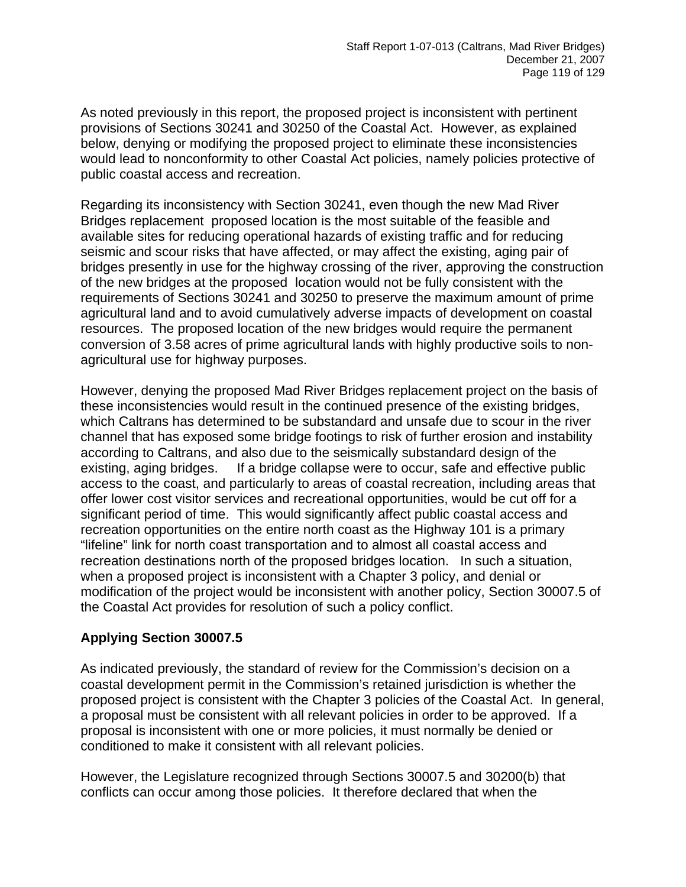As noted previously in this report, the proposed project is inconsistent with pertinent provisions of Sections 30241 and 30250 of the Coastal Act. However, as explained below, denying or modifying the proposed project to eliminate these inconsistencies would lead to nonconformity to other Coastal Act policies, namely policies protective of public coastal access and recreation.

Regarding its inconsistency with Section 30241, even though the new Mad River Bridges replacement proposed location is the most suitable of the feasible and available sites for reducing operational hazards of existing traffic and for reducing seismic and scour risks that have affected, or may affect the existing, aging pair of bridges presently in use for the highway crossing of the river, approving the construction of the new bridges at the proposed location would not be fully consistent with the requirements of Sections 30241 and 30250 to preserve the maximum amount of prime agricultural land and to avoid cumulatively adverse impacts of development on coastal resources. The proposed location of the new bridges would require the permanent conversion of 3.58 acres of prime agricultural lands with highly productive soils to non-agricultural use for highway purposes.

However, denying the proposed Mad River Bridges replacement project on the basis of these inconsistencies would result in the continued presence of the existing bridges, which Caltrans has determined to be substandard and unsafe due to scour in the river channel that has exposed some bridge footings to risk of further erosion and instability according to Caltrans, and also due to the seismically substandard design of the existing, aging bridges. If a bridge collapse were to occur, safe and effective public access to the coast, and particularly to areas of coastal recreation, including areas that offer lower cost visitor services and recreational opportunities, would be cut off for a significant period of time. This would significantly affect public coastal access and recreation opportunities on the entire north coast as the Highway 101 is a primary "lifeline" link for north coast transportation and to almost all coastal access and recreation destinations north of the proposed bridges location. In such a situation, when a proposed project is inconsistent with a Chapter 3 policy, and denial or modification of the project would be inconsistent with another policy, Section 30007.5 of the Coastal Act provides for resolution of such a policy conflict.

## Applying Section 30007.5

As indicated previously, the standard of review for the Commission's decision on a coastal development permit in the Commission's retained jurisdiction is whether the proposed project is consistent with the Chapter 3 policies of the Coastal Act. In general, a proposal must be consistent with all relevant policies in order to be approved. If a proposal is inconsistent with one or more policies, it must normally be denied or conditioned to make it consistent with all relevant policies.

However, the Legislature recognized through Sections 30007.5 and 30200(b) that conflicts can occur among those policies. It therefore declared that when the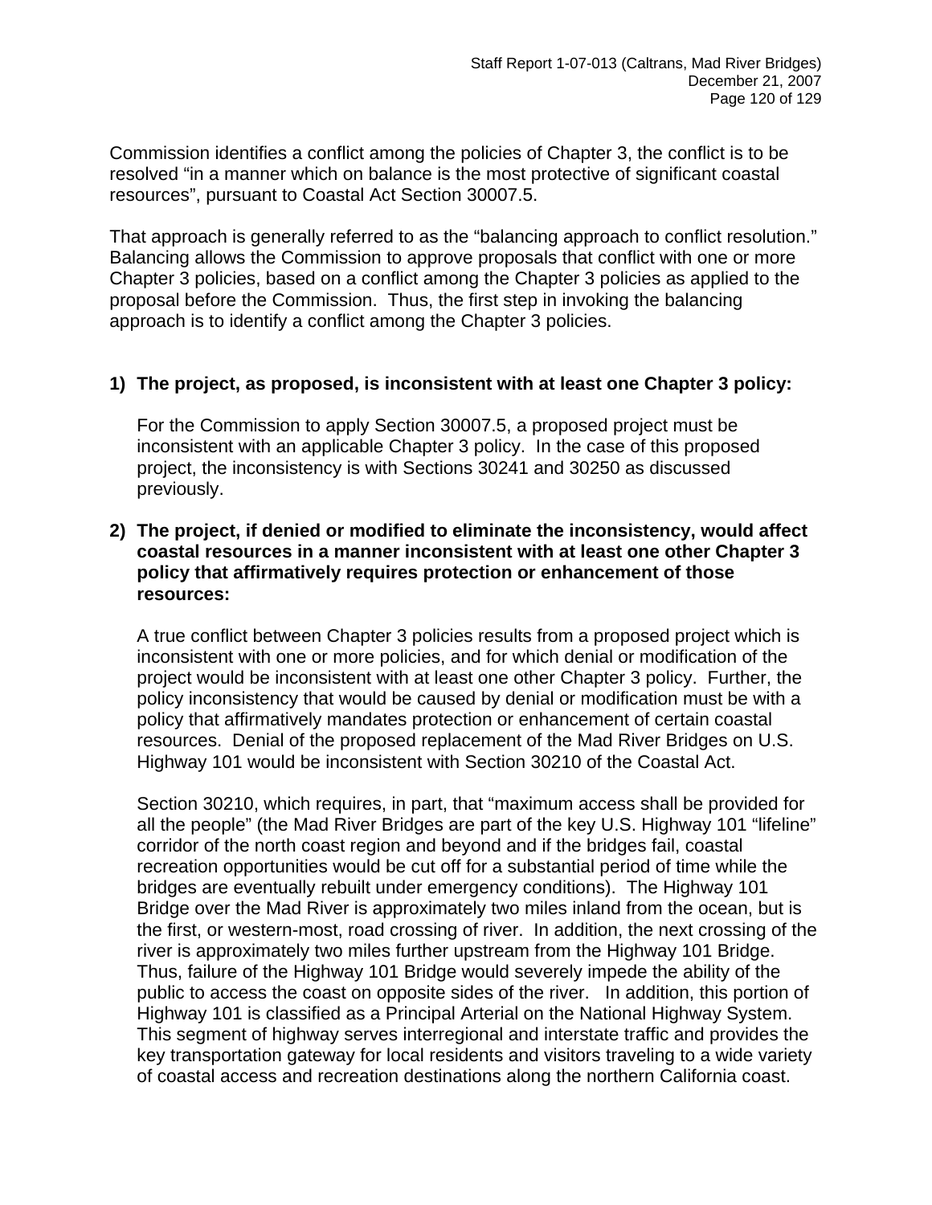Commission identifies a conflict among the policies of Chapter 3, the conflict is to be resolved "in a manner which on balance is the most protective of significant coastal resources", pursuant to Coastal Act Section 30007.5.

That approach is generally referred to as the "balancing approach to conflict resolution." Balancing allows the Commission to approve proposals that conflict with one or more Chapter 3 policies, based on a conflict among the Chapter 3 policies as applied to the proposal before the Commission. Thus, the first step in invoking the balancing approach is to identify a conflict among the Chapter 3 policies.

**1) The project, as proposed, is inconsistent with at least one Chapter 3 policy:**

For the Commission to apply Section 30007.5, a proposed project must be inconsistent with an applicable Chapter 3 policy. In the case of this proposed project, the inconsistency is with Sections 30241 and 30250 as discussed previously.

**2) The project, if denied or modified to eliminate the inconsistency, would affect coastal resources in a manner inconsistent with at least one other Chapter 3 policy that affirmatively requires protection or enhancement of those resources:**

A true conflict between Chapter 3 policies results from a proposed project which is inconsistent with one or more policies, and for which denial or modification of the project would be inconsistent with at least one other Chapter 3 policy. Further, the policy inconsistency that would be caused by denial or modification must be with a policy that affirmatively mandates protection or enhancement of certain coastal resources. Denial of the proposed replacement of the Mad River Bridges on U.S. Highway 101 would be inconsistent with Section 30210 of the Coastal Act.

Section 30210, which requires, in part, that "maximum access shall be provided for all the people" (the Mad River Bridges are part of the key U.S. Highway 101 "lifeline" corridor of the north coast region and beyond and if the bridges fail, coastal recreation opportunities would be cut off for a substantial period of time while the bridges are eventually rebuilt under emergency conditions). The Highway 101 Bridge over the Mad River is approximately two miles inland from the ocean, but is the first, or western-most, road crossing of river. In addition, the next crossing of the river is approximately two miles further upstream from the Highway 101 Bridge. Thus, failure of the Highway 101 Bridge would severely impede the ability of the public to access the coast on opposite sides of the river. In addition, this portion of Highway 101 is classified as a Principal Arterial on the National Highway System. This segment of highway serves interregional and interstate traffic and provides the key transportation gateway for local residents and visitors traveling to a wide variety of coastal access and recreation destinations along the northern California coast.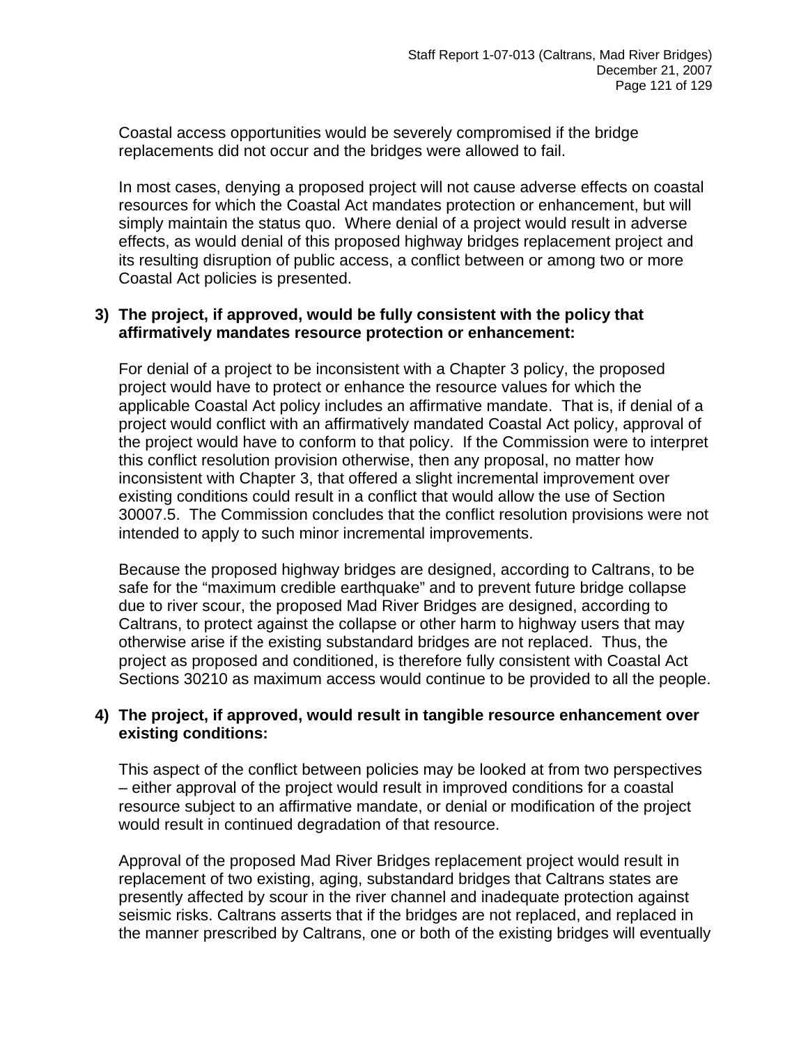Coastal access opportunities would be severely compromised if the bridge replacements did not occur and the bridges were allowed to fail.

In most cases, denying a proposed project will not cause adverse effects on coastal resources for which the Coastal Act mandates protection or enhancement, but will simply maintain the status quo. Where denial of a project would result in adverse effects, as would denial of this proposed highway bridges replacement project and its resulting disruption of public access, a conflict between or among two or more Coastal Act policies is presented.

**3) The project, if approved, would be fully consistent with the policy that affirmatively mandates resource protection or enhancement:**

For denial of a project to be inconsistent with a Chapter 3 policy, the proposed project would have to protect or enhance the resource values for which the applicable Coastal Act policy includes an affirmative mandate. That is, if denial of a project would conflict with an affirmatively mandated Coastal Act policy, approval of the project would have to conform to that policy. If the Commission were to interpret this conflict resolution provision otherwise, then any proposal, no matter how inconsistent with Chapter 3, that offered a slight incremental improvement over existing conditions could result in a conflict that would allow the use of Section 30007.5. The Commission concludes that the conflict resolution provisions were not intended to apply to such minor incremental improvements.

Because the proposed highway bridges are designed, according to Caltrans, to be safe for the "maximum credible earthquake" and to prevent future bridge collapse due to river scour, the proposed Mad River Bridges are designed, according to Caltrans, to protect against the collapse or other harm to highway users that may otherwise arise if the existing substandard bridges are not replaced. Thus, the project as proposed and conditioned, is therefore fully consistent with Coastal Act Sections 30210 as maximum access would continue to be provided to all the people.

**4) The project, if approved, would result in tangible resource enhancement over existing conditions:**

This aspect of the conflict between policies may be looked at from two perspectives – either approval of the project would result in improved conditions for a coastal resource subject to an affirmative mandate, or denial or modification of the project would result in continued degradation of that resource.

Approval of the proposed Mad River Bridges replacement project would result in replacement of two existing, aging, substandard bridges that Caltrans states are presently affected by scour in the river channel and inadequate protection against seismic risks. Caltrans asserts that if the bridges are not replaced, and replaced in the manner prescribed by Caltrans, one or both of the existing bridges will eventually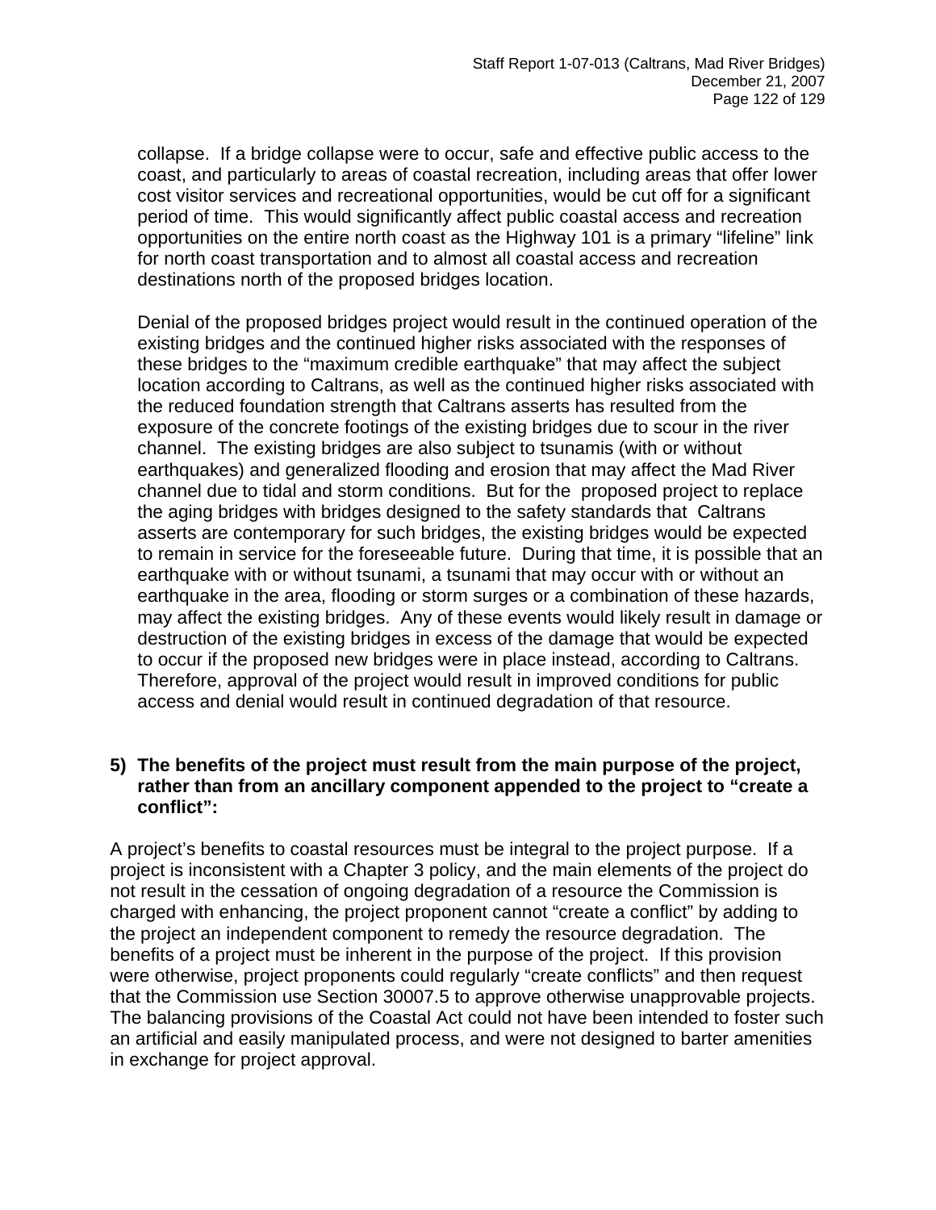collapse. If a bridge collapse were to occur, safe and effective public access to the coast, and particularly to areas of coastal recreation, including areas that offer lower cost visitor services and recreational opportunities, would be cut off for a significant period of time. This would significantly affect public coastal access and recreation opportunities on the entire north coast as the Highway 101 is a primary "lifeline" link for north coast transportation and to almost all coastal access and recreation destinations north of the proposed bridges location.

Denial of the proposed bridges project would result in the continued operation of the existing bridges and the continued higher risks associated with the responses of these bridges to the "maximum credible earthquake" that may affect the subject location according to Caltrans, as well as the continued higher risks associated with the reduced foundation strength that Caltrans asserts has resulted from the exposure of the concrete footings of the existing bridges due to scour in the river channel. The existing bridges are also subject to tsunamis (with or without earthquakes) and generalized flooding and erosion that may affect the Mad River channel due to tidal and storm conditions. But for the proposed project to replace the aging bridges with bridges designed to the safety standards that Caltrans asserts are contemporary for such bridges, the existing bridges would be expected to remain in service for the foreseeable future. During that time, it is possible that an earthquake with or without tsunami, a tsunami that may occur with or without an earthquake in the area, flooding or storm surges or a combination of these hazards, may affect the existing bridges. Any of these events would likely result in damage or destruction of the existing bridges in excess of the damage that would be expected to occur if the proposed new bridges were in place instead, according to Caltrans. Therefore, approval of the project would result in improved conditions for public access and denial would result in continued degradation of that resource.

**5) The benefits of the project must result from the main purpose of the project, rather than from an ancillary component appended to the project to "create a conflict":**

A project's benefits to coastal resources must be integral to the project purpose. If a project is inconsistent with a Chapter 3 policy, and the main elements of the project do not result in the cessation of ongoing degradation of a resource the Commission is charged with enhancing, the project proponent cannot "create a conflict" by adding to the project an independent component to remedy the resource degradation. The benefits of a project must be inherent in the purpose of the project. If this provision were otherwise, project proponents could regularly "create conflicts" and then request that the Commission use Section 30007.5 to approve otherwise unapprovable projects. The balancing provisions of the Coastal Act could not have been intended to foster such an artificial and easily manipulated process, and were not designed to barter amenities in exchange for project approval.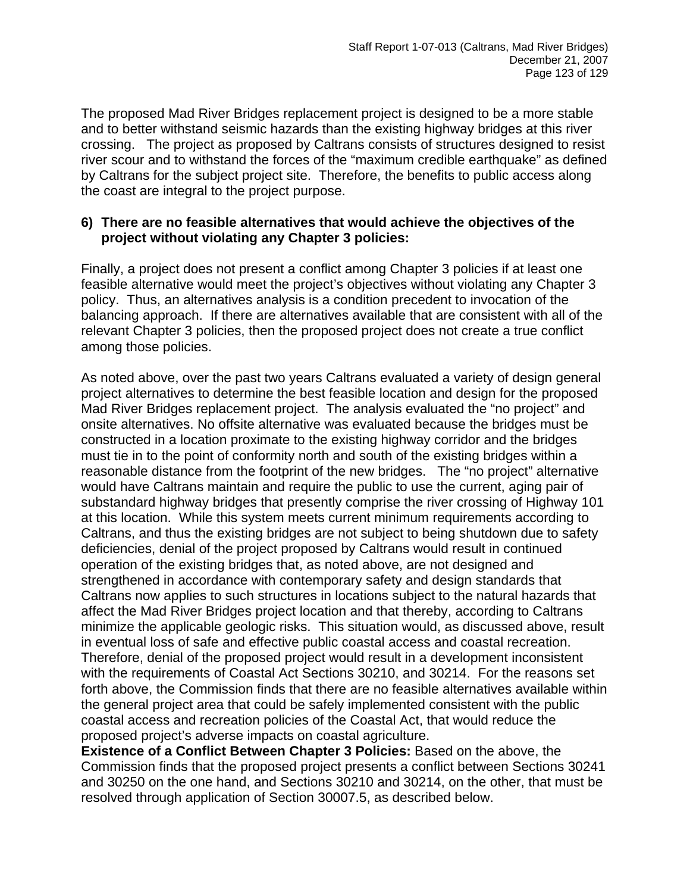The proposed Mad River Bridges replacement project is designed to be a more stable and to better withstand seismic hazards than the existing highway bridges at this river crossing. The project as proposed by Caltrans consists of structures designed to resist river scour and to withstand the forces of the "maximum credible earthquake" as defined by Caltrans for the subject project site. Therefore, the benefits to public access along the coast are integral to the project purpose.

**6) There are no feasible alternatives that would achieve the objectives of the project without violating any Chapter 3 policies:**

Finally, a project does not present a conflict among Chapter 3 policies if at least one feasible alternative would meet the project's objectives without violating any Chapter 3 policy. Thus, an alternatives analysis is a condition precedent to invocation of the balancing approach. If there are alternatives available that are consistent with all of the relevant Chapter 3 policies, then the proposed project does not create a true conflict among those policies.

As noted above, over the past two years Caltrans evaluated a variety of design general project alternatives to determine the best feasible location and design for the proposed Mad River Bridges replacement project. The analysis evaluated the "no project" and onsite alternatives. No offsite alternative was evaluated because the bridges must be constructed in a location proximate to the existing highway corridor and the bridges must tie in to the point of conformity north and south of the existing bridges within a reasonable distance from the footprint of the new bridges. The "no project" alternative would have Caltrans maintain and require the public to use the current, aging pair of substandard highway bridges that presently comprise the river crossing of Highway 101 at this location. While this system meets current minimum requirements according to Caltrans, and thus the existing bridges are not subject to being shutdown due to safety deficiencies, denial of the project proposed by Caltrans would result in continued operation of the existing bridges that, as noted above, are not designed and strengthened in accordance with contemporary safety and design standards that Caltrans now applies to such structures in locations subject to the natural hazards that affect the Mad River Bridges project location and that thereby, according to Caltrans minimize the applicable geologic risks. This situation would, as discussed above, result in eventual loss of safe and effective public coastal access and coastal recreation. Therefore, denial of the proposed project would result in a development inconsistent with the requirements of Coastal Act Sections 30210, and 30214. For the reasons set forth above, the Commission finds that there are no feasible alternatives available within the general project area that could be safely implemented consistent with the public coastal access and recreation policies of the Coastal Act, that would reduce the proposed project's adverse impacts on coastal agriculture.

**Existence of a Conflict Between Chapter 3 Policies:** Based on the above, the Commission finds that the proposed project presents a conflict between Sections 30241 and 30250 on the one hand, and Sections 30210 and 30214, on the other, that must be resolved through application of Section 30007.5, as described below.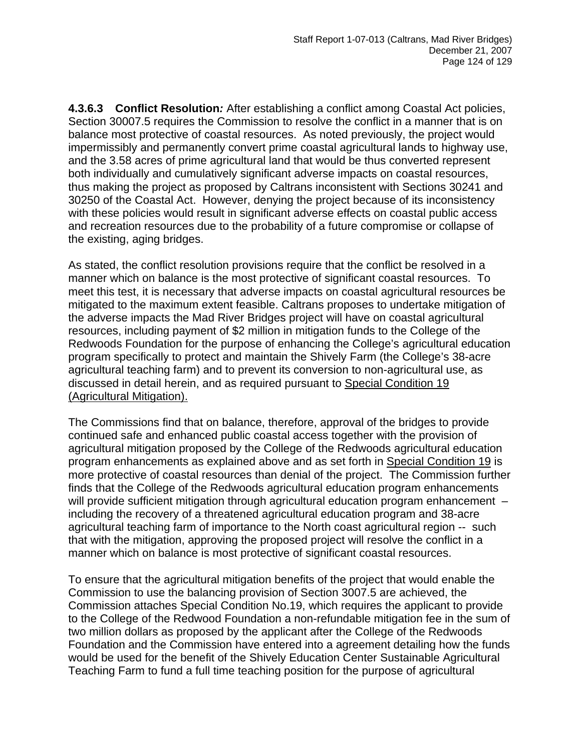**4.3.6.3 Conflict Resolution*:*** After establishing a conflict among Coastal Act policies, Section 30007.5 requires the Commission to resolve the conflict in a manner that is on balance most protective of coastal resources. As noted previously, the project would impermissibly and permanently convert prime coastal agricultural lands to highway use, and the 3.58 acres of prime agricultural land that would be thus converted represent both individually and cumulatively significant adverse impacts on coastal resources, thus making the project as proposed by Caltrans inconsistent with Sections 30241 and 30250 of the Coastal Act. However, denying the project because of its inconsistency with these policies would result in significant adverse effects on coastal public access and recreation resources due to the probability of a future compromise or collapse of the existing, aging bridges.

As stated, the conflict resolution provisions require that the conflict be resolved in a manner which on balance is the most protective of significant coastal resources. To meet this test, it is necessary that adverse impacts on coastal agricultural resources be mitigated to the maximum extent feasible. Caltrans proposes to undertake mitigation of the adverse impacts the Mad River Bridges project will have on coastal agricultural resources, including payment of $2 million in mitigation funds to the College of the Redwoods Foundation for the purpose of enhancing the College's agricultural education program specifically to protect and maintain the Shively Farm (the College's 38-acre agricultural teaching farm) and to prevent its conversion to non-agricultural use, as discussed in detail herein, and as required pursuant to <u>Special Condition 19 (Agricultural Mitigation).</u>

The Commissions find that on balance, therefore, approval of the bridges to provide continued safe and enhanced public coastal access together with the provision of agricultural mitigation proposed by the College of the Redwoods agricultural education program enhancements as explained above and as set forth in <u>Special Condition 19</u> is more protective of coastal resources than denial of the project. The Commission further finds that the College of the Redwoods agricultural education program enhancements will provide sufficient mitigation through agricultural education program enhancement – including the recovery of a threatened agricultural education program and 38-acre agricultural teaching farm of importance to the North coast agricultural region -- such that with the mitigation, approving the proposed project will resolve the conflict in a manner which on balance is most protective of significant coastal resources.

To ensure that the agricultural mitigation benefits of the project that would enable the Commission to use the balancing provision of Section 3007.5 are achieved, the Commission attaches Special Condition No.19, which requires the applicant to provide to the College of the Redwood Foundation a non-refundable mitigation fee in the sum of two million dollars as proposed by the applicant after the College of the Redwoods Foundation and the Commission have entered into a agreement detailing how the funds would be used for the benefit of the Shively Education Center Sustainable Agricultural Teaching Farm to fund a full time teaching position for the purpose of agricultural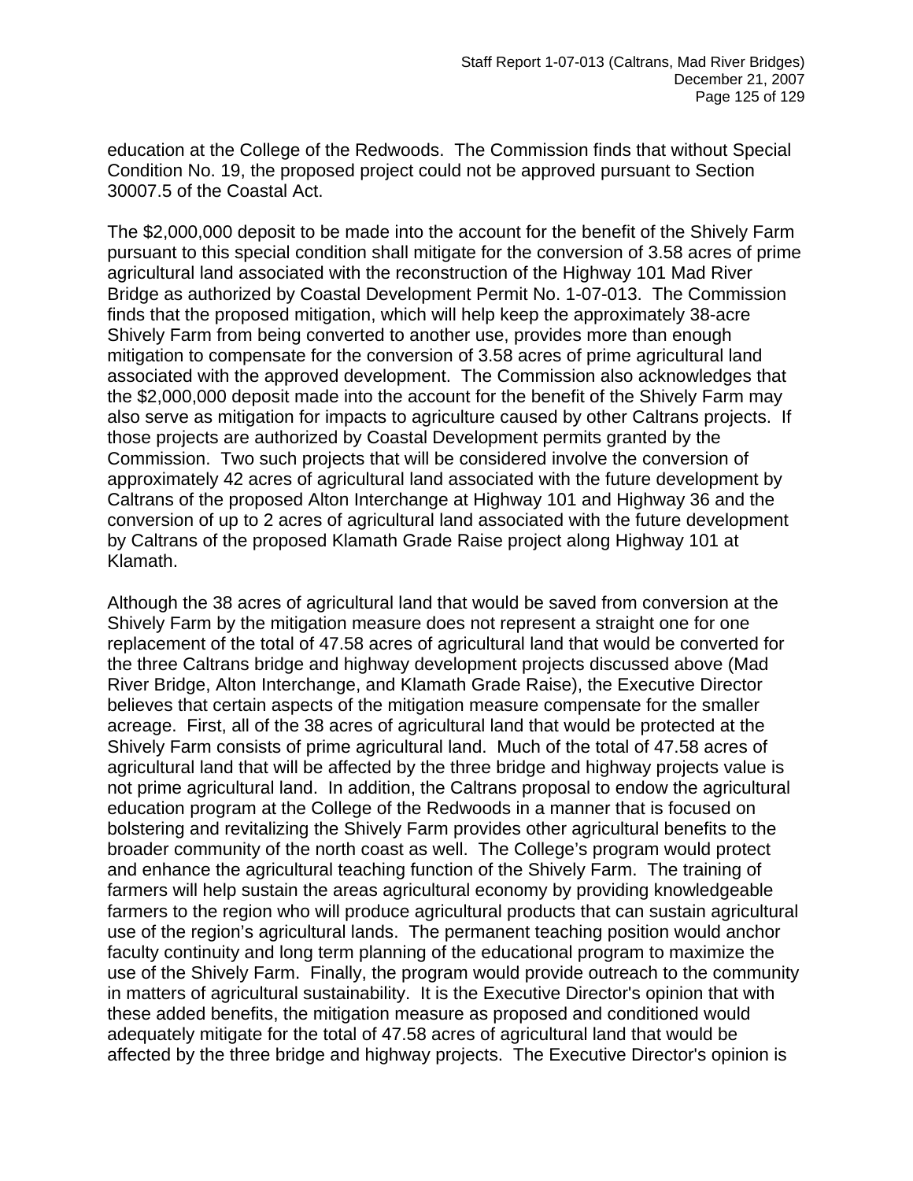education at the College of the Redwoods. The Commission finds that without Special Condition No. 19, the proposed project could not be approved pursuant to Section 30007.5 of the Coastal Act.

The $2,000,000 deposit to be made into the account for the benefit of the Shively Farm pursuant to this special condition shall mitigate for the conversion of 3.58 acres of prime agricultural land associated with the reconstruction of the Highway 101 Mad River Bridge as authorized by Coastal Development Permit No. 1-07-013. The Commission finds that the proposed mitigation, which will help keep the approximately 38-acre Shively Farm from being converted to another use, provides more than enough mitigation to compensate for the conversion of 3.58 acres of prime agricultural land associated with the approved development. The Commission also acknowledges that the $2,000,000 deposit made into the account for the benefit of the Shively Farm may also serve as mitigation for impacts to agriculture caused by other Caltrans projects. If those projects are authorized by Coastal Development permits granted by the Commission. Two such projects that will be considered involve the conversion of approximately 42 acres of agricultural land associated with the future development by Caltrans of the proposed Alton Interchange at Highway 101 and Highway 36 and the conversion of up to 2 acres of agricultural land associated with the future development by Caltrans of the proposed Klamath Grade Raise project along Highway 101 at Klamath.

Although the 38 acres of agricultural land that would be saved from conversion at the Shively Farm by the mitigation measure does not represent a straight one for one replacement of the total of 47.58 acres of agricultural land that would be converted for the three Caltrans bridge and highway development projects discussed above (Mad River Bridge, Alton Interchange, and Klamath Grade Raise), the Executive Director believes that certain aspects of the mitigation measure compensate for the smaller acreage. First, all of the 38 acres of agricultural land that would be protected at the Shively Farm consists of prime agricultural land. Much of the total of 47.58 acres of agricultural land that will be affected by the three bridge and highway projects value is not prime agricultural land. In addition, the Caltrans proposal to endow the agricultural education program at the College of the Redwoods in a manner that is focused on bolstering and revitalizing the Shively Farm provides other agricultural benefits to the broader community of the north coast as well. The College's program would protect and enhance the agricultural teaching function of the Shively Farm. The training of farmers will help sustain the areas agricultural economy by providing knowledgeable farmers to the region who will produce agricultural products that can sustain agricultural use of the region's agricultural lands. The permanent teaching position would anchor faculty continuity and long term planning of the educational program to maximize the use of the Shively Farm. Finally, the program would provide outreach to the community in matters of agricultural sustainability. It is the Executive Director's opinion that with these added benefits, the mitigation measure as proposed and conditioned would adequately mitigate for the total of 47.58 acres of agricultural land that would be affected by the three bridge and highway projects. The Executive Director's opinion is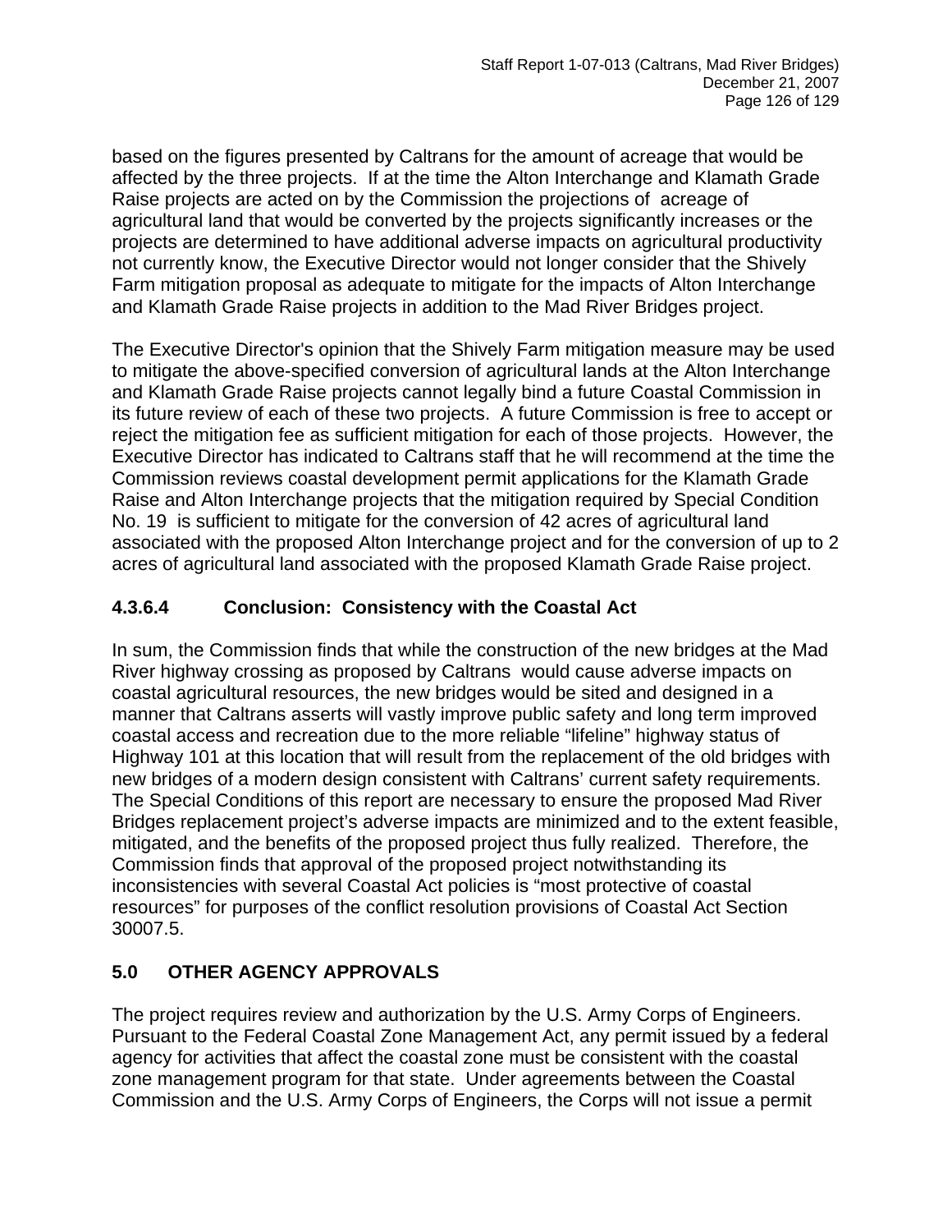based on the figures presented by Caltrans for the amount of acreage that would be affected by the three projects. If at the time the Alton Interchange and Klamath Grade Raise projects are acted on by the Commission the projections of acreage of agricultural land that would be converted by the projects significantly increases or the projects are determined to have additional adverse impacts on agricultural productivity not currently know, the Executive Director would not longer consider that the Shively Farm mitigation proposal as adequate to mitigate for the impacts of Alton Interchange and Klamath Grade Raise projects in addition to the Mad River Bridges project.

The Executive Director's opinion that the Shively Farm mitigation measure may be used to mitigate the above-specified conversion of agricultural lands at the Alton Interchange and Klamath Grade Raise projects cannot legally bind a future Coastal Commission in its future review of each of these two projects. A future Commission is free to accept or reject the mitigation fee as sufficient mitigation for each of those projects. However, the Executive Director has indicated to Caltrans staff that he will recommend at the time the Commission reviews coastal development permit applications for the Klamath Grade Raise and Alton Interchange projects that the mitigation required by Special Condition No. 19 is sufficient to mitigate for the conversion of 42 acres of agricultural land associated with the proposed Alton Interchange project and for the conversion of up to 2 acres of agricultural land associated with the proposed Klamath Grade Raise project.

### 4.3.6.4 Conclusion: Consistency with the Coastal Act

In sum, the Commission finds that while the construction of the new bridges at the Mad River highway crossing as proposed by Caltrans would cause adverse impacts on coastal agricultural resources, the new bridges would be sited and designed in a manner that Caltrans asserts will vastly improve public safety and long term improved coastal access and recreation due to the more reliable "lifeline" highway status of Highway 101 at this location that will result from the replacement of the old bridges with new bridges of a modern design consistent with Caltrans' current safety requirements. The Special Conditions of this report are necessary to ensure the proposed Mad River Bridges replacement project's adverse impacts are minimized and to the extent feasible, mitigated, and the benefits of the proposed project thus fully realized. Therefore, the Commission finds that approval of the proposed project notwithstanding its inconsistencies with several Coastal Act policies is "most protective of coastal resources" for purposes of the conflict resolution provisions of Coastal Act Section 30007.5.

## 5.0 OTHER AGENCY APPROVALS

The project requires review and authorization by the U.S. Army Corps of Engineers. Pursuant to the Federal Coastal Zone Management Act, any permit issued by a federal agency for activities that affect the coastal zone must be consistent with the coastal zone management program for that state. Under agreements between the Coastal Commission and the U.S. Army Corps of Engineers, the Corps will not issue a permit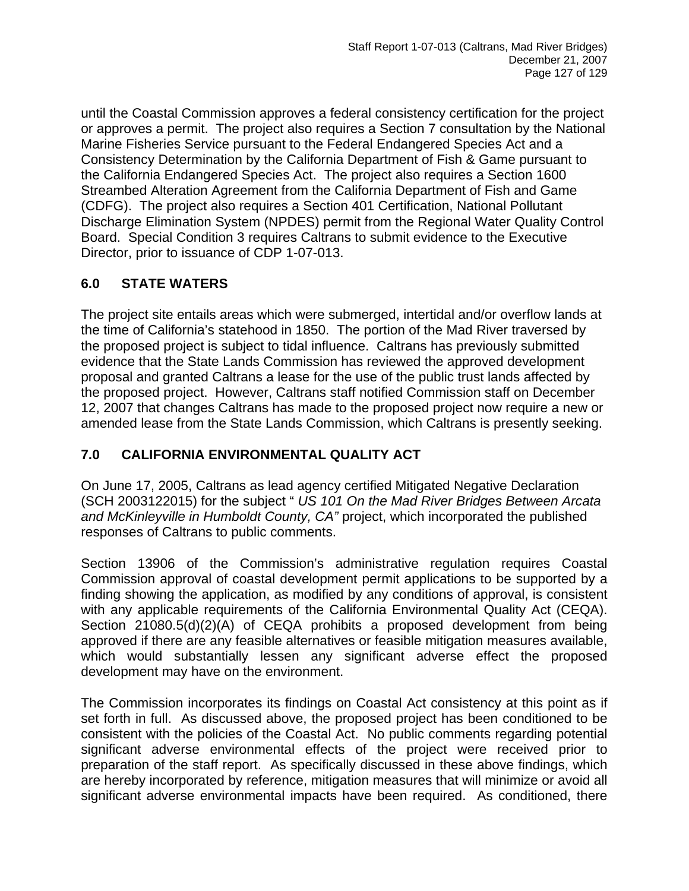until the Coastal Commission approves a federal consistency certification for the project or approves a permit. The project also requires a Section 7 consultation by the National Marine Fisheries Service pursuant to the Federal Endangered Species Act and a Consistency Determination by the California Department of Fish & Game pursuant to the California Endangered Species Act. The project also requires a Section 1600 Streambed Alteration Agreement from the California Department of Fish and Game (CDFG). The project also requires a Section 401 Certification, National Pollutant Discharge Elimination System (NPDES) permit from the Regional Water Quality Control Board. Special Condition 3 requires Caltrans to submit evidence to the Executive Director, prior to issuance of CDP 1-07-013.

## 6.0 STATE WATERS

The project site entails areas which were submerged, intertidal and/or overflow lands at the time of California's statehood in 1850. The portion of the Mad River traversed by the proposed project is subject to tidal influence. Caltrans has previously submitted evidence that the State Lands Commission has reviewed the approved development proposal and granted Caltrans a lease for the use of the public trust lands affected by the proposed project. However, Caltrans staff notified Commission staff on December 12, 2007 that changes Caltrans has made to the proposed project now require a new or amended lease from the State Lands Commission, which Caltrans is presently seeking.

## 7.0 CALIFORNIA ENVIRONMENTAL QUALITY ACT

On June 17, 2005, Caltrans as lead agency certified Mitigated Negative Declaration (SCH 2003122015) for the subject " *US 101 On the Mad River Bridges Between Arcata and McKinleyville in Humboldt County, CA"* project, which incorporated the published responses of Caltrans to public comments.

Section 13906 of the Commission's administrative regulation requires Coastal Commission approval of coastal development permit applications to be supported by a finding showing the application, as modified by any conditions of approval, is consistent with any applicable requirements of the California Environmental Quality Act (CEQA). Section 21080.5(d)(2)(A) of CEQA prohibits a proposed development from being approved if there are any feasible alternatives or feasible mitigation measures available, which would substantially lessen any significant adverse effect the proposed development may have on the environment.

The Commission incorporates its findings on Coastal Act consistency at this point as if set forth in full. As discussed above, the proposed project has been conditioned to be consistent with the policies of the Coastal Act. No public comments regarding potential significant adverse environmental effects of the project were received prior to preparation of the staff report. As specifically discussed in these above findings, which are hereby incorporated by reference, mitigation measures that will minimize or avoid all significant adverse environmental impacts have been required. As conditioned, there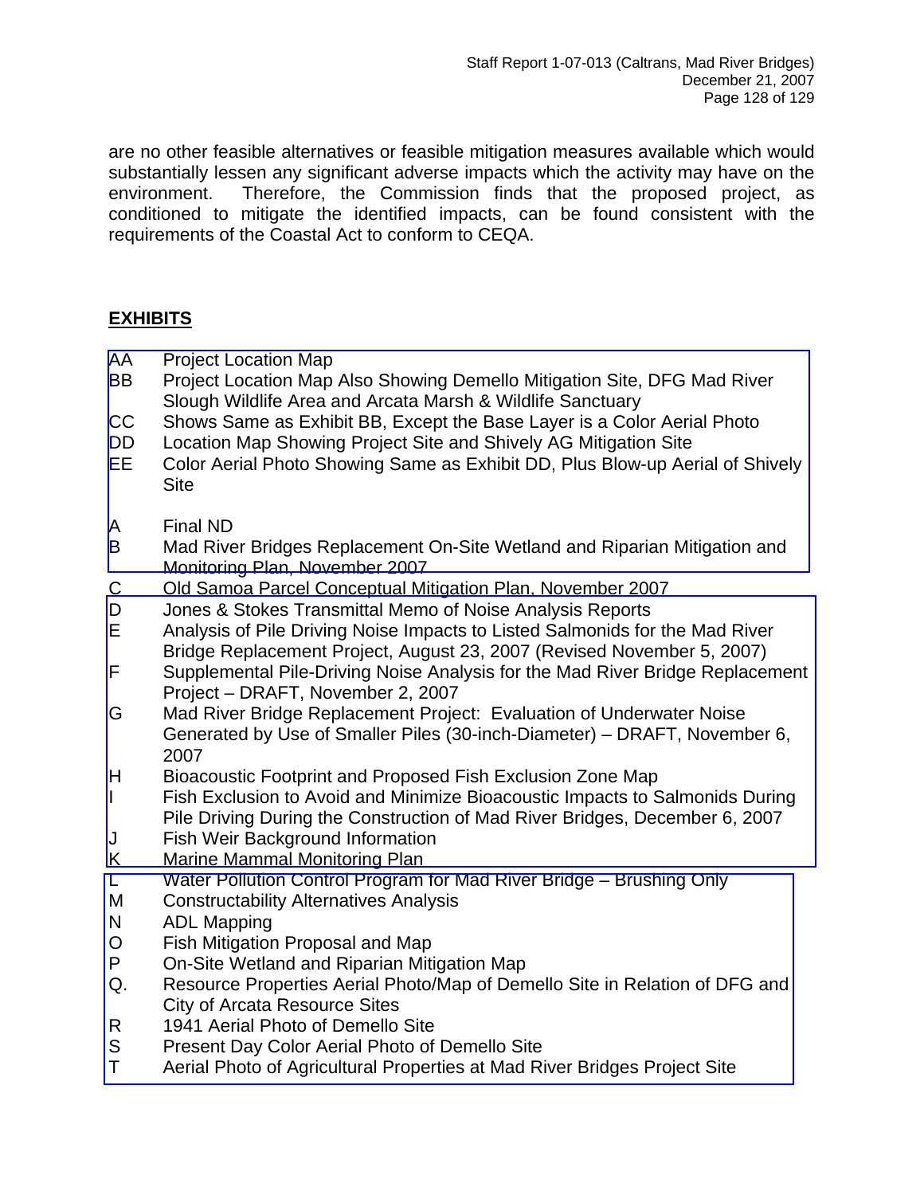are no other feasible alternatives or feasible mitigation measures available which would substantially lessen any significant adverse impacts which the activity may have on the environment. Therefore, the Commission finds that the proposed project, as conditioned to mitigate the identified impacts, can be found consistent with the requirements of the Coastal Act to conform to CEQA.

## EXHIBITS

| | |
|---|---|
| AA | Project Location Map |
| BB | Project Location Map Also Showing Demello Mitigation Site, DFG Mad River Slough Wildlife Area and Arcata Marsh & Wildlife Sanctuary |
| CC | Shows Same as Exhibit BB, Except the Base Layer is a Color Aerial Photo |
| DD | Location Map Showing Project Site and Shively AG Mitigation Site |
| EE | Color Aerial Photo Showing Same as Exhibit DD, Plus Blow-up Aerial of Shively Site |
| A | Final ND |
| B | Mad River Bridges Replacement On-Site Wetland and Riparian Mitigation and Monitoring Plan, November 2007 |
| C | Old Samoa Parcel Conceptual Mitigation Plan, November 2007 |
| D | Jones & Stokes Transmittal Memo of Noise Analysis Reports |
| E | Analysis of Pile Driving Noise Impacts to Listed Salmonids for the Mad River Bridge Replacement Project, August 23, 2007 (Revised November 5, 2007) |
| F | Supplemental Pile-Driving Noise Analysis for the Mad River Bridge Replacement Project – DRAFT, November 2, 2007 |
| G | Mad River Bridge Replacement Project: Evaluation of Underwater Noise Generated by Use of Smaller Piles (30-inch-Diameter) – DRAFT, November 6, 2007 |
| H | Bioacoustic Footprint and Proposed Fish Exclusion Zone Map |
| I | Fish Exclusion to Avoid and Minimize Bioacoustic Impacts to Salmonids During Pile Driving During the Construction of Mad River Bridges, December 6, 2007 |
| J | Fish Weir Background Information |
| K | Marine Mammal Monitoring Plan |
| L | Water Pollution Control Program for Mad River Bridge – Brushing Only |
| M | Constructability Alternatives Analysis |
| N | ADL Mapping |
| O | Fish Mitigation Proposal and Map |
| P | On-Site Wetland and Riparian Mitigation Map |
| Q. | Resource Properties Aerial Photo/Map of Demello Site in Relation of DFG and City of Arcata Resource Sites |
| R | 1941 Aerial Photo of Demello Site |
| S | Present Day Color Aerial Photo of Demello Site |
| T | Aerial Photo of Agricultural Properties at Mad River Bridges Project Site |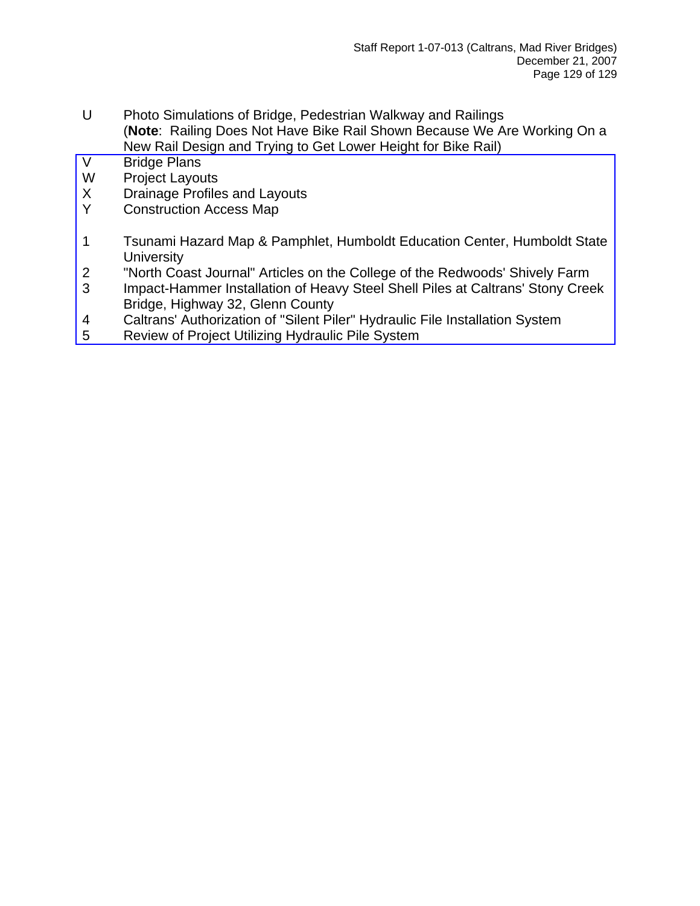U Photo Simulations of Bridge, Pedestrian Walkway and Railings (**Note**: Railing Does Not Have Bike Rail Shown Because We Are Working On a New Rail Design and Trying to Get Lower Height for Bike Rail)

V Bridge Plans

W Project Layouts

X Drainage Profiles and Layouts

Y Construction Access Map

1 Tsunami Hazard Map & Pamphlet, Humboldt Education Center, Humboldt State University

2 "North Coast Journal" Articles on the College of the Redwoods' Shively Farm

3 Impact-Hammer Installation of Heavy Steel Shell Piles at Caltrans' Stony Creek Bridge, Highway 32, Glenn County

4 Caltrans' Authorization of "Silent Piler" Hydraulic File Installation System

5 Review of Project Utilizing Hydraulic Pile System